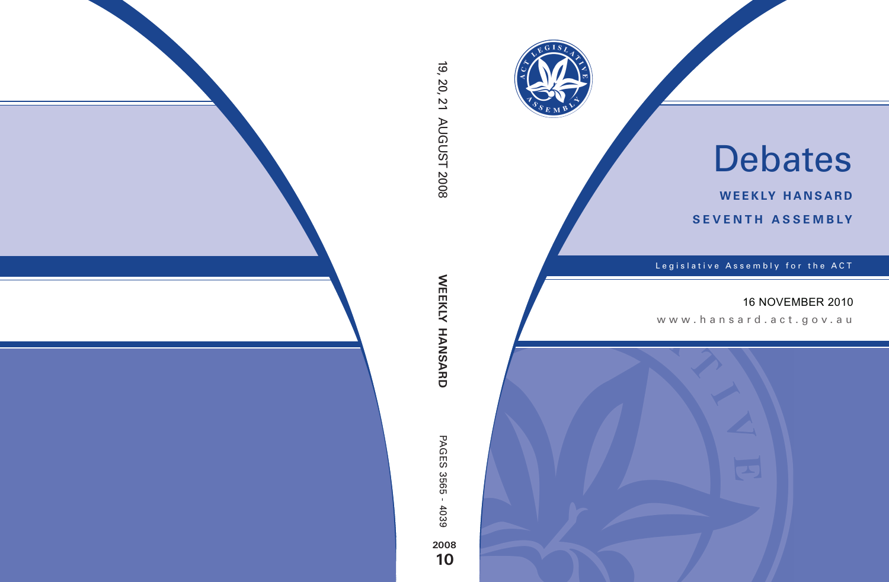19, 20, 21 AUGUST 2008

WEEKLY HANSARD

PAGES 3565 - 4039

2008

10

# Debates

**WEEKLY HANSARD**

**SEVENTH ASSEMBLY**

Legislative Assembly for the ACT

16 NOVEMBER 2010

www.hansard.act.gov.au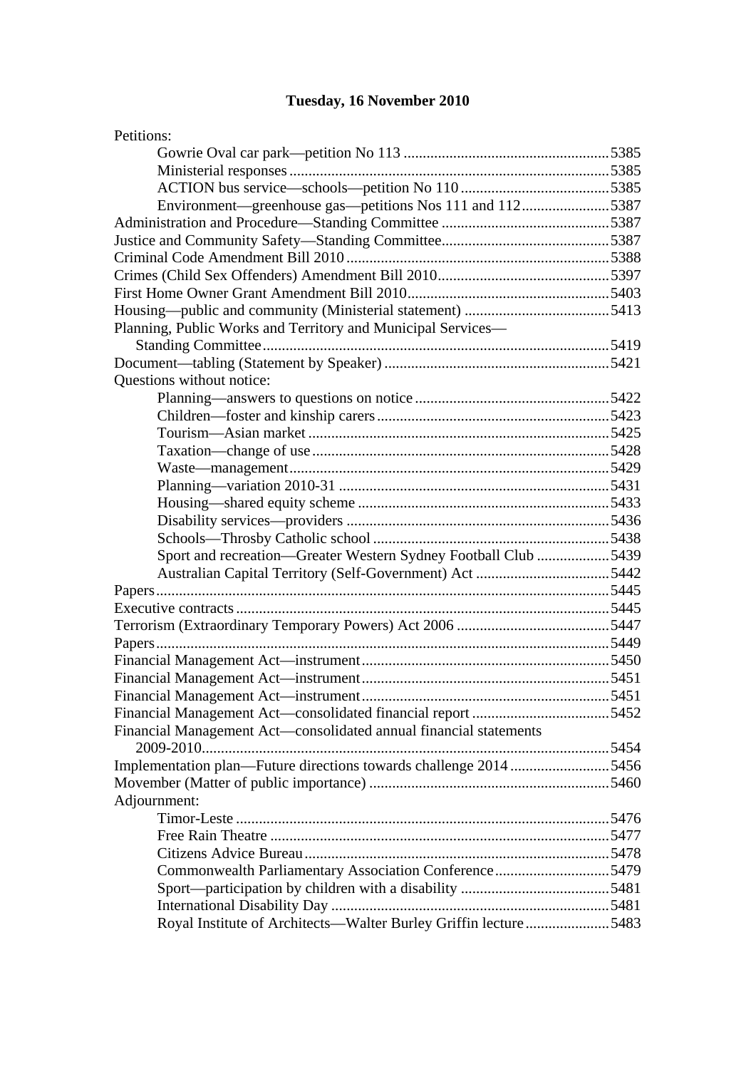## Tuesday, 16 November 2010

Petitions:

- Gowrie Oval car park—petition No 113 ..... 5385
- Ministerial responses ..... 5385
- ACTION bus service—schools—petition No 110 ..... 5385
- Environment—greenhouse gas—petitions Nos 111 and 112 ..... 5387

Administration and Procedure—Standing Committee ..... 5387

Justice and Community Safety—Standing Committee ..... 5387

Criminal Code Amendment Bill 2010 ..... 5388

Crimes (Child Sex Offenders) Amendment Bill 2010 ..... 5397

First Home Owner Grant Amendment Bill 2010 ..... 5403

Housing—public and community (Ministerial statement) ..... 5413

Planning, Public Works and Territory and Municipal Services—Standing Committee ..... 5419

Document—tabling (Statement by Speaker) ..... 5421

Questions without notice:

- Planning—answers to questions on notice ..... 5422
- Children—foster and kinship carers ..... 5423
- Tourism—Asian market ..... 5425
- Taxation—change of use ..... 5428
- Waste—management ..... 5429
- Planning—variation 2010-31 ..... 5431
- Housing—shared equity scheme ..... 5433
- Disability services—providers ..... 5436
- Schools—Throsby Catholic school ..... 5438
- Sport and recreation—Greater Western Sydney Football Club ..... 5439
- Australian Capital Territory (Self-Government) Act ..... 5442

Papers ..... 5445

Executive contracts ..... 5445

Terrorism (Extraordinary Temporary Powers) Act 2006 ..... 5447

Papers ..... 5449

Financial Management Act—instrument ..... 5450

Financial Management Act—instrument ..... 5451

Financial Management Act—instrument ..... 5451

Financial Management Act—consolidated financial report ..... 5452

Financial Management Act—consolidated annual financial statements 2009-2010 ..... 5454

Implementation plan—Future directions towards challenge 2014 ..... 5456

Movember (Matter of public importance) ..... 5460

Adjournment:

- Timor-Leste ..... 5476
- Free Rain Theatre ..... 5477
- Citizens Advice Bureau ..... 5478
- Commonwealth Parliamentary Association Conference ..... 5479
- Sport—participation by children with a disability ..... 5481
- International Disability Day ..... 5481
- Royal Institute of Architects—Walter Burley Griffin lecture ..... 5483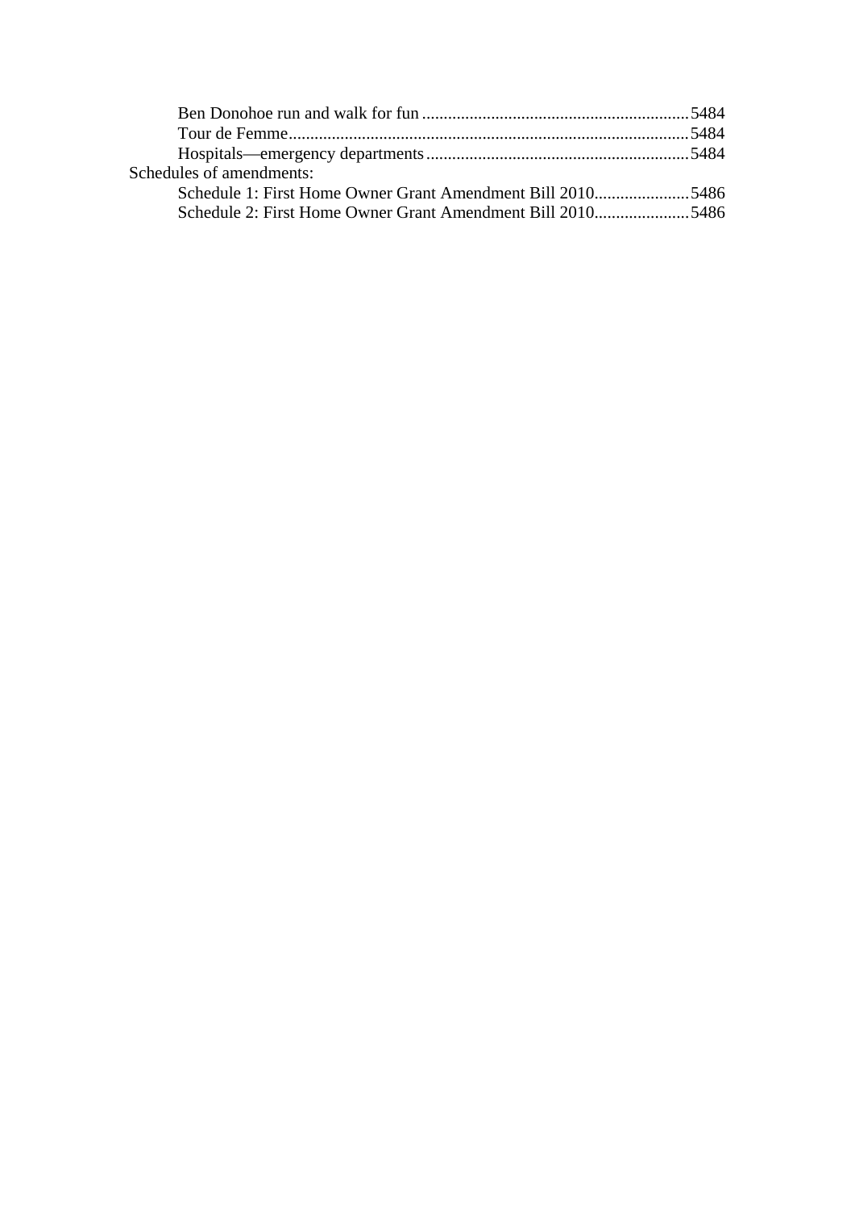Ben Donohoe run and walk for fun .............................................................5484
Tour de Femme............................................................................................5484
Hospitals—emergency departments ............................................................5484

Schedules of amendments:

Schedule 1: First Home Owner Grant Amendment Bill 2010......................5486
Schedule 2: First Home Owner Grant Amendment Bill 2010......................5486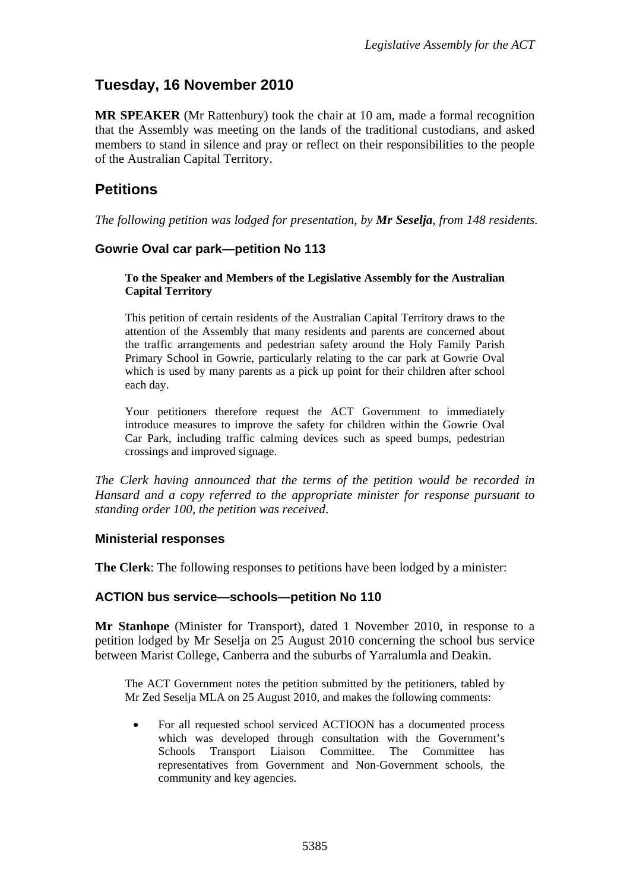# Tuesday, 16 November 2010

**MR SPEAKER** (Mr Rattenbury) took the chair at 10 am, made a formal recognition that the Assembly was meeting on the lands of the traditional custodians, and asked members to stand in silence and pray or reflect on their responsibilities to the people of the Australian Capital Territory.

# Petitions

*The following petition was lodged for presentation, by **Mr Seselja**, from 148 residents.*

### Gowrie Oval car park—petition No 113

> **To the Speaker and Members of the Legislative Assembly for the Australian Capital Territory**
>
> This petition of certain residents of the Australian Capital Territory draws to the attention of the Assembly that many residents and parents are concerned about the traffic arrangements and pedestrian safety around the Holy Family Parish Primary School in Gowrie, particularly relating to the car park at Gowrie Oval which is used by many parents as a pick up point for their children after school each day.
>
> Your petitioners therefore request the ACT Government to immediately introduce measures to improve the safety for children within the Gowrie Oval Car Park, including traffic calming devices such as speed bumps, pedestrian crossings and improved signage.

*The Clerk having announced that the terms of the petition would be recorded in Hansard and a copy referred to the appropriate minister for response pursuant to standing order 100, the petition was received.*

### Ministerial responses

**The Clerk**: The following responses to petitions have been lodged by a minister:

### ACTION bus service—schools—petition No 110

**Mr Stanhope** (Minister for Transport), dated 1 November 2010, in response to a petition lodged by Mr Seselja on 25 August 2010 concerning the school bus service between Marist College, Canberra and the suburbs of Yarralumla and Deakin.

> The ACT Government notes the petition submitted by the petitioners, tabled by Mr Zed Seselja MLA on 25 August 2010, and makes the following comments:
>
> - For all requested school serviced ACTIOON has a documented process which was developed through consultation with the Government's Schools Transport Liaison Committee. The Committee has representatives from Government and Non-Government schools, the community and key agencies.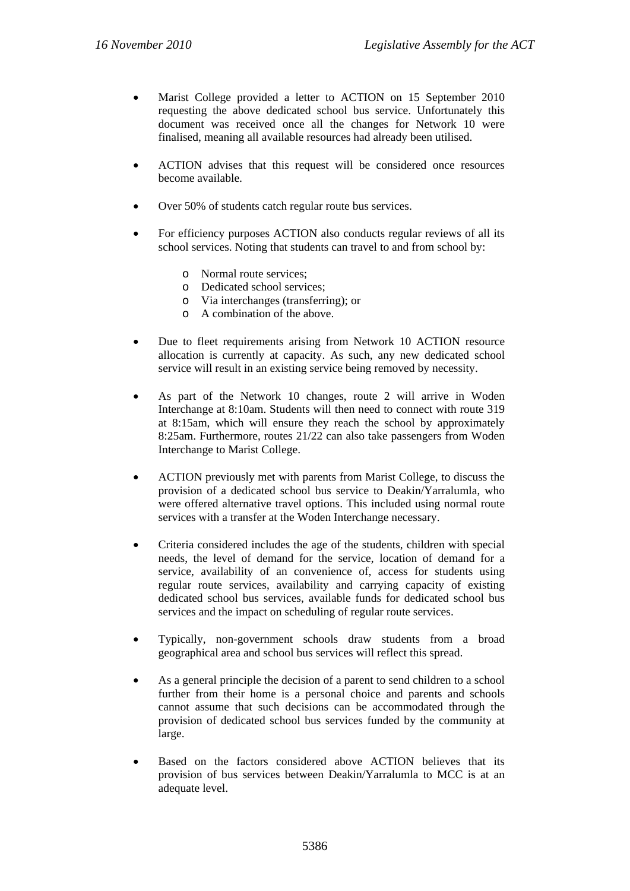- Marist College provided a letter to ACTION on 15 September 2010 requesting the above dedicated school bus service. Unfortunately this document was received once all the changes for Network 10 were finalised, meaning all available resources had already been utilised.

- ACTION advises that this request will be considered once resources become available.

- Over 50% of students catch regular route bus services.

- For efficiency purposes ACTION also conducts regular reviews of all its school services. Noting that students can travel to and from school by:

    - Normal route services;
    - Dedicated school services;
    - Via interchanges (transferring); or
    - A combination of the above.

- Due to fleet requirements arising from Network 10 ACTION resource allocation is currently at capacity. As such, any new dedicated school service will result in an existing service being removed by necessity.

- As part of the Network 10 changes, route 2 will arrive in Woden Interchange at 8:10am. Students will then need to connect with route 319 at 8:15am, which will ensure they reach the school by approximately 8:25am. Furthermore, routes 21/22 can also take passengers from Woden Interchange to Marist College.

- ACTION previously met with parents from Marist College, to discuss the provision of a dedicated school bus service to Deakin/Yarralumla, who were offered alternative travel options. This included using normal route services with a transfer at the Woden Interchange necessary.

- Criteria considered includes the age of the students, children with special needs, the level of demand for the service, location of demand for a service, availability of an convenience of, access for students using regular route services, availability and carrying capacity of existing dedicated school bus services, available funds for dedicated school bus services and the impact on scheduling of regular route services.

- Typically, non-government schools draw students from a broad geographical area and school bus services will reflect this spread.

- As a general principle the decision of a parent to send children to a school further from their home is a personal choice and parents and schools cannot assume that such decisions can be accommodated through the provision of dedicated school bus services funded by the community at large.

- Based on the factors considered above ACTION believes that its provision of bus services between Deakin/Yarralumla to MCC is at an adequate level.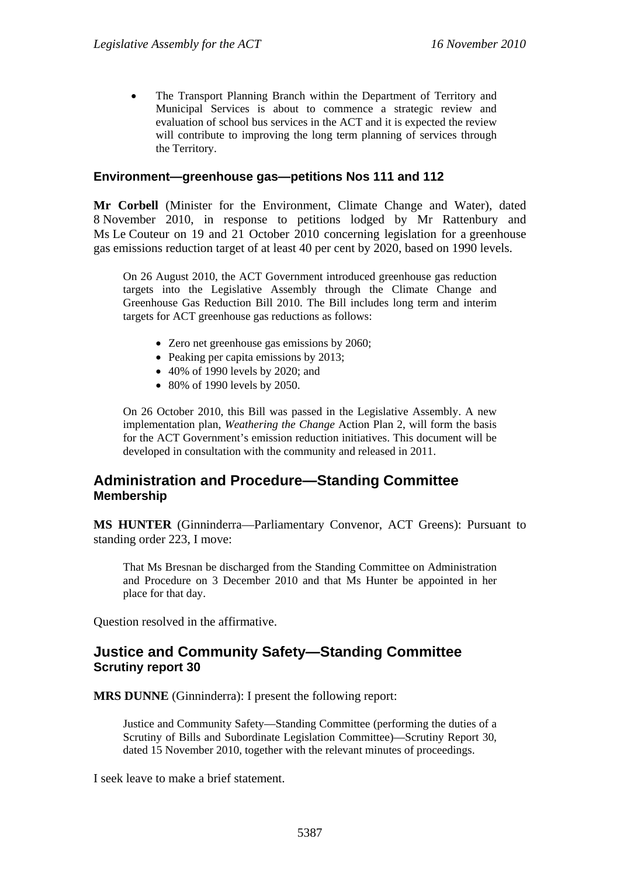- The Transport Planning Branch within the Department of Territory and Municipal Services is about to commence a strategic review and evaluation of school bus services in the ACT and it is expected the review will contribute to improving the long term planning of services through the Territory.

### Environment—greenhouse gas—petitions Nos 111 and 112

**Mr Corbell** (Minister for the Environment, Climate Change and Water), dated 8 November 2010, in response to petitions lodged by Mr Rattenbury and Ms Le Couteur on 19 and 21 October 2010 concerning legislation for a greenhouse gas emissions reduction target of at least 40 per cent by 2020, based on 1990 levels.

> On 26 August 2010, the ACT Government introduced greenhouse gas reduction targets into the Legislative Assembly through the Climate Change and Greenhouse Gas Reduction Bill 2010. The Bill includes long term and interim targets for ACT greenhouse gas reductions as follows:
>
> - Zero net greenhouse gas emissions by 2060;
> - Peaking per capita emissions by 2013;
> - 40% of 1990 levels by 2020; and
> - 80% of 1990 levels by 2050.
>
> On 26 October 2010, this Bill was passed in the Legislative Assembly. A new implementation plan, *Weathering the Change* Action Plan 2, will form the basis for the ACT Government's emission reduction initiatives. This document will be developed in consultation with the community and released in 2011.

## Administration and Procedure—Standing Committee
### Membership

**MS HUNTER** (Ginninderra—Parliamentary Convenor, ACT Greens): Pursuant to standing order 223, I move:

> That Ms Bresnan be discharged from the Standing Committee on Administration and Procedure on 3 December 2010 and that Ms Hunter be appointed in her place for that day.

Question resolved in the affirmative.

## Justice and Community Safety—Standing Committee
### Scrutiny report 30

**MRS DUNNE** (Ginninderra): I present the following report:

> Justice and Community Safety—Standing Committee (performing the duties of a Scrutiny of Bills and Subordinate Legislation Committee)—Scrutiny Report 30, dated 15 November 2010, together with the relevant minutes of proceedings.

I seek leave to make a brief statement.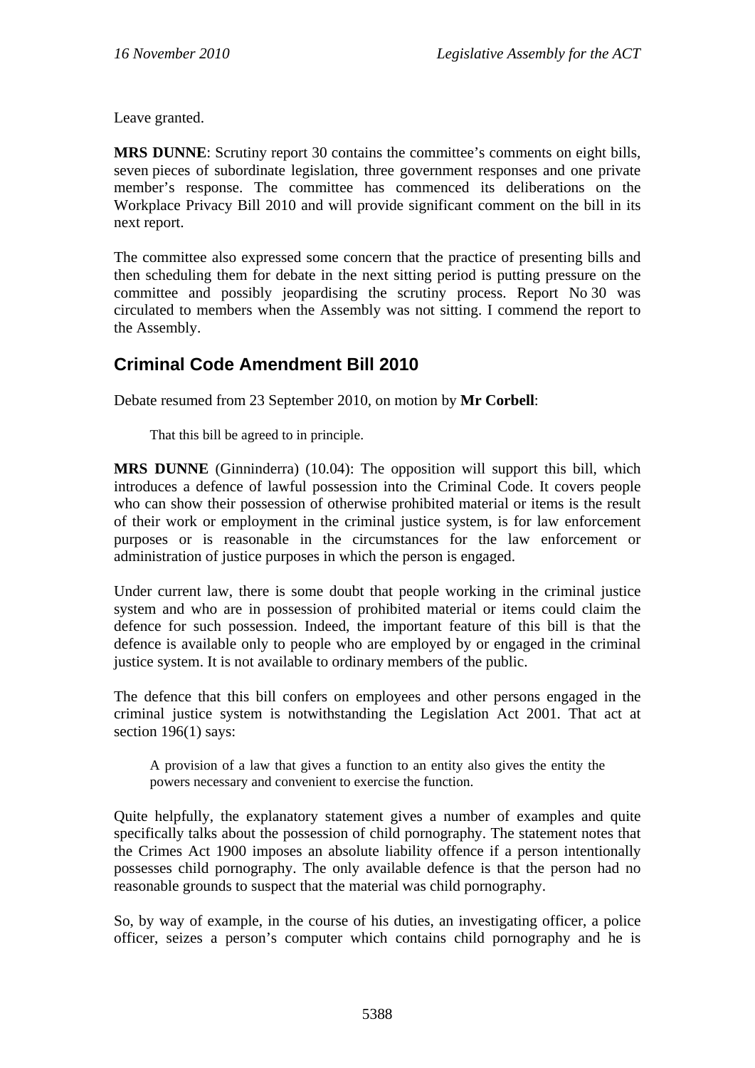Leave granted.

**MRS DUNNE**: Scrutiny report 30 contains the committee's comments on eight bills, seven pieces of subordinate legislation, three government responses and one private member's response. The committee has commenced its deliberations on the Workplace Privacy Bill 2010 and will provide significant comment on the bill in its next report.

The committee also expressed some concern that the practice of presenting bills and then scheduling them for debate in the next sitting period is putting pressure on the committee and possibly jeopardising the scrutiny process. Report No 30 was circulated to members when the Assembly was not sitting. I commend the report to the Assembly.

## Criminal Code Amendment Bill 2010

Debate resumed from 23 September 2010, on motion by **Mr Corbell**:

> That this bill be agreed to in principle.

**MRS DUNNE** (Ginninderra) (10.04): The opposition will support this bill, which introduces a defence of lawful possession into the Criminal Code. It covers people who can show their possession of otherwise prohibited material or items is the result of their work or employment in the criminal justice system, is for law enforcement purposes or is reasonable in the circumstances for the law enforcement or administration of justice purposes in which the person is engaged.

Under current law, there is some doubt that people working in the criminal justice system and who are in possession of prohibited material or items could claim the defence for such possession. Indeed, the important feature of this bill is that the defence is available only to people who are employed by or engaged in the criminal justice system. It is not available to ordinary members of the public.

The defence that this bill confers on employees and other persons engaged in the criminal justice system is notwithstanding the Legislation Act 2001. That act at section 196(1) says:

> A provision of a law that gives a function to an entity also gives the entity the powers necessary and convenient to exercise the function.

Quite helpfully, the explanatory statement gives a number of examples and quite specifically talks about the possession of child pornography. The statement notes that the Crimes Act 1900 imposes an absolute liability offence if a person intentionally possesses child pornography. The only available defence is that the person had no reasonable grounds to suspect that the material was child pornography.

So, by way of example, in the course of his duties, an investigating officer, a police officer, seizes a person's computer which contains child pornography and he is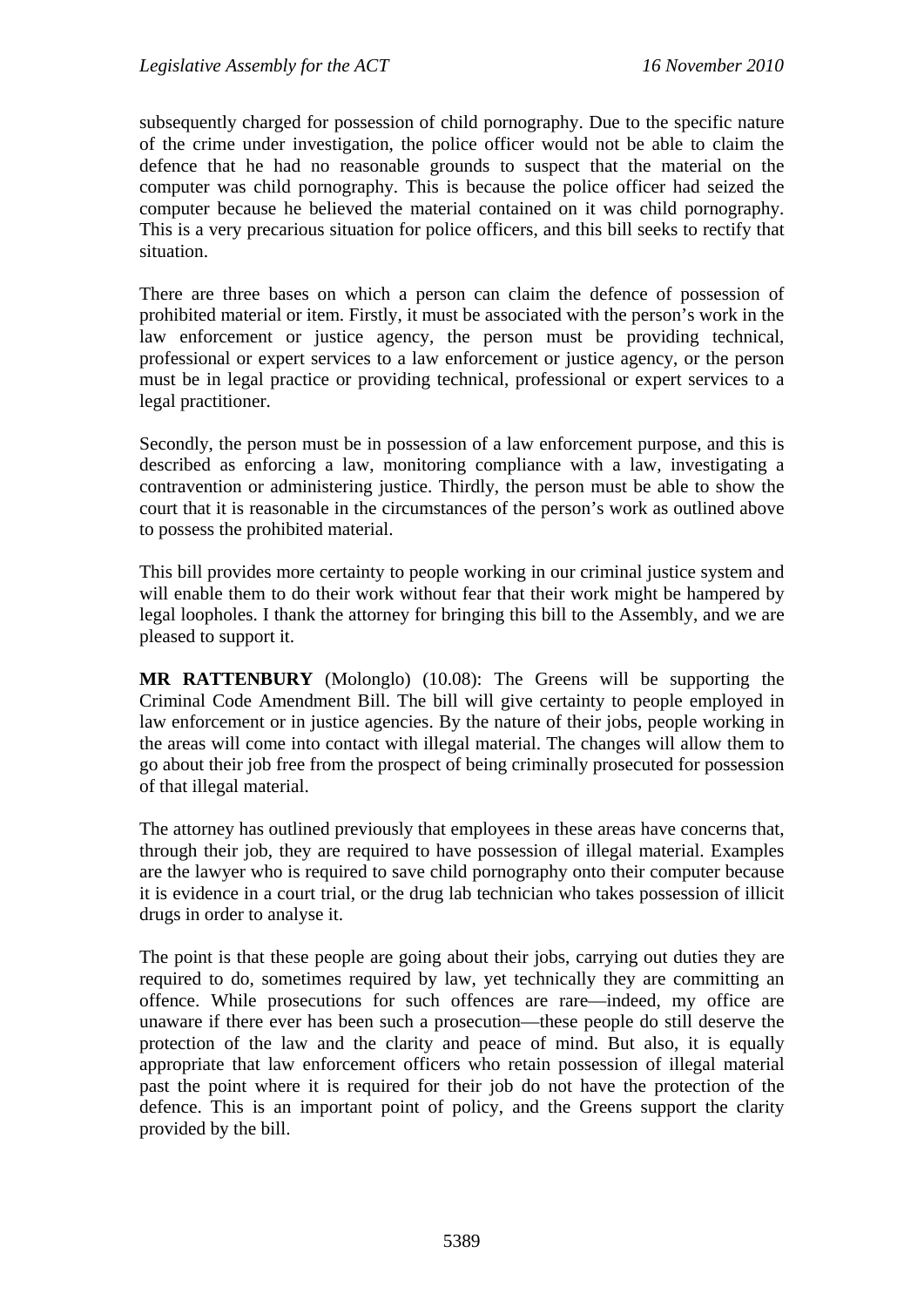subsequently charged for possession of child pornography. Due to the specific nature of the crime under investigation, the police officer would not be able to claim the defence that he had no reasonable grounds to suspect that the material on the computer was child pornography. This is because the police officer had seized the computer because he believed the material contained on it was child pornography. This is a very precarious situation for police officers, and this bill seeks to rectify that situation.

There are three bases on which a person can claim the defence of possession of prohibited material or item. Firstly, it must be associated with the person's work in the law enforcement or justice agency, the person must be providing technical, professional or expert services to a law enforcement or justice agency, or the person must be in legal practice or providing technical, professional or expert services to a legal practitioner.

Secondly, the person must be in possession of a law enforcement purpose, and this is described as enforcing a law, monitoring compliance with a law, investigating a contravention or administering justice. Thirdly, the person must be able to show the court that it is reasonable in the circumstances of the person's work as outlined above to possess the prohibited material.

This bill provides more certainty to people working in our criminal justice system and will enable them to do their work without fear that their work might be hampered by legal loopholes. I thank the attorney for bringing this bill to the Assembly, and we are pleased to support it.

**MR RATTENBURY** (Molonglo) (10.08): The Greens will be supporting the Criminal Code Amendment Bill. The bill will give certainty to people employed in law enforcement or in justice agencies. By the nature of their jobs, people working in the areas will come into contact with illegal material. The changes will allow them to go about their job free from the prospect of being criminally prosecuted for possession of that illegal material.

The attorney has outlined previously that employees in these areas have concerns that, through their job, they are required to have possession of illegal material. Examples are the lawyer who is required to save child pornography onto their computer because it is evidence in a court trial, or the drug lab technician who takes possession of illicit drugs in order to analyse it.

The point is that these people are going about their jobs, carrying out duties they are required to do, sometimes required by law, yet technically they are committing an offence. While prosecutions for such offences are rare—indeed, my office are unaware if there ever has been such a prosecution—these people do still deserve the protection of the law and the clarity and peace of mind. But also, it is equally appropriate that law enforcement officers who retain possession of illegal material past the point where it is required for their job do not have the protection of the defence. This is an important point of policy, and the Greens support the clarity provided by the bill.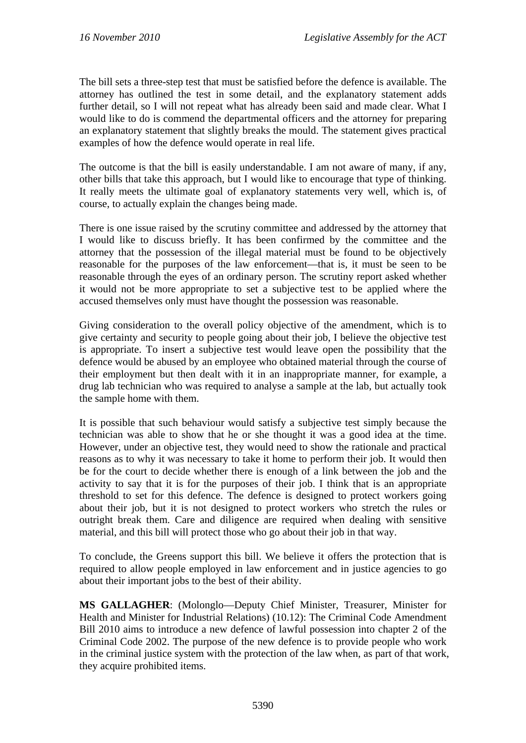The bill sets a three-step test that must be satisfied before the defence is available. The attorney has outlined the test in some detail, and the explanatory statement adds further detail, so I will not repeat what has already been said and made clear. What I would like to do is commend the departmental officers and the attorney for preparing an explanatory statement that slightly breaks the mould. The statement gives practical examples of how the defence would operate in real life.

The outcome is that the bill is easily understandable. I am not aware of many, if any, other bills that take this approach, but I would like to encourage that type of thinking. It really meets the ultimate goal of explanatory statements very well, which is, of course, to actually explain the changes being made.

There is one issue raised by the scrutiny committee and addressed by the attorney that I would like to discuss briefly. It has been confirmed by the committee and the attorney that the possession of the illegal material must be found to be objectively reasonable for the purposes of the law enforcement—that is, it must be seen to be reasonable through the eyes of an ordinary person. The scrutiny report asked whether it would not be more appropriate to set a subjective test to be applied where the accused themselves only must have thought the possession was reasonable.

Giving consideration to the overall policy objective of the amendment, which is to give certainty and security to people going about their job, I believe the objective test is appropriate. To insert a subjective test would leave open the possibility that the defence would be abused by an employee who obtained material through the course of their employment but then dealt with it in an inappropriate manner, for example, a drug lab technician who was required to analyse a sample at the lab, but actually took the sample home with them.

It is possible that such behaviour would satisfy a subjective test simply because the technician was able to show that he or she thought it was a good idea at the time. However, under an objective test, they would need to show the rationale and practical reasons as to why it was necessary to take it home to perform their job. It would then be for the court to decide whether there is enough of a link between the job and the activity to say that it is for the purposes of their job. I think that is an appropriate threshold to set for this defence. The defence is designed to protect workers going about their job, but it is not designed to protect workers who stretch the rules or outright break them. Care and diligence are required when dealing with sensitive material, and this bill will protect those who go about their job in that way.

To conclude, the Greens support this bill. We believe it offers the protection that is required to allow people employed in law enforcement and in justice agencies to go about their important jobs to the best of their ability.

**MS GALLAGHER**: (Molonglo—Deputy Chief Minister, Treasurer, Minister for Health and Minister for Industrial Relations) (10.12): The Criminal Code Amendment Bill 2010 aims to introduce a new defence of lawful possession into chapter 2 of the Criminal Code 2002. The purpose of the new defence is to provide people who work in the criminal justice system with the protection of the law when, as part of that work, they acquire prohibited items.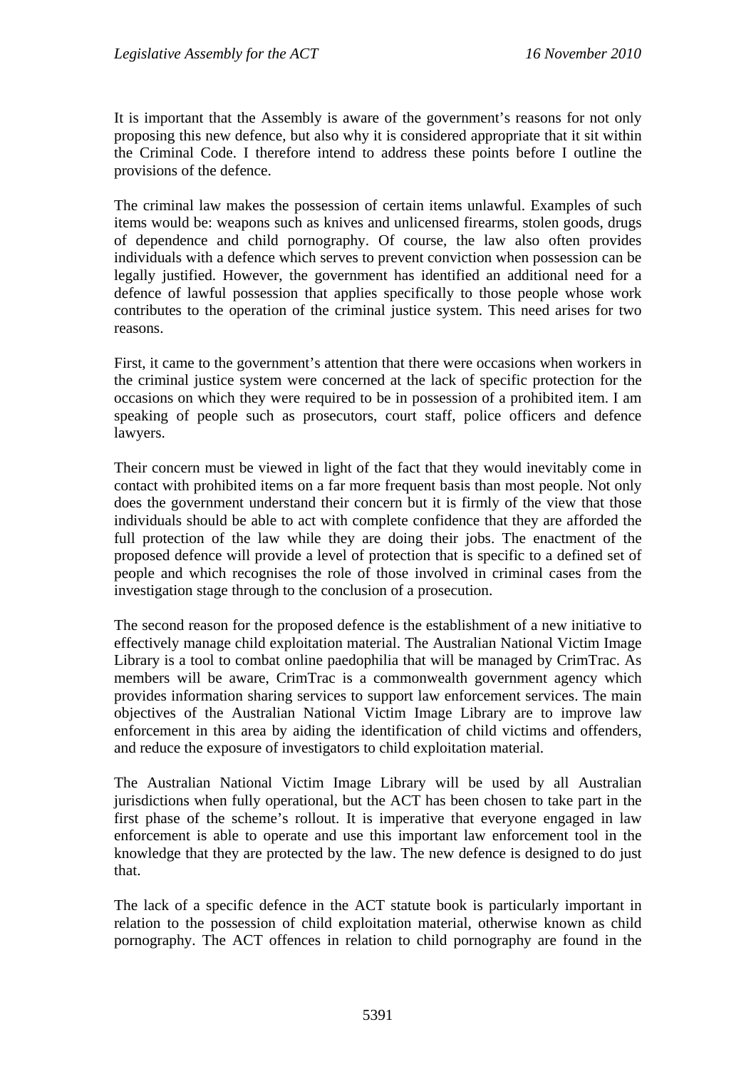It is important that the Assembly is aware of the government's reasons for not only proposing this new defence, but also why it is considered appropriate that it sit within the Criminal Code. I therefore intend to address these points before I outline the provisions of the defence.

The criminal law makes the possession of certain items unlawful. Examples of such items would be: weapons such as knives and unlicensed firearms, stolen goods, drugs of dependence and child pornography. Of course, the law also often provides individuals with a defence which serves to prevent conviction when possession can be legally justified. However, the government has identified an additional need for a defence of lawful possession that applies specifically to those people whose work contributes to the operation of the criminal justice system. This need arises for two reasons.

First, it came to the government's attention that there were occasions when workers in the criminal justice system were concerned at the lack of specific protection for the occasions on which they were required to be in possession of a prohibited item. I am speaking of people such as prosecutors, court staff, police officers and defence lawyers.

Their concern must be viewed in light of the fact that they would inevitably come in contact with prohibited items on a far more frequent basis than most people. Not only does the government understand their concern but it is firmly of the view that those individuals should be able to act with complete confidence that they are afforded the full protection of the law while they are doing their jobs. The enactment of the proposed defence will provide a level of protection that is specific to a defined set of people and which recognises the role of those involved in criminal cases from the investigation stage through to the conclusion of a prosecution.

The second reason for the proposed defence is the establishment of a new initiative to effectively manage child exploitation material. The Australian National Victim Image Library is a tool to combat online paedophilia that will be managed by CrimTrac. As members will be aware, CrimTrac is a commonwealth government agency which provides information sharing services to support law enforcement services. The main objectives of the Australian National Victim Image Library are to improve law enforcement in this area by aiding the identification of child victims and offenders, and reduce the exposure of investigators to child exploitation material.

The Australian National Victim Image Library will be used by all Australian jurisdictions when fully operational, but the ACT has been chosen to take part in the first phase of the scheme's rollout. It is imperative that everyone engaged in law enforcement is able to operate and use this important law enforcement tool in the knowledge that they are protected by the law. The new defence is designed to do just that.

The lack of a specific defence in the ACT statute book is particularly important in relation to the possession of child exploitation material, otherwise known as child pornography. The ACT offences in relation to child pornography are found in the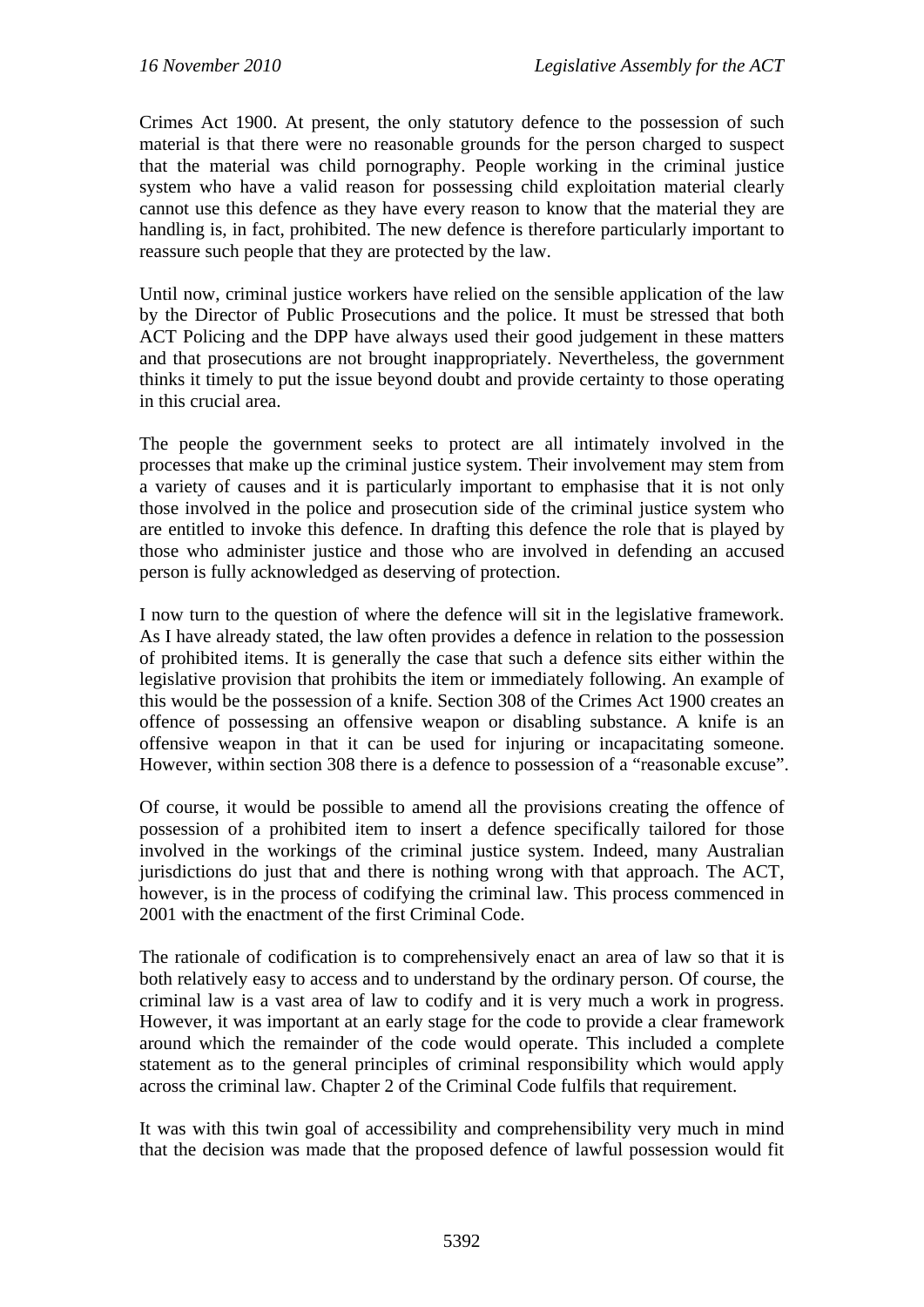Crimes Act 1900. At present, the only statutory defence to the possession of such material is that there were no reasonable grounds for the person charged to suspect that the material was child pornography. People working in the criminal justice system who have a valid reason for possessing child exploitation material clearly cannot use this defence as they have every reason to know that the material they are handling is, in fact, prohibited. The new defence is therefore particularly important to reassure such people that they are protected by the law.

Until now, criminal justice workers have relied on the sensible application of the law by the Director of Public Prosecutions and the police. It must be stressed that both ACT Policing and the DPP have always used their good judgement in these matters and that prosecutions are not brought inappropriately. Nevertheless, the government thinks it timely to put the issue beyond doubt and provide certainty to those operating in this crucial area.

The people the government seeks to protect are all intimately involved in the processes that make up the criminal justice system. Their involvement may stem from a variety of causes and it is particularly important to emphasise that it is not only those involved in the police and prosecution side of the criminal justice system who are entitled to invoke this defence. In drafting this defence the role that is played by those who administer justice and those who are involved in defending an accused person is fully acknowledged as deserving of protection.

I now turn to the question of where the defence will sit in the legislative framework. As I have already stated, the law often provides a defence in relation to the possession of prohibited items. It is generally the case that such a defence sits either within the legislative provision that prohibits the item or immediately following. An example of this would be the possession of a knife. Section 308 of the Crimes Act 1900 creates an offence of possessing an offensive weapon or disabling substance. A knife is an offensive weapon in that it can be used for injuring or incapacitating someone. However, within section 308 there is a defence to possession of a "reasonable excuse".

Of course, it would be possible to amend all the provisions creating the offence of possession of a prohibited item to insert a defence specifically tailored for those involved in the workings of the criminal justice system. Indeed, many Australian jurisdictions do just that and there is nothing wrong with that approach. The ACT, however, is in the process of codifying the criminal law. This process commenced in 2001 with the enactment of the first Criminal Code.

The rationale of codification is to comprehensively enact an area of law so that it is both relatively easy to access and to understand by the ordinary person. Of course, the criminal law is a vast area of law to codify and it is very much a work in progress. However, it was important at an early stage for the code to provide a clear framework around which the remainder of the code would operate. This included a complete statement as to the general principles of criminal responsibility which would apply across the criminal law. Chapter 2 of the Criminal Code fulfils that requirement.

It was with this twin goal of accessibility and comprehensibility very much in mind that the decision was made that the proposed defence of lawful possession would fit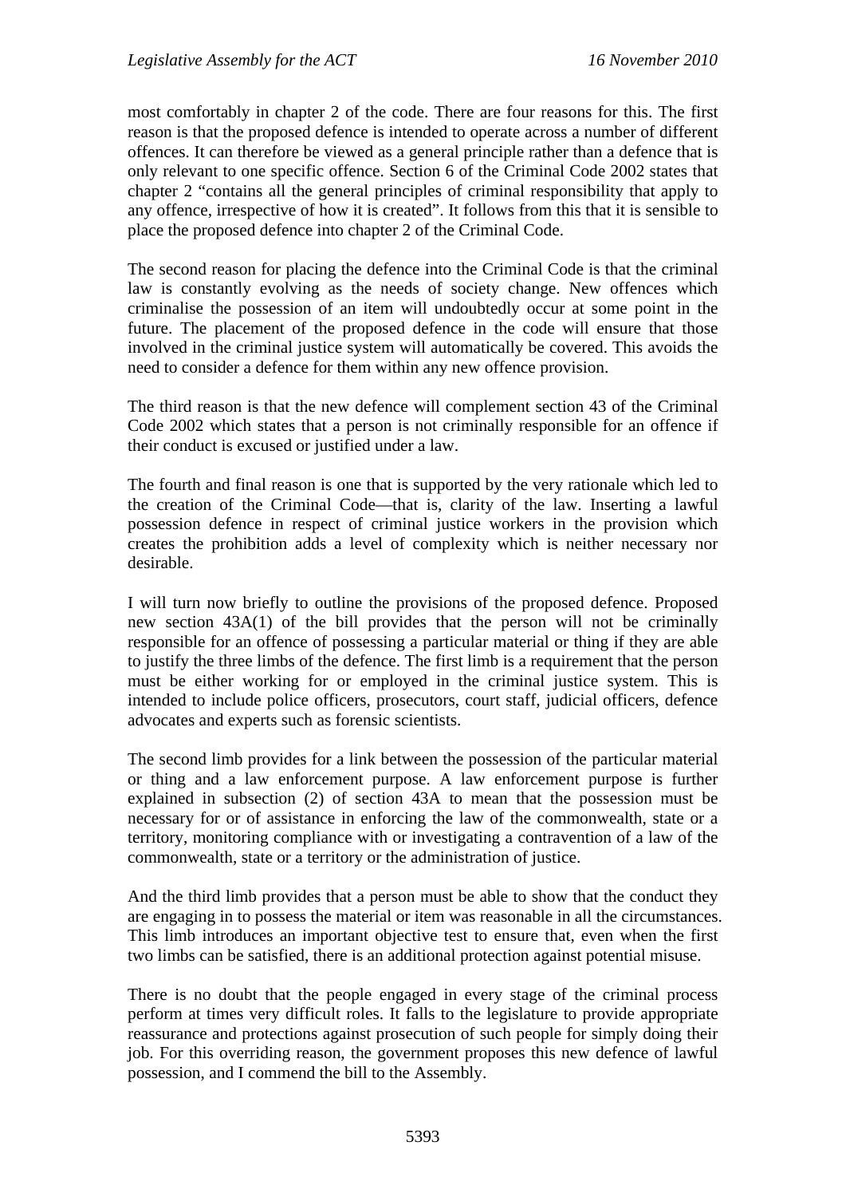most comfortably in chapter 2 of the code. There are four reasons for this. The first reason is that the proposed defence is intended to operate across a number of different offences. It can therefore be viewed as a general principle rather than a defence that is only relevant to one specific offence. Section 6 of the Criminal Code 2002 states that chapter 2 "contains all the general principles of criminal responsibility that apply to any offence, irrespective of how it is created". It follows from this that it is sensible to place the proposed defence into chapter 2 of the Criminal Code.

The second reason for placing the defence into the Criminal Code is that the criminal law is constantly evolving as the needs of society change. New offences which criminalise the possession of an item will undoubtedly occur at some point in the future. The placement of the proposed defence in the code will ensure that those involved in the criminal justice system will automatically be covered. This avoids the need to consider a defence for them within any new offence provision.

The third reason is that the new defence will complement section 43 of the Criminal Code 2002 which states that a person is not criminally responsible for an offence if their conduct is excused or justified under a law.

The fourth and final reason is one that is supported by the very rationale which led to the creation of the Criminal Code—that is, clarity of the law. Inserting a lawful possession defence in respect of criminal justice workers in the provision which creates the prohibition adds a level of complexity which is neither necessary nor desirable.

I will turn now briefly to outline the provisions of the proposed defence. Proposed new section 43A(1) of the bill provides that the person will not be criminally responsible for an offence of possessing a particular material or thing if they are able to justify the three limbs of the defence. The first limb is a requirement that the person must be either working for or employed in the criminal justice system. This is intended to include police officers, prosecutors, court staff, judicial officers, defence advocates and experts such as forensic scientists.

The second limb provides for a link between the possession of the particular material or thing and a law enforcement purpose. A law enforcement purpose is further explained in subsection (2) of section 43A to mean that the possession must be necessary for or of assistance in enforcing the law of the commonwealth, state or a territory, monitoring compliance with or investigating a contravention of a law of the commonwealth, state or a territory or the administration of justice.

And the third limb provides that a person must be able to show that the conduct they are engaging in to possess the material or item was reasonable in all the circumstances. This limb introduces an important objective test to ensure that, even when the first two limbs can be satisfied, there is an additional protection against potential misuse.

There is no doubt that the people engaged in every stage of the criminal process perform at times very difficult roles. It falls to the legislature to provide appropriate reassurance and protections against prosecution of such people for simply doing their job. For this overriding reason, the government proposes this new defence of lawful possession, and I commend the bill to the Assembly.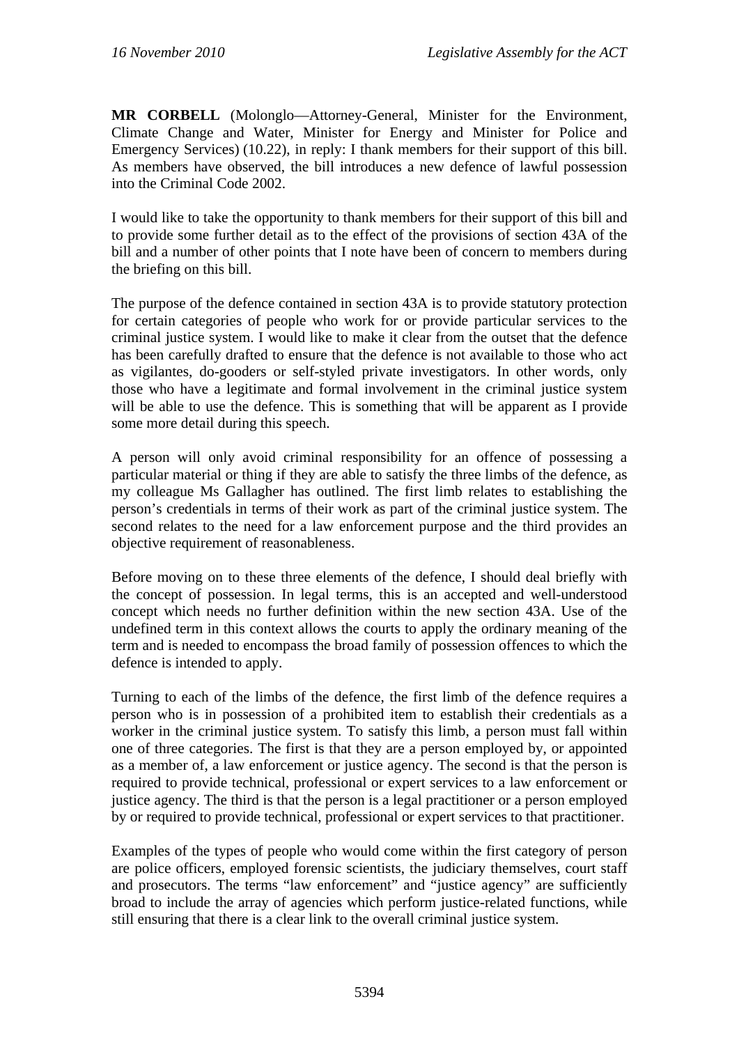**MR CORBELL** (Molonglo—Attorney-General, Minister for the Environment, Climate Change and Water, Minister for Energy and Minister for Police and Emergency Services) (10.22), in reply: I thank members for their support of this bill. As members have observed, the bill introduces a new defence of lawful possession into the Criminal Code 2002.

I would like to take the opportunity to thank members for their support of this bill and to provide some further detail as to the effect of the provisions of section 43A of the bill and a number of other points that I note have been of concern to members during the briefing on this bill.

The purpose of the defence contained in section 43A is to provide statutory protection for certain categories of people who work for or provide particular services to the criminal justice system. I would like to make it clear from the outset that the defence has been carefully drafted to ensure that the defence is not available to those who act as vigilantes, do-gooders or self-styled private investigators. In other words, only those who have a legitimate and formal involvement in the criminal justice system will be able to use the defence. This is something that will be apparent as I provide some more detail during this speech.

A person will only avoid criminal responsibility for an offence of possessing a particular material or thing if they are able to satisfy the three limbs of the defence, as my colleague Ms Gallagher has outlined. The first limb relates to establishing the person's credentials in terms of their work as part of the criminal justice system. The second relates to the need for a law enforcement purpose and the third provides an objective requirement of reasonableness.

Before moving on to these three elements of the defence, I should deal briefly with the concept of possession. In legal terms, this is an accepted and well-understood concept which needs no further definition within the new section 43A. Use of the undefined term in this context allows the courts to apply the ordinary meaning of the term and is needed to encompass the broad family of possession offences to which the defence is intended to apply.

Turning to each of the limbs of the defence, the first limb of the defence requires a person who is in possession of a prohibited item to establish their credentials as a worker in the criminal justice system. To satisfy this limb, a person must fall within one of three categories. The first is that they are a person employed by, or appointed as a member of, a law enforcement or justice agency. The second is that the person is required to provide technical, professional or expert services to a law enforcement or justice agency. The third is that the person is a legal practitioner or a person employed by or required to provide technical, professional or expert services to that practitioner.

Examples of the types of people who would come within the first category of person are police officers, employed forensic scientists, the judiciary themselves, court staff and prosecutors. The terms "law enforcement" and "justice agency" are sufficiently broad to include the array of agencies which perform justice-related functions, while still ensuring that there is a clear link to the overall criminal justice system.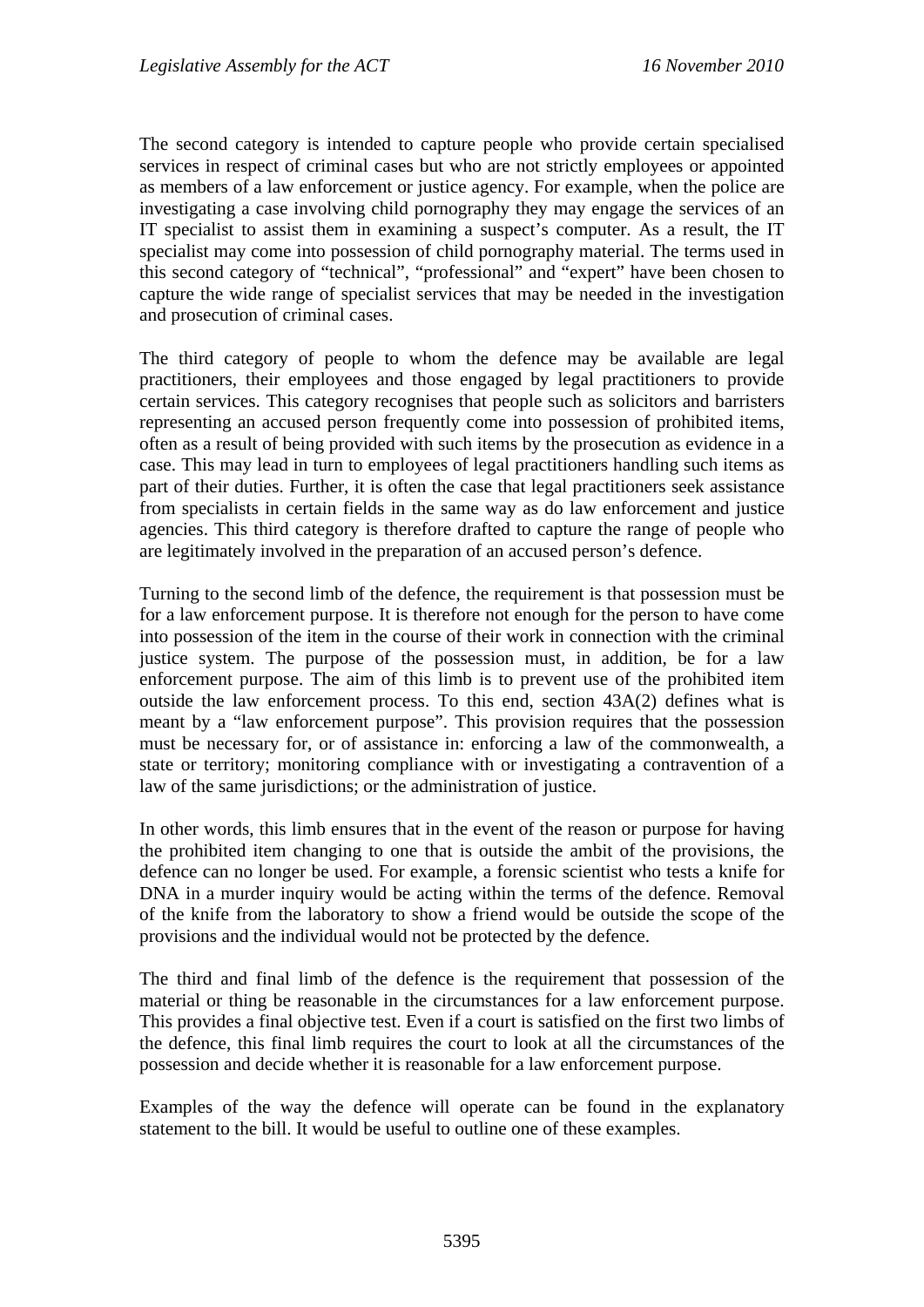The second category is intended to capture people who provide certain specialised services in respect of criminal cases but who are not strictly employees or appointed as members of a law enforcement or justice agency. For example, when the police are investigating a case involving child pornography they may engage the services of an IT specialist to assist them in examining a suspect's computer. As a result, the IT specialist may come into possession of child pornography material. The terms used in this second category of "technical", "professional" and "expert" have been chosen to capture the wide range of specialist services that may be needed in the investigation and prosecution of criminal cases.

The third category of people to whom the defence may be available are legal practitioners, their employees and those engaged by legal practitioners to provide certain services. This category recognises that people such as solicitors and barristers representing an accused person frequently come into possession of prohibited items, often as a result of being provided with such items by the prosecution as evidence in a case. This may lead in turn to employees of legal practitioners handling such items as part of their duties. Further, it is often the case that legal practitioners seek assistance from specialists in certain fields in the same way as do law enforcement and justice agencies. This third category is therefore drafted to capture the range of people who are legitimately involved in the preparation of an accused person's defence.

Turning to the second limb of the defence, the requirement is that possession must be for a law enforcement purpose. It is therefore not enough for the person to have come into possession of the item in the course of their work in connection with the criminal justice system. The purpose of the possession must, in addition, be for a law enforcement purpose. The aim of this limb is to prevent use of the prohibited item outside the law enforcement process. To this end, section 43A(2) defines what is meant by a "law enforcement purpose". This provision requires that the possession must be necessary for, or of assistance in: enforcing a law of the commonwealth, a state or territory; monitoring compliance with or investigating a contravention of a law of the same jurisdictions; or the administration of justice.

In other words, this limb ensures that in the event of the reason or purpose for having the prohibited item changing to one that is outside the ambit of the provisions, the defence can no longer be used. For example, a forensic scientist who tests a knife for DNA in a murder inquiry would be acting within the terms of the defence. Removal of the knife from the laboratory to show a friend would be outside the scope of the provisions and the individual would not be protected by the defence.

The third and final limb of the defence is the requirement that possession of the material or thing be reasonable in the circumstances for a law enforcement purpose. This provides a final objective test. Even if a court is satisfied on the first two limbs of the defence, this final limb requires the court to look at all the circumstances of the possession and decide whether it is reasonable for a law enforcement purpose.

Examples of the way the defence will operate can be found in the explanatory statement to the bill. It would be useful to outline one of these examples.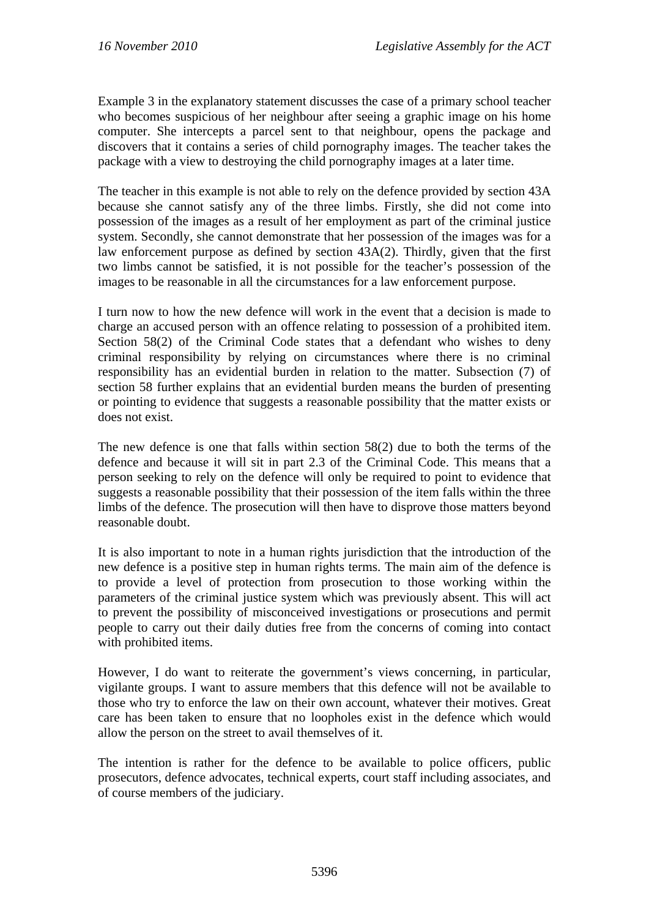Example 3 in the explanatory statement discusses the case of a primary school teacher who becomes suspicious of her neighbour after seeing a graphic image on his home computer. She intercepts a parcel sent to that neighbour, opens the package and discovers that it contains a series of child pornography images. The teacher takes the package with a view to destroying the child pornography images at a later time.

The teacher in this example is not able to rely on the defence provided by section 43A because she cannot satisfy any of the three limbs. Firstly, she did not come into possession of the images as a result of her employment as part of the criminal justice system. Secondly, she cannot demonstrate that her possession of the images was for a law enforcement purpose as defined by section 43A(2). Thirdly, given that the first two limbs cannot be satisfied, it is not possible for the teacher's possession of the images to be reasonable in all the circumstances for a law enforcement purpose.

I turn now to how the new defence will work in the event that a decision is made to charge an accused person with an offence relating to possession of a prohibited item. Section 58(2) of the Criminal Code states that a defendant who wishes to deny criminal responsibility by relying on circumstances where there is no criminal responsibility has an evidential burden in relation to the matter. Subsection (7) of section 58 further explains that an evidential burden means the burden of presenting or pointing to evidence that suggests a reasonable possibility that the matter exists or does not exist.

The new defence is one that falls within section 58(2) due to both the terms of the defence and because it will sit in part 2.3 of the Criminal Code. This means that a person seeking to rely on the defence will only be required to point to evidence that suggests a reasonable possibility that their possession of the item falls within the three limbs of the defence. The prosecution will then have to disprove those matters beyond reasonable doubt.

It is also important to note in a human rights jurisdiction that the introduction of the new defence is a positive step in human rights terms. The main aim of the defence is to provide a level of protection from prosecution to those working within the parameters of the criminal justice system which was previously absent. This will act to prevent the possibility of misconceived investigations or prosecutions and permit people to carry out their daily duties free from the concerns of coming into contact with prohibited items.

However, I do want to reiterate the government's views concerning, in particular, vigilante groups. I want to assure members that this defence will not be available to those who try to enforce the law on their own account, whatever their motives. Great care has been taken to ensure that no loopholes exist in the defence which would allow the person on the street to avail themselves of it.

The intention is rather for the defence to be available to police officers, public prosecutors, defence advocates, technical experts, court staff including associates, and of course members of the judiciary.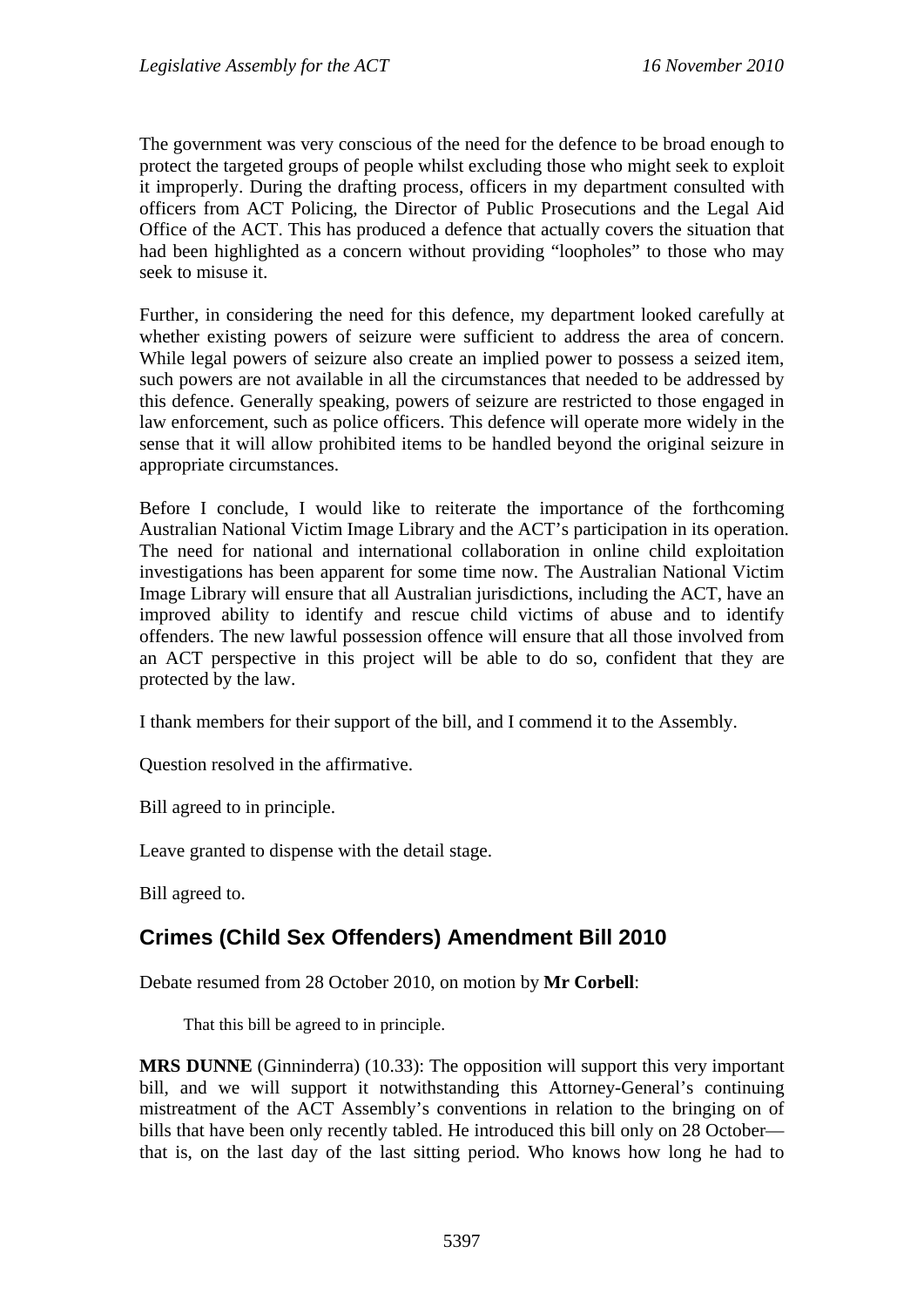The government was very conscious of the need for the defence to be broad enough to protect the targeted groups of people whilst excluding those who might seek to exploit it improperly. During the drafting process, officers in my department consulted with officers from ACT Policing, the Director of Public Prosecutions and the Legal Aid Office of the ACT. This has produced a defence that actually covers the situation that had been highlighted as a concern without providing "loopholes" to those who may seek to misuse it.

Further, in considering the need for this defence, my department looked carefully at whether existing powers of seizure were sufficient to address the area of concern. While legal powers of seizure also create an implied power to possess a seized item, such powers are not available in all the circumstances that needed to be addressed by this defence. Generally speaking, powers of seizure are restricted to those engaged in law enforcement, such as police officers. This defence will operate more widely in the sense that it will allow prohibited items to be handled beyond the original seizure in appropriate circumstances.

Before I conclude, I would like to reiterate the importance of the forthcoming Australian National Victim Image Library and the ACT's participation in its operation. The need for national and international collaboration in online child exploitation investigations has been apparent for some time now. The Australian National Victim Image Library will ensure that all Australian jurisdictions, including the ACT, have an improved ability to identify and rescue child victims of abuse and to identify offenders. The new lawful possession offence will ensure that all those involved from an ACT perspective in this project will be able to do so, confident that they are protected by the law.

I thank members for their support of the bill, and I commend it to the Assembly.

Question resolved in the affirmative.

Bill agreed to in principle.

Leave granted to dispense with the detail stage.

Bill agreed to.

## Crimes (Child Sex Offenders) Amendment Bill 2010

Debate resumed from 28 October 2010, on motion by **Mr Corbell**:

> That this bill be agreed to in principle.

**MRS DUNNE** (Ginninderra) (10.33): The opposition will support this very important bill, and we will support it notwithstanding this Attorney-General's continuing mistreatment of the ACT Assembly's conventions in relation to the bringing on of bills that have been only recently tabled. He introduced this bill only on 28 October—that is, on the last day of the last sitting period. Who knows how long he had to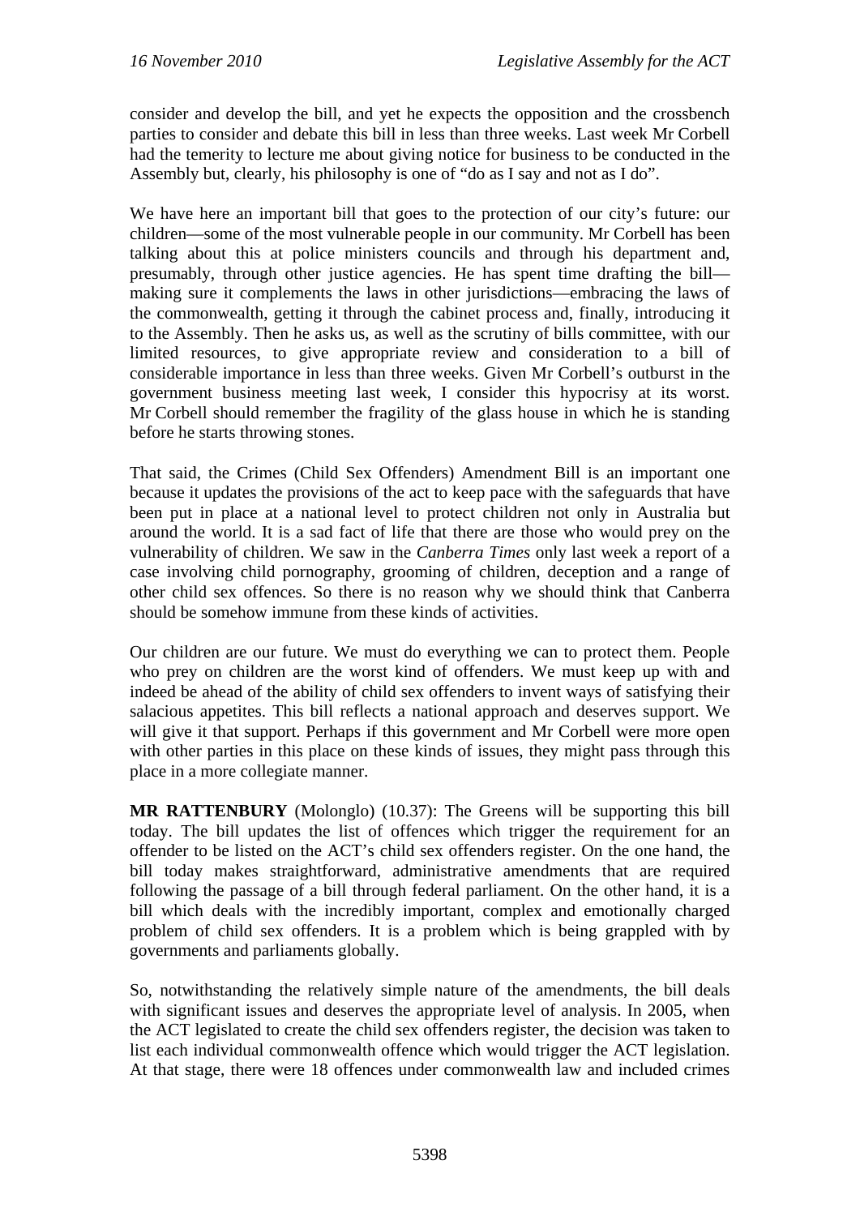consider and develop the bill, and yet he expects the opposition and the crossbench parties to consider and debate this bill in less than three weeks. Last week Mr Corbell had the temerity to lecture me about giving notice for business to be conducted in the Assembly but, clearly, his philosophy is one of "do as I say and not as I do".

We have here an important bill that goes to the protection of our city's future: our children—some of the most vulnerable people in our community. Mr Corbell has been talking about this at police ministers councils and through his department and, presumably, through other justice agencies. He has spent time drafting the bill—making sure it complements the laws in other jurisdictions—embracing the laws of the commonwealth, getting it through the cabinet process and, finally, introducing it to the Assembly. Then he asks us, as well as the scrutiny of bills committee, with our limited resources, to give appropriate review and consideration to a bill of considerable importance in less than three weeks. Given Mr Corbell's outburst in the government business meeting last week, I consider this hypocrisy at its worst. Mr Corbell should remember the fragility of the glass house in which he is standing before he starts throwing stones.

That said, the Crimes (Child Sex Offenders) Amendment Bill is an important one because it updates the provisions of the act to keep pace with the safeguards that have been put in place at a national level to protect children not only in Australia but around the world. It is a sad fact of life that there are those who would prey on the vulnerability of children. We saw in the *Canberra Times* only last week a report of a case involving child pornography, grooming of children, deception and a range of other child sex offences. So there is no reason why we should think that Canberra should be somehow immune from these kinds of activities.

Our children are our future. We must do everything we can to protect them. People who prey on children are the worst kind of offenders. We must keep up with and indeed be ahead of the ability of child sex offenders to invent ways of satisfying their salacious appetites. This bill reflects a national approach and deserves support. We will give it that support. Perhaps if this government and Mr Corbell were more open with other parties in this place on these kinds of issues, they might pass through this place in a more collegiate manner.

**MR RATTENBURY** (Molonglo) (10.37): The Greens will be supporting this bill today. The bill updates the list of offences which trigger the requirement for an offender to be listed on the ACT's child sex offenders register. On the one hand, the bill today makes straightforward, administrative amendments that are required following the passage of a bill through federal parliament. On the other hand, it is a bill which deals with the incredibly important, complex and emotionally charged problem of child sex offenders. It is a problem which is being grappled with by governments and parliaments globally.

So, notwithstanding the relatively simple nature of the amendments, the bill deals with significant issues and deserves the appropriate level of analysis. In 2005, when the ACT legislated to create the child sex offenders register, the decision was taken to list each individual commonwealth offence which would trigger the ACT legislation. At that stage, there were 18 offences under commonwealth law and included crimes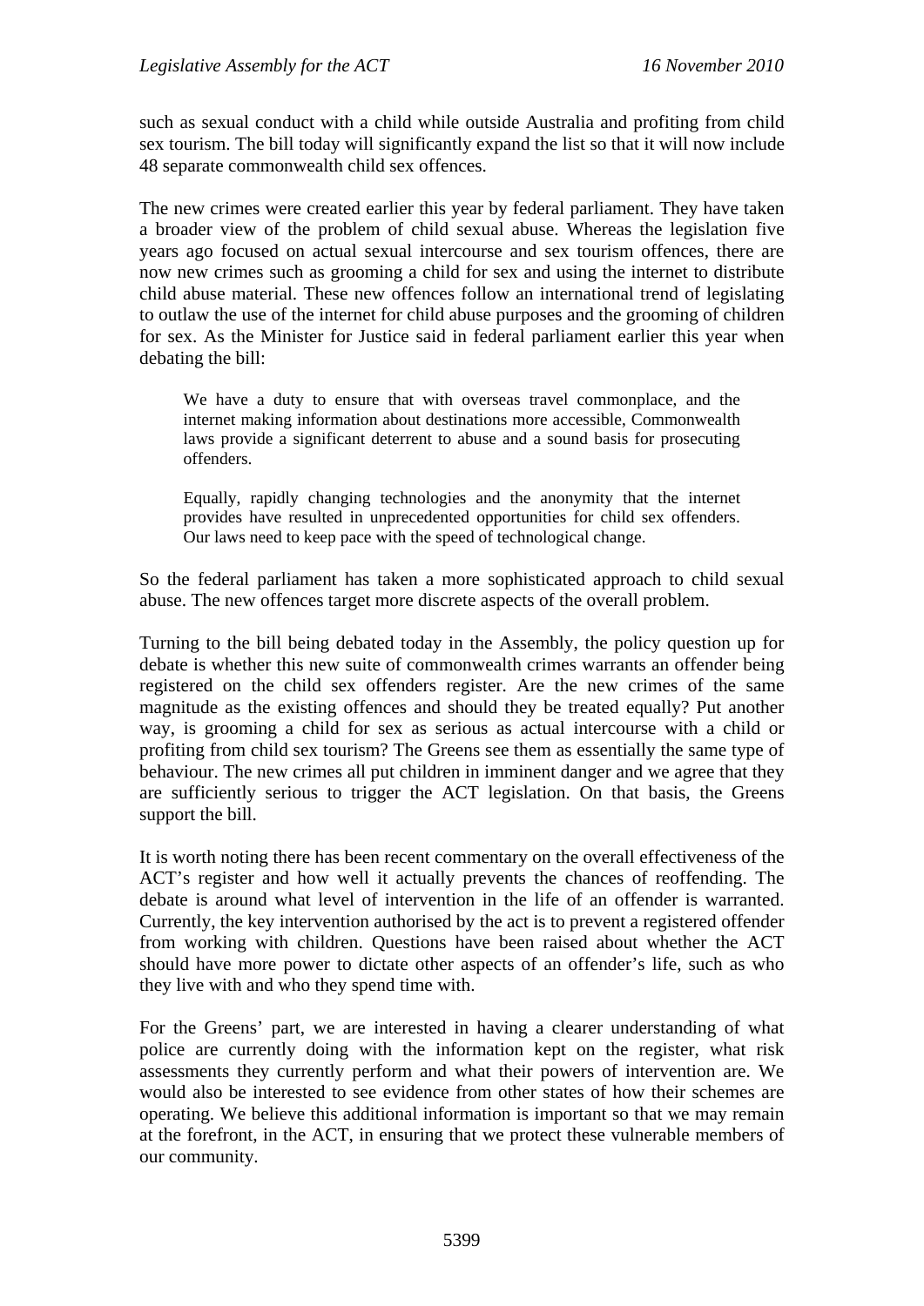such as sexual conduct with a child while outside Australia and profiting from child sex tourism. The bill today will significantly expand the list so that it will now include 48 separate commonwealth child sex offences.

The new crimes were created earlier this year by federal parliament. They have taken a broader view of the problem of child sexual abuse. Whereas the legislation five years ago focused on actual sexual intercourse and sex tourism offences, there are now new crimes such as grooming a child for sex and using the internet to distribute child abuse material. These new offences follow an international trend of legislating to outlaw the use of the internet for child abuse purposes and the grooming of children for sex. As the Minister for Justice said in federal parliament earlier this year when debating the bill:

> We have a duty to ensure that with overseas travel commonplace, and the internet making information about destinations more accessible, Commonwealth laws provide a significant deterrent to abuse and a sound basis for prosecuting offenders.
>
> Equally, rapidly changing technologies and the anonymity that the internet provides have resulted in unprecedented opportunities for child sex offenders. Our laws need to keep pace with the speed of technological change.

So the federal parliament has taken a more sophisticated approach to child sexual abuse. The new offences target more discrete aspects of the overall problem.

Turning to the bill being debated today in the Assembly, the policy question up for debate is whether this new suite of commonwealth crimes warrants an offender being registered on the child sex offenders register. Are the new crimes of the same magnitude as the existing offences and should they be treated equally? Put another way, is grooming a child for sex as serious as actual intercourse with a child or profiting from child sex tourism? The Greens see them as essentially the same type of behaviour. The new crimes all put children in imminent danger and we agree that they are sufficiently serious to trigger the ACT legislation. On that basis, the Greens support the bill.

It is worth noting there has been recent commentary on the overall effectiveness of the ACT's register and how well it actually prevents the chances of reoffending. The debate is around what level of intervention in the life of an offender is warranted. Currently, the key intervention authorised by the act is to prevent a registered offender from working with children. Questions have been raised about whether the ACT should have more power to dictate other aspects of an offender's life, such as who they live with and who they spend time with.

For the Greens' part, we are interested in having a clearer understanding of what police are currently doing with the information kept on the register, what risk assessments they currently perform and what their powers of intervention are. We would also be interested to see evidence from other states of how their schemes are operating. We believe this additional information is important so that we may remain at the forefront, in the ACT, in ensuring that we protect these vulnerable members of our community.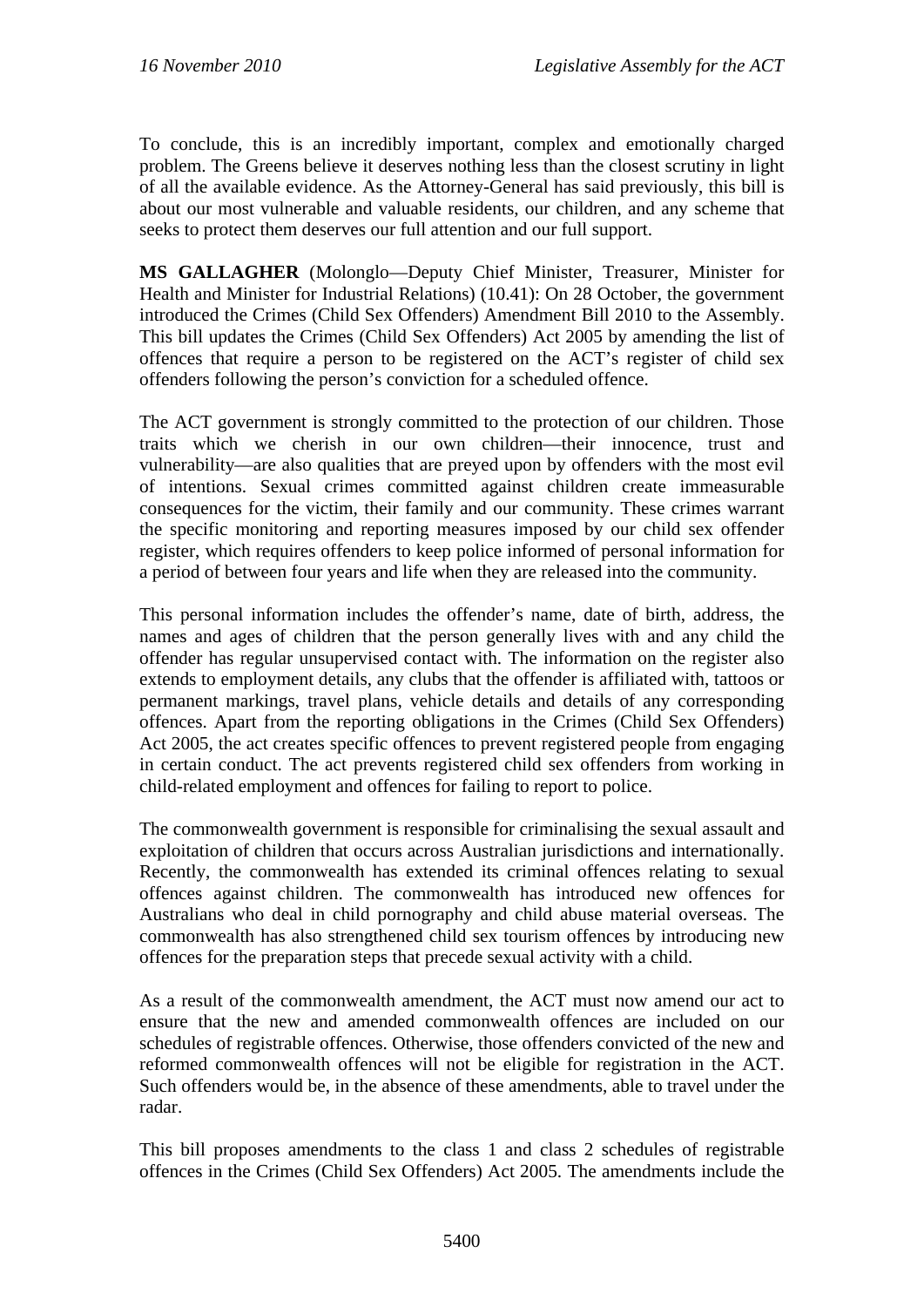To conclude, this is an incredibly important, complex and emotionally charged problem. The Greens believe it deserves nothing less than the closest scrutiny in light of all the available evidence. As the Attorney-General has said previously, this bill is about our most vulnerable and valuable residents, our children, and any scheme that seeks to protect them deserves our full attention and our full support.

**MS GALLAGHER** (Molonglo—Deputy Chief Minister, Treasurer, Minister for Health and Minister for Industrial Relations) (10.41): On 28 October, the government introduced the Crimes (Child Sex Offenders) Amendment Bill 2010 to the Assembly. This bill updates the Crimes (Child Sex Offenders) Act 2005 by amending the list of offences that require a person to be registered on the ACT's register of child sex offenders following the person's conviction for a scheduled offence.

The ACT government is strongly committed to the protection of our children. Those traits which we cherish in our own children—their innocence, trust and vulnerability—are also qualities that are preyed upon by offenders with the most evil of intentions. Sexual crimes committed against children create immeasurable consequences for the victim, their family and our community. These crimes warrant the specific monitoring and reporting measures imposed by our child sex offender register, which requires offenders to keep police informed of personal information for a period of between four years and life when they are released into the community.

This personal information includes the offender's name, date of birth, address, the names and ages of children that the person generally lives with and any child the offender has regular unsupervised contact with. The information on the register also extends to employment details, any clubs that the offender is affiliated with, tattoos or permanent markings, travel plans, vehicle details and details of any corresponding offences. Apart from the reporting obligations in the Crimes (Child Sex Offenders) Act 2005, the act creates specific offences to prevent registered people from engaging in certain conduct. The act prevents registered child sex offenders from working in child-related employment and offences for failing to report to police.

The commonwealth government is responsible for criminalising the sexual assault and exploitation of children that occurs across Australian jurisdictions and internationally. Recently, the commonwealth has extended its criminal offences relating to sexual offences against children. The commonwealth has introduced new offences for Australians who deal in child pornography and child abuse material overseas. The commonwealth has also strengthened child sex tourism offences by introducing new offences for the preparation steps that precede sexual activity with a child.

As a result of the commonwealth amendment, the ACT must now amend our act to ensure that the new and amended commonwealth offences are included on our schedules of registrable offences. Otherwise, those offenders convicted of the new and reformed commonwealth offences will not be eligible for registration in the ACT. Such offenders would be, in the absence of these amendments, able to travel under the radar.

This bill proposes amendments to the class 1 and class 2 schedules of registrable offences in the Crimes (Child Sex Offenders) Act 2005. The amendments include the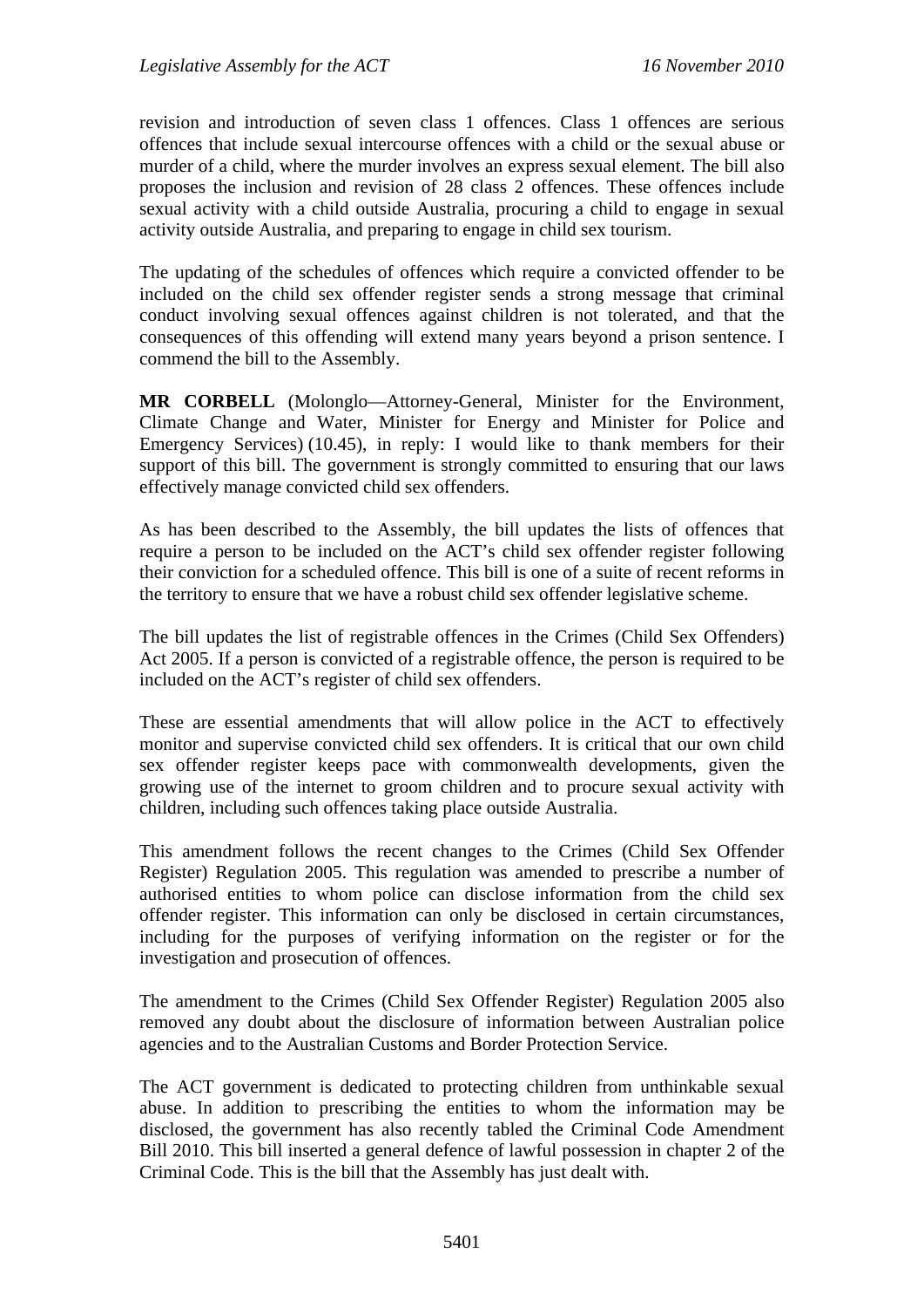revision and introduction of seven class 1 offences. Class 1 offences are serious offences that include sexual intercourse offences with a child or the sexual abuse or murder of a child, where the murder involves an express sexual element. The bill also proposes the inclusion and revision of 28 class 2 offences. These offences include sexual activity with a child outside Australia, procuring a child to engage in sexual activity outside Australia, and preparing to engage in child sex tourism.

The updating of the schedules of offences which require a convicted offender to be included on the child sex offender register sends a strong message that criminal conduct involving sexual offences against children is not tolerated, and that the consequences of this offending will extend many years beyond a prison sentence. I commend the bill to the Assembly.

**MR CORBELL** (Molonglo—Attorney-General, Minister for the Environment, Climate Change and Water, Minister for Energy and Minister for Police and Emergency Services) (10.45), in reply: I would like to thank members for their support of this bill. The government is strongly committed to ensuring that our laws effectively manage convicted child sex offenders.

As has been described to the Assembly, the bill updates the lists of offences that require a person to be included on the ACT's child sex offender register following their conviction for a scheduled offence. This bill is one of a suite of recent reforms in the territory to ensure that we have a robust child sex offender legislative scheme.

The bill updates the list of registrable offences in the Crimes (Child Sex Offenders) Act 2005. If a person is convicted of a registrable offence, the person is required to be included on the ACT's register of child sex offenders.

These are essential amendments that will allow police in the ACT to effectively monitor and supervise convicted child sex offenders. It is critical that our own child sex offender register keeps pace with commonwealth developments, given the growing use of the internet to groom children and to procure sexual activity with children, including such offences taking place outside Australia.

This amendment follows the recent changes to the Crimes (Child Sex Offender Register) Regulation 2005. This regulation was amended to prescribe a number of authorised entities to whom police can disclose information from the child sex offender register. This information can only be disclosed in certain circumstances, including for the purposes of verifying information on the register or for the investigation and prosecution of offences.

The amendment to the Crimes (Child Sex Offender Register) Regulation 2005 also removed any doubt about the disclosure of information between Australian police agencies and to the Australian Customs and Border Protection Service.

The ACT government is dedicated to protecting children from unthinkable sexual abuse. In addition to prescribing the entities to whom the information may be disclosed, the government has also recently tabled the Criminal Code Amendment Bill 2010. This bill inserted a general defence of lawful possession in chapter 2 of the Criminal Code. This is the bill that the Assembly has just dealt with.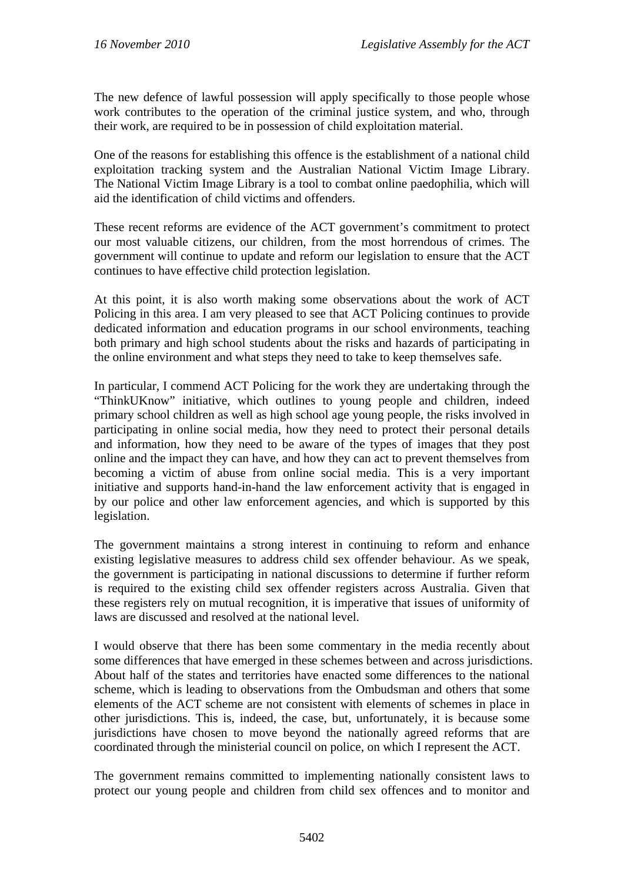The new defence of lawful possession will apply specifically to those people whose work contributes to the operation of the criminal justice system, and who, through their work, are required to be in possession of child exploitation material.

One of the reasons for establishing this offence is the establishment of a national child exploitation tracking system and the Australian National Victim Image Library. The National Victim Image Library is a tool to combat online paedophilia, which will aid the identification of child victims and offenders.

These recent reforms are evidence of the ACT government's commitment to protect our most valuable citizens, our children, from the most horrendous of crimes. The government will continue to update and reform our legislation to ensure that the ACT continues to have effective child protection legislation.

At this point, it is also worth making some observations about the work of ACT Policing in this area. I am very pleased to see that ACT Policing continues to provide dedicated information and education programs in our school environments, teaching both primary and high school students about the risks and hazards of participating in the online environment and what steps they need to take to keep themselves safe.

In particular, I commend ACT Policing for the work they are undertaking through the "ThinkUKnow" initiative, which outlines to young people and children, indeed primary school children as well as high school age young people, the risks involved in participating in online social media, how they need to protect their personal details and information, how they need to be aware of the types of images that they post online and the impact they can have, and how they can act to prevent themselves from becoming a victim of abuse from online social media. This is a very important initiative and supports hand-in-hand the law enforcement activity that is engaged in by our police and other law enforcement agencies, and which is supported by this legislation.

The government maintains a strong interest in continuing to reform and enhance existing legislative measures to address child sex offender behaviour. As we speak, the government is participating in national discussions to determine if further reform is required to the existing child sex offender registers across Australia. Given that these registers rely on mutual recognition, it is imperative that issues of uniformity of laws are discussed and resolved at the national level.

I would observe that there has been some commentary in the media recently about some differences that have emerged in these schemes between and across jurisdictions. About half of the states and territories have enacted some differences to the national scheme, which is leading to observations from the Ombudsman and others that some elements of the ACT scheme are not consistent with elements of schemes in place in other jurisdictions. This is, indeed, the case, but, unfortunately, it is because some jurisdictions have chosen to move beyond the nationally agreed reforms that are coordinated through the ministerial council on police, on which I represent the ACT.

The government remains committed to implementing nationally consistent laws to protect our young people and children from child sex offences and to monitor and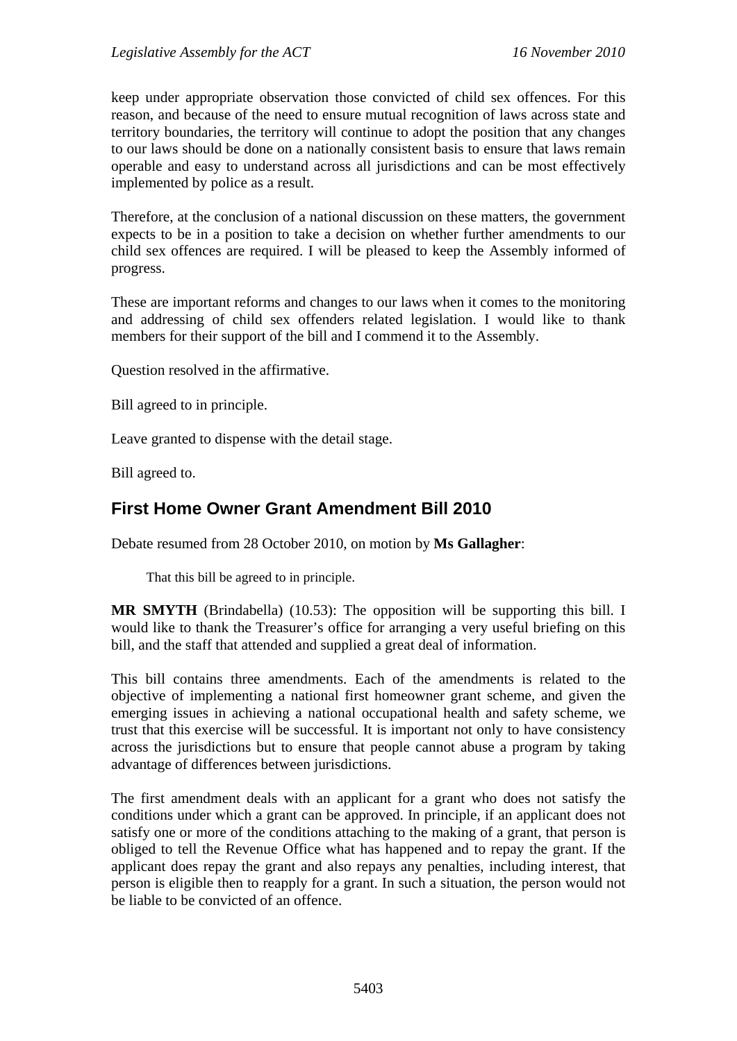keep under appropriate observation those convicted of child sex offences. For this reason, and because of the need to ensure mutual recognition of laws across state and territory boundaries, the territory will continue to adopt the position that any changes to our laws should be done on a nationally consistent basis to ensure that laws remain operable and easy to understand across all jurisdictions and can be most effectively implemented by police as a result.

Therefore, at the conclusion of a national discussion on these matters, the government expects to be in a position to take a decision on whether further amendments to our child sex offences are required. I will be pleased to keep the Assembly informed of progress.

These are important reforms and changes to our laws when it comes to the monitoring and addressing of child sex offenders related legislation. I would like to thank members for their support of the bill and I commend it to the Assembly.

Question resolved in the affirmative.

Bill agreed to in principle.

Leave granted to dispense with the detail stage.

Bill agreed to.

## First Home Owner Grant Amendment Bill 2010

Debate resumed from 28 October 2010, on motion by **Ms Gallagher**:

> That this bill be agreed to in principle.

**MR SMYTH** (Brindabella) (10.53): The opposition will be supporting this bill. I would like to thank the Treasurer's office for arranging a very useful briefing on this bill, and the staff that attended and supplied a great deal of information.

This bill contains three amendments. Each of the amendments is related to the objective of implementing a national first homeowner grant scheme, and given the emerging issues in achieving a national occupational health and safety scheme, we trust that this exercise will be successful. It is important not only to have consistency across the jurisdictions but to ensure that people cannot abuse a program by taking advantage of differences between jurisdictions.

The first amendment deals with an applicant for a grant who does not satisfy the conditions under which a grant can be approved. In principle, if an applicant does not satisfy one or more of the conditions attaching to the making of a grant, that person is obliged to tell the Revenue Office what has happened and to repay the grant. If the applicant does repay the grant and also repays any penalties, including interest, that person is eligible then to reapply for a grant. In such a situation, the person would not be liable to be convicted of an offence.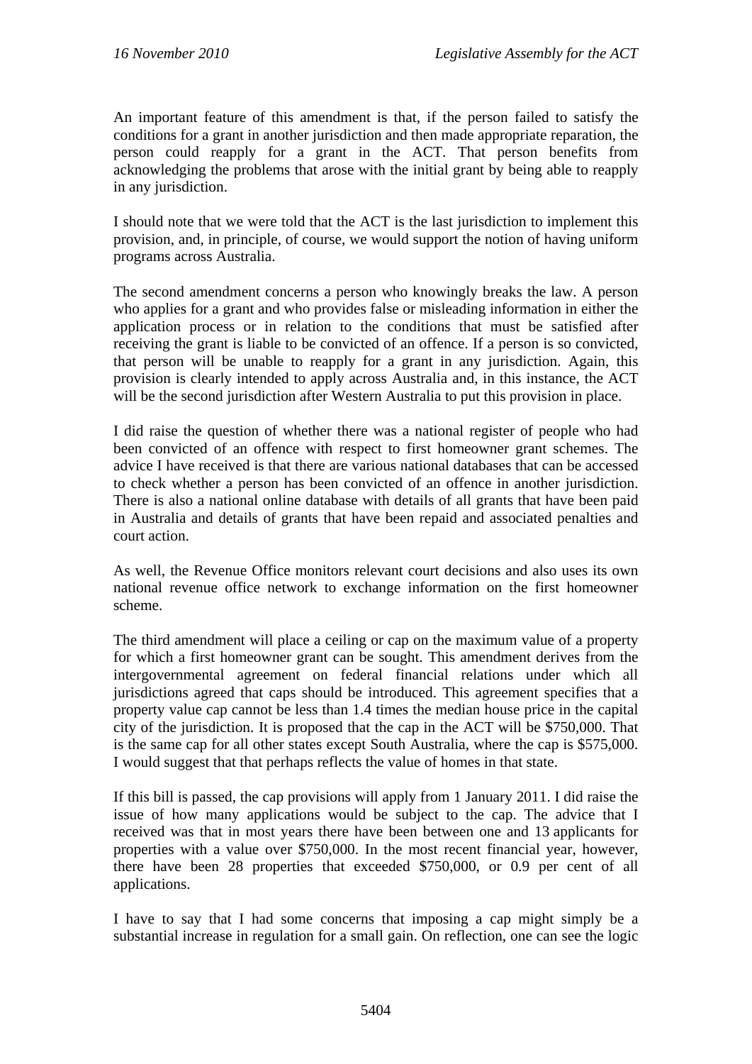An important feature of this amendment is that, if the person failed to satisfy the conditions for a grant in another jurisdiction and then made appropriate reparation, the person could reapply for a grant in the ACT. That person benefits from acknowledging the problems that arose with the initial grant by being able to reapply in any jurisdiction.

I should note that we were told that the ACT is the last jurisdiction to implement this provision, and, in principle, of course, we would support the notion of having uniform programs across Australia.

The second amendment concerns a person who knowingly breaks the law. A person who applies for a grant and who provides false or misleading information in either the application process or in relation to the conditions that must be satisfied after receiving the grant is liable to be convicted of an offence. If a person is so convicted, that person will be unable to reapply for a grant in any jurisdiction. Again, this provision is clearly intended to apply across Australia and, in this instance, the ACT will be the second jurisdiction after Western Australia to put this provision in place.

I did raise the question of whether there was a national register of people who had been convicted of an offence with respect to first homeowner grant schemes. The advice I have received is that there are various national databases that can be accessed to check whether a person has been convicted of an offence in another jurisdiction. There is also a national online database with details of all grants that have been paid in Australia and details of grants that have been repaid and associated penalties and court action.

As well, the Revenue Office monitors relevant court decisions and also uses its own national revenue office network to exchange information on the first homeowner scheme.

The third amendment will place a ceiling or cap on the maximum value of a property for which a first homeowner grant can be sought. This amendment derives from the intergovernmental agreement on federal financial relations under which all jurisdictions agreed that caps should be introduced. This agreement specifies that a property value cap cannot be less than 1.4 times the median house price in the capital city of the jurisdiction. It is proposed that the cap in the ACT will be $750,000. That is the same cap for all other states except South Australia, where the cap is $575,000. I would suggest that that perhaps reflects the value of homes in that state.

If this bill is passed, the cap provisions will apply from 1 January 2011. I did raise the issue of how many applications would be subject to the cap. The advice that I received was that in most years there have been between one and 13 applicants for properties with a value over $750,000. In the most recent financial year, however, there have been 28 properties that exceeded $750,000, or 0.9 per cent of all applications.

I have to say that I had some concerns that imposing a cap might simply be a substantial increase in regulation for a small gain. On reflection, one can see the logic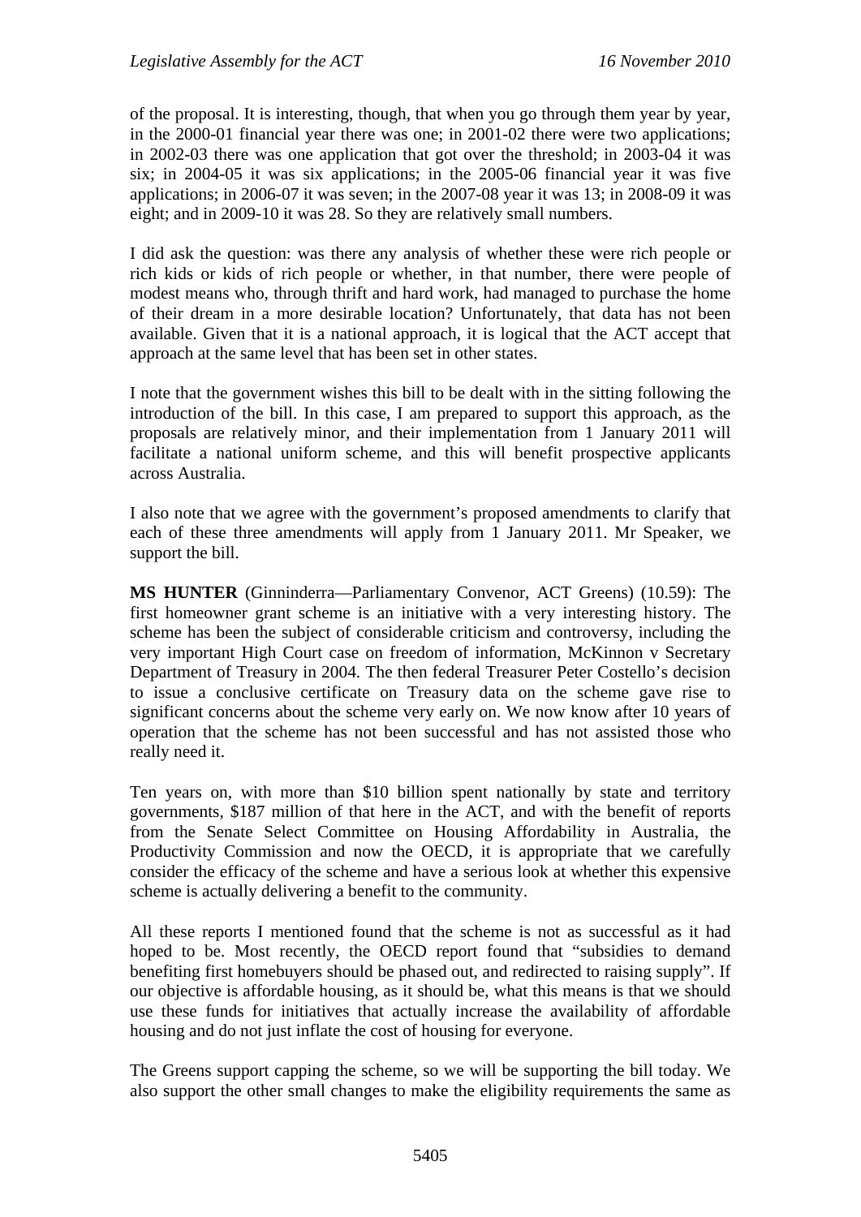of the proposal. It is interesting, though, that when you go through them year by year, in the 2000-01 financial year there was one; in 2001-02 there were two applications; in 2002-03 there was one application that got over the threshold; in 2003-04 it was six; in 2004-05 it was six applications; in the 2005-06 financial year it was five applications; in 2006-07 it was seven; in the 2007-08 year it was 13; in 2008-09 it was eight; and in 2009-10 it was 28. So they are relatively small numbers.

I did ask the question: was there any analysis of whether these were rich people or rich kids or kids of rich people or whether, in that number, there were people of modest means who, through thrift and hard work, had managed to purchase the home of their dream in a more desirable location? Unfortunately, that data has not been available. Given that it is a national approach, it is logical that the ACT accept that approach at the same level that has been set in other states.

I note that the government wishes this bill to be dealt with in the sitting following the introduction of the bill. In this case, I am prepared to support this approach, as the proposals are relatively minor, and their implementation from 1 January 2011 will facilitate a national uniform scheme, and this will benefit prospective applicants across Australia.

I also note that we agree with the government's proposed amendments to clarify that each of these three amendments will apply from 1 January 2011. Mr Speaker, we support the bill.

**MS HUNTER** (Ginninderra—Parliamentary Convenor, ACT Greens) (10.59): The first homeowner grant scheme is an initiative with a very interesting history. The scheme has been the subject of considerable criticism and controversy, including the very important High Court case on freedom of information, McKinnon v Secretary Department of Treasury in 2004. The then federal Treasurer Peter Costello's decision to issue a conclusive certificate on Treasury data on the scheme gave rise to significant concerns about the scheme very early on. We now know after 10 years of operation that the scheme has not been successful and has not assisted those who really need it.

Ten years on, with more than $10 billion spent nationally by state and territory governments, $187 million of that here in the ACT, and with the benefit of reports from the Senate Select Committee on Housing Affordability in Australia, the Productivity Commission and now the OECD, it is appropriate that we carefully consider the efficacy of the scheme and have a serious look at whether this expensive scheme is actually delivering a benefit to the community.

All these reports I mentioned found that the scheme is not as successful as it had hoped to be. Most recently, the OECD report found that "subsidies to demand benefiting first homebuyers should be phased out, and redirected to raising supply". If our objective is affordable housing, as it should be, what this means is that we should use these funds for initiatives that actually increase the availability of affordable housing and do not just inflate the cost of housing for everyone.

The Greens support capping the scheme, so we will be supporting the bill today. We also support the other small changes to make the eligibility requirements the same as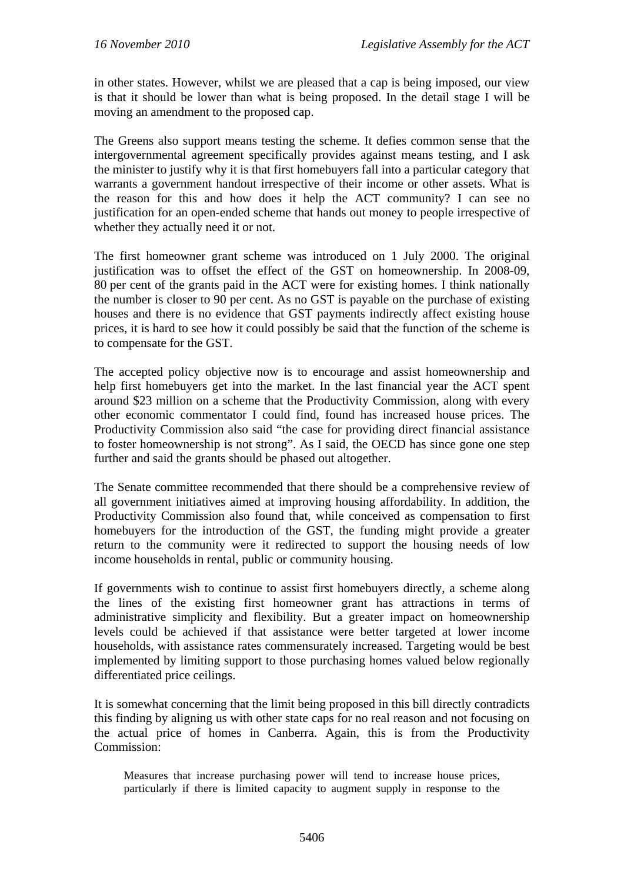in other states. However, whilst we are pleased that a cap is being imposed, our view is that it should be lower than what is being proposed. In the detail stage I will be moving an amendment to the proposed cap.

The Greens also support means testing the scheme. It defies common sense that the intergovernmental agreement specifically provides against means testing, and I ask the minister to justify why it is that first homebuyers fall into a particular category that warrants a government handout irrespective of their income or other assets. What is the reason for this and how does it help the ACT community? I can see no justification for an open-ended scheme that hands out money to people irrespective of whether they actually need it or not.

The first homeowner grant scheme was introduced on 1 July 2000. The original justification was to offset the effect of the GST on homeownership. In 2008-09, 80 per cent of the grants paid in the ACT were for existing homes. I think nationally the number is closer to 90 per cent. As no GST is payable on the purchase of existing houses and there is no evidence that GST payments indirectly affect existing house prices, it is hard to see how it could possibly be said that the function of the scheme is to compensate for the GST.

The accepted policy objective now is to encourage and assist homeownership and help first homebuyers get into the market. In the last financial year the ACT spent around $23 million on a scheme that the Productivity Commission, along with every other economic commentator I could find, found has increased house prices. The Productivity Commission also said "the case for providing direct financial assistance to foster homeownership is not strong". As I said, the OECD has since gone one step further and said the grants should be phased out altogether.

The Senate committee recommended that there should be a comprehensive review of all government initiatives aimed at improving housing affordability. In addition, the Productivity Commission also found that, while conceived as compensation to first homebuyers for the introduction of the GST, the funding might provide a greater return to the community were it redirected to support the housing needs of low income households in rental, public or community housing.

If governments wish to continue to assist first homebuyers directly, a scheme along the lines of the existing first homeowner grant has attractions in terms of administrative simplicity and flexibility. But a greater impact on homeownership levels could be achieved if that assistance were better targeted at lower income households, with assistance rates commensurately increased. Targeting would be best implemented by limiting support to those purchasing homes valued below regionally differentiated price ceilings.

It is somewhat concerning that the limit being proposed in this bill directly contradicts this finding by aligning us with other state caps for no real reason and not focusing on the actual price of homes in Canberra. Again, this is from the Productivity Commission:

> Measures that increase purchasing power will tend to increase house prices, particularly if there is limited capacity to augment supply in response to the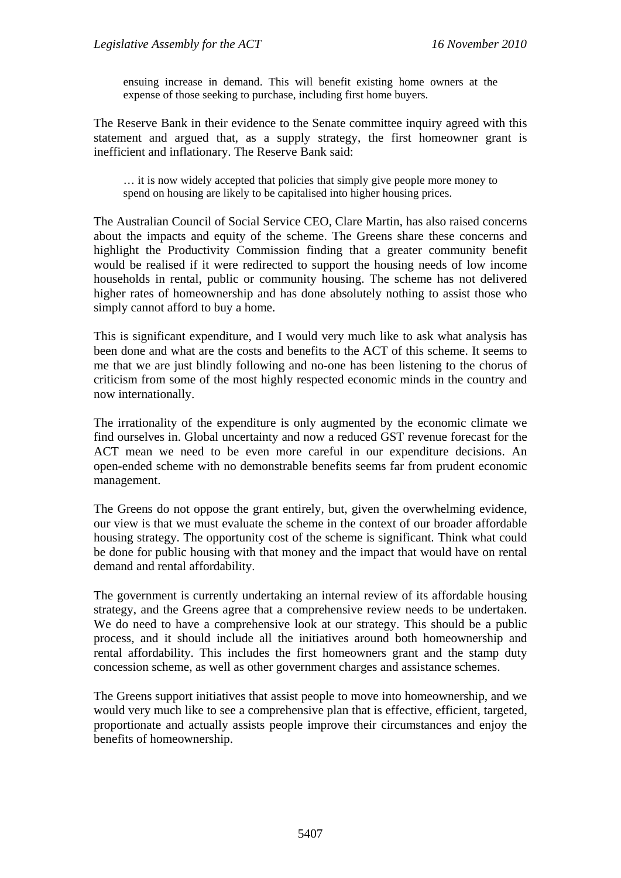> ensuing increase in demand. This will benefit existing home owners at the expense of those seeking to purchase, including first home buyers.

The Reserve Bank in their evidence to the Senate committee inquiry agreed with this statement and argued that, as a supply strategy, the first homeowner grant is inefficient and inflationary. The Reserve Bank said:

> … it is now widely accepted that policies that simply give people more money to spend on housing are likely to be capitalised into higher housing prices.

The Australian Council of Social Service CEO, Clare Martin, has also raised concerns about the impacts and equity of the scheme. The Greens share these concerns and highlight the Productivity Commission finding that a greater community benefit would be realised if it were redirected to support the housing needs of low income households in rental, public or community housing. The scheme has not delivered higher rates of homeownership and has done absolutely nothing to assist those who simply cannot afford to buy a home.

This is significant expenditure, and I would very much like to ask what analysis has been done and what are the costs and benefits to the ACT of this scheme. It seems to me that we are just blindly following and no-one has been listening to the chorus of criticism from some of the most highly respected economic minds in the country and now internationally.

The irrationality of the expenditure is only augmented by the economic climate we find ourselves in. Global uncertainty and now a reduced GST revenue forecast for the ACT mean we need to be even more careful in our expenditure decisions. An open-ended scheme with no demonstrable benefits seems far from prudent economic management.

The Greens do not oppose the grant entirely, but, given the overwhelming evidence, our view is that we must evaluate the scheme in the context of our broader affordable housing strategy. The opportunity cost of the scheme is significant. Think what could be done for public housing with that money and the impact that would have on rental demand and rental affordability.

The government is currently undertaking an internal review of its affordable housing strategy, and the Greens agree that a comprehensive review needs to be undertaken. We do need to have a comprehensive look at our strategy. This should be a public process, and it should include all the initiatives around both homeownership and rental affordability. This includes the first homeowners grant and the stamp duty concession scheme, as well as other government charges and assistance schemes.

The Greens support initiatives that assist people to move into homeownership, and we would very much like to see a comprehensive plan that is effective, efficient, targeted, proportionate and actually assists people improve their circumstances and enjoy the benefits of homeownership.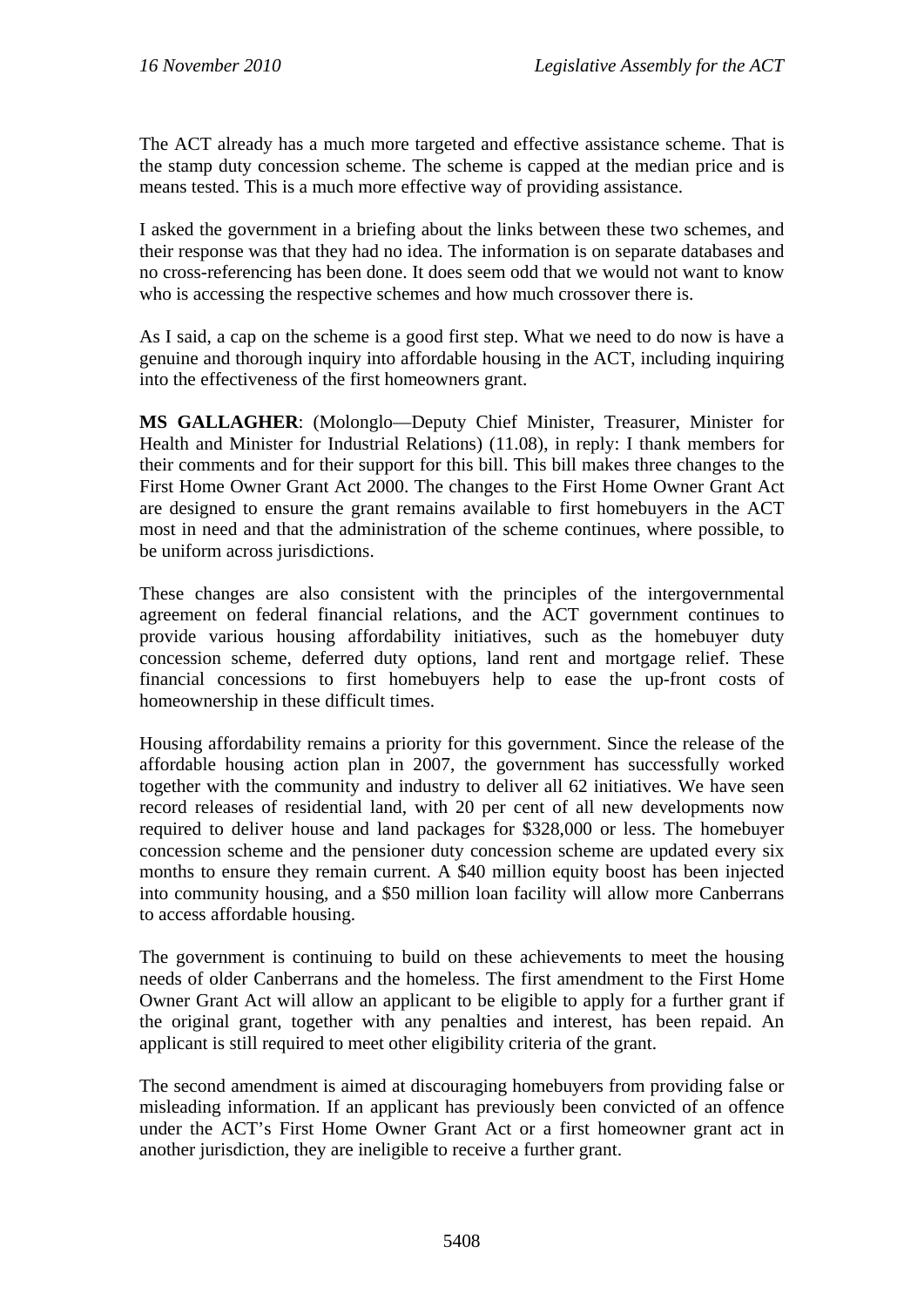The ACT already has a much more targeted and effective assistance scheme. That is the stamp duty concession scheme. The scheme is capped at the median price and is means tested. This is a much more effective way of providing assistance.

I asked the government in a briefing about the links between these two schemes, and their response was that they had no idea. The information is on separate databases and no cross-referencing has been done. It does seem odd that we would not want to know who is accessing the respective schemes and how much crossover there is.

As I said, a cap on the scheme is a good first step. What we need to do now is have a genuine and thorough inquiry into affordable housing in the ACT, including inquiring into the effectiveness of the first homeowners grant.

**MS GALLAGHER**: (Molonglo—Deputy Chief Minister, Treasurer, Minister for Health and Minister for Industrial Relations) (11.08), in reply: I thank members for their comments and for their support for this bill. This bill makes three changes to the First Home Owner Grant Act 2000. The changes to the First Home Owner Grant Act are designed to ensure the grant remains available to first homebuyers in the ACT most in need and that the administration of the scheme continues, where possible, to be uniform across jurisdictions.

These changes are also consistent with the principles of the intergovernmental agreement on federal financial relations, and the ACT government continues to provide various housing affordability initiatives, such as the homebuyer duty concession scheme, deferred duty options, land rent and mortgage relief. These financial concessions to first homebuyers help to ease the up-front costs of homeownership in these difficult times.

Housing affordability remains a priority for this government. Since the release of the affordable housing action plan in 2007, the government has successfully worked together with the community and industry to deliver all 62 initiatives. We have seen record releases of residential land, with 20 per cent of all new developments now required to deliver house and land packages for $328,000 or less. The homebuyer concession scheme and the pensioner duty concession scheme are updated every six months to ensure they remain current. A $40 million equity boost has been injected into community housing, and a $50 million loan facility will allow more Canberrans to access affordable housing.

The government is continuing to build on these achievements to meet the housing needs of older Canberrans and the homeless. The first amendment to the First Home Owner Grant Act will allow an applicant to be eligible to apply for a further grant if the original grant, together with any penalties and interest, has been repaid. An applicant is still required to meet other eligibility criteria of the grant.

The second amendment is aimed at discouraging homebuyers from providing false or misleading information. If an applicant has previously been convicted of an offence under the ACT's First Home Owner Grant Act or a first homeowner grant act in another jurisdiction, they are ineligible to receive a further grant.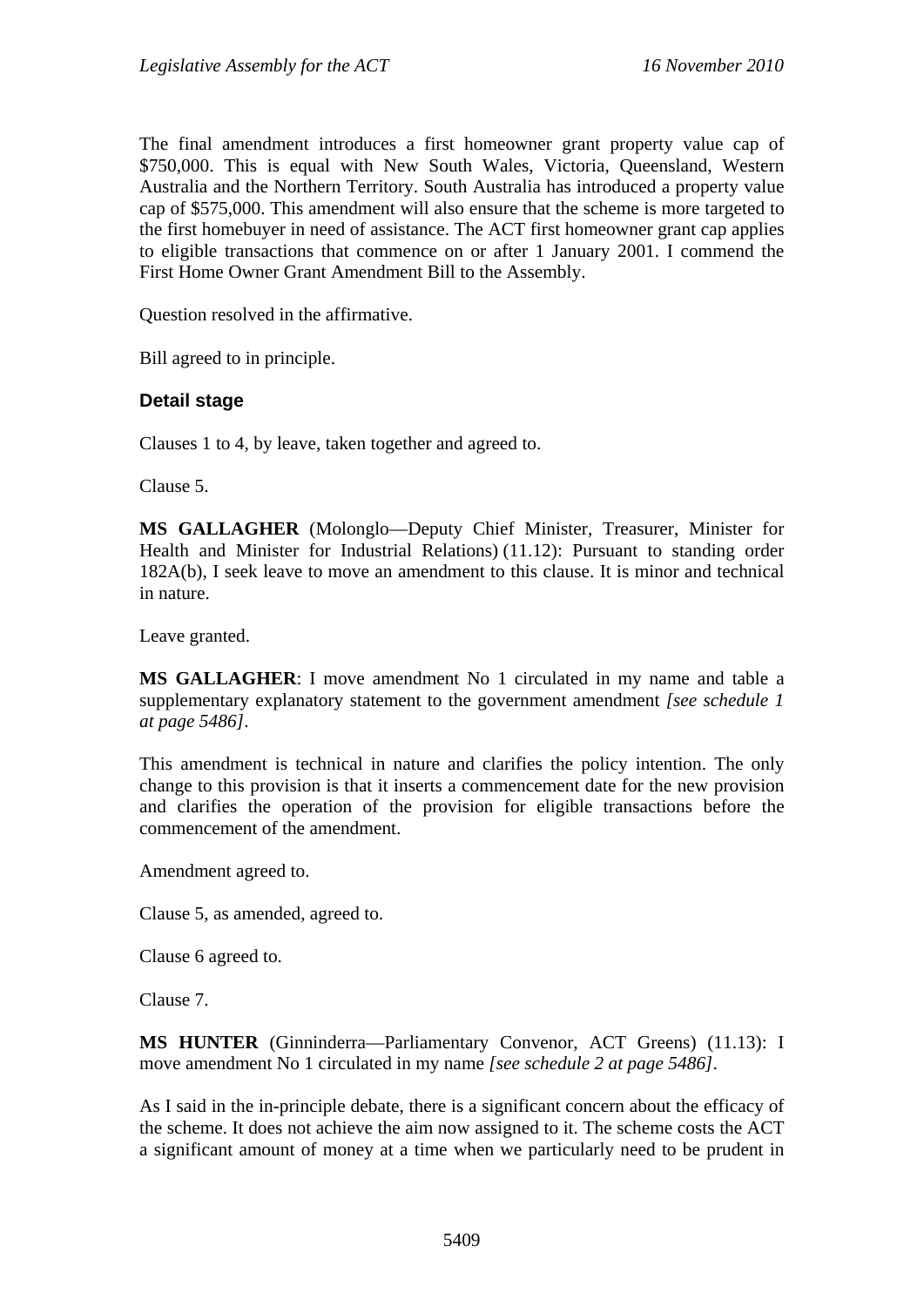The final amendment introduces a first homeowner grant property value cap of $750,000. This is equal with New South Wales, Victoria, Queensland, Western Australia and the Northern Territory. South Australia has introduced a property value cap of $575,000. This amendment will also ensure that the scheme is more targeted to the first homebuyer in need of assistance. The ACT first homeowner grant cap applies to eligible transactions that commence on or after 1 January 2001. I commend the First Home Owner Grant Amendment Bill to the Assembly.

Question resolved in the affirmative.

Bill agreed to in principle.

### Detail stage

Clauses 1 to 4, by leave, taken together and agreed to.

Clause 5.

**MS GALLAGHER** (Molonglo—Deputy Chief Minister, Treasurer, Minister for Health and Minister for Industrial Relations) (11.12): Pursuant to standing order 182A(b), I seek leave to move an amendment to this clause. It is minor and technical in nature.

Leave granted.

**MS GALLAGHER**: I move amendment No 1 circulated in my name and table a supplementary explanatory statement to the government amendment *[see schedule 1 at page 5486]*.

This amendment is technical in nature and clarifies the policy intention. The only change to this provision is that it inserts a commencement date for the new provision and clarifies the operation of the provision for eligible transactions before the commencement of the amendment.

Amendment agreed to.

Clause 5, as amended, agreed to.

Clause 6 agreed to.

Clause 7.

**MS HUNTER** (Ginninderra—Parliamentary Convenor, ACT Greens) (11.13): I move amendment No 1 circulated in my name *[see schedule 2 at page 5486]*.

As I said in the in-principle debate, there is a significant concern about the efficacy of the scheme. It does not achieve the aim now assigned to it. The scheme costs the ACT a significant amount of money at a time when we particularly need to be prudent in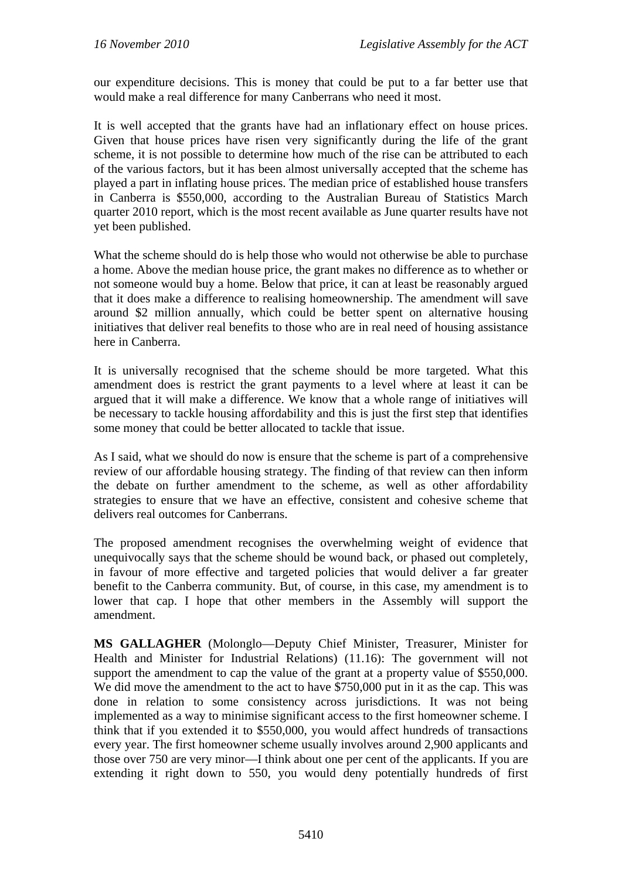our expenditure decisions. This is money that could be put to a far better use that would make a real difference for many Canberrans who need it most.

It is well accepted that the grants have had an inflationary effect on house prices. Given that house prices have risen very significantly during the life of the grant scheme, it is not possible to determine how much of the rise can be attributed to each of the various factors, but it has been almost universally accepted that the scheme has played a part in inflating house prices. The median price of established house transfers in Canberra is $550,000, according to the Australian Bureau of Statistics March quarter 2010 report, which is the most recent available as June quarter results have not yet been published.

What the scheme should do is help those who would not otherwise be able to purchase a home. Above the median house price, the grant makes no difference as to whether or not someone would buy a home. Below that price, it can at least be reasonably argued that it does make a difference to realising homeownership. The amendment will save around $2 million annually, which could be better spent on alternative housing initiatives that deliver real benefits to those who are in real need of housing assistance here in Canberra.

It is universally recognised that the scheme should be more targeted. What this amendment does is restrict the grant payments to a level where at least it can be argued that it will make a difference. We know that a whole range of initiatives will be necessary to tackle housing affordability and this is just the first step that identifies some money that could be better allocated to tackle that issue.

As I said, what we should do now is ensure that the scheme is part of a comprehensive review of our affordable housing strategy. The finding of that review can then inform the debate on further amendment to the scheme, as well as other affordability strategies to ensure that we have an effective, consistent and cohesive scheme that delivers real outcomes for Canberrans.

The proposed amendment recognises the overwhelming weight of evidence that unequivocally says that the scheme should be wound back, or phased out completely, in favour of more effective and targeted policies that would deliver a far greater benefit to the Canberra community. But, of course, in this case, my amendment is to lower that cap. I hope that other members in the Assembly will support the amendment.

**MS GALLAGHER** (Molonglo—Deputy Chief Minister, Treasurer, Minister for Health and Minister for Industrial Relations) (11.16): The government will not support the amendment to cap the value of the grant at a property value of $550,000. We did move the amendment to the act to have $750,000 put in it as the cap. This was done in relation to some consistency across jurisdictions. It was not being implemented as a way to minimise significant access to the first homeowner scheme. I think that if you extended it to $550,000, you would affect hundreds of transactions every year. The first homeowner scheme usually involves around 2,900 applicants and those over 750 are very minor—I think about one per cent of the applicants. If you are extending it right down to 550, you would deny potentially hundreds of first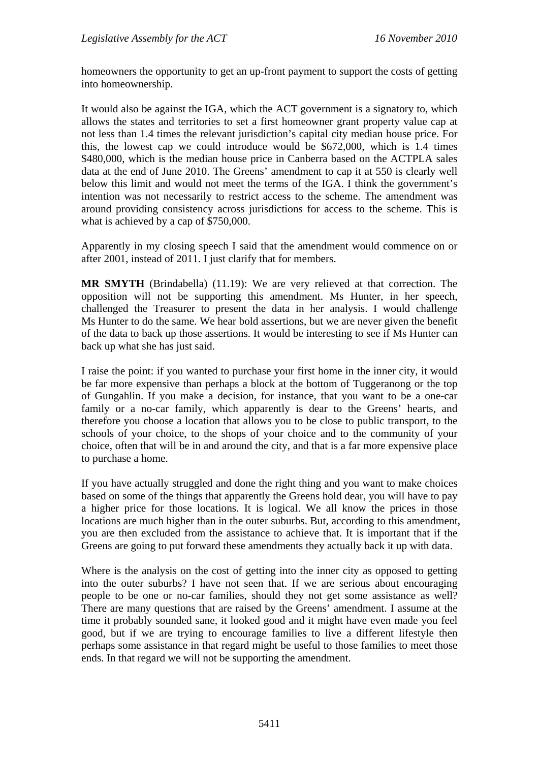homeowners the opportunity to get an up-front payment to support the costs of getting into homeownership.

It would also be against the IGA, which the ACT government is a signatory to, which allows the states and territories to set a first homeowner grant property value cap at not less than 1.4 times the relevant jurisdiction's capital city median house price. For this, the lowest cap we could introduce would be $672,000, which is 1.4 times $480,000, which is the median house price in Canberra based on the ACTPLA sales data at the end of June 2010. The Greens' amendment to cap it at 550 is clearly well below this limit and would not meet the terms of the IGA. I think the government's intention was not necessarily to restrict access to the scheme. The amendment was around providing consistency across jurisdictions for access to the scheme. This is what is achieved by a cap of $750,000.

Apparently in my closing speech I said that the amendment would commence on or after 2001, instead of 2011. I just clarify that for members.

**MR SMYTH** (Brindabella) (11.19): We are very relieved at that correction. The opposition will not be supporting this amendment. Ms Hunter, in her speech, challenged the Treasurer to present the data in her analysis. I would challenge Ms Hunter to do the same. We hear bold assertions, but we are never given the benefit of the data to back up those assertions. It would be interesting to see if Ms Hunter can back up what she has just said.

I raise the point: if you wanted to purchase your first home in the inner city, it would be far more expensive than perhaps a block at the bottom of Tuggeranong or the top of Gungahlin. If you make a decision, for instance, that you want to be a one-car family or a no-car family, which apparently is dear to the Greens' hearts, and therefore you choose a location that allows you to be close to public transport, to the schools of your choice, to the shops of your choice and to the community of your choice, often that will be in and around the city, and that is a far more expensive place to purchase a home.

If you have actually struggled and done the right thing and you want to make choices based on some of the things that apparently the Greens hold dear, you will have to pay a higher price for those locations. It is logical. We all know the prices in those locations are much higher than in the outer suburbs. But, according to this amendment, you are then excluded from the assistance to achieve that. It is important that if the Greens are going to put forward these amendments they actually back it up with data.

Where is the analysis on the cost of getting into the inner city as opposed to getting into the outer suburbs? I have not seen that. If we are serious about encouraging people to be one or no-car families, should they not get some assistance as well? There are many questions that are raised by the Greens' amendment. I assume at the time it probably sounded sane, it looked good and it might have even made you feel good, but if we are trying to encourage families to live a different lifestyle then perhaps some assistance in that regard might be useful to those families to meet those ends. In that regard we will not be supporting the amendment.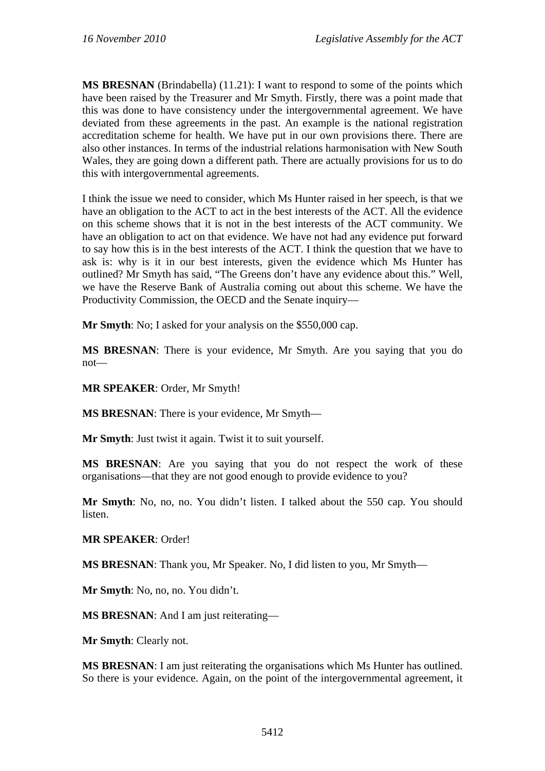**MS BRESNAN** (Brindabella) (11.21): I want to respond to some of the points which have been raised by the Treasurer and Mr Smyth. Firstly, there was a point made that this was done to have consistency under the intergovernmental agreement. We have deviated from these agreements in the past. An example is the national registration accreditation scheme for health. We have put in our own provisions there. There are also other instances. In terms of the industrial relations harmonisation with New South Wales, they are going down a different path. There are actually provisions for us to do this with intergovernmental agreements.

I think the issue we need to consider, which Ms Hunter raised in her speech, is that we have an obligation to the ACT to act in the best interests of the ACT. All the evidence on this scheme shows that it is not in the best interests of the ACT community. We have an obligation to act on that evidence. We have not had any evidence put forward to say how this is in the best interests of the ACT. I think the question that we have to ask is: why is it in our best interests, given the evidence which Ms Hunter has outlined? Mr Smyth has said, "The Greens don't have any evidence about this." Well, we have the Reserve Bank of Australia coming out about this scheme. We have the Productivity Commission, the OECD and the Senate inquiry—

**Mr Smyth**: No; I asked for your analysis on the $550,000 cap.

**MS BRESNAN**: There is your evidence, Mr Smyth. Are you saying that you do not—

**MR SPEAKER**: Order, Mr Smyth!

**MS BRESNAN**: There is your evidence, Mr Smyth—

**Mr Smyth**: Just twist it again. Twist it to suit yourself.

**MS BRESNAN**: Are you saying that you do not respect the work of these organisations—that they are not good enough to provide evidence to you?

**Mr Smyth**: No, no, no. You didn't listen. I talked about the 550 cap. You should listen.

**MR SPEAKER**: Order!

**MS BRESNAN**: Thank you, Mr Speaker. No, I did listen to you, Mr Smyth—

**Mr Smyth**: No, no, no. You didn't.

**MS BRESNAN**: And I am just reiterating—

**Mr Smyth**: Clearly not.

**MS BRESNAN**: I am just reiterating the organisations which Ms Hunter has outlined. So there is your evidence. Again, on the point of the intergovernmental agreement, it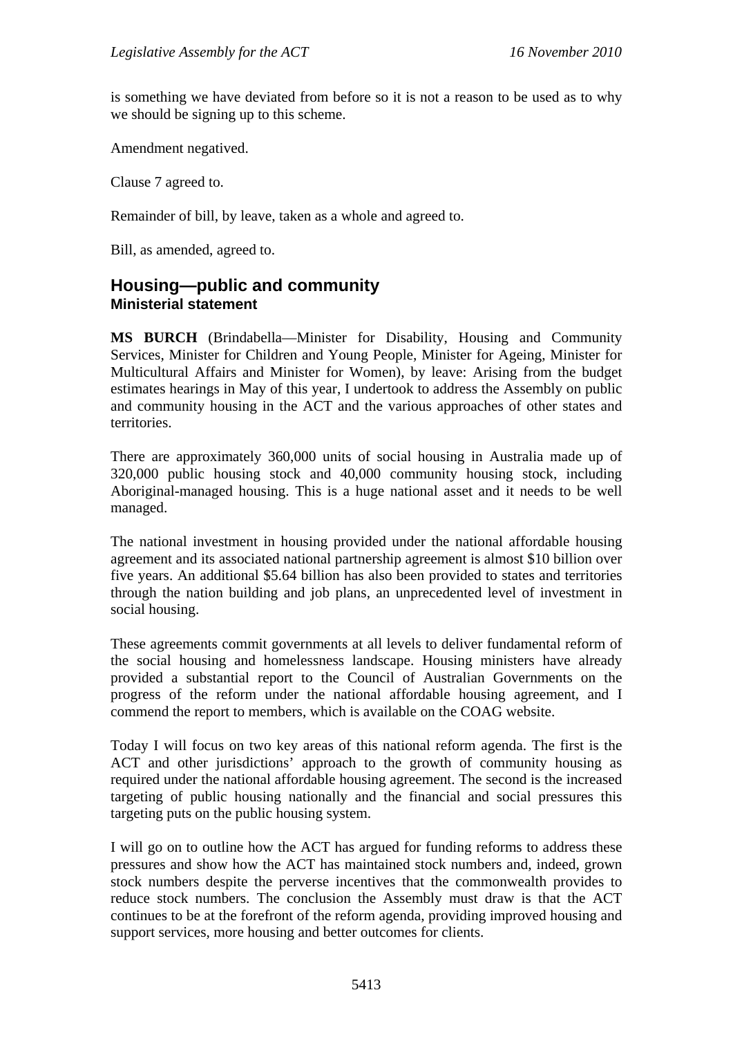is something we have deviated from before so it is not a reason to be used as to why we should be signing up to this scheme.

Amendment negatived.

Clause 7 agreed to.

Remainder of bill, by leave, taken as a whole and agreed to.

Bill, as amended, agreed to.

## Housing—public and community
### Ministerial statement

**MS BURCH** (Brindabella—Minister for Disability, Housing and Community Services, Minister for Children and Young People, Minister for Ageing, Minister for Multicultural Affairs and Minister for Women), by leave: Arising from the budget estimates hearings in May of this year, I undertook to address the Assembly on public and community housing in the ACT and the various approaches of other states and territories.

There are approximately 360,000 units of social housing in Australia made up of 320,000 public housing stock and 40,000 community housing stock, including Aboriginal-managed housing. This is a huge national asset and it needs to be well managed.

The national investment in housing provided under the national affordable housing agreement and its associated national partnership agreement is almost \$10 billion over five years. An additional \$5.64 billion has also been provided to states and territories through the nation building and job plans, an unprecedented level of investment in social housing.

These agreements commit governments at all levels to deliver fundamental reform of the social housing and homelessness landscape. Housing ministers have already provided a substantial report to the Council of Australian Governments on the progress of the reform under the national affordable housing agreement, and I commend the report to members, which is available on the COAG website.

Today I will focus on two key areas of this national reform agenda. The first is the ACT and other jurisdictions' approach to the growth of community housing as required under the national affordable housing agreement. The second is the increased targeting of public housing nationally and the financial and social pressures this targeting puts on the public housing system.

I will go on to outline how the ACT has argued for funding reforms to address these pressures and show how the ACT has maintained stock numbers and, indeed, grown stock numbers despite the perverse incentives that the commonwealth provides to reduce stock numbers. The conclusion the Assembly must draw is that the ACT continues to be at the forefront of the reform agenda, providing improved housing and support services, more housing and better outcomes for clients.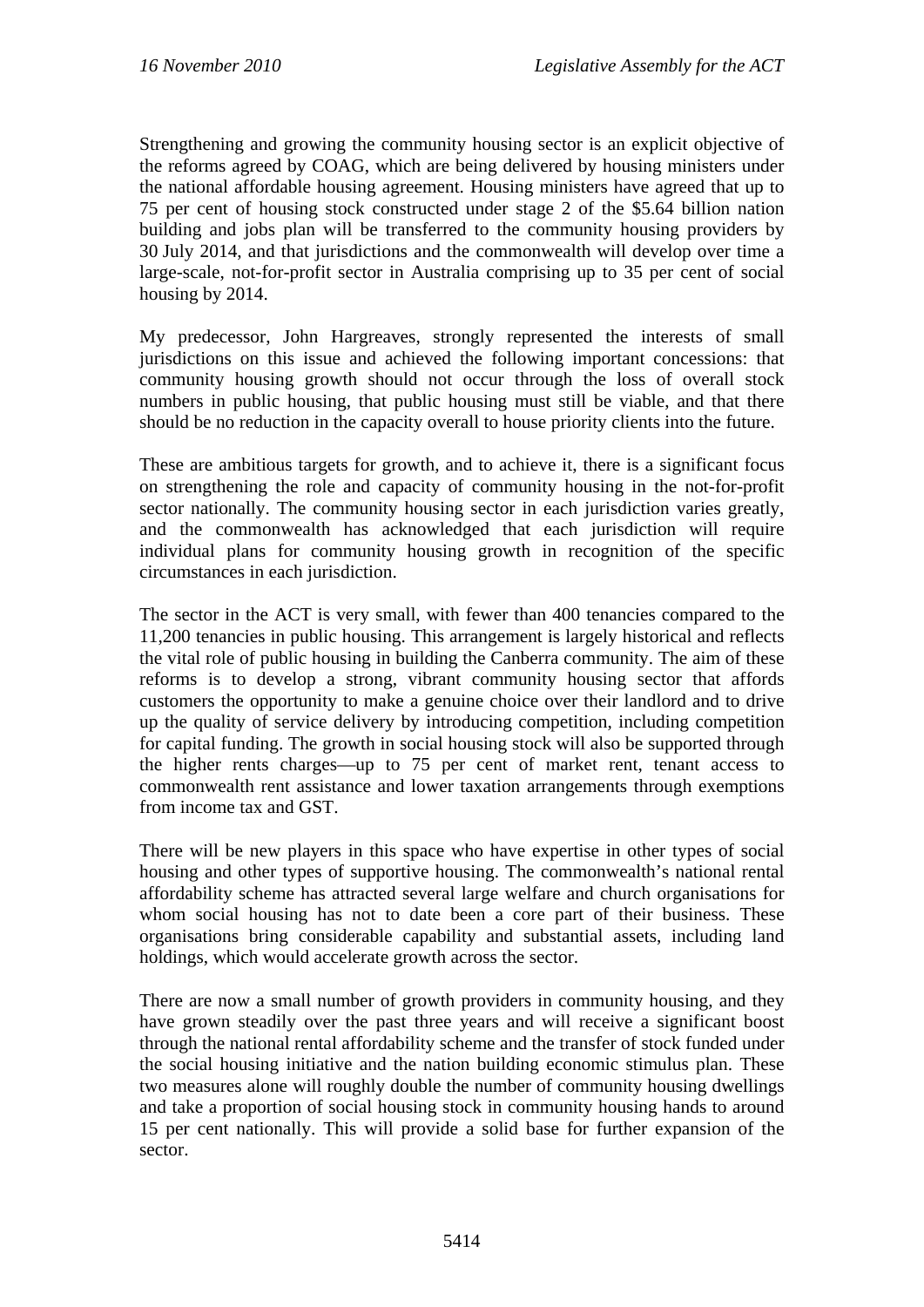Strengthening and growing the community housing sector is an explicit objective of the reforms agreed by COAG, which are being delivered by housing ministers under the national affordable housing agreement. Housing ministers have agreed that up to 75 per cent of housing stock constructed under stage 2 of the $5.64 billion nation building and jobs plan will be transferred to the community housing providers by 30 July 2014, and that jurisdictions and the commonwealth will develop over time a large-scale, not-for-profit sector in Australia comprising up to 35 per cent of social housing by 2014.

My predecessor, John Hargreaves, strongly represented the interests of small jurisdictions on this issue and achieved the following important concessions: that community housing growth should not occur through the loss of overall stock numbers in public housing, that public housing must still be viable, and that there should be no reduction in the capacity overall to house priority clients into the future.

These are ambitious targets for growth, and to achieve it, there is a significant focus on strengthening the role and capacity of community housing in the not-for-profit sector nationally. The community housing sector in each jurisdiction varies greatly, and the commonwealth has acknowledged that each jurisdiction will require individual plans for community housing growth in recognition of the specific circumstances in each jurisdiction.

The sector in the ACT is very small, with fewer than 400 tenancies compared to the 11,200 tenancies in public housing. This arrangement is largely historical and reflects the vital role of public housing in building the Canberra community. The aim of these reforms is to develop a strong, vibrant community housing sector that affords customers the opportunity to make a genuine choice over their landlord and to drive up the quality of service delivery by introducing competition, including competition for capital funding. The growth in social housing stock will also be supported through the higher rents charges—up to 75 per cent of market rent, tenant access to commonwealth rent assistance and lower taxation arrangements through exemptions from income tax and GST.

There will be new players in this space who have expertise in other types of social housing and other types of supportive housing. The commonwealth's national rental affordability scheme has attracted several large welfare and church organisations for whom social housing has not to date been a core part of their business. These organisations bring considerable capability and substantial assets, including land holdings, which would accelerate growth across the sector.

There are now a small number of growth providers in community housing, and they have grown steadily over the past three years and will receive a significant boost through the national rental affordability scheme and the transfer of stock funded under the social housing initiative and the nation building economic stimulus plan. These two measures alone will roughly double the number of community housing dwellings and take a proportion of social housing stock in community housing hands to around 15 per cent nationally. This will provide a solid base for further expansion of the sector.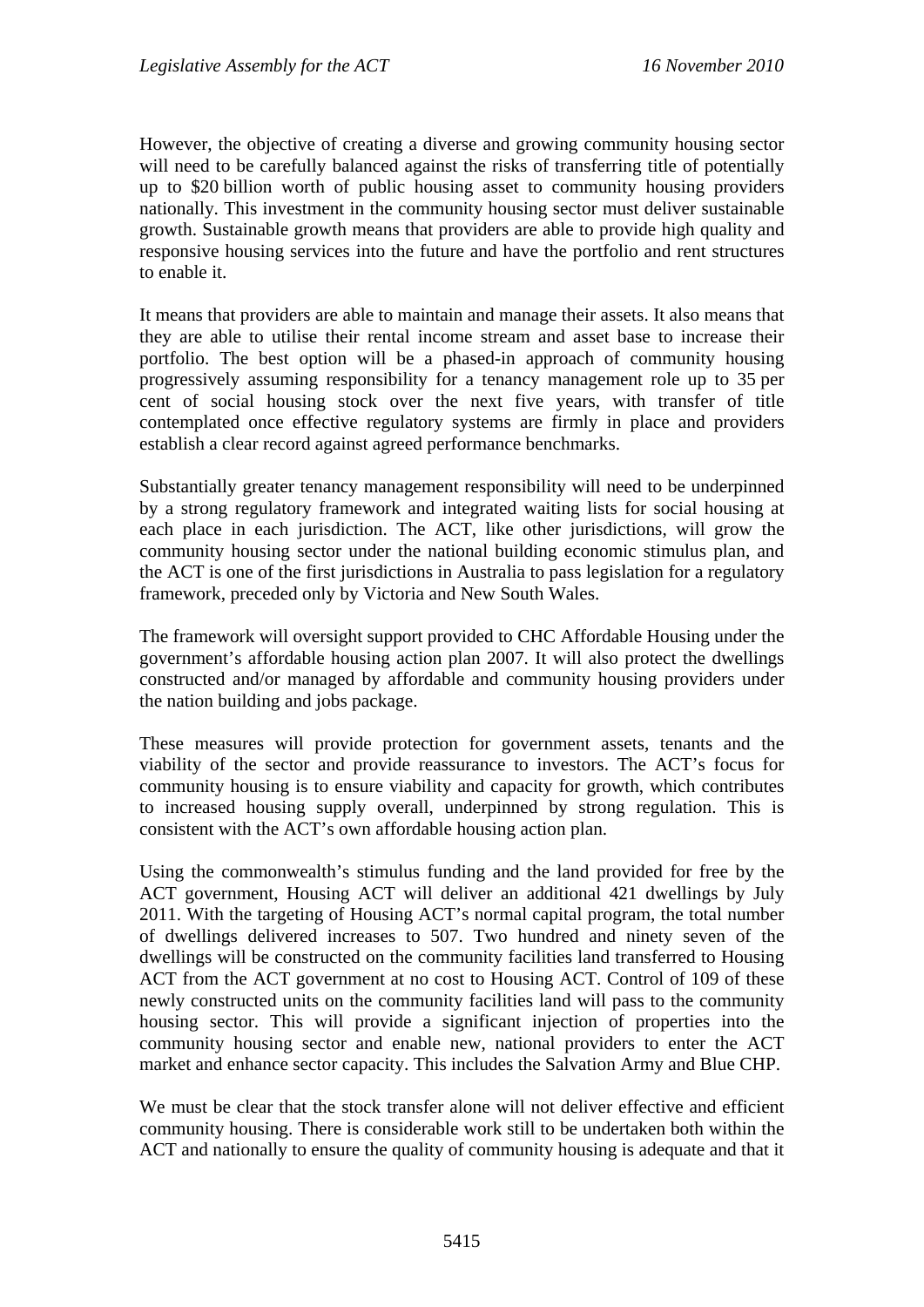However, the objective of creating a diverse and growing community housing sector will need to be carefully balanced against the risks of transferring title of potentially up to $20 billion worth of public housing asset to community housing providers nationally. This investment in the community housing sector must deliver sustainable growth. Sustainable growth means that providers are able to provide high quality and responsive housing services into the future and have the portfolio and rent structures to enable it.

It means that providers are able to maintain and manage their assets. It also means that they are able to utilise their rental income stream and asset base to increase their portfolio. The best option will be a phased-in approach of community housing progressively assuming responsibility for a tenancy management role up to 35 per cent of social housing stock over the next five years, with transfer of title contemplated once effective regulatory systems are firmly in place and providers establish a clear record against agreed performance benchmarks.

Substantially greater tenancy management responsibility will need to be underpinned by a strong regulatory framework and integrated waiting lists for social housing at each place in each jurisdiction. The ACT, like other jurisdictions, will grow the community housing sector under the national building economic stimulus plan, and the ACT is one of the first jurisdictions in Australia to pass legislation for a regulatory framework, preceded only by Victoria and New South Wales.

The framework will oversight support provided to CHC Affordable Housing under the government's affordable housing action plan 2007. It will also protect the dwellings constructed and/or managed by affordable and community housing providers under the nation building and jobs package.

These measures will provide protection for government assets, tenants and the viability of the sector and provide reassurance to investors. The ACT's focus for community housing is to ensure viability and capacity for growth, which contributes to increased housing supply overall, underpinned by strong regulation. This is consistent with the ACT's own affordable housing action plan.

Using the commonwealth's stimulus funding and the land provided for free by the ACT government, Housing ACT will deliver an additional 421 dwellings by July 2011. With the targeting of Housing ACT's normal capital program, the total number of dwellings delivered increases to 507. Two hundred and ninety seven of the dwellings will be constructed on the community facilities land transferred to Housing ACT from the ACT government at no cost to Housing ACT. Control of 109 of these newly constructed units on the community facilities land will pass to the community housing sector. This will provide a significant injection of properties into the community housing sector and enable new, national providers to enter the ACT market and enhance sector capacity. This includes the Salvation Army and Blue CHP.

We must be clear that the stock transfer alone will not deliver effective and efficient community housing. There is considerable work still to be undertaken both within the ACT and nationally to ensure the quality of community housing is adequate and that it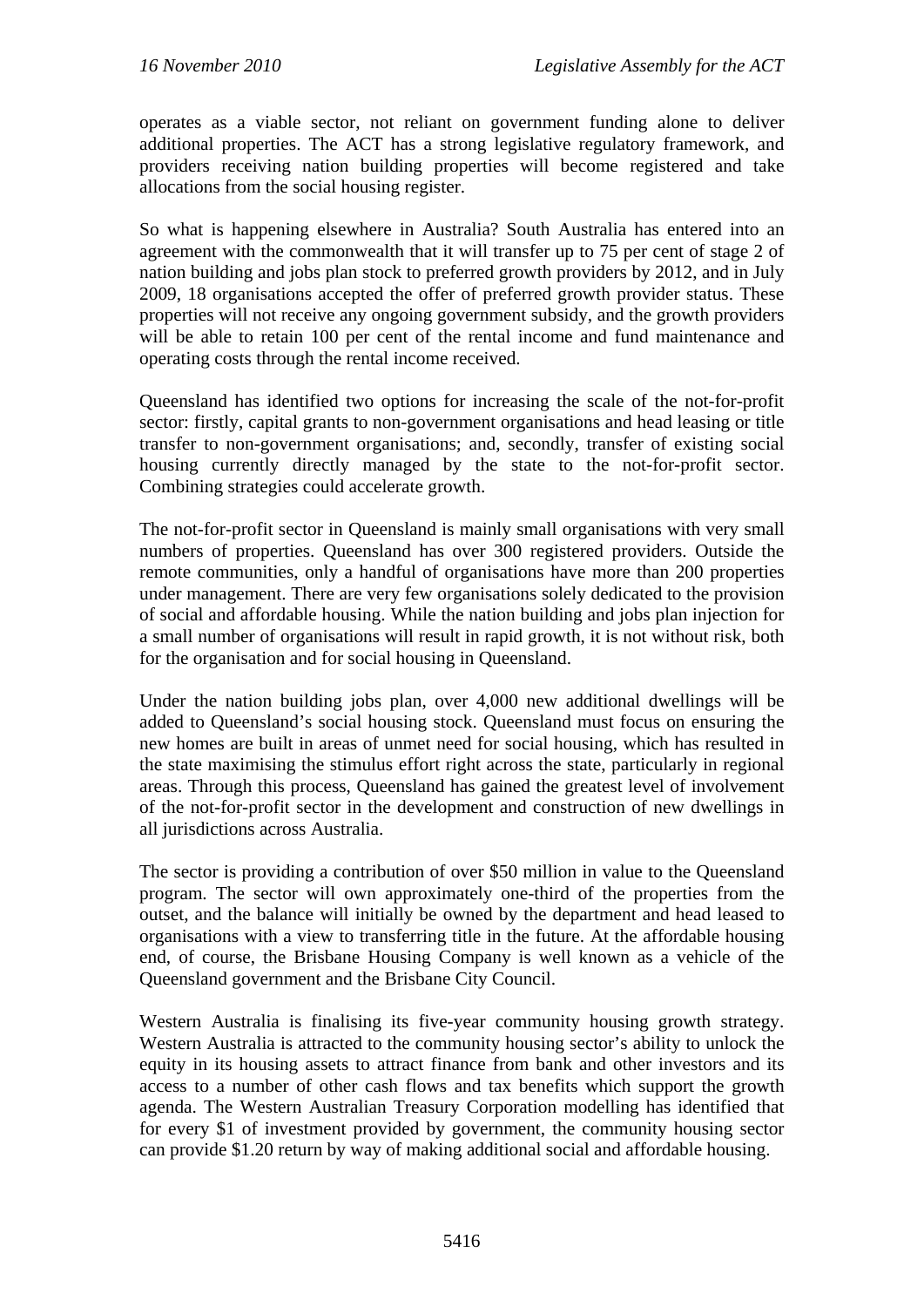operates as a viable sector, not reliant on government funding alone to deliver additional properties. The ACT has a strong legislative regulatory framework, and providers receiving nation building properties will become registered and take allocations from the social housing register.

So what is happening elsewhere in Australia? South Australia has entered into an agreement with the commonwealth that it will transfer up to 75 per cent of stage 2 of nation building and jobs plan stock to preferred growth providers by 2012, and in July 2009, 18 organisations accepted the offer of preferred growth provider status. These properties will not receive any ongoing government subsidy, and the growth providers will be able to retain 100 per cent of the rental income and fund maintenance and operating costs through the rental income received.

Queensland has identified two options for increasing the scale of the not-for-profit sector: firstly, capital grants to non-government organisations and head leasing or title transfer to non-government organisations; and, secondly, transfer of existing social housing currently directly managed by the state to the not-for-profit sector. Combining strategies could accelerate growth.

The not-for-profit sector in Queensland is mainly small organisations with very small numbers of properties. Queensland has over 300 registered providers. Outside the remote communities, only a handful of organisations have more than 200 properties under management. There are very few organisations solely dedicated to the provision of social and affordable housing. While the nation building and jobs plan injection for a small number of organisations will result in rapid growth, it is not without risk, both for the organisation and for social housing in Queensland.

Under the nation building jobs plan, over 4,000 new additional dwellings will be added to Queensland's social housing stock. Queensland must focus on ensuring the new homes are built in areas of unmet need for social housing, which has resulted in the state maximising the stimulus effort right across the state, particularly in regional areas. Through this process, Queensland has gained the greatest level of involvement of the not-for-profit sector in the development and construction of new dwellings in all jurisdictions across Australia.

The sector is providing a contribution of over $50 million in value to the Queensland program. The sector will own approximately one-third of the properties from the outset, and the balance will initially be owned by the department and head leased to organisations with a view to transferring title in the future. At the affordable housing end, of course, the Brisbane Housing Company is well known as a vehicle of the Queensland government and the Brisbane City Council.

Western Australia is finalising its five-year community housing growth strategy. Western Australia is attracted to the community housing sector's ability to unlock the equity in its housing assets to attract finance from bank and other investors and its access to a number of other cash flows and tax benefits which support the growth agenda. The Western Australian Treasury Corporation modelling has identified that for every $1 of investment provided by government, the community housing sector can provide $1.20 return by way of making additional social and affordable housing.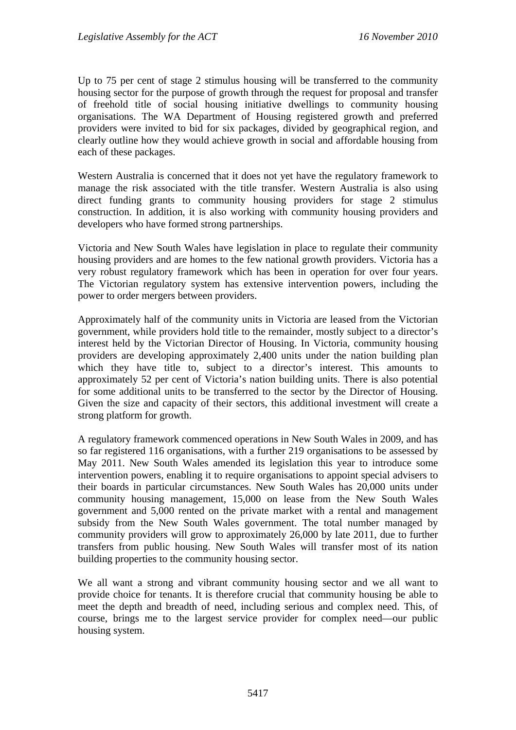Up to 75 per cent of stage 2 stimulus housing will be transferred to the community housing sector for the purpose of growth through the request for proposal and transfer of freehold title of social housing initiative dwellings to community housing organisations. The WA Department of Housing registered growth and preferred providers were invited to bid for six packages, divided by geographical region, and clearly outline how they would achieve growth in social and affordable housing from each of these packages.

Western Australia is concerned that it does not yet have the regulatory framework to manage the risk associated with the title transfer. Western Australia is also using direct funding grants to community housing providers for stage 2 stimulus construction. In addition, it is also working with community housing providers and developers who have formed strong partnerships.

Victoria and New South Wales have legislation in place to regulate their community housing providers and are homes to the few national growth providers. Victoria has a very robust regulatory framework which has been in operation for over four years. The Victorian regulatory system has extensive intervention powers, including the power to order mergers between providers.

Approximately half of the community units in Victoria are leased from the Victorian government, while providers hold title to the remainder, mostly subject to a director's interest held by the Victorian Director of Housing. In Victoria, community housing providers are developing approximately 2,400 units under the nation building plan which they have title to, subject to a director's interest. This amounts to approximately 52 per cent of Victoria's nation building units. There is also potential for some additional units to be transferred to the sector by the Director of Housing. Given the size and capacity of their sectors, this additional investment will create a strong platform for growth.

A regulatory framework commenced operations in New South Wales in 2009, and has so far registered 116 organisations, with a further 219 organisations to be assessed by May 2011. New South Wales amended its legislation this year to introduce some intervention powers, enabling it to require organisations to appoint special advisers to their boards in particular circumstances. New South Wales has 20,000 units under community housing management, 15,000 on lease from the New South Wales government and 5,000 rented on the private market with a rental and management subsidy from the New South Wales government. The total number managed by community providers will grow to approximately 26,000 by late 2011, due to further transfers from public housing. New South Wales will transfer most of its nation building properties to the community housing sector.

We all want a strong and vibrant community housing sector and we all want to provide choice for tenants. It is therefore crucial that community housing be able to meet the depth and breadth of need, including serious and complex need. This, of course, brings me to the largest service provider for complex need—our public housing system.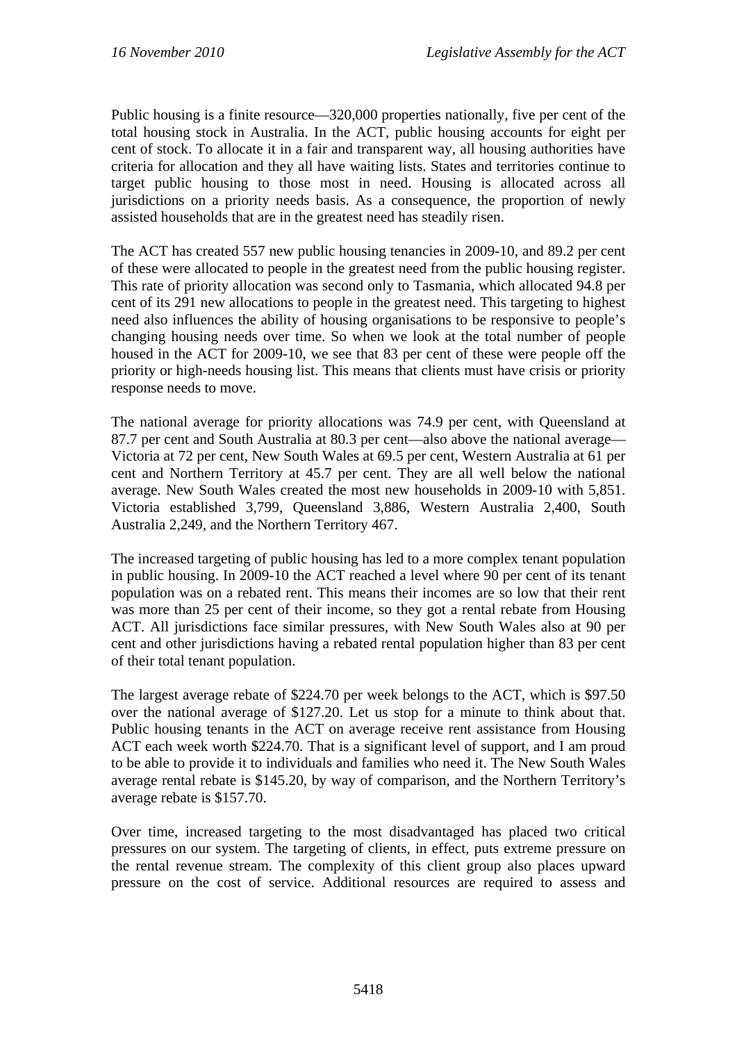Public housing is a finite resource—320,000 properties nationally, five per cent of the total housing stock in Australia. In the ACT, public housing accounts for eight per cent of stock. To allocate it in a fair and transparent way, all housing authorities have criteria for allocation and they all have waiting lists. States and territories continue to target public housing to those most in need. Housing is allocated across all jurisdictions on a priority needs basis. As a consequence, the proportion of newly assisted households that are in the greatest need has steadily risen.

The ACT has created 557 new public housing tenancies in 2009-10, and 89.2 per cent of these were allocated to people in the greatest need from the public housing register. This rate of priority allocation was second only to Tasmania, which allocated 94.8 per cent of its 291 new allocations to people in the greatest need. This targeting to highest need also influences the ability of housing organisations to be responsive to people's changing housing needs over time. So when we look at the total number of people housed in the ACT for 2009-10, we see that 83 per cent of these were people off the priority or high-needs housing list. This means that clients must have crisis or priority response needs to move.

The national average for priority allocations was 74.9 per cent, with Queensland at 87.7 per cent and South Australia at 80.3 per cent—also above the national average—Victoria at 72 per cent, New South Wales at 69.5 per cent, Western Australia at 61 per cent and Northern Territory at 45.7 per cent. They are all well below the national average. New South Wales created the most new households in 2009-10 with 5,851. Victoria established 3,799, Queensland 3,886, Western Australia 2,400, South Australia 2,249, and the Northern Territory 467.

The increased targeting of public housing has led to a more complex tenant population in public housing. In 2009-10 the ACT reached a level where 90 per cent of its tenant population was on a rebated rent. This means their incomes are so low that their rent was more than 25 per cent of their income, so they got a rental rebate from Housing ACT. All jurisdictions face similar pressures, with New South Wales also at 90 per cent and other jurisdictions having a rebated rental population higher than 83 per cent of their total tenant population.

The largest average rebate of $224.70 per week belongs to the ACT, which is $97.50 over the national average of $127.20. Let us stop for a minute to think about that. Public housing tenants in the ACT on average receive rent assistance from Housing ACT each week worth $224.70. That is a significant level of support, and I am proud to be able to provide it to individuals and families who need it. The New South Wales average rental rebate is $145.20, by way of comparison, and the Northern Territory's average rebate is $157.70.

Over time, increased targeting to the most disadvantaged has placed two critical pressures on our system. The targeting of clients, in effect, puts extreme pressure on the rental revenue stream. The complexity of this client group also places upward pressure on the cost of service. Additional resources are required to assess and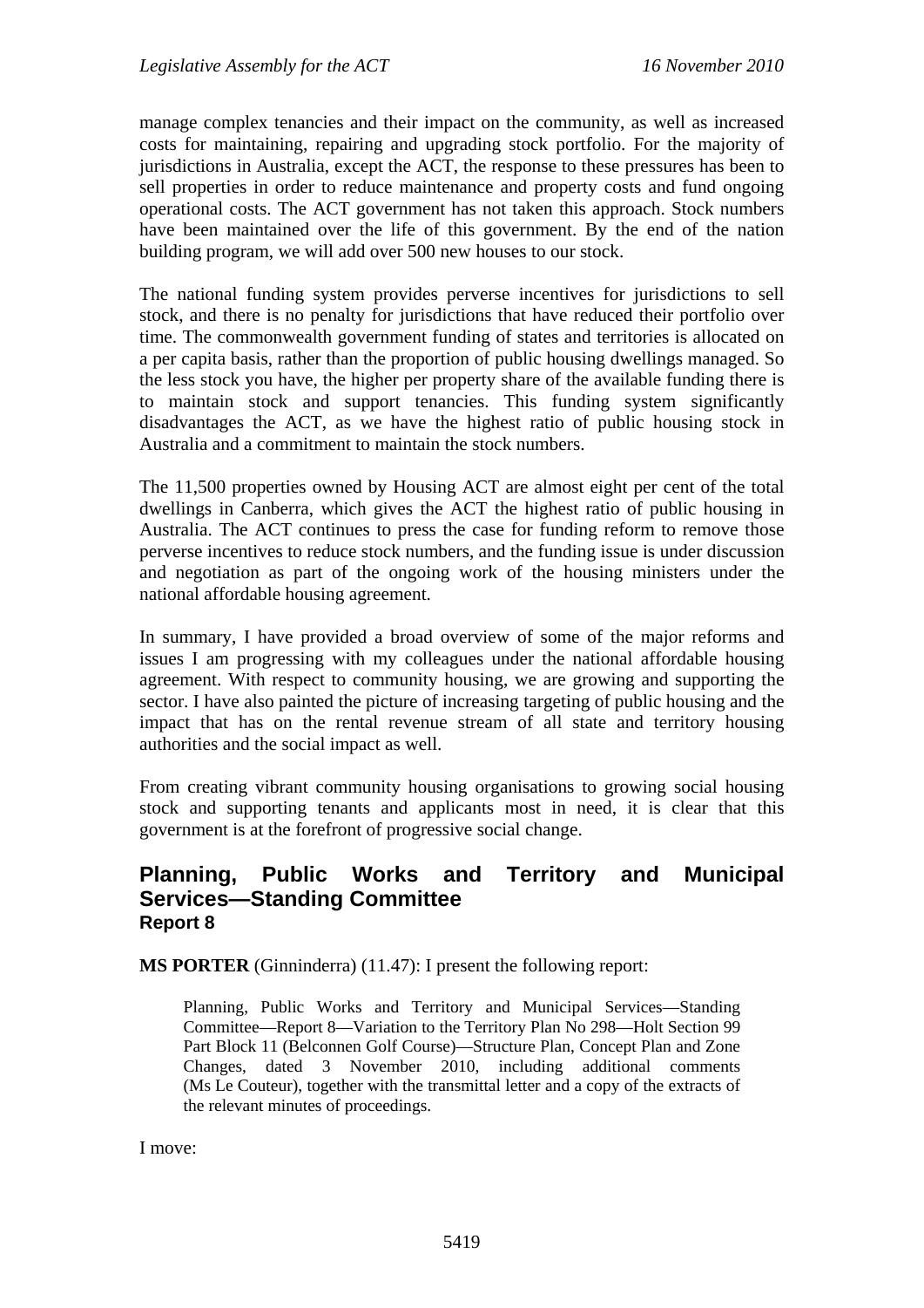manage complex tenancies and their impact on the community, as well as increased costs for maintaining, repairing and upgrading stock portfolio. For the majority of jurisdictions in Australia, except the ACT, the response to these pressures has been to sell properties in order to reduce maintenance and property costs and fund ongoing operational costs. The ACT government has not taken this approach. Stock numbers have been maintained over the life of this government. By the end of the nation building program, we will add over 500 new houses to our stock.

The national funding system provides perverse incentives for jurisdictions to sell stock, and there is no penalty for jurisdictions that have reduced their portfolio over time. The commonwealth government funding of states and territories is allocated on a per capita basis, rather than the proportion of public housing dwellings managed. So the less stock you have, the higher per property share of the available funding there is to maintain stock and support tenancies. This funding system significantly disadvantages the ACT, as we have the highest ratio of public housing stock in Australia and a commitment to maintain the stock numbers.

The 11,500 properties owned by Housing ACT are almost eight per cent of the total dwellings in Canberra, which gives the ACT the highest ratio of public housing in Australia. The ACT continues to press the case for funding reform to remove those perverse incentives to reduce stock numbers, and the funding issue is under discussion and negotiation as part of the ongoing work of the housing ministers under the national affordable housing agreement.

In summary, I have provided a broad overview of some of the major reforms and issues I am progressing with my colleagues under the national affordable housing agreement. With respect to community housing, we are growing and supporting the sector. I have also painted the picture of increasing targeting of public housing and the impact that has on the rental revenue stream of all state and territory housing authorities and the social impact as well.

From creating vibrant community housing organisations to growing social housing stock and supporting tenants and applicants most in need, it is clear that this government is at the forefront of progressive social change.

## Planning, Public Works and Territory and Municipal Services—Standing Committee
### Report 8

**MS PORTER** (Ginninderra) (11.47): I present the following report:

> Planning, Public Works and Territory and Municipal Services—Standing Committee—Report 8—Variation to the Territory Plan No 298—Holt Section 99 Part Block 11 (Belconnen Golf Course)—Structure Plan, Concept Plan and Zone Changes, dated 3 November 2010, including additional comments (Ms Le Couteur), together with the transmittal letter and a copy of the extracts of the relevant minutes of proceedings.

I move: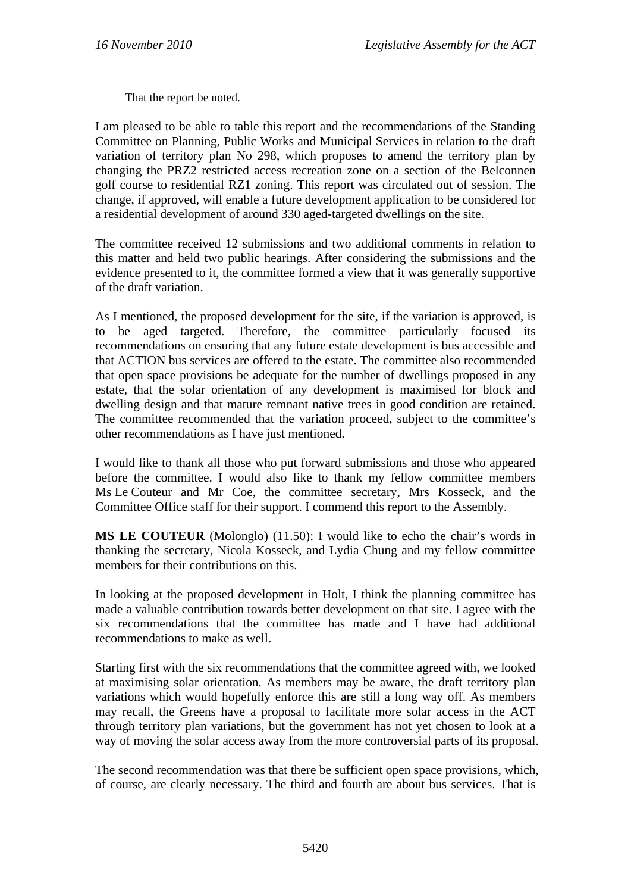That the report be noted.

I am pleased to be able to table this report and the recommendations of the Standing Committee on Planning, Public Works and Municipal Services in relation to the draft variation of territory plan No 298, which proposes to amend the territory plan by changing the PRZ2 restricted access recreation zone on a section of the Belconnen golf course to residential RZ1 zoning. This report was circulated out of session. The change, if approved, will enable a future development application to be considered for a residential development of around 330 aged-targeted dwellings on the site.

The committee received 12 submissions and two additional comments in relation to this matter and held two public hearings. After considering the submissions and the evidence presented to it, the committee formed a view that it was generally supportive of the draft variation.

As I mentioned, the proposed development for the site, if the variation is approved, is to be aged targeted. Therefore, the committee particularly focused its recommendations on ensuring that any future estate development is bus accessible and that ACTION bus services are offered to the estate. The committee also recommended that open space provisions be adequate for the number of dwellings proposed in any estate, that the solar orientation of any development is maximised for block and dwelling design and that mature remnant native trees in good condition are retained. The committee recommended that the variation proceed, subject to the committee's other recommendations as I have just mentioned.

I would like to thank all those who put forward submissions and those who appeared before the committee. I would also like to thank my fellow committee members Ms Le Couteur and Mr Coe, the committee secretary, Mrs Kosseck, and the Committee Office staff for their support. I commend this report to the Assembly.

**MS LE COUTEUR** (Molonglo) (11.50): I would like to echo the chair's words in thanking the secretary, Nicola Kosseck, and Lydia Chung and my fellow committee members for their contributions on this.

In looking at the proposed development in Holt, I think the planning committee has made a valuable contribution towards better development on that site. I agree with the six recommendations that the committee has made and I have had additional recommendations to make as well.

Starting first with the six recommendations that the committee agreed with, we looked at maximising solar orientation. As members may be aware, the draft territory plan variations which would hopefully enforce this are still a long way off. As members may recall, the Greens have a proposal to facilitate more solar access in the ACT through territory plan variations, but the government has not yet chosen to look at a way of moving the solar access away from the more controversial parts of its proposal.

The second recommendation was that there be sufficient open space provisions, which, of course, are clearly necessary. The third and fourth are about bus services. That is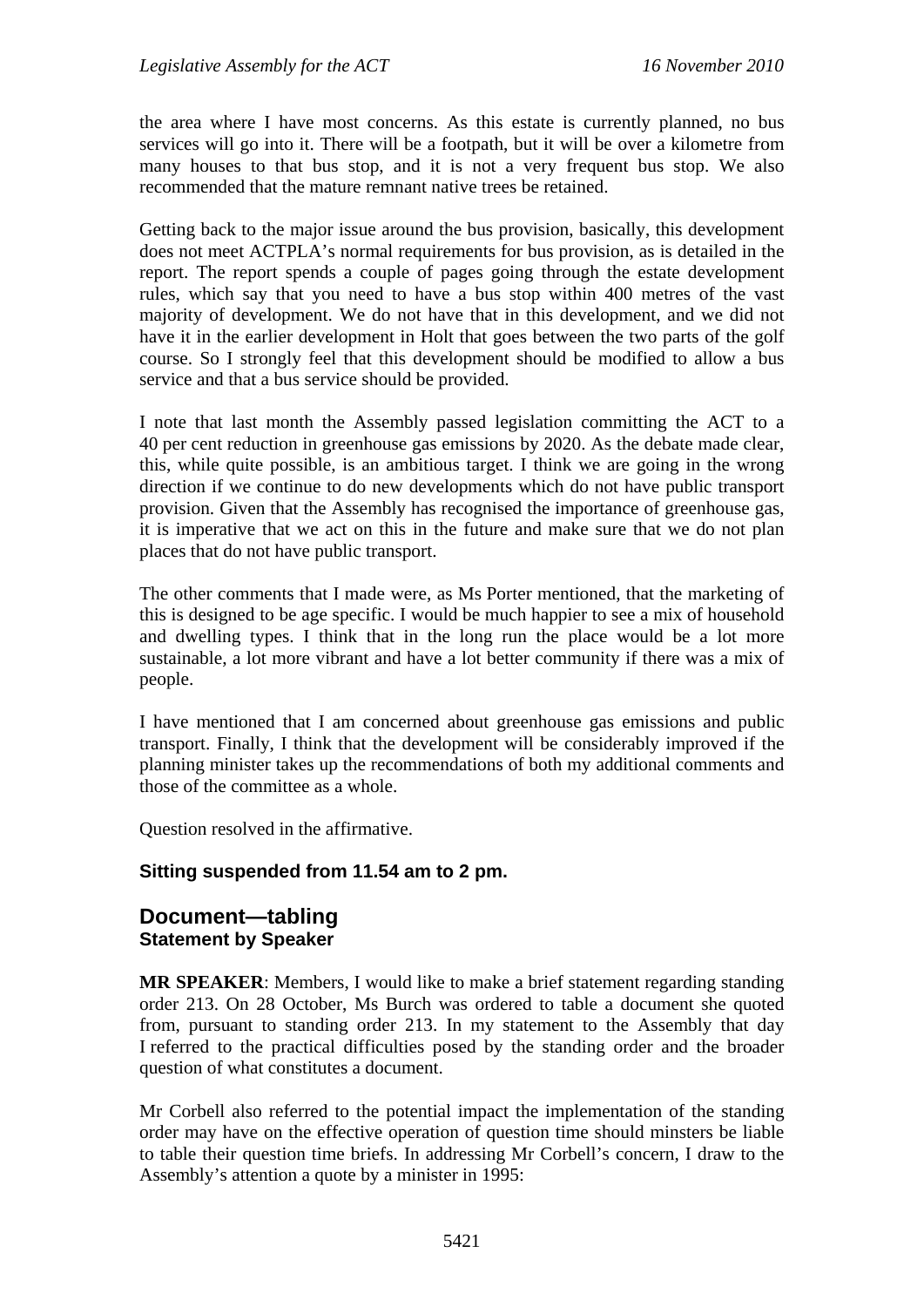the area where I have most concerns. As this estate is currently planned, no bus services will go into it. There will be a footpath, but it will be over a kilometre from many houses to that bus stop, and it is not a very frequent bus stop. We also recommended that the mature remnant native trees be retained.

Getting back to the major issue around the bus provision, basically, this development does not meet ACTPLA's normal requirements for bus provision, as is detailed in the report. The report spends a couple of pages going through the estate development rules, which say that you need to have a bus stop within 400 metres of the vast majority of development. We do not have that in this development, and we did not have it in the earlier development in Holt that goes between the two parts of the golf course. So I strongly feel that this development should be modified to allow a bus service and that a bus service should be provided.

I note that last month the Assembly passed legislation committing the ACT to a 40 per cent reduction in greenhouse gas emissions by 2020. As the debate made clear, this, while quite possible, is an ambitious target. I think we are going in the wrong direction if we continue to do new developments which do not have public transport provision. Given that the Assembly has recognised the importance of greenhouse gas, it is imperative that we act on this in the future and make sure that we do not plan places that do not have public transport.

The other comments that I made were, as Ms Porter mentioned, that the marketing of this is designed to be age specific. I would be much happier to see a mix of household and dwelling types. I think that in the long run the place would be a lot more sustainable, a lot more vibrant and have a lot better community if there was a mix of people.

I have mentioned that I am concerned about greenhouse gas emissions and public transport. Finally, I think that the development will be considerably improved if the planning minister takes up the recommendations of both my additional comments and those of the committee as a whole.

Question resolved in the affirmative.

**Sitting suspended from 11.54 am to 2 pm.**

## Document—tabling
### Statement by Speaker

**MR SPEAKER**: Members, I would like to make a brief statement regarding standing order 213. On 28 October, Ms Burch was ordered to table a document she quoted from, pursuant to standing order 213. In my statement to the Assembly that day I referred to the practical difficulties posed by the standing order and the broader question of what constitutes a document.

Mr Corbell also referred to the potential impact the implementation of the standing order may have on the effective operation of question time should minsters be liable to table their question time briefs. In addressing Mr Corbell's concern, I draw to the Assembly's attention a quote by a minister in 1995: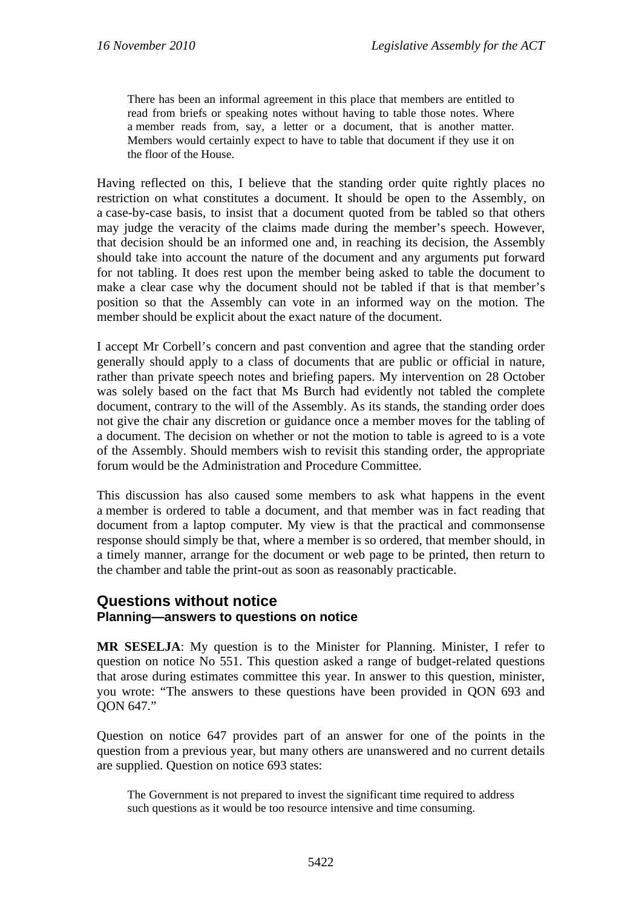> There has been an informal agreement in this place that members are entitled to read from briefs or speaking notes without having to table those notes. Where a member reads from, say, a letter or a document, that is another matter. Members would certainly expect to have to table that document if they use it on the floor of the House.

Having reflected on this, I believe that the standing order quite rightly places no restriction on what constitutes a document. It should be open to the Assembly, on a case-by-case basis, to insist that a document quoted from be tabled so that others may judge the veracity of the claims made during the member's speech. However, that decision should be an informed one and, in reaching its decision, the Assembly should take into account the nature of the document and any arguments put forward for not tabling. It does rest upon the member being asked to table the document to make a clear case why the document should not be tabled if that is that member's position so that the Assembly can vote in an informed way on the motion. The member should be explicit about the exact nature of the document.

I accept Mr Corbell's concern and past convention and agree that the standing order generally should apply to a class of documents that are public or official in nature, rather than private speech notes and briefing papers. My intervention on 28 October was solely based on the fact that Ms Burch had evidently not tabled the complete document, contrary to the will of the Assembly. As its stands, the standing order does not give the chair any discretion or guidance once a member moves for the tabling of a document. The decision on whether or not the motion to table is agreed to is a vote of the Assembly. Should members wish to revisit this standing order, the appropriate forum would be the Administration and Procedure Committee.

This discussion has also caused some members to ask what happens in the event a member is ordered to table a document, and that member was in fact reading that document from a laptop computer. My view is that the practical and commonsense response should simply be that, where a member is so ordered, that member should, in a timely manner, arrange for the document or web page to be printed, then return to the chamber and table the print-out as soon as reasonably practicable.

## Questions without notice

### Planning—answers to questions on notice

**MR SESELJA**: My question is to the Minister for Planning. Minister, I refer to question on notice No 551. This question asked a range of budget-related questions that arose during estimates committee this year. In answer to this question, minister, you wrote: "The answers to these questions have been provided in QON 693 and QON 647."

Question on notice 647 provides part of an answer for one of the points in the question from a previous year, but many others are unanswered and no current details are supplied. Question on notice 693 states:

> The Government is not prepared to invest the significant time required to address such questions as it would be too resource intensive and time consuming.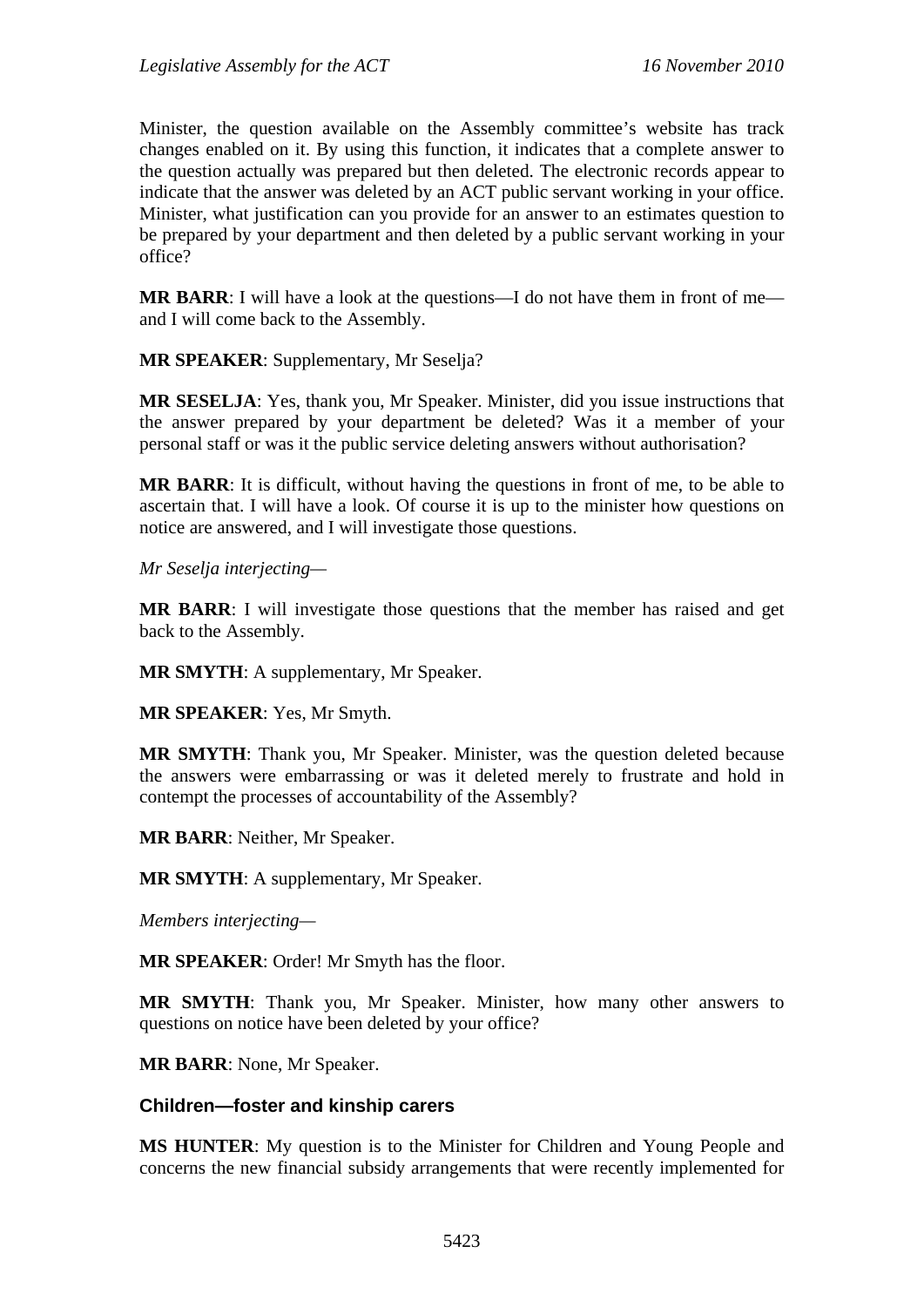Minister, the question available on the Assembly committee's website has track changes enabled on it. By using this function, it indicates that a complete answer to the question actually was prepared but then deleted. The electronic records appear to indicate that the answer was deleted by an ACT public servant working in your office. Minister, what justification can you provide for an answer to an estimates question to be prepared by your department and then deleted by a public servant working in your office?

**MR BARR**: I will have a look at the questions—I do not have them in front of me—and I will come back to the Assembly.

**MR SPEAKER**: Supplementary, Mr Seselja?

**MR SESELJA**: Yes, thank you, Mr Speaker. Minister, did you issue instructions that the answer prepared by your department be deleted? Was it a member of your personal staff or was it the public service deleting answers without authorisation?

**MR BARR**: It is difficult, without having the questions in front of me, to be able to ascertain that. I will have a look. Of course it is up to the minister how questions on notice are answered, and I will investigate those questions.

*Mr Seselja interjecting*—

**MR BARR**: I will investigate those questions that the member has raised and get back to the Assembly.

**MR SMYTH**: A supplementary, Mr Speaker.

**MR SPEAKER**: Yes, Mr Smyth.

**MR SMYTH**: Thank you, Mr Speaker. Minister, was the question deleted because the answers were embarrassing or was it deleted merely to frustrate and hold in contempt the processes of accountability of the Assembly?

**MR BARR**: Neither, Mr Speaker.

**MR SMYTH**: A supplementary, Mr Speaker.

*Members interjecting*—

**MR SPEAKER**: Order! Mr Smyth has the floor.

**MR SMYTH**: Thank you, Mr Speaker. Minister, how many other answers to questions on notice have been deleted by your office?

**MR BARR**: None, Mr Speaker.

### Children—foster and kinship carers

**MS HUNTER**: My question is to the Minister for Children and Young People and concerns the new financial subsidy arrangements that were recently implemented for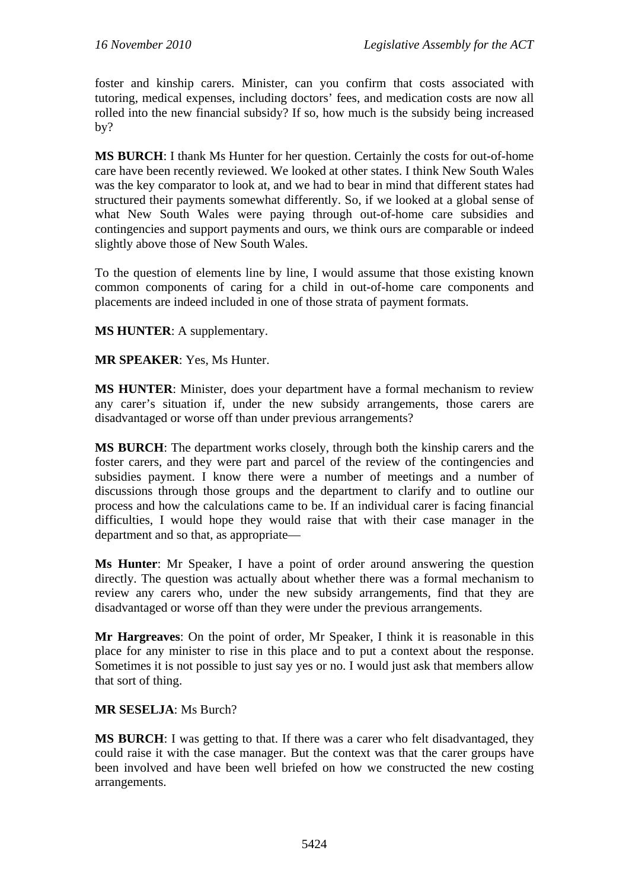foster and kinship carers. Minister, can you confirm that costs associated with tutoring, medical expenses, including doctors' fees, and medication costs are now all rolled into the new financial subsidy? If so, how much is the subsidy being increased by?

**MS BURCH**: I thank Ms Hunter for her question. Certainly the costs for out-of-home care have been recently reviewed. We looked at other states. I think New South Wales was the key comparator to look at, and we had to bear in mind that different states had structured their payments somewhat differently. So, if we looked at a global sense of what New South Wales were paying through out-of-home care subsidies and contingencies and support payments and ours, we think ours are comparable or indeed slightly above those of New South Wales.

To the question of elements line by line, I would assume that those existing known common components of caring for a child in out-of-home care components and placements are indeed included in one of those strata of payment formats.

**MS HUNTER**: A supplementary.

**MR SPEAKER**: Yes, Ms Hunter.

**MS HUNTER**: Minister, does your department have a formal mechanism to review any carer's situation if, under the new subsidy arrangements, those carers are disadvantaged or worse off than under previous arrangements?

**MS BURCH**: The department works closely, through both the kinship carers and the foster carers, and they were part and parcel of the review of the contingencies and subsidies payment. I know there were a number of meetings and a number of discussions through those groups and the department to clarify and to outline our process and how the calculations came to be. If an individual carer is facing financial difficulties, I would hope they would raise that with their case manager in the department and so that, as appropriate—

**Ms Hunter**: Mr Speaker, I have a point of order around answering the question directly. The question was actually about whether there was a formal mechanism to review any carers who, under the new subsidy arrangements, find that they are disadvantaged or worse off than they were under the previous arrangements.

**Mr Hargreaves**: On the point of order, Mr Speaker, I think it is reasonable in this place for any minister to rise in this place and to put a context about the response. Sometimes it is not possible to just say yes or no. I would just ask that members allow that sort of thing.

**MR SESELJA**: Ms Burch?

**MS BURCH**: I was getting to that. If there was a carer who felt disadvantaged, they could raise it with the case manager. But the context was that the carer groups have been involved and have been well briefed on how we constructed the new costing arrangements.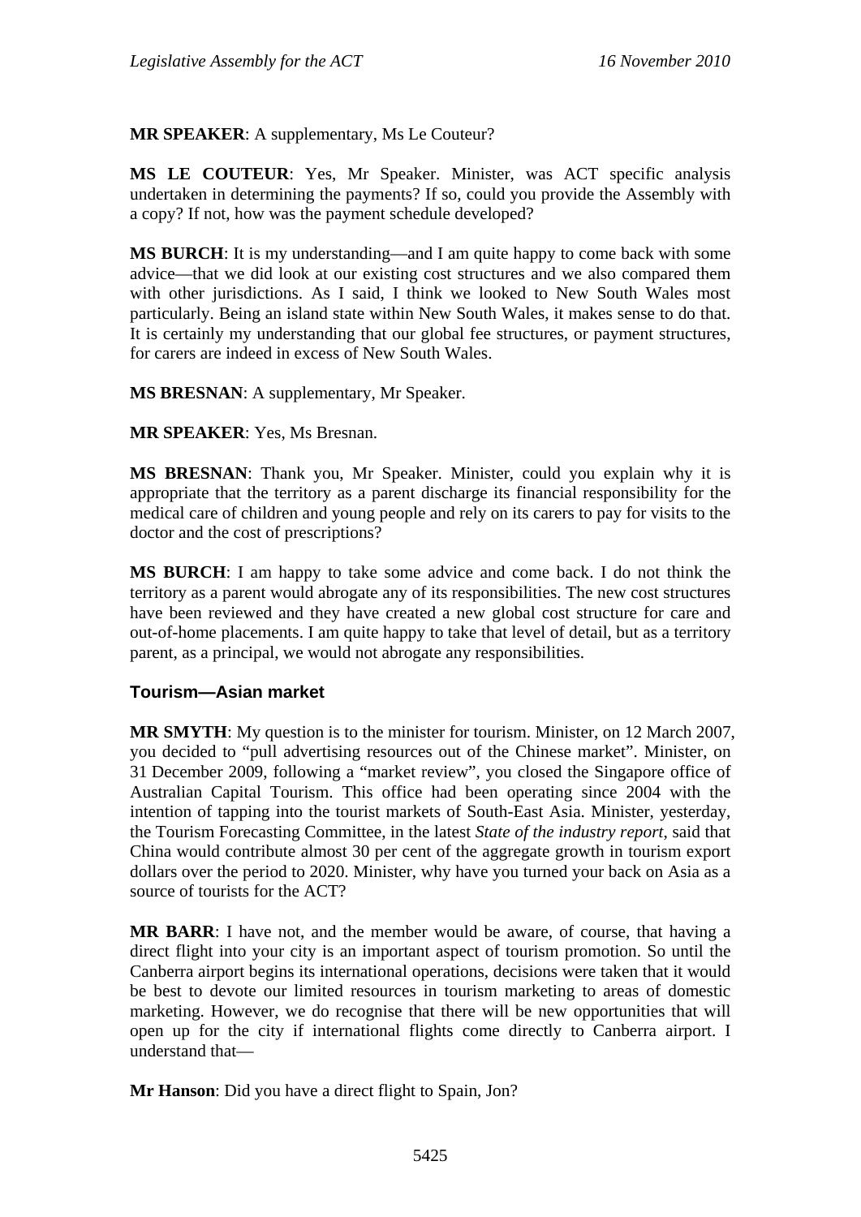**MR SPEAKER**: A supplementary, Ms Le Couteur?

**MS LE COUTEUR**: Yes, Mr Speaker. Minister, was ACT specific analysis undertaken in determining the payments? If so, could you provide the Assembly with a copy? If not, how was the payment schedule developed?

**MS BURCH**: It is my understanding—and I am quite happy to come back with some advice—that we did look at our existing cost structures and we also compared them with other jurisdictions. As I said, I think we looked to New South Wales most particularly. Being an island state within New South Wales, it makes sense to do that. It is certainly my understanding that our global fee structures, or payment structures, for carers are indeed in excess of New South Wales.

**MS BRESNAN**: A supplementary, Mr Speaker.

**MR SPEAKER**: Yes, Ms Bresnan.

**MS BRESNAN**: Thank you, Mr Speaker. Minister, could you explain why it is appropriate that the territory as a parent discharge its financial responsibility for the medical care of children and young people and rely on its carers to pay for visits to the doctor and the cost of prescriptions?

**MS BURCH**: I am happy to take some advice and come back. I do not think the territory as a parent would abrogate any of its responsibilities. The new cost structures have been reviewed and they have created a new global cost structure for care and out-of-home placements. I am quite happy to take that level of detail, but as a territory parent, as a principal, we would not abrogate any responsibilities.

## Tourism—Asian market

**MR SMYTH**: My question is to the minister for tourism. Minister, on 12 March 2007, you decided to "pull advertising resources out of the Chinese market". Minister, on 31 December 2009, following a "market review", you closed the Singapore office of Australian Capital Tourism. This office had been operating since 2004 with the intention of tapping into the tourist markets of South-East Asia. Minister, yesterday, the Tourism Forecasting Committee, in the latest *State of the industry report*, said that China would contribute almost 30 per cent of the aggregate growth in tourism export dollars over the period to 2020. Minister, why have you turned your back on Asia as a source of tourists for the ACT?

**MR BARR**: I have not, and the member would be aware, of course, that having a direct flight into your city is an important aspect of tourism promotion. So until the Canberra airport begins its international operations, decisions were taken that it would be best to devote our limited resources in tourism marketing to areas of domestic marketing. However, we do recognise that there will be new opportunities that will open up for the city if international flights come directly to Canberra airport. I understand that—

**Mr Hanson**: Did you have a direct flight to Spain, Jon?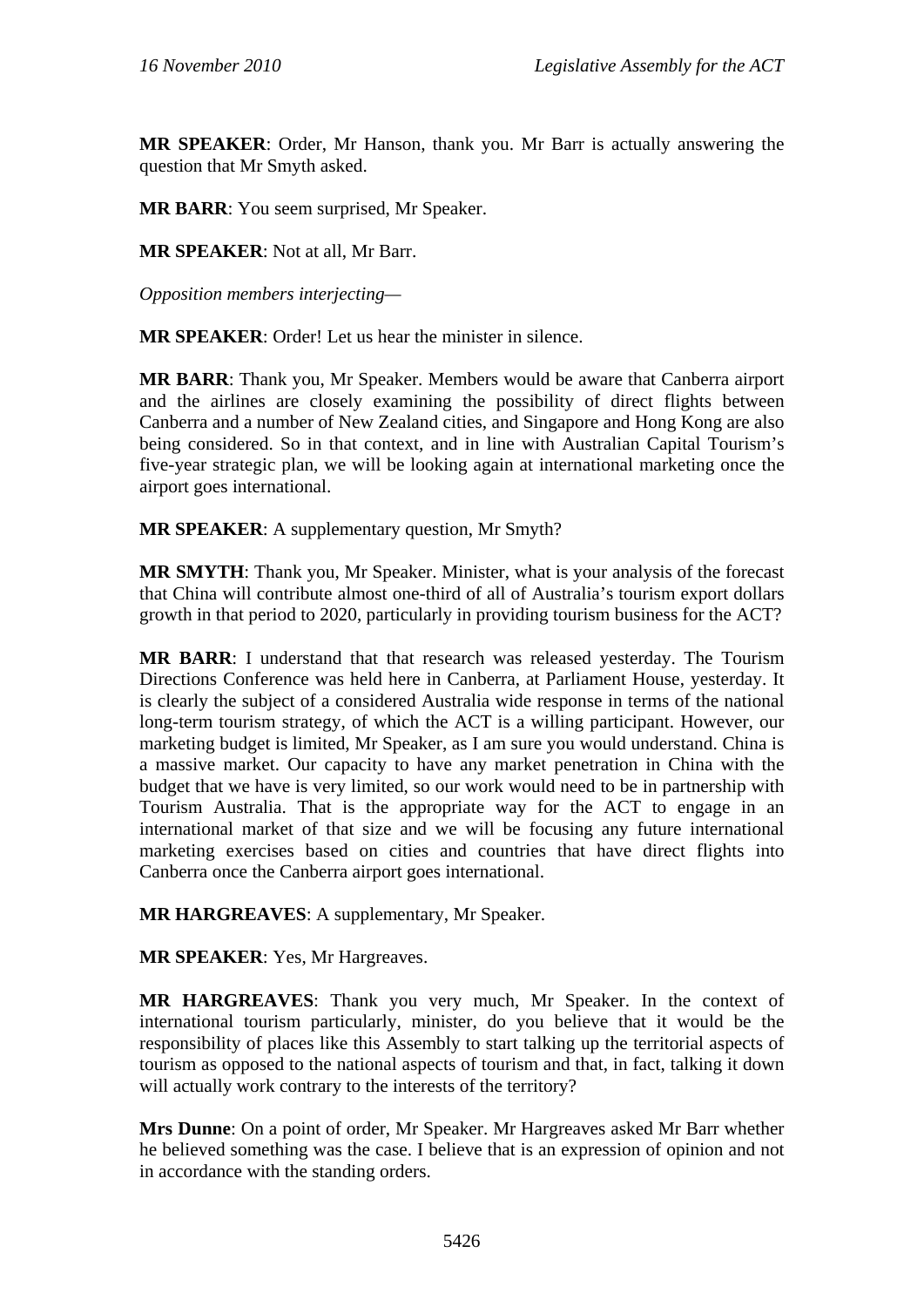**MR SPEAKER**: Order, Mr Hanson, thank you. Mr Barr is actually answering the question that Mr Smyth asked.

**MR BARR**: You seem surprised, Mr Speaker.

**MR SPEAKER**: Not at all, Mr Barr.

*Opposition members interjecting—*

**MR SPEAKER**: Order! Let us hear the minister in silence.

**MR BARR**: Thank you, Mr Speaker. Members would be aware that Canberra airport and the airlines are closely examining the possibility of direct flights between Canberra and a number of New Zealand cities, and Singapore and Hong Kong are also being considered. So in that context, and in line with Australian Capital Tourism's five-year strategic plan, we will be looking again at international marketing once the airport goes international.

**MR SPEAKER**: A supplementary question, Mr Smyth?

**MR SMYTH**: Thank you, Mr Speaker. Minister, what is your analysis of the forecast that China will contribute almost one-third of all of Australia's tourism export dollars growth in that period to 2020, particularly in providing tourism business for the ACT?

**MR BARR**: I understand that that research was released yesterday. The Tourism Directions Conference was held here in Canberra, at Parliament House, yesterday. It is clearly the subject of a considered Australia wide response in terms of the national long-term tourism strategy, of which the ACT is a willing participant. However, our marketing budget is limited, Mr Speaker, as I am sure you would understand. China is a massive market. Our capacity to have any market penetration in China with the budget that we have is very limited, so our work would need to be in partnership with Tourism Australia. That is the appropriate way for the ACT to engage in an international market of that size and we will be focusing any future international marketing exercises based on cities and countries that have direct flights into Canberra once the Canberra airport goes international.

**MR HARGREAVES**: A supplementary, Mr Speaker.

**MR SPEAKER**: Yes, Mr Hargreaves.

**MR HARGREAVES**: Thank you very much, Mr Speaker. In the context of international tourism particularly, minister, do you believe that it would be the responsibility of places like this Assembly to start talking up the territorial aspects of tourism as opposed to the national aspects of tourism and that, in fact, talking it down will actually work contrary to the interests of the territory?

**Mrs Dunne**: On a point of order, Mr Speaker. Mr Hargreaves asked Mr Barr whether he believed something was the case. I believe that is an expression of opinion and not in accordance with the standing orders.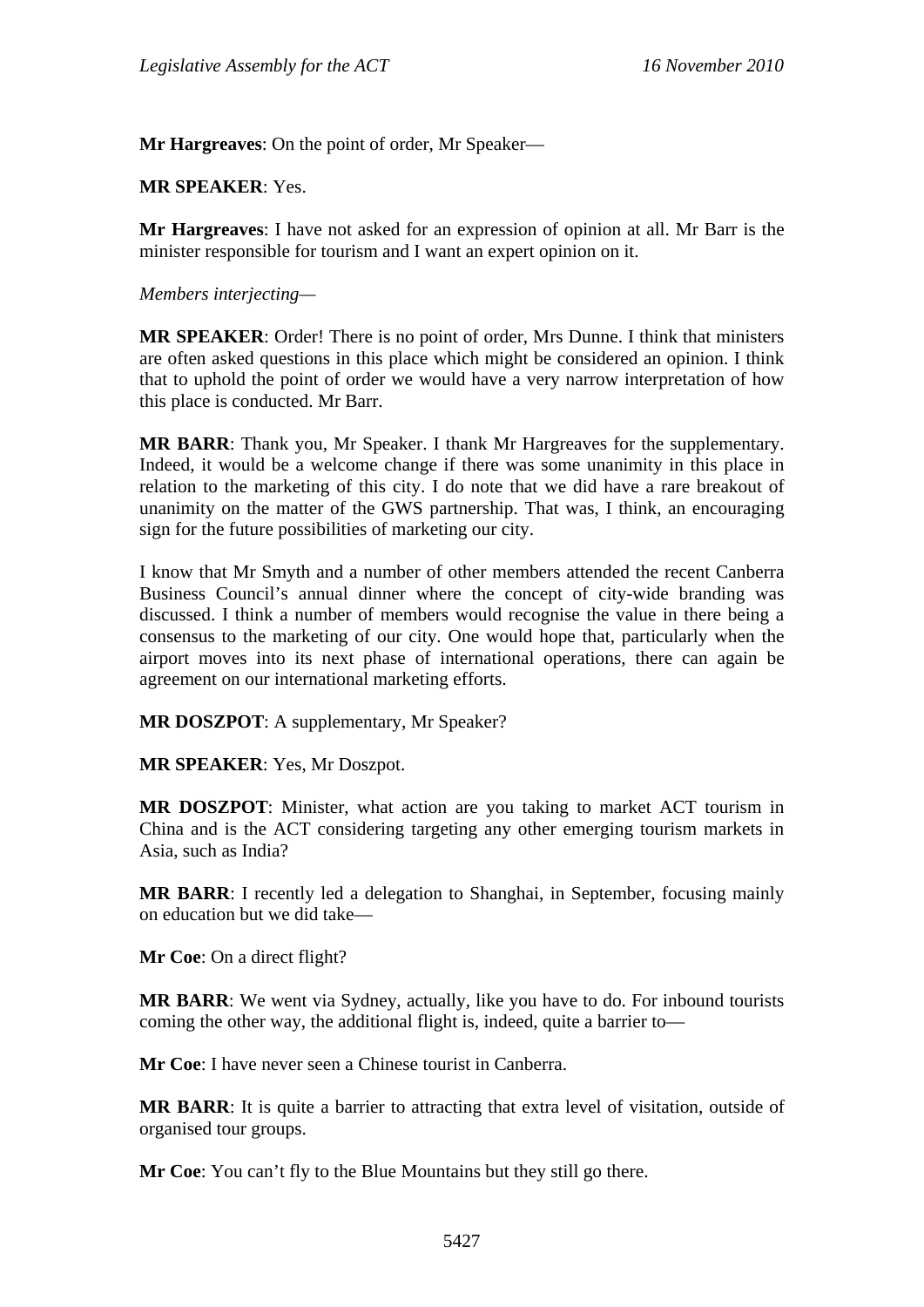**Mr Hargreaves**: On the point of order, Mr Speaker—

**MR SPEAKER**: Yes.

**Mr Hargreaves**: I have not asked for an expression of opinion at all. Mr Barr is the minister responsible for tourism and I want an expert opinion on it.

*Members interjecting—*

**MR SPEAKER**: Order! There is no point of order, Mrs Dunne. I think that ministers are often asked questions in this place which might be considered an opinion. I think that to uphold the point of order we would have a very narrow interpretation of how this place is conducted. Mr Barr.

**MR BARR**: Thank you, Mr Speaker. I thank Mr Hargreaves for the supplementary. Indeed, it would be a welcome change if there was some unanimity in this place in relation to the marketing of this city. I do note that we did have a rare breakout of unanimity on the matter of the GWS partnership. That was, I think, an encouraging sign for the future possibilities of marketing our city.

I know that Mr Smyth and a number of other members attended the recent Canberra Business Council's annual dinner where the concept of city-wide branding was discussed. I think a number of members would recognise the value in there being a consensus to the marketing of our city. One would hope that, particularly when the airport moves into its next phase of international operations, there can again be agreement on our international marketing efforts.

**MR DOSZPOT**: A supplementary, Mr Speaker?

**MR SPEAKER**: Yes, Mr Doszpot.

**MR DOSZPOT**: Minister, what action are you taking to market ACT tourism in China and is the ACT considering targeting any other emerging tourism markets in Asia, such as India?

**MR BARR**: I recently led a delegation to Shanghai, in September, focusing mainly on education but we did take—

**Mr Coe**: On a direct flight?

**MR BARR**: We went via Sydney, actually, like you have to do. For inbound tourists coming the other way, the additional flight is, indeed, quite a barrier to—

**Mr Coe**: I have never seen a Chinese tourist in Canberra.

**MR BARR**: It is quite a barrier to attracting that extra level of visitation, outside of organised tour groups.

**Mr Coe**: You can't fly to the Blue Mountains but they still go there.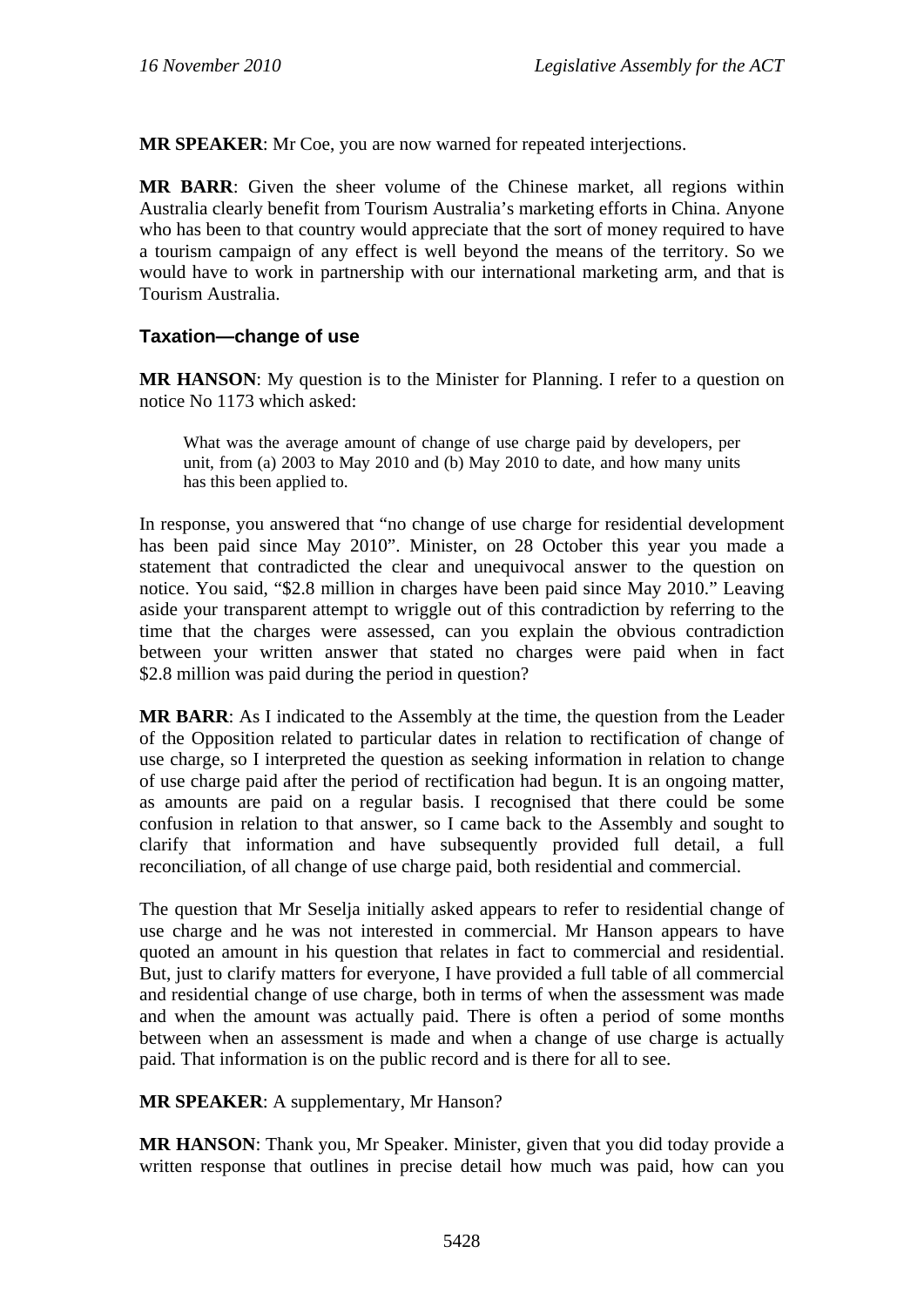**MR SPEAKER**: Mr Coe, you are now warned for repeated interjections.

**MR BARR**: Given the sheer volume of the Chinese market, all regions within Australia clearly benefit from Tourism Australia's marketing efforts in China. Anyone who has been to that country would appreciate that the sort of money required to have a tourism campaign of any effect is well beyond the means of the territory. So we would have to work in partnership with our international marketing arm, and that is Tourism Australia.

### Taxation—change of use

**MR HANSON**: My question is to the Minister for Planning. I refer to a question on notice No 1173 which asked:

> What was the average amount of change of use charge paid by developers, per unit, from (a) 2003 to May 2010 and (b) May 2010 to date, and how many units has this been applied to.

In response, you answered that "no change of use charge for residential development has been paid since May 2010". Minister, on 28 October this year you made a statement that contradicted the clear and unequivocal answer to the question on notice. You said, "$2.8 million in charges have been paid since May 2010." Leaving aside your transparent attempt to wriggle out of this contradiction by referring to the time that the charges were assessed, can you explain the obvious contradiction between your written answer that stated no charges were paid when in fact $2.8 million was paid during the period in question?

**MR BARR**: As I indicated to the Assembly at the time, the question from the Leader of the Opposition related to particular dates in relation to rectification of change of use charge, so I interpreted the question as seeking information in relation to change of use charge paid after the period of rectification had begun. It is an ongoing matter, as amounts are paid on a regular basis. I recognised that there could be some confusion in relation to that answer, so I came back to the Assembly and sought to clarify that information and have subsequently provided full detail, a full reconciliation, of all change of use charge paid, both residential and commercial.

The question that Mr Seselja initially asked appears to refer to residential change of use charge and he was not interested in commercial. Mr Hanson appears to have quoted an amount in his question that relates in fact to commercial and residential. But, just to clarify matters for everyone, I have provided a full table of all commercial and residential change of use charge, both in terms of when the assessment was made and when the amount was actually paid. There is often a period of some months between when an assessment is made and when a change of use charge is actually paid. That information is on the public record and is there for all to see.

**MR SPEAKER**: A supplementary, Mr Hanson?

**MR HANSON**: Thank you, Mr Speaker. Minister, given that you did today provide a written response that outlines in precise detail how much was paid, how can you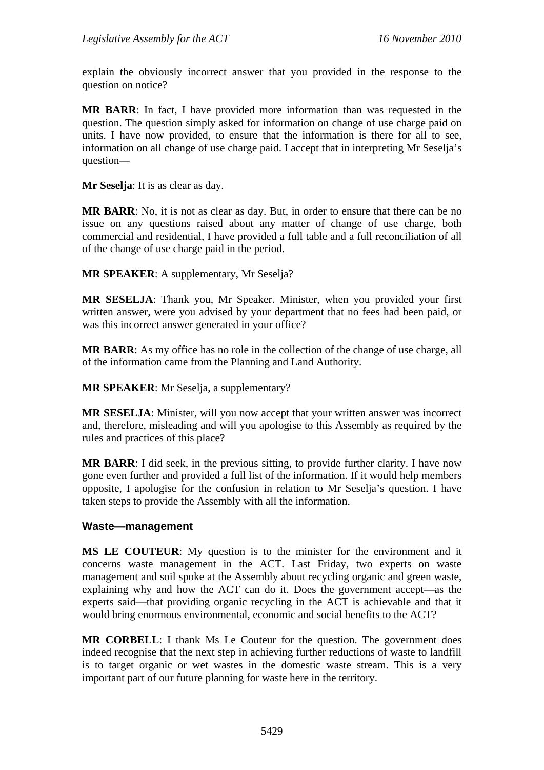explain the obviously incorrect answer that you provided in the response to the question on notice?

**MR BARR**: In fact, I have provided more information than was requested in the question. The question simply asked for information on change of use charge paid on units. I have now provided, to ensure that the information is there for all to see, information on all change of use charge paid. I accept that in interpreting Mr Seselja's question—

**Mr Seselja**: It is as clear as day.

**MR BARR**: No, it is not as clear as day. But, in order to ensure that there can be no issue on any questions raised about any matter of change of use charge, both commercial and residential, I have provided a full table and a full reconciliation of all of the change of use charge paid in the period.

**MR SPEAKER**: A supplementary, Mr Seselja?

**MR SESELJA**: Thank you, Mr Speaker. Minister, when you provided your first written answer, were you advised by your department that no fees had been paid, or was this incorrect answer generated in your office?

**MR BARR**: As my office has no role in the collection of the change of use charge, all of the information came from the Planning and Land Authority.

**MR SPEAKER**: Mr Seselja, a supplementary?

**MR SESELJA**: Minister, will you now accept that your written answer was incorrect and, therefore, misleading and will you apologise to this Assembly as required by the rules and practices of this place?

**MR BARR**: I did seek, in the previous sitting, to provide further clarity. I have now gone even further and provided a full list of the information. If it would help members opposite, I apologise for the confusion in relation to Mr Seselja's question. I have taken steps to provide the Assembly with all the information.

## Waste—management

**MS LE COUTEUR**: My question is to the minister for the environment and it concerns waste management in the ACT. Last Friday, two experts on waste management and soil spoke at the Assembly about recycling organic and green waste, explaining why and how the ACT can do it. Does the government accept—as the experts said—that providing organic recycling in the ACT is achievable and that it would bring enormous environmental, economic and social benefits to the ACT?

**MR CORBELL**: I thank Ms Le Couteur for the question. The government does indeed recognise that the next step in achieving further reductions of waste to landfill is to target organic or wet wastes in the domestic waste stream. This is a very important part of our future planning for waste here in the territory.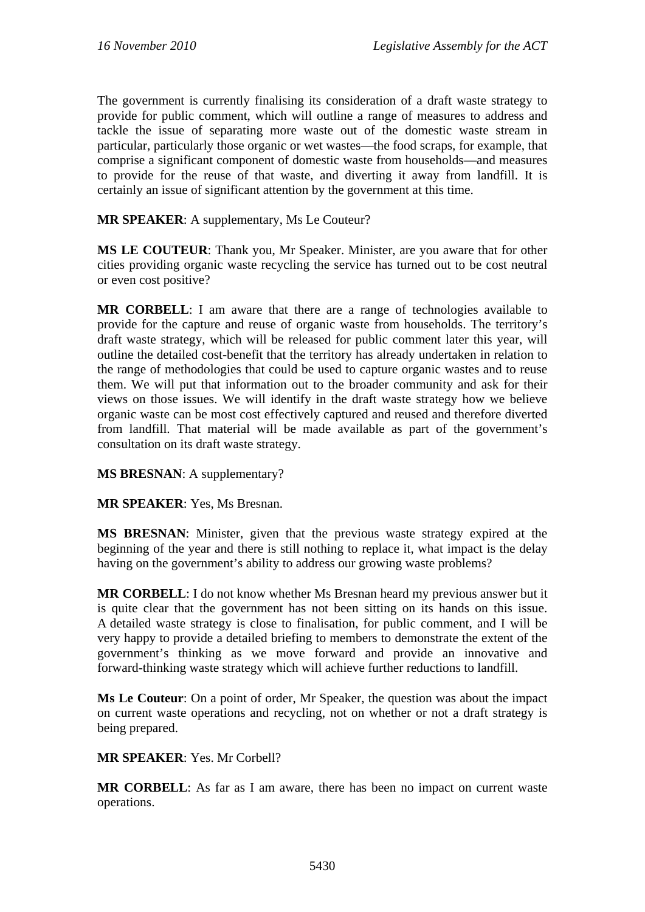The government is currently finalising its consideration of a draft waste strategy to provide for public comment, which will outline a range of measures to address and tackle the issue of separating more waste out of the domestic waste stream in particular, particularly those organic or wet wastes—the food scraps, for example, that comprise a significant component of domestic waste from households—and measures to provide for the reuse of that waste, and diverting it away from landfill. It is certainly an issue of significant attention by the government at this time.

**MR SPEAKER**: A supplementary, Ms Le Couteur?

**MS LE COUTEUR**: Thank you, Mr Speaker. Minister, are you aware that for other cities providing organic waste recycling the service has turned out to be cost neutral or even cost positive?

**MR CORBELL**: I am aware that there are a range of technologies available to provide for the capture and reuse of organic waste from households. The territory's draft waste strategy, which will be released for public comment later this year, will outline the detailed cost-benefit that the territory has already undertaken in relation to the range of methodologies that could be used to capture organic wastes and to reuse them. We will put that information out to the broader community and ask for their views on those issues. We will identify in the draft waste strategy how we believe organic waste can be most cost effectively captured and reused and therefore diverted from landfill. That material will be made available as part of the government's consultation on its draft waste strategy.

**MS BRESNAN**: A supplementary?

**MR SPEAKER**: Yes, Ms Bresnan.

**MS BRESNAN**: Minister, given that the previous waste strategy expired at the beginning of the year and there is still nothing to replace it, what impact is the delay having on the government's ability to address our growing waste problems?

**MR CORBELL**: I do not know whether Ms Bresnan heard my previous answer but it is quite clear that the government has not been sitting on its hands on this issue. A detailed waste strategy is close to finalisation, for public comment, and I will be very happy to provide a detailed briefing to members to demonstrate the extent of the government's thinking as we move forward and provide an innovative and forward-thinking waste strategy which will achieve further reductions to landfill.

**Ms Le Couteur**: On a point of order, Mr Speaker, the question was about the impact on current waste operations and recycling, not on whether or not a draft strategy is being prepared.

**MR SPEAKER**: Yes. Mr Corbell?

**MR CORBELL**: As far as I am aware, there has been no impact on current waste operations.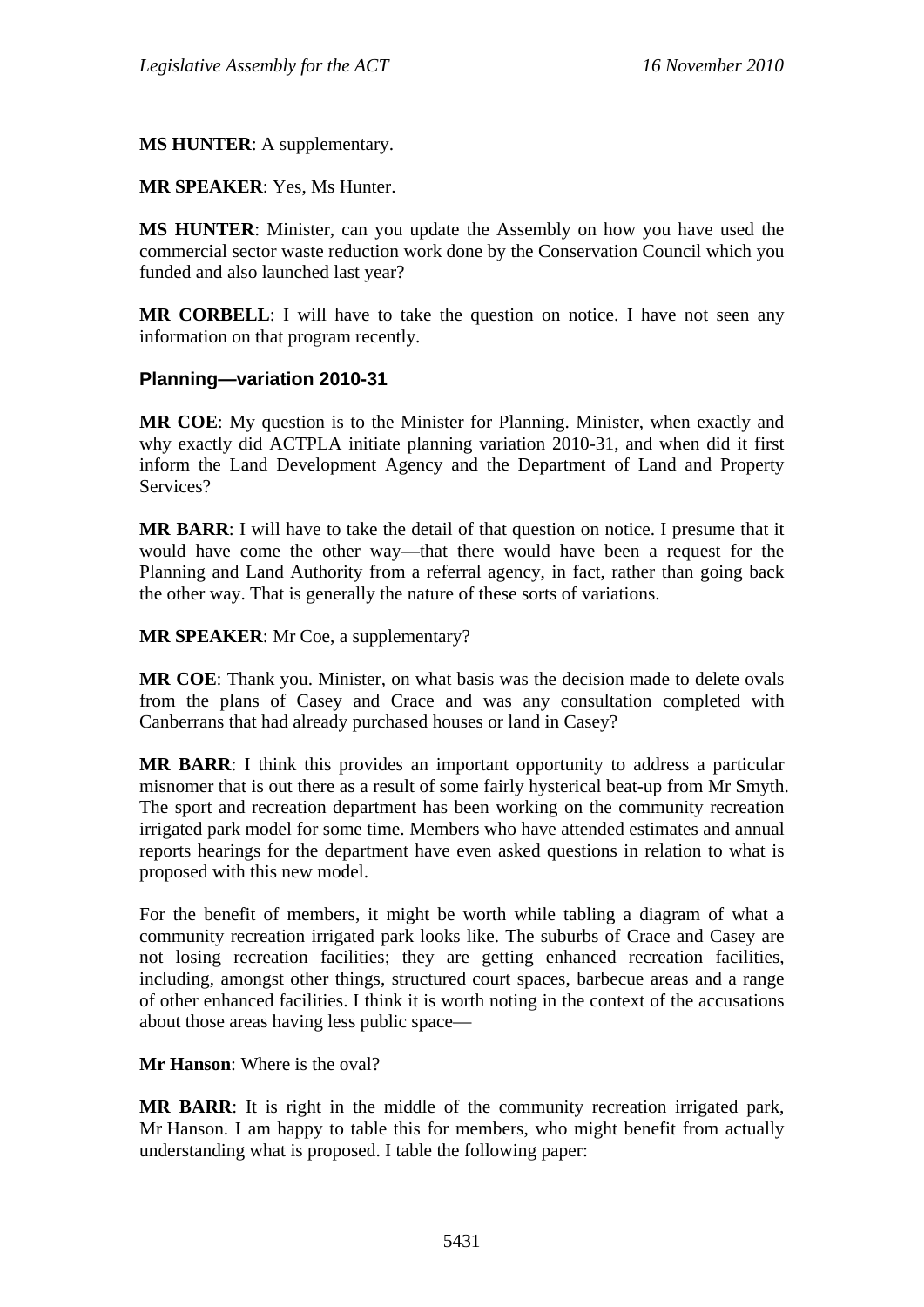**MS HUNTER**: A supplementary.

**MR SPEAKER**: Yes, Ms Hunter.

**MS HUNTER**: Minister, can you update the Assembly on how you have used the commercial sector waste reduction work done by the Conservation Council which you funded and also launched last year?

**MR CORBELL**: I will have to take the question on notice. I have not seen any information on that program recently.

### Planning—variation 2010-31

**MR COE**: My question is to the Minister for Planning. Minister, when exactly and why exactly did ACTPLA initiate planning variation 2010-31, and when did it first inform the Land Development Agency and the Department of Land and Property Services?

**MR BARR**: I will have to take the detail of that question on notice. I presume that it would have come the other way—that there would have been a request for the Planning and Land Authority from a referral agency, in fact, rather than going back the other way. That is generally the nature of these sorts of variations.

**MR SPEAKER**: Mr Coe, a supplementary?

**MR COE**: Thank you. Minister, on what basis was the decision made to delete ovals from the plans of Casey and Crace and was any consultation completed with Canberrans that had already purchased houses or land in Casey?

**MR BARR**: I think this provides an important opportunity to address a particular misnomer that is out there as a result of some fairly hysterical beat-up from Mr Smyth. The sport and recreation department has been working on the community recreation irrigated park model for some time. Members who have attended estimates and annual reports hearings for the department have even asked questions in relation to what is proposed with this new model.

For the benefit of members, it might be worth while tabling a diagram of what a community recreation irrigated park looks like. The suburbs of Crace and Casey are not losing recreation facilities; they are getting enhanced recreation facilities, including, amongst other things, structured court spaces, barbecue areas and a range of other enhanced facilities. I think it is worth noting in the context of the accusations about those areas having less public space—

**Mr Hanson**: Where is the oval?

**MR BARR**: It is right in the middle of the community recreation irrigated park, Mr Hanson. I am happy to table this for members, who might benefit from actually understanding what is proposed. I table the following paper: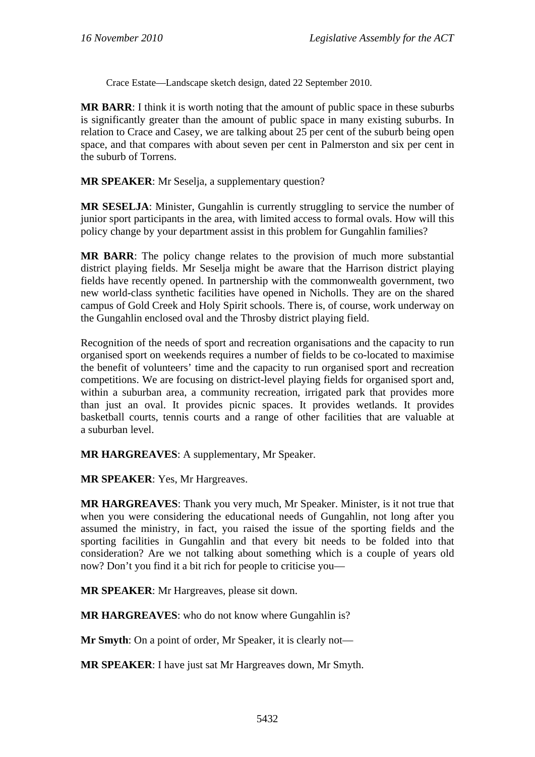Crace Estate—Landscape sketch design, dated 22 September 2010.

**MR BARR**: I think it is worth noting that the amount of public space in these suburbs is significantly greater than the amount of public space in many existing suburbs. In relation to Crace and Casey, we are talking about 25 per cent of the suburb being open space, and that compares with about seven per cent in Palmerston and six per cent in the suburb of Torrens.

**MR SPEAKER**: Mr Seselja, a supplementary question?

**MR SESELJA**: Minister, Gungahlin is currently struggling to service the number of junior sport participants in the area, with limited access to formal ovals. How will this policy change by your department assist in this problem for Gungahlin families?

**MR BARR**: The policy change relates to the provision of much more substantial district playing fields. Mr Seselja might be aware that the Harrison district playing fields have recently opened. In partnership with the commonwealth government, two new world-class synthetic facilities have opened in Nicholls. They are on the shared campus of Gold Creek and Holy Spirit schools. There is, of course, work underway on the Gungahlin enclosed oval and the Throsby district playing field.

Recognition of the needs of sport and recreation organisations and the capacity to run organised sport on weekends requires a number of fields to be co-located to maximise the benefit of volunteers' time and the capacity to run organised sport and recreation competitions. We are focusing on district-level playing fields for organised sport and, within a suburban area, a community recreation, irrigated park that provides more than just an oval. It provides picnic spaces. It provides wetlands. It provides basketball courts, tennis courts and a range of other facilities that are valuable at a suburban level.

**MR HARGREAVES**: A supplementary, Mr Speaker.

**MR SPEAKER**: Yes, Mr Hargreaves.

**MR HARGREAVES**: Thank you very much, Mr Speaker. Minister, is it not true that when you were considering the educational needs of Gungahlin, not long after you assumed the ministry, in fact, you raised the issue of the sporting fields and the sporting facilities in Gungahlin and that every bit needs to be folded into that consideration? Are we not talking about something which is a couple of years old now? Don't you find it a bit rich for people to criticise you—

**MR SPEAKER**: Mr Hargreaves, please sit down.

**MR HARGREAVES**: who do not know where Gungahlin is?

**Mr Smyth**: On a point of order, Mr Speaker, it is clearly not—

**MR SPEAKER**: I have just sat Mr Hargreaves down, Mr Smyth.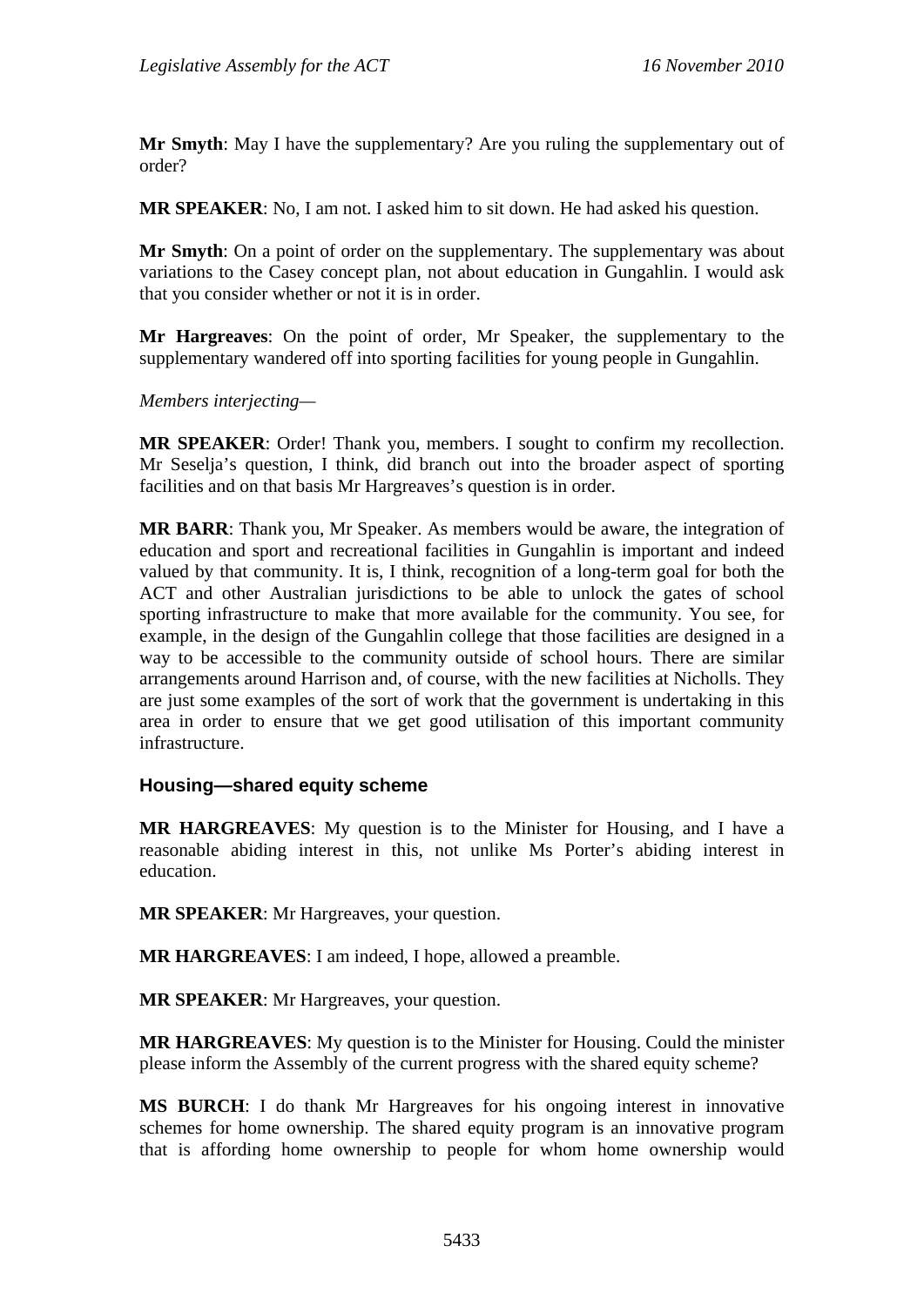**Mr Smyth**: May I have the supplementary? Are you ruling the supplementary out of order?

**MR SPEAKER**: No, I am not. I asked him to sit down. He had asked his question.

**Mr Smyth**: On a point of order on the supplementary. The supplementary was about variations to the Casey concept plan, not about education in Gungahlin. I would ask that you consider whether or not it is in order.

**Mr Hargreaves**: On the point of order, Mr Speaker, the supplementary to the supplementary wandered off into sporting facilities for young people in Gungahlin.

*Members interjecting—*

**MR SPEAKER**: Order! Thank you, members. I sought to confirm my recollection. Mr Seselja's question, I think, did branch out into the broader aspect of sporting facilities and on that basis Mr Hargreaves's question is in order.

**MR BARR**: Thank you, Mr Speaker. As members would be aware, the integration of education and sport and recreational facilities in Gungahlin is important and indeed valued by that community. It is, I think, recognition of a long-term goal for both the ACT and other Australian jurisdictions to be able to unlock the gates of school sporting infrastructure to make that more available for the community. You see, for example, in the design of the Gungahlin college that those facilities are designed in a way to be accessible to the community outside of school hours. There are similar arrangements around Harrison and, of course, with the new facilities at Nicholls. They are just some examples of the sort of work that the government is undertaking in this area in order to ensure that we get good utilisation of this important community infrastructure.

### Housing—shared equity scheme

**MR HARGREAVES**: My question is to the Minister for Housing, and I have a reasonable abiding interest in this, not unlike Ms Porter's abiding interest in education.

**MR SPEAKER**: Mr Hargreaves, your question.

**MR HARGREAVES**: I am indeed, I hope, allowed a preamble.

**MR SPEAKER**: Mr Hargreaves, your question.

**MR HARGREAVES**: My question is to the Minister for Housing. Could the minister please inform the Assembly of the current progress with the shared equity scheme?

**MS BURCH**: I do thank Mr Hargreaves for his ongoing interest in innovative schemes for home ownership. The shared equity program is an innovative program that is affording home ownership to people for whom home ownership would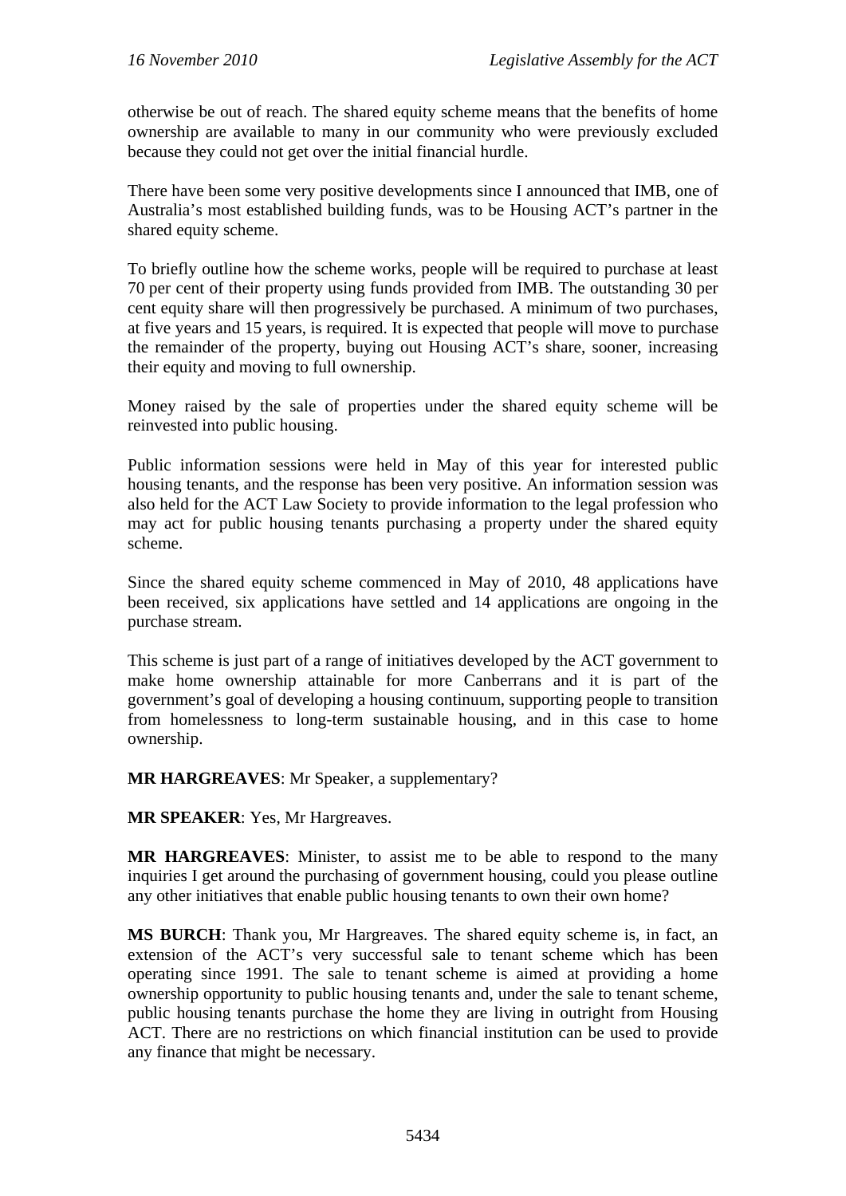otherwise be out of reach. The shared equity scheme means that the benefits of home ownership are available to many in our community who were previously excluded because they could not get over the initial financial hurdle.

There have been some very positive developments since I announced that IMB, one of Australia's most established building funds, was to be Housing ACT's partner in the shared equity scheme.

To briefly outline how the scheme works, people will be required to purchase at least 70 per cent of their property using funds provided from IMB. The outstanding 30 per cent equity share will then progressively be purchased. A minimum of two purchases, at five years and 15 years, is required. It is expected that people will move to purchase the remainder of the property, buying out Housing ACT's share, sooner, increasing their equity and moving to full ownership.

Money raised by the sale of properties under the shared equity scheme will be reinvested into public housing.

Public information sessions were held in May of this year for interested public housing tenants, and the response has been very positive. An information session was also held for the ACT Law Society to provide information to the legal profession who may act for public housing tenants purchasing a property under the shared equity scheme.

Since the shared equity scheme commenced in May of 2010, 48 applications have been received, six applications have settled and 14 applications are ongoing in the purchase stream.

This scheme is just part of a range of initiatives developed by the ACT government to make home ownership attainable for more Canberrans and it is part of the government's goal of developing a housing continuum, supporting people to transition from homelessness to long-term sustainable housing, and in this case to home ownership.

**MR HARGREAVES**: Mr Speaker, a supplementary?

**MR SPEAKER**: Yes, Mr Hargreaves.

**MR HARGREAVES**: Minister, to assist me to be able to respond to the many inquiries I get around the purchasing of government housing, could you please outline any other initiatives that enable public housing tenants to own their own home?

**MS BURCH**: Thank you, Mr Hargreaves. The shared equity scheme is, in fact, an extension of the ACT's very successful sale to tenant scheme which has been operating since 1991. The sale to tenant scheme is aimed at providing a home ownership opportunity to public housing tenants and, under the sale to tenant scheme, public housing tenants purchase the home they are living in outright from Housing ACT. There are no restrictions on which financial institution can be used to provide any finance that might be necessary.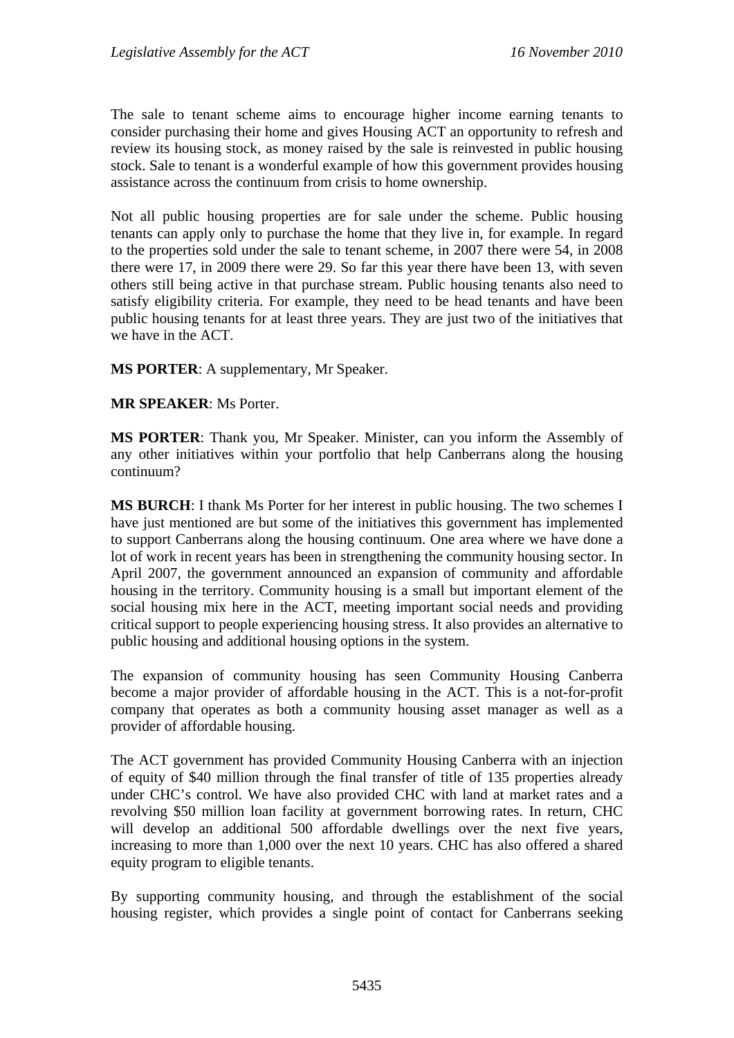The sale to tenant scheme aims to encourage higher income earning tenants to consider purchasing their home and gives Housing ACT an opportunity to refresh and review its housing stock, as money raised by the sale is reinvested in public housing stock. Sale to tenant is a wonderful example of how this government provides housing assistance across the continuum from crisis to home ownership.

Not all public housing properties are for sale under the scheme. Public housing tenants can apply only to purchase the home that they live in, for example. In regard to the properties sold under the sale to tenant scheme, in 2007 there were 54, in 2008 there were 17, in 2009 there were 29. So far this year there have been 13, with seven others still being active in that purchase stream. Public housing tenants also need to satisfy eligibility criteria. For example, they need to be head tenants and have been public housing tenants for at least three years. They are just two of the initiatives that we have in the ACT.

**MS PORTER**: A supplementary, Mr Speaker.

**MR SPEAKER**: Ms Porter.

**MS PORTER**: Thank you, Mr Speaker. Minister, can you inform the Assembly of any other initiatives within your portfolio that help Canberrans along the housing continuum?

**MS BURCH**: I thank Ms Porter for her interest in public housing. The two schemes I have just mentioned are but some of the initiatives this government has implemented to support Canberrans along the housing continuum. One area where we have done a lot of work in recent years has been in strengthening the community housing sector. In April 2007, the government announced an expansion of community and affordable housing in the territory. Community housing is a small but important element of the social housing mix here in the ACT, meeting important social needs and providing critical support to people experiencing housing stress. It also provides an alternative to public housing and additional housing options in the system.

The expansion of community housing has seen Community Housing Canberra become a major provider of affordable housing in the ACT. This is a not-for-profit company that operates as both a community housing asset manager as well as a provider of affordable housing.

The ACT government has provided Community Housing Canberra with an injection of equity of $40 million through the final transfer of title of 135 properties already under CHC's control. We have also provided CHC with land at market rates and a revolving $50 million loan facility at government borrowing rates. In return, CHC will develop an additional 500 affordable dwellings over the next five years, increasing to more than 1,000 over the next 10 years. CHC has also offered a shared equity program to eligible tenants.

By supporting community housing, and through the establishment of the social housing register, which provides a single point of contact for Canberrans seeking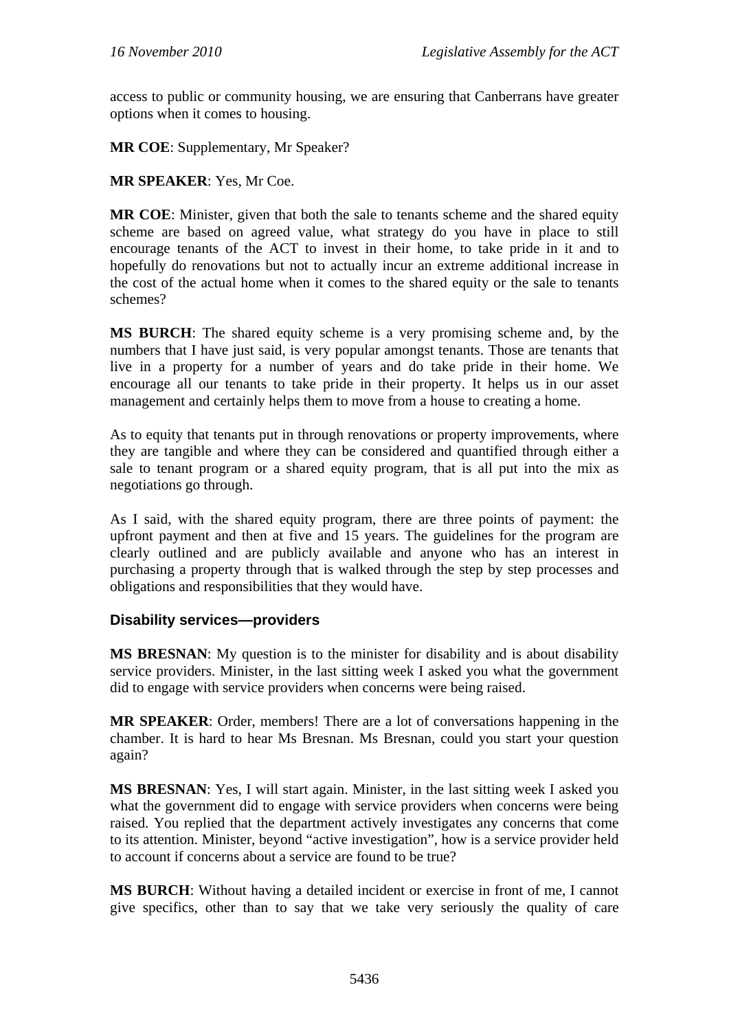access to public or community housing, we are ensuring that Canberrans have greater options when it comes to housing.

**MR COE**: Supplementary, Mr Speaker?

**MR SPEAKER**: Yes, Mr Coe.

**MR COE**: Minister, given that both the sale to tenants scheme and the shared equity scheme are based on agreed value, what strategy do you have in place to still encourage tenants of the ACT to invest in their home, to take pride in it and to hopefully do renovations but not to actually incur an extreme additional increase in the cost of the actual home when it comes to the shared equity or the sale to tenants schemes?

**MS BURCH**: The shared equity scheme is a very promising scheme and, by the numbers that I have just said, is very popular amongst tenants. Those are tenants that live in a property for a number of years and do take pride in their home. We encourage all our tenants to take pride in their property. It helps us in our asset management and certainly helps them to move from a house to creating a home.

As to equity that tenants put in through renovations or property improvements, where they are tangible and where they can be considered and quantified through either a sale to tenant program or a shared equity program, that is all put into the mix as negotiations go through.

As I said, with the shared equity program, there are three points of payment: the upfront payment and then at five and 15 years. The guidelines for the program are clearly outlined and are publicly available and anyone who has an interest in purchasing a property through that is walked through the step by step processes and obligations and responsibilities that they would have.

### Disability services—providers

**MS BRESNAN**: My question is to the minister for disability and is about disability service providers. Minister, in the last sitting week I asked you what the government did to engage with service providers when concerns were being raised.

**MR SPEAKER**: Order, members! There are a lot of conversations happening in the chamber. It is hard to hear Ms Bresnan. Ms Bresnan, could you start your question again?

**MS BRESNAN**: Yes, I will start again. Minister, in the last sitting week I asked you what the government did to engage with service providers when concerns were being raised. You replied that the department actively investigates any concerns that come to its attention. Minister, beyond "active investigation", how is a service provider held to account if concerns about a service are found to be true?

**MS BURCH**: Without having a detailed incident or exercise in front of me, I cannot give specifics, other than to say that we take very seriously the quality of care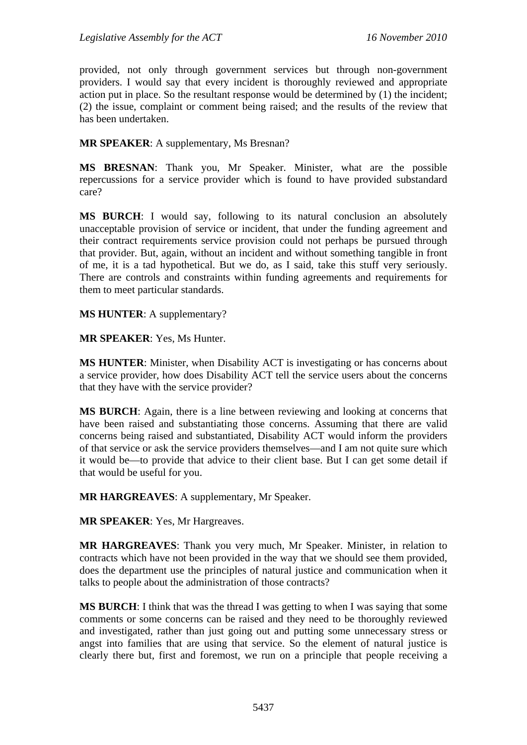provided, not only through government services but through non-government providers. I would say that every incident is thoroughly reviewed and appropriate action put in place. So the resultant response would be determined by (1) the incident; (2) the issue, complaint or comment being raised; and the results of the review that has been undertaken.

**MR SPEAKER**: A supplementary, Ms Bresnan?

**MS BRESNAN**: Thank you, Mr Speaker. Minister, what are the possible repercussions for a service provider which is found to have provided substandard care?

**MS BURCH**: I would say, following to its natural conclusion an absolutely unacceptable provision of service or incident, that under the funding agreement and their contract requirements service provision could not perhaps be pursued through that provider. But, again, without an incident and without something tangible in front of me, it is a tad hypothetical. But we do, as I said, take this stuff very seriously. There are controls and constraints within funding agreements and requirements for them to meet particular standards.

**MS HUNTER**: A supplementary?

**MR SPEAKER**: Yes, Ms Hunter.

**MS HUNTER**: Minister, when Disability ACT is investigating or has concerns about a service provider, how does Disability ACT tell the service users about the concerns that they have with the service provider?

**MS BURCH**: Again, there is a line between reviewing and looking at concerns that have been raised and substantiating those concerns. Assuming that there are valid concerns being raised and substantiated, Disability ACT would inform the providers of that service or ask the service providers themselves—and I am not quite sure which it would be—to provide that advice to their client base. But I can get some detail if that would be useful for you.

**MR HARGREAVES**: A supplementary, Mr Speaker.

**MR SPEAKER**: Yes, Mr Hargreaves.

**MR HARGREAVES**: Thank you very much, Mr Speaker. Minister, in relation to contracts which have not been provided in the way that we should see them provided, does the department use the principles of natural justice and communication when it talks to people about the administration of those contracts?

**MS BURCH**: I think that was the thread I was getting to when I was saying that some comments or some concerns can be raised and they need to be thoroughly reviewed and investigated, rather than just going out and putting some unnecessary stress or angst into families that are using that service. So the element of natural justice is clearly there but, first and foremost, we run on a principle that people receiving a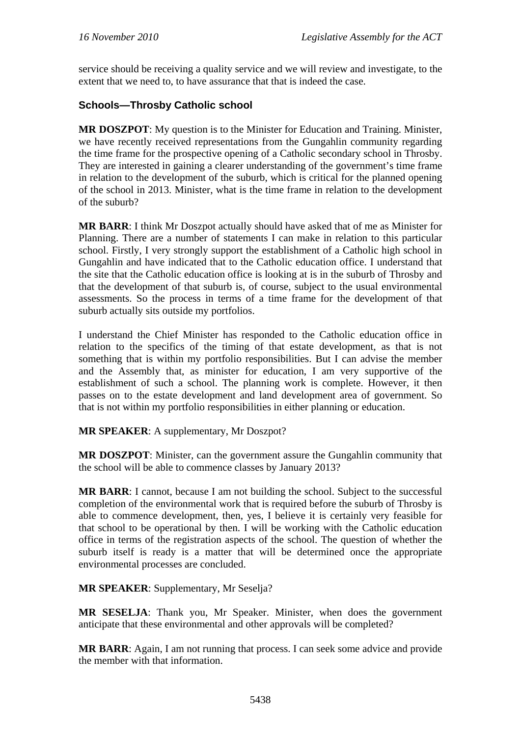service should be receiving a quality service and we will review and investigate, to the extent that we need to, to have assurance that that is indeed the case.

### Schools—Throsby Catholic school

**MR DOSZPOT**: My question is to the Minister for Education and Training. Minister, we have recently received representations from the Gungahlin community regarding the time frame for the prospective opening of a Catholic secondary school in Throsby. They are interested in gaining a clearer understanding of the government's time frame in relation to the development of the suburb, which is critical for the planned opening of the school in 2013. Minister, what is the time frame in relation to the development of the suburb?

**MR BARR**: I think Mr Doszpot actually should have asked that of me as Minister for Planning. There are a number of statements I can make in relation to this particular school. Firstly, I very strongly support the establishment of a Catholic high school in Gungahlin and have indicated that to the Catholic education office. I understand that the site that the Catholic education office is looking at is in the suburb of Throsby and that the development of that suburb is, of course, subject to the usual environmental assessments. So the process in terms of a time frame for the development of that suburb actually sits outside my portfolios.

I understand the Chief Minister has responded to the Catholic education office in relation to the specifics of the timing of that estate development, as that is not something that is within my portfolio responsibilities. But I can advise the member and the Assembly that, as minister for education, I am very supportive of the establishment of such a school. The planning work is complete. However, it then passes on to the estate development and land development area of government. So that is not within my portfolio responsibilities in either planning or education.

**MR SPEAKER**: A supplementary, Mr Doszpot?

**MR DOSZPOT**: Minister, can the government assure the Gungahlin community that the school will be able to commence classes by January 2013?

**MR BARR**: I cannot, because I am not building the school. Subject to the successful completion of the environmental work that is required before the suburb of Throsby is able to commence development, then, yes, I believe it is certainly very feasible for that school to be operational by then. I will be working with the Catholic education office in terms of the registration aspects of the school. The question of whether the suburb itself is ready is a matter that will be determined once the appropriate environmental processes are concluded.

**MR SPEAKER**: Supplementary, Mr Seselja?

**MR SESELJA**: Thank you, Mr Speaker. Minister, when does the government anticipate that these environmental and other approvals will be completed?

**MR BARR**: Again, I am not running that process. I can seek some advice and provide the member with that information.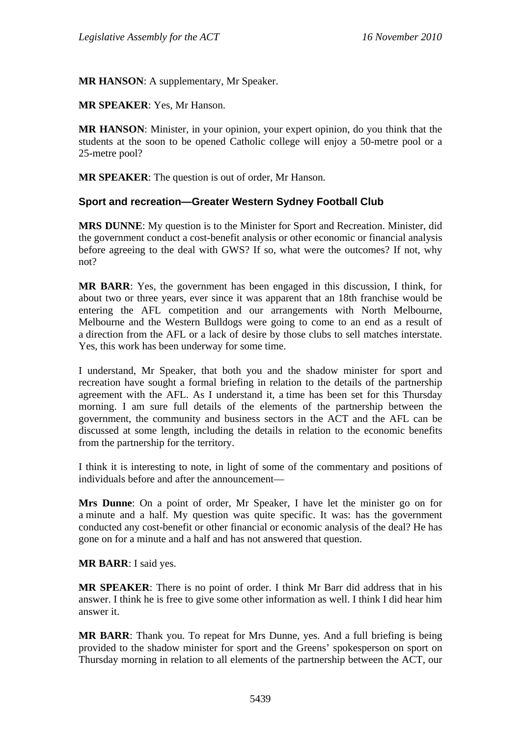**MR HANSON**: A supplementary, Mr Speaker.

**MR SPEAKER**: Yes, Mr Hanson.

**MR HANSON**: Minister, in your opinion, your expert opinion, do you think that the students at the soon to be opened Catholic college will enjoy a 50-metre pool or a 25-metre pool?

**MR SPEAKER**: The question is out of order, Mr Hanson.

### Sport and recreation—Greater Western Sydney Football Club

**MRS DUNNE**: My question is to the Minister for Sport and Recreation. Minister, did the government conduct a cost-benefit analysis or other economic or financial analysis before agreeing to the deal with GWS? If so, what were the outcomes? If not, why not?

**MR BARR**: Yes, the government has been engaged in this discussion, I think, for about two or three years, ever since it was apparent that an 18th franchise would be entering the AFL competition and our arrangements with North Melbourne, Melbourne and the Western Bulldogs were going to come to an end as a result of a direction from the AFL or a lack of desire by those clubs to sell matches interstate. Yes, this work has been underway for some time.

I understand, Mr Speaker, that both you and the shadow minister for sport and recreation have sought a formal briefing in relation to the details of the partnership agreement with the AFL. As I understand it, a time has been set for this Thursday morning. I am sure full details of the elements of the partnership between the government, the community and business sectors in the ACT and the AFL can be discussed at some length, including the details in relation to the economic benefits from the partnership for the territory.

I think it is interesting to note, in light of some of the commentary and positions of individuals before and after the announcement—

**Mrs Dunne**: On a point of order, Mr Speaker, I have let the minister go on for a minute and a half. My question was quite specific. It was: has the government conducted any cost-benefit or other financial or economic analysis of the deal? He has gone on for a minute and a half and has not answered that question.

**MR BARR**: I said yes.

**MR SPEAKER**: There is no point of order. I think Mr Barr did address that in his answer. I think he is free to give some other information as well. I think I did hear him answer it.

**MR BARR**: Thank you. To repeat for Mrs Dunne, yes. And a full briefing is being provided to the shadow minister for sport and the Greens' spokesperson on sport on Thursday morning in relation to all elements of the partnership between the ACT, our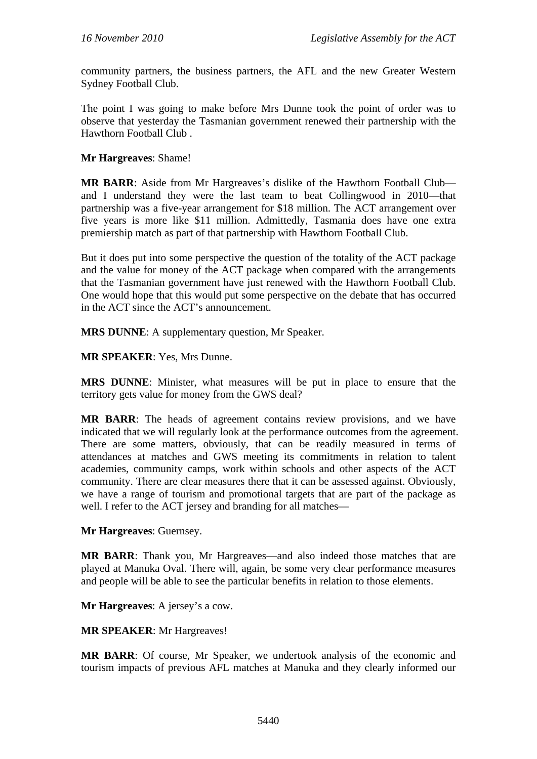community partners, the business partners, the AFL and the new Greater Western Sydney Football Club.

The point I was going to make before Mrs Dunne took the point of order was to observe that yesterday the Tasmanian government renewed their partnership with the Hawthorn Football Club .

**Mr Hargreaves**: Shame!

**MR BARR**: Aside from Mr Hargreaves's dislike of the Hawthorn Football Club—and I understand they were the last team to beat Collingwood in 2010—that partnership was a five-year arrangement for $18 million. The ACT arrangement over five years is more like $11 million. Admittedly, Tasmania does have one extra premiership match as part of that partnership with Hawthorn Football Club.

But it does put into some perspective the question of the totality of the ACT package and the value for money of the ACT package when compared with the arrangements that the Tasmanian government have just renewed with the Hawthorn Football Club. One would hope that this would put some perspective on the debate that has occurred in the ACT since the ACT's announcement.

**MRS DUNNE**: A supplementary question, Mr Speaker.

**MR SPEAKER**: Yes, Mrs Dunne.

**MRS DUNNE**: Minister, what measures will be put in place to ensure that the territory gets value for money from the GWS deal?

**MR BARR**: The heads of agreement contains review provisions, and we have indicated that we will regularly look at the performance outcomes from the agreement. There are some matters, obviously, that can be readily measured in terms of attendances at matches and GWS meeting its commitments in relation to talent academies, community camps, work within schools and other aspects of the ACT community. There are clear measures there that it can be assessed against. Obviously, we have a range of tourism and promotional targets that are part of the package as well. I refer to the ACT jersey and branding for all matches—

**Mr Hargreaves**: Guernsey.

**MR BARR**: Thank you, Mr Hargreaves—and also indeed those matches that are played at Manuka Oval. There will, again, be some very clear performance measures and people will be able to see the particular benefits in relation to those elements.

**Mr Hargreaves**: A jersey's a cow.

**MR SPEAKER**: Mr Hargreaves!

**MR BARR**: Of course, Mr Speaker, we undertook analysis of the economic and tourism impacts of previous AFL matches at Manuka and they clearly informed our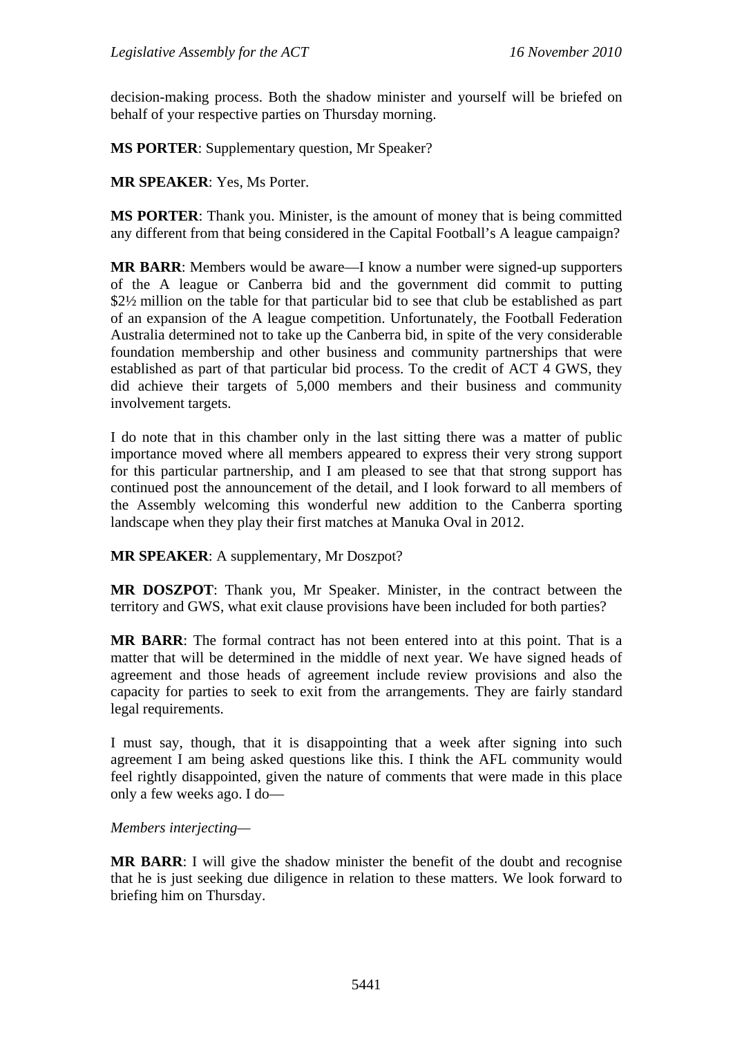decision-making process. Both the shadow minister and yourself will be briefed on behalf of your respective parties on Thursday morning.

**MS PORTER**: Supplementary question, Mr Speaker?

**MR SPEAKER**: Yes, Ms Porter.

**MS PORTER**: Thank you. Minister, is the amount of money that is being committed any different from that being considered in the Capital Football's A league campaign?

**MR BARR**: Members would be aware—I know a number were signed-up supporters of the A league or Canberra bid and the government did commit to putting \$2½ million on the table for that particular bid to see that club be established as part of an expansion of the A league competition. Unfortunately, the Football Federation Australia determined not to take up the Canberra bid, in spite of the very considerable foundation membership and other business and community partnerships that were established as part of that particular bid process. To the credit of ACT 4 GWS, they did achieve their targets of 5,000 members and their business and community involvement targets.

I do note that in this chamber only in the last sitting there was a matter of public importance moved where all members appeared to express their very strong support for this particular partnership, and I am pleased to see that that strong support has continued post the announcement of the detail, and I look forward to all members of the Assembly welcoming this wonderful new addition to the Canberra sporting landscape when they play their first matches at Manuka Oval in 2012.

**MR SPEAKER**: A supplementary, Mr Doszpot?

**MR DOSZPOT**: Thank you, Mr Speaker. Minister, in the contract between the territory and GWS, what exit clause provisions have been included for both parties?

**MR BARR**: The formal contract has not been entered into at this point. That is a matter that will be determined in the middle of next year. We have signed heads of agreement and those heads of agreement include review provisions and also the capacity for parties to seek to exit from the arrangements. They are fairly standard legal requirements.

I must say, though, that it is disappointing that a week after signing into such agreement I am being asked questions like this. I think the AFL community would feel rightly disappointed, given the nature of comments that were made in this place only a few weeks ago. I do—

*Members interjecting*—

**MR BARR**: I will give the shadow minister the benefit of the doubt and recognise that he is just seeking due diligence in relation to these matters. We look forward to briefing him on Thursday.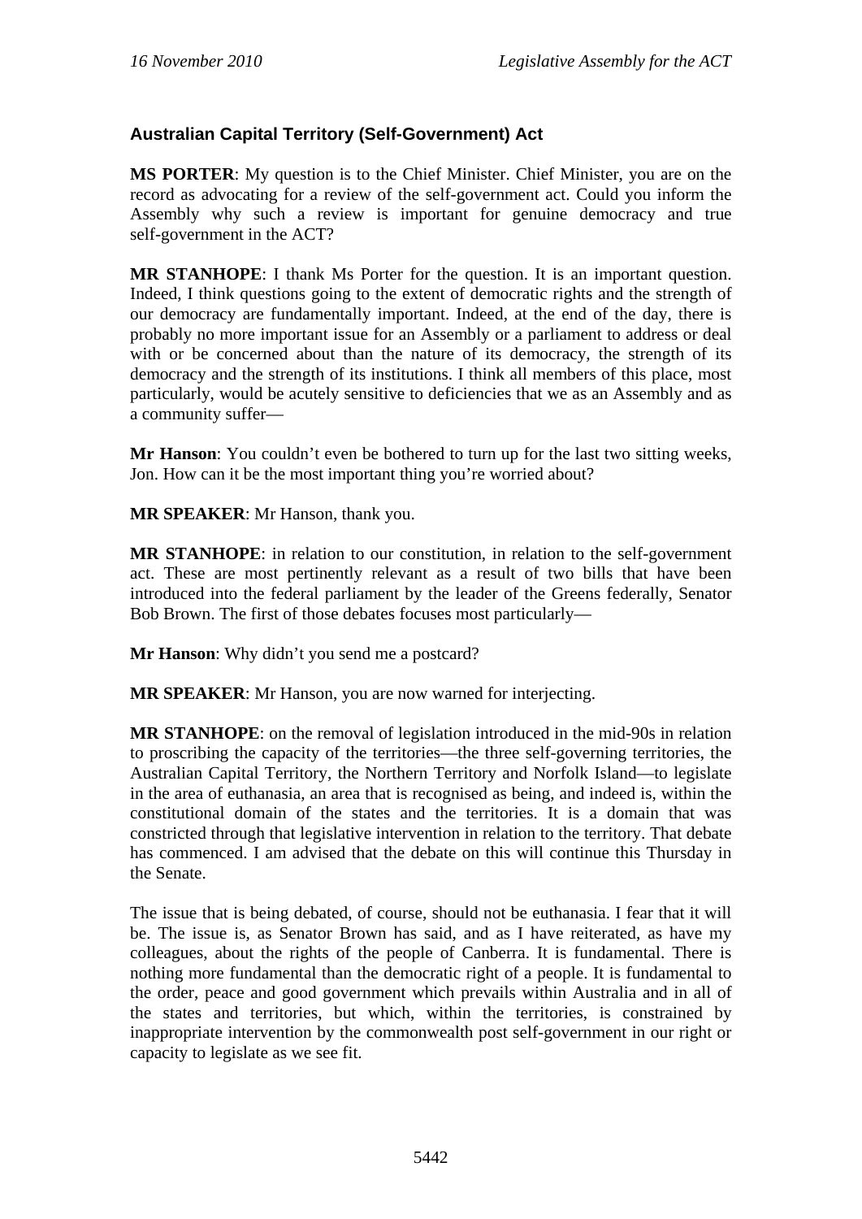## Australian Capital Territory (Self-Government) Act

**MS PORTER**: My question is to the Chief Minister. Chief Minister, you are on the record as advocating for a review of the self-government act. Could you inform the Assembly why such a review is important for genuine democracy and true self-government in the ACT?

**MR STANHOPE**: I thank Ms Porter for the question. It is an important question. Indeed, I think questions going to the extent of democratic rights and the strength of our democracy are fundamentally important. Indeed, at the end of the day, there is probably no more important issue for an Assembly or a parliament to address or deal with or be concerned about than the nature of its democracy, the strength of its democracy and the strength of its institutions. I think all members of this place, most particularly, would be acutely sensitive to deficiencies that we as an Assembly and as a community suffer—

**Mr Hanson**: You couldn't even be bothered to turn up for the last two sitting weeks, Jon. How can it be the most important thing you're worried about?

**MR SPEAKER**: Mr Hanson, thank you.

**MR STANHOPE**: in relation to our constitution, in relation to the self-government act. These are most pertinently relevant as a result of two bills that have been introduced into the federal parliament by the leader of the Greens federally, Senator Bob Brown. The first of those debates focuses most particularly—

**Mr Hanson**: Why didn't you send me a postcard?

**MR SPEAKER**: Mr Hanson, you are now warned for interjecting.

**MR STANHOPE**: on the removal of legislation introduced in the mid-90s in relation to proscribing the capacity of the territories—the three self-governing territories, the Australian Capital Territory, the Northern Territory and Norfolk Island—to legislate in the area of euthanasia, an area that is recognised as being, and indeed is, within the constitutional domain of the states and the territories. It is a domain that was constricted through that legislative intervention in relation to the territory. That debate has commenced. I am advised that the debate on this will continue this Thursday in the Senate.

The issue that is being debated, of course, should not be euthanasia. I fear that it will be. The issue is, as Senator Brown has said, and as I have reiterated, as have my colleagues, about the rights of the people of Canberra. It is fundamental. There is nothing more fundamental than the democratic right of a people. It is fundamental to the order, peace and good government which prevails within Australia and in all of the states and territories, but which, within the territories, is constrained by inappropriate intervention by the commonwealth post self-government in our right or capacity to legislate as we see fit.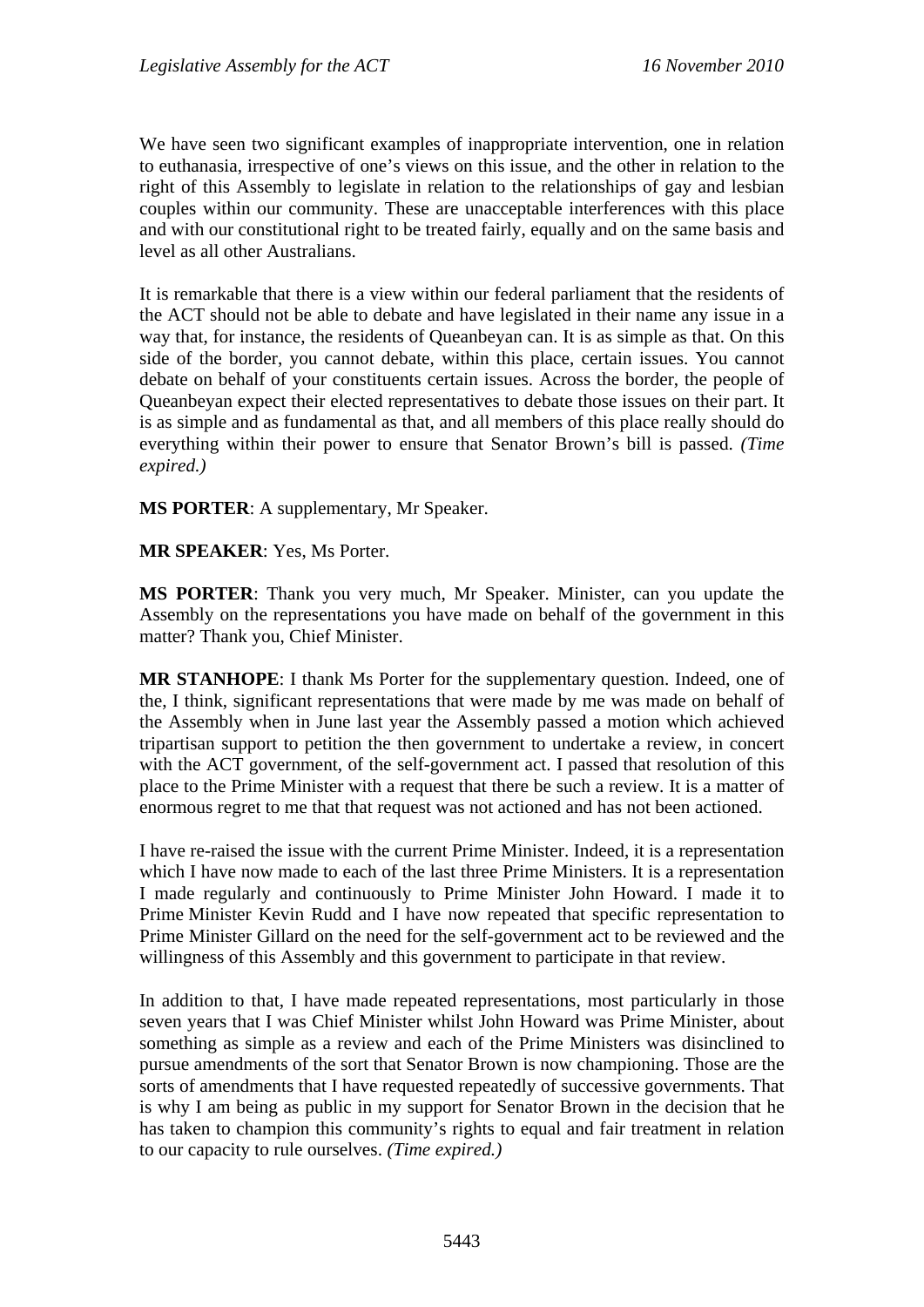We have seen two significant examples of inappropriate intervention, one in relation to euthanasia, irrespective of one's views on this issue, and the other in relation to the right of this Assembly to legislate in relation to the relationships of gay and lesbian couples within our community. These are unacceptable interferences with this place and with our constitutional right to be treated fairly, equally and on the same basis and level as all other Australians.

It is remarkable that there is a view within our federal parliament that the residents of the ACT should not be able to debate and have legislated in their name any issue in a way that, for instance, the residents of Queanbeyan can. It is as simple as that. On this side of the border, you cannot debate, within this place, certain issues. You cannot debate on behalf of your constituents certain issues. Across the border, the people of Queanbeyan expect their elected representatives to debate those issues on their part. It is as simple and as fundamental as that, and all members of this place really should do everything within their power to ensure that Senator Brown's bill is passed. *(Time expired.)*

**MS PORTER**: A supplementary, Mr Speaker.

**MR SPEAKER**: Yes, Ms Porter.

**MS PORTER**: Thank you very much, Mr Speaker. Minister, can you update the Assembly on the representations you have made on behalf of the government in this matter? Thank you, Chief Minister.

**MR STANHOPE**: I thank Ms Porter for the supplementary question. Indeed, one of the, I think, significant representations that were made by me was made on behalf of the Assembly when in June last year the Assembly passed a motion which achieved tripartisan support to petition the then government to undertake a review, in concert with the ACT government, of the self-government act. I passed that resolution of this place to the Prime Minister with a request that there be such a review. It is a matter of enormous regret to me that that request was not actioned and has not been actioned.

I have re-raised the issue with the current Prime Minister. Indeed, it is a representation which I have now made to each of the last three Prime Ministers. It is a representation I made regularly and continuously to Prime Minister John Howard. I made it to Prime Minister Kevin Rudd and I have now repeated that specific representation to Prime Minister Gillard on the need for the self-government act to be reviewed and the willingness of this Assembly and this government to participate in that review.

In addition to that, I have made repeated representations, most particularly in those seven years that I was Chief Minister whilst John Howard was Prime Minister, about something as simple as a review and each of the Prime Ministers was disinclined to pursue amendments of the sort that Senator Brown is now championing. Those are the sorts of amendments that I have requested repeatedly of successive governments. That is why I am being as public in my support for Senator Brown in the decision that he has taken to champion this community's rights to equal and fair treatment in relation to our capacity to rule ourselves. *(Time expired.)*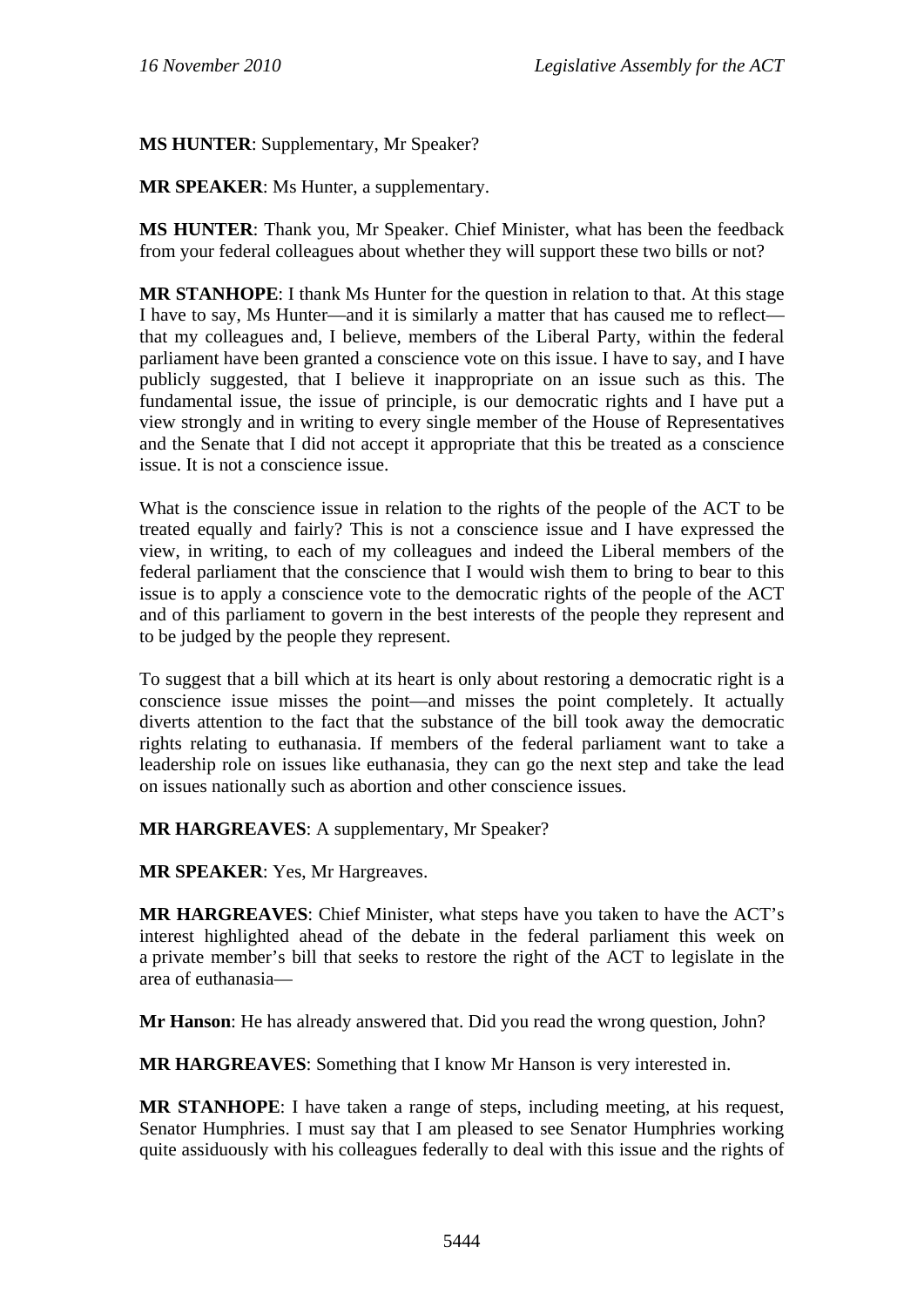**MS HUNTER**: Supplementary, Mr Speaker?

**MR SPEAKER**: Ms Hunter, a supplementary.

**MS HUNTER**: Thank you, Mr Speaker. Chief Minister, what has been the feedback from your federal colleagues about whether they will support these two bills or not?

**MR STANHOPE**: I thank Ms Hunter for the question in relation to that. At this stage I have to say, Ms Hunter—and it is similarly a matter that has caused me to reflect—that my colleagues and, I believe, members of the Liberal Party, within the federal parliament have been granted a conscience vote on this issue. I have to say, and I have publicly suggested, that I believe it inappropriate on an issue such as this. The fundamental issue, the issue of principle, is our democratic rights and I have put a view strongly and in writing to every single member of the House of Representatives and the Senate that I did not accept it appropriate that this be treated as a conscience issue. It is not a conscience issue.

What is the conscience issue in relation to the rights of the people of the ACT to be treated equally and fairly? This is not a conscience issue and I have expressed the view, in writing, to each of my colleagues and indeed the Liberal members of the federal parliament that the conscience that I would wish them to bring to bear to this issue is to apply a conscience vote to the democratic rights of the people of the ACT and of this parliament to govern in the best interests of the people they represent and to be judged by the people they represent.

To suggest that a bill which at its heart is only about restoring a democratic right is a conscience issue misses the point—and misses the point completely. It actually diverts attention to the fact that the substance of the bill took away the democratic rights relating to euthanasia. If members of the federal parliament want to take a leadership role on issues like euthanasia, they can go the next step and take the lead on issues nationally such as abortion and other conscience issues.

**MR HARGREAVES**: A supplementary, Mr Speaker?

**MR SPEAKER**: Yes, Mr Hargreaves.

**MR HARGREAVES**: Chief Minister, what steps have you taken to have the ACT's interest highlighted ahead of the debate in the federal parliament this week on a private member's bill that seeks to restore the right of the ACT to legislate in the area of euthanasia—

**Mr Hanson**: He has already answered that. Did you read the wrong question, John?

**MR HARGREAVES**: Something that I know Mr Hanson is very interested in.

**MR STANHOPE**: I have taken a range of steps, including meeting, at his request, Senator Humphries. I must say that I am pleased to see Senator Humphries working quite assiduously with his colleagues federally to deal with this issue and the rights of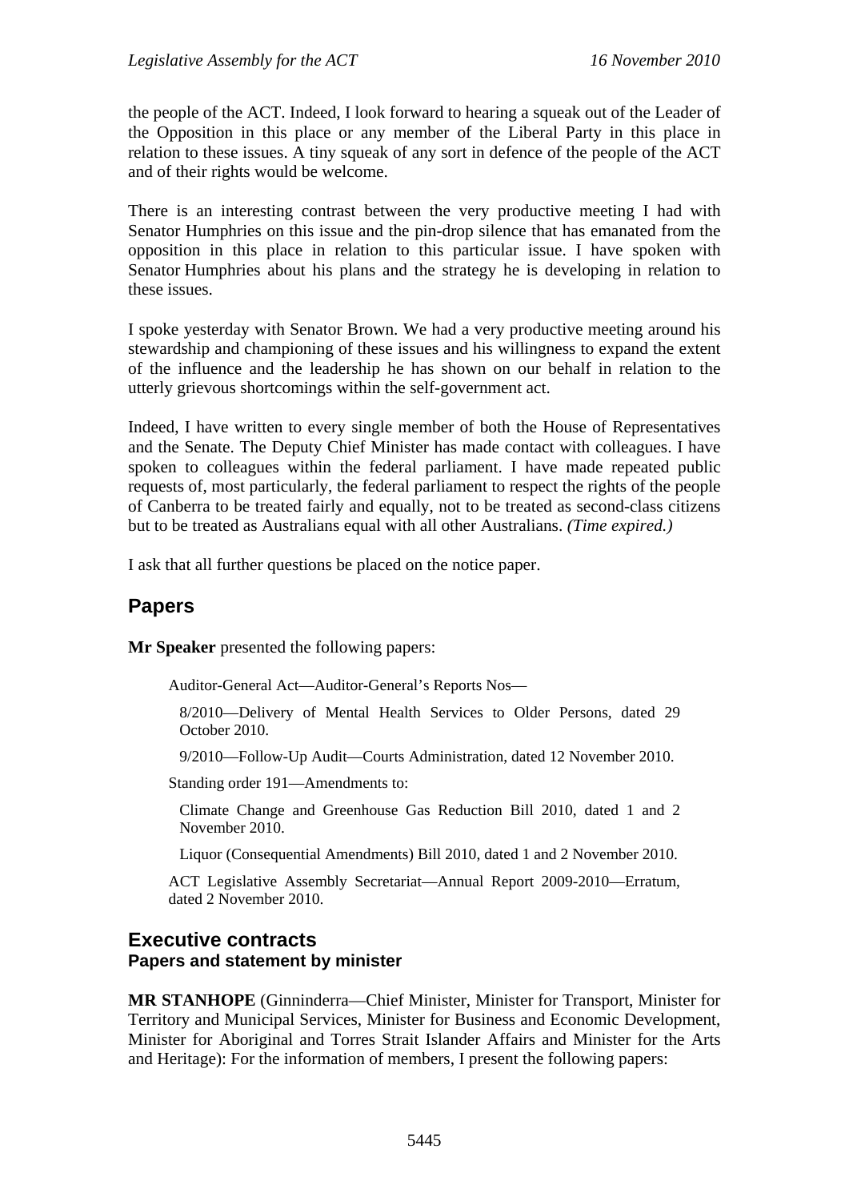the people of the ACT. Indeed, I look forward to hearing a squeak out of the Leader of the Opposition in this place or any member of the Liberal Party in this place in relation to these issues. A tiny squeak of any sort in defence of the people of the ACT and of their rights would be welcome.

There is an interesting contrast between the very productive meeting I had with Senator Humphries on this issue and the pin-drop silence that has emanated from the opposition in this place in relation to this particular issue. I have spoken with Senator Humphries about his plans and the strategy he is developing in relation to these issues.

I spoke yesterday with Senator Brown. We had a very productive meeting around his stewardship and championing of these issues and his willingness to expand the extent of the influence and the leadership he has shown on our behalf in relation to the utterly grievous shortcomings within the self-government act.

Indeed, I have written to every single member of both the House of Representatives and the Senate. The Deputy Chief Minister has made contact with colleagues. I have spoken to colleagues within the federal parliament. I have made repeated public requests of, most particularly, the federal parliament to respect the rights of the people of Canberra to be treated fairly and equally, not to be treated as second-class citizens but to be treated as Australians equal with all other Australians. *(Time expired.)*

I ask that all further questions be placed on the notice paper.

## Papers

**Mr Speaker** presented the following papers:

> Auditor-General Act—Auditor-General's Reports Nos—
>
> > 8/2010—Delivery of Mental Health Services to Older Persons, dated 29 October 2010.
> >
> > 9/2010—Follow-Up Audit—Courts Administration, dated 12 November 2010.
>
> Standing order 191—Amendments to:
>
> > Climate Change and Greenhouse Gas Reduction Bill 2010, dated 1 and 2 November 2010.
> >
> > Liquor (Consequential Amendments) Bill 2010, dated 1 and 2 November 2010.
>
> ACT Legislative Assembly Secretariat—Annual Report 2009-2010—Erratum, dated 2 November 2010.

## Executive contracts
### Papers and statement by minister

**MR STANHOPE** (Ginninderra—Chief Minister, Minister for Transport, Minister for Territory and Municipal Services, Minister for Business and Economic Development, Minister for Aboriginal and Torres Strait Islander Affairs and Minister for the Arts and Heritage): For the information of members, I present the following papers: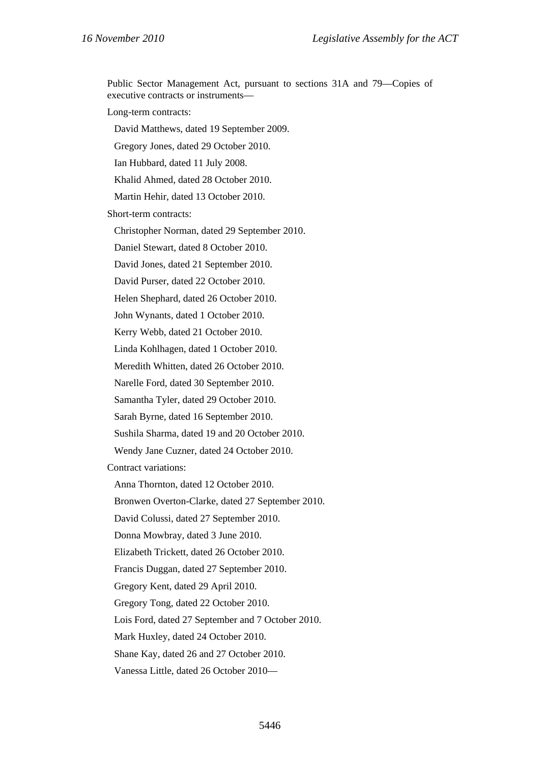Public Sector Management Act, pursuant to sections 31A and 79—Copies of executive contracts or instruments—

Long-term contracts:

David Matthews, dated 19 September 2009.

Gregory Jones, dated 29 October 2010.

Ian Hubbard, dated 11 July 2008.

Khalid Ahmed, dated 28 October 2010.

Martin Hehir, dated 13 October 2010.

Short-term contracts:

Christopher Norman, dated 29 September 2010.

Daniel Stewart, dated 8 October 2010.

David Jones, dated 21 September 2010.

David Purser, dated 22 October 2010.

Helen Shephard, dated 26 October 2010.

John Wynants, dated 1 October 2010.

Kerry Webb, dated 21 October 2010.

Linda Kohlhagen, dated 1 October 2010.

Meredith Whitten, dated 26 October 2010.

Narelle Ford, dated 30 September 2010.

Samantha Tyler, dated 29 October 2010.

Sarah Byrne, dated 16 September 2010.

Sushila Sharma, dated 19 and 20 October 2010.

Wendy Jane Cuzner, dated 24 October 2010.

Contract variations:

Anna Thornton, dated 12 October 2010.

Bronwen Overton-Clarke, dated 27 September 2010.

David Colussi, dated 27 September 2010.

Donna Mowbray, dated 3 June 2010.

Elizabeth Trickett, dated 26 October 2010.

Francis Duggan, dated 27 September 2010.

Gregory Kent, dated 29 April 2010.

Gregory Tong, dated 22 October 2010.

Lois Ford, dated 27 September and 7 October 2010.

Mark Huxley, dated 24 October 2010.

Shane Kay, dated 26 and 27 October 2010.

Vanessa Little, dated 26 October 2010—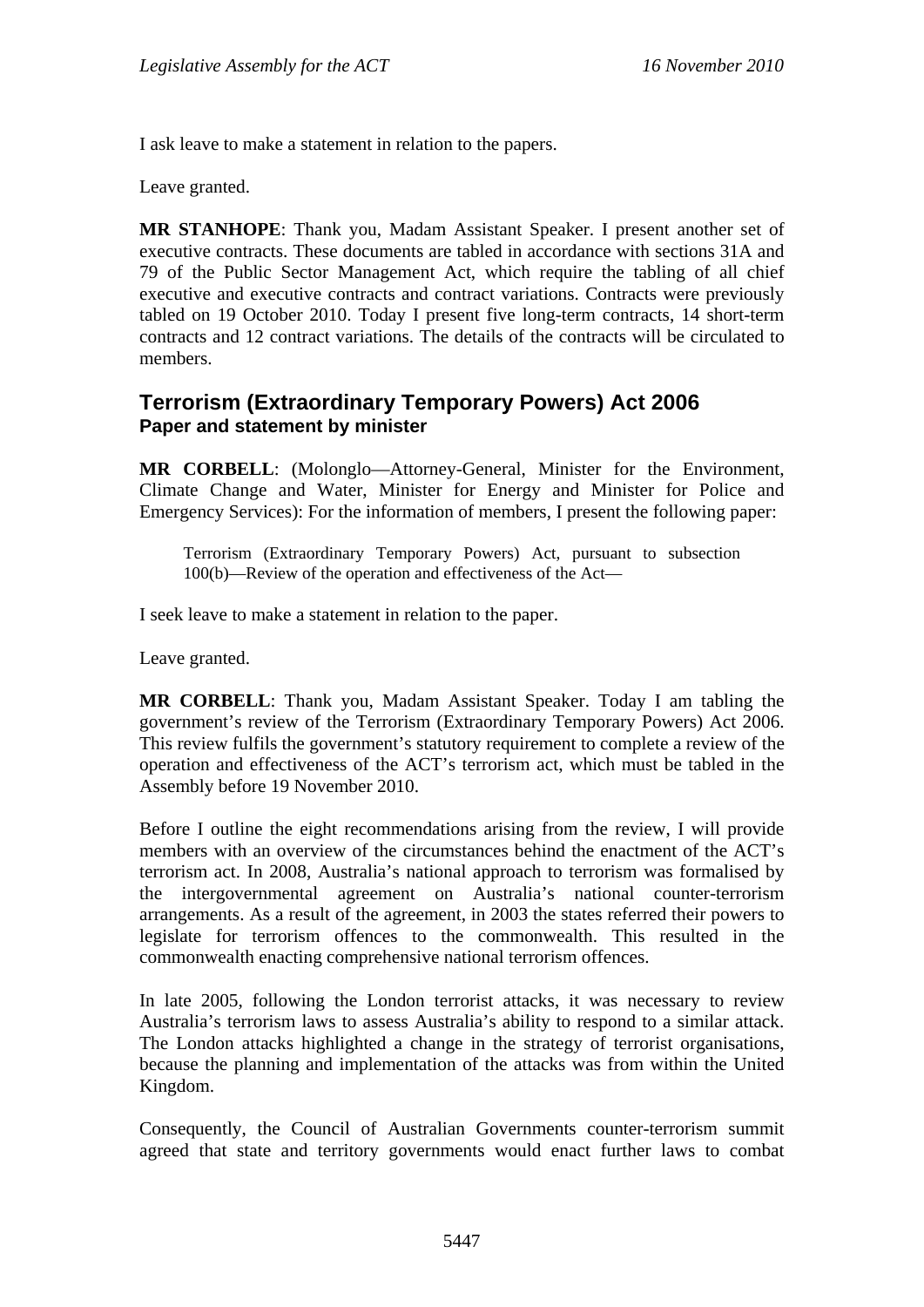I ask leave to make a statement in relation to the papers.

Leave granted.

**MR STANHOPE**: Thank you, Madam Assistant Speaker. I present another set of executive contracts. These documents are tabled in accordance with sections 31A and 79 of the Public Sector Management Act, which require the tabling of all chief executive and executive contracts and contract variations. Contracts were previously tabled on 19 October 2010. Today I present five long-term contracts, 14 short-term contracts and 12 contract variations. The details of the contracts will be circulated to members.

## Terrorism (Extraordinary Temporary Powers) Act 2006
### Paper and statement by minister

**MR CORBELL**: (Molonglo—Attorney-General, Minister for the Environment, Climate Change and Water, Minister for Energy and Minister for Police and Emergency Services): For the information of members, I present the following paper:

> Terrorism (Extraordinary Temporary Powers) Act, pursuant to subsection 100(b)—Review of the operation and effectiveness of the Act—

I seek leave to make a statement in relation to the paper.

Leave granted.

**MR CORBELL**: Thank you, Madam Assistant Speaker. Today I am tabling the government's review of the Terrorism (Extraordinary Temporary Powers) Act 2006. This review fulfils the government's statutory requirement to complete a review of the operation and effectiveness of the ACT's terrorism act, which must be tabled in the Assembly before 19 November 2010.

Before I outline the eight recommendations arising from the review, I will provide members with an overview of the circumstances behind the enactment of the ACT's terrorism act. In 2008, Australia's national approach to terrorism was formalised by the intergovernmental agreement on Australia's national counter-terrorism arrangements. As a result of the agreement, in 2003 the states referred their powers to legislate for terrorism offences to the commonwealth. This resulted in the commonwealth enacting comprehensive national terrorism offences.

In late 2005, following the London terrorist attacks, it was necessary to review Australia's terrorism laws to assess Australia's ability to respond to a similar attack. The London attacks highlighted a change in the strategy of terrorist organisations, because the planning and implementation of the attacks was from within the United Kingdom.

Consequently, the Council of Australian Governments counter-terrorism summit agreed that state and territory governments would enact further laws to combat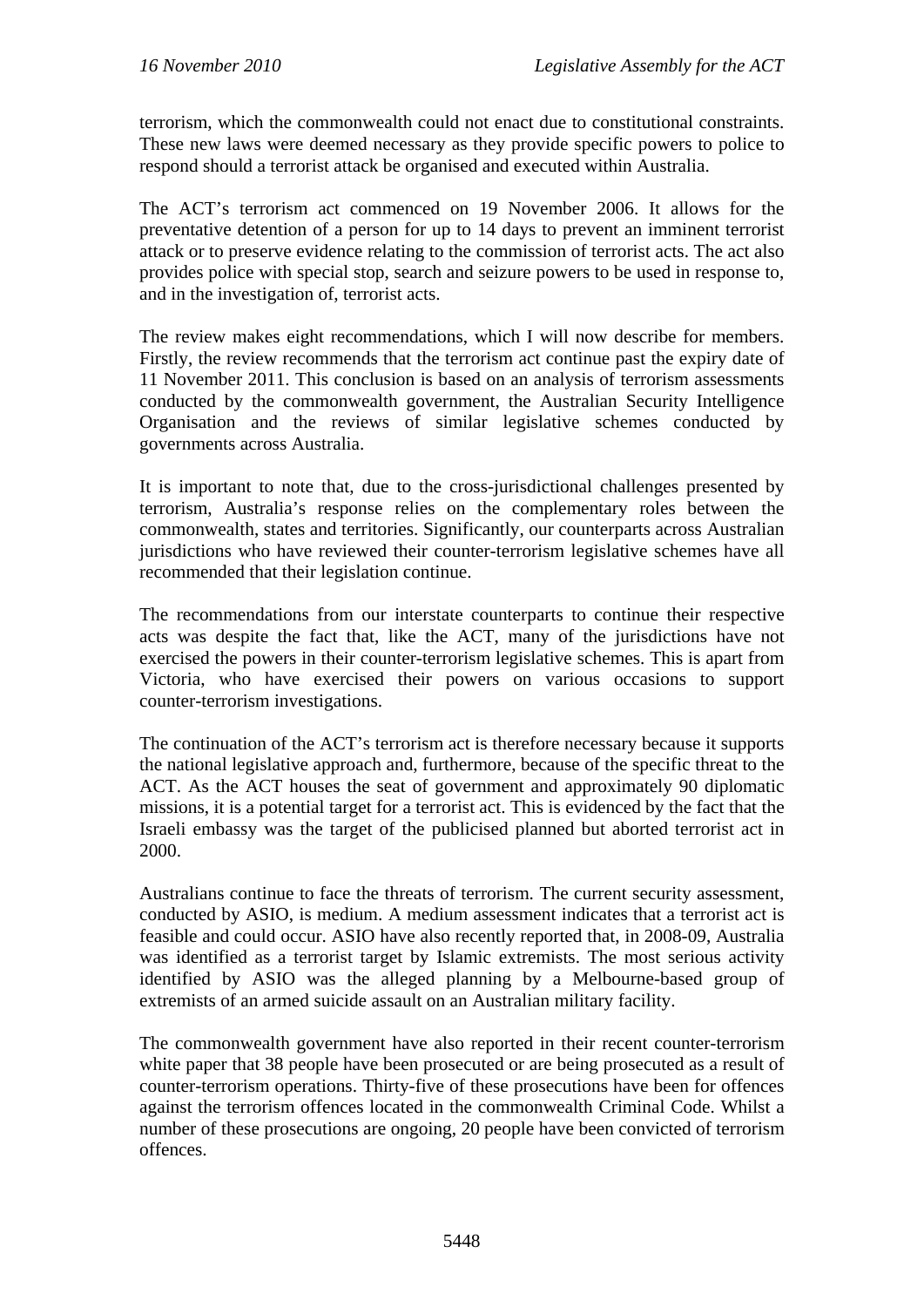terrorism, which the commonwealth could not enact due to constitutional constraints. These new laws were deemed necessary as they provide specific powers to police to respond should a terrorist attack be organised and executed within Australia.

The ACT's terrorism act commenced on 19 November 2006. It allows for the preventative detention of a person for up to 14 days to prevent an imminent terrorist attack or to preserve evidence relating to the commission of terrorist acts. The act also provides police with special stop, search and seizure powers to be used in response to, and in the investigation of, terrorist acts.

The review makes eight recommendations, which I will now describe for members. Firstly, the review recommends that the terrorism act continue past the expiry date of 11 November 2011. This conclusion is based on an analysis of terrorism assessments conducted by the commonwealth government, the Australian Security Intelligence Organisation and the reviews of similar legislative schemes conducted by governments across Australia.

It is important to note that, due to the cross-jurisdictional challenges presented by terrorism, Australia's response relies on the complementary roles between the commonwealth, states and territories. Significantly, our counterparts across Australian jurisdictions who have reviewed their counter-terrorism legislative schemes have all recommended that their legislation continue.

The recommendations from our interstate counterparts to continue their respective acts was despite the fact that, like the ACT, many of the jurisdictions have not exercised the powers in their counter-terrorism legislative schemes. This is apart from Victoria, who have exercised their powers on various occasions to support counter-terrorism investigations.

The continuation of the ACT's terrorism act is therefore necessary because it supports the national legislative approach and, furthermore, because of the specific threat to the ACT. As the ACT houses the seat of government and approximately 90 diplomatic missions, it is a potential target for a terrorist act. This is evidenced by the fact that the Israeli embassy was the target of the publicised planned but aborted terrorist act in 2000.

Australians continue to face the threats of terrorism. The current security assessment, conducted by ASIO, is medium. A medium assessment indicates that a terrorist act is feasible and could occur. ASIO have also recently reported that, in 2008-09, Australia was identified as a terrorist target by Islamic extremists. The most serious activity identified by ASIO was the alleged planning by a Melbourne-based group of extremists of an armed suicide assault on an Australian military facility.

The commonwealth government have also reported in their recent counter-terrorism white paper that 38 people have been prosecuted or are being prosecuted as a result of counter-terrorism operations. Thirty-five of these prosecutions have been for offences against the terrorism offences located in the commonwealth Criminal Code. Whilst a number of these prosecutions are ongoing, 20 people have been convicted of terrorism offences.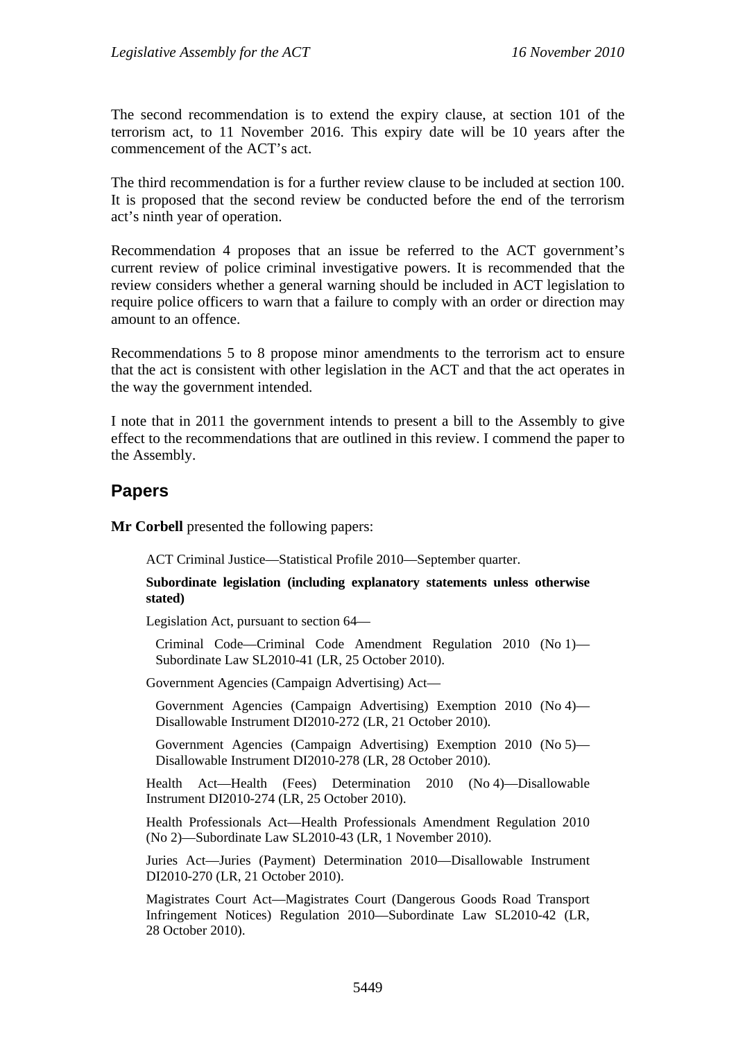The second recommendation is to extend the expiry clause, at section 101 of the terrorism act, to 11 November 2016. This expiry date will be 10 years after the commencement of the ACT's act.

The third recommendation is for a further review clause to be included at section 100. It is proposed that the second review be conducted before the end of the terrorism act's ninth year of operation.

Recommendation 4 proposes that an issue be referred to the ACT government's current review of police criminal investigative powers. It is recommended that the review considers whether a general warning should be included in ACT legislation to require police officers to warn that a failure to comply with an order or direction may amount to an offence.

Recommendations 5 to 8 propose minor amendments to the terrorism act to ensure that the act is consistent with other legislation in the ACT and that the act operates in the way the government intended.

I note that in 2011 the government intends to present a bill to the Assembly to give effect to the recommendations that are outlined in this review. I commend the paper to the Assembly.

## Papers

**Mr Corbell** presented the following papers:

ACT Criminal Justice—Statistical Profile 2010—September quarter.

**Subordinate legislation (including explanatory statements unless otherwise stated)**

Legislation Act, pursuant to section 64—

Criminal Code—Criminal Code Amendment Regulation 2010 (No 1)—Subordinate Law SL2010-41 (LR, 25 October 2010).

Government Agencies (Campaign Advertising) Act—

Government Agencies (Campaign Advertising) Exemption 2010 (No 4)—Disallowable Instrument DI2010-272 (LR, 21 October 2010).

Government Agencies (Campaign Advertising) Exemption 2010 (No 5)—Disallowable Instrument DI2010-278 (LR, 28 October 2010).

Health Act—Health (Fees) Determination 2010 (No 4)—Disallowable Instrument DI2010-274 (LR, 25 October 2010).

Health Professionals Act—Health Professionals Amendment Regulation 2010 (No 2)—Subordinate Law SL2010-43 (LR, 1 November 2010).

Juries Act—Juries (Payment) Determination 2010—Disallowable Instrument DI2010-270 (LR, 21 October 2010).

Magistrates Court Act—Magistrates Court (Dangerous Goods Road Transport Infringement Notices) Regulation 2010—Subordinate Law SL2010-42 (LR, 28 October 2010).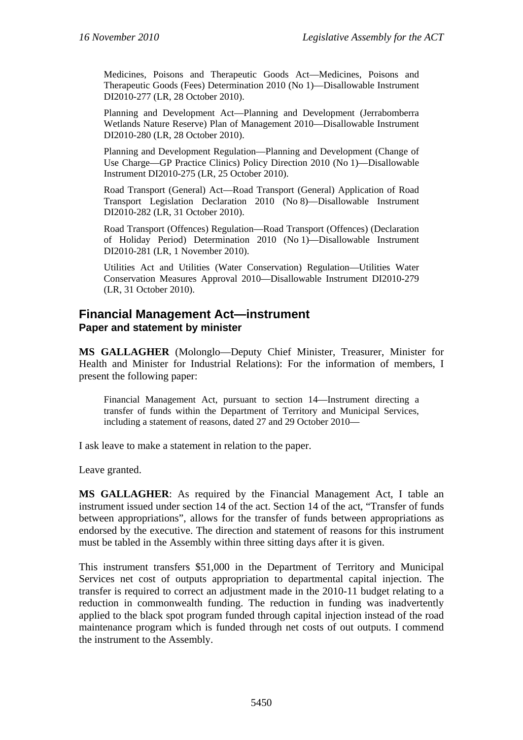Medicines, Poisons and Therapeutic Goods Act—Medicines, Poisons and Therapeutic Goods (Fees) Determination 2010 (No 1)—Disallowable Instrument DI2010-277 (LR, 28 October 2010).

Planning and Development Act—Planning and Development (Jerrabomberra Wetlands Nature Reserve) Plan of Management 2010—Disallowable Instrument DI2010-280 (LR, 28 October 2010).

Planning and Development Regulation—Planning and Development (Change of Use Charge—GP Practice Clinics) Policy Direction 2010 (No 1)—Disallowable Instrument DI2010-275 (LR, 25 October 2010).

Road Transport (General) Act—Road Transport (General) Application of Road Transport Legislation Declaration 2010 (No 8)—Disallowable Instrument DI2010-282 (LR, 31 October 2010).

Road Transport (Offences) Regulation—Road Transport (Offences) (Declaration of Holiday Period) Determination 2010 (No 1)—Disallowable Instrument DI2010-281 (LR, 1 November 2010).

Utilities Act and Utilities (Water Conservation) Regulation—Utilities Water Conservation Measures Approval 2010—Disallowable Instrument DI2010-279 (LR, 31 October 2010).

## Financial Management Act—instrument

### Paper and statement by minister

**MS GALLAGHER** (Molonglo—Deputy Chief Minister, Treasurer, Minister for Health and Minister for Industrial Relations): For the information of members, I present the following paper:

> Financial Management Act, pursuant to section 14—Instrument directing a transfer of funds within the Department of Territory and Municipal Services, including a statement of reasons, dated 27 and 29 October 2010—

I ask leave to make a statement in relation to the paper.

Leave granted.

**MS GALLAGHER**: As required by the Financial Management Act, I table an instrument issued under section 14 of the act. Section 14 of the act, "Transfer of funds between appropriations", allows for the transfer of funds between appropriations as endorsed by the executive. The direction and statement of reasons for this instrument must be tabled in the Assembly within three sitting days after it is given.

This instrument transfers $51,000 in the Department of Territory and Municipal Services net cost of outputs appropriation to departmental capital injection. The transfer is required to correct an adjustment made in the 2010-11 budget relating to a reduction in commonwealth funding. The reduction in funding was inadvertently applied to the black spot program funded through capital injection instead of the road maintenance program which is funded through net costs of out outputs. I commend the instrument to the Assembly.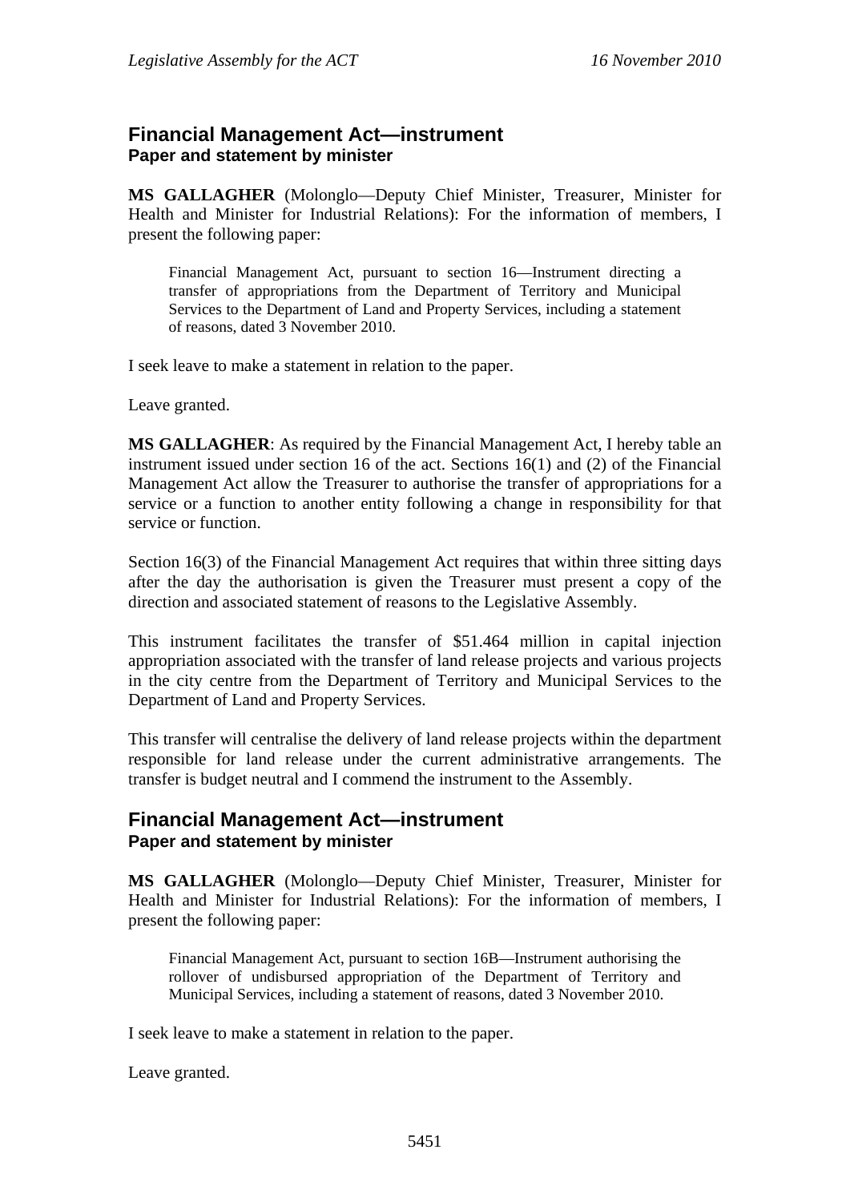## Financial Management Act—instrument
### Paper and statement by minister

**MS GALLAGHER** (Molonglo—Deputy Chief Minister, Treasurer, Minister for Health and Minister for Industrial Relations): For the information of members, I present the following paper:

> Financial Management Act, pursuant to section 16—Instrument directing a transfer of appropriations from the Department of Territory and Municipal Services to the Department of Land and Property Services, including a statement of reasons, dated 3 November 2010.

I seek leave to make a statement in relation to the paper.

Leave granted.

**MS GALLAGHER**: As required by the Financial Management Act, I hereby table an instrument issued under section 16 of the act. Sections 16(1) and (2) of the Financial Management Act allow the Treasurer to authorise the transfer of appropriations for a service or a function to another entity following a change in responsibility for that service or function.

Section 16(3) of the Financial Management Act requires that within three sitting days after the day the authorisation is given the Treasurer must present a copy of the direction and associated statement of reasons to the Legislative Assembly.

This instrument facilitates the transfer of $51.464 million in capital injection appropriation associated with the transfer of land release projects and various projects in the city centre from the Department of Territory and Municipal Services to the Department of Land and Property Services.

This transfer will centralise the delivery of land release projects within the department responsible for land release under the current administrative arrangements. The transfer is budget neutral and I commend the instrument to the Assembly.

## Financial Management Act—instrument
### Paper and statement by minister

**MS GALLAGHER** (Molonglo—Deputy Chief Minister, Treasurer, Minister for Health and Minister for Industrial Relations): For the information of members, I present the following paper:

> Financial Management Act, pursuant to section 16B—Instrument authorising the rollover of undisbursed appropriation of the Department of Territory and Municipal Services, including a statement of reasons, dated 3 November 2010.

I seek leave to make a statement in relation to the paper.

Leave granted.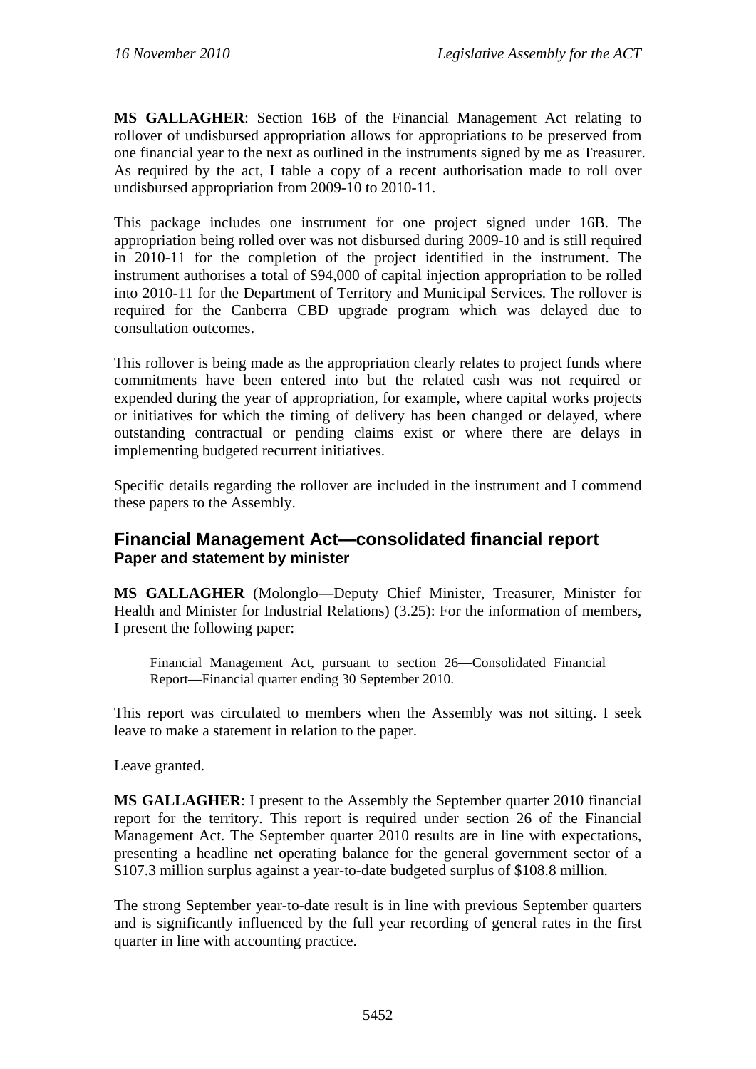**MS GALLAGHER**: Section 16B of the Financial Management Act relating to rollover of undisbursed appropriation allows for appropriations to be preserved from one financial year to the next as outlined in the instruments signed by me as Treasurer. As required by the act, I table a copy of a recent authorisation made to roll over undisbursed appropriation from 2009-10 to 2010-11.

This package includes one instrument for one project signed under 16B. The appropriation being rolled over was not disbursed during 2009-10 and is still required in 2010-11 for the completion of the project identified in the instrument. The instrument authorises a total of $94,000 of capital injection appropriation to be rolled into 2010-11 for the Department of Territory and Municipal Services. The rollover is required for the Canberra CBD upgrade program which was delayed due to consultation outcomes.

This rollover is being made as the appropriation clearly relates to project funds where commitments have been entered into but the related cash was not required or expended during the year of appropriation, for example, where capital works projects or initiatives for which the timing of delivery has been changed or delayed, where outstanding contractual or pending claims exist or where there are delays in implementing budgeted recurrent initiatives.

Specific details regarding the rollover are included in the instrument and I commend these papers to the Assembly.

## Financial Management Act—consolidated financial report

### Paper and statement by minister

**MS GALLAGHER** (Molonglo—Deputy Chief Minister, Treasurer, Minister for Health and Minister for Industrial Relations) (3.25): For the information of members, I present the following paper:

> Financial Management Act, pursuant to section 26—Consolidated Financial Report—Financial quarter ending 30 September 2010.

This report was circulated to members when the Assembly was not sitting. I seek leave to make a statement in relation to the paper.

Leave granted.

**MS GALLAGHER**: I present to the Assembly the September quarter 2010 financial report for the territory. This report is required under section 26 of the Financial Management Act. The September quarter 2010 results are in line with expectations, presenting a headline net operating balance for the general government sector of a $107.3 million surplus against a year-to-date budgeted surplus of $108.8 million.

The strong September year-to-date result is in line with previous September quarters and is significantly influenced by the full year recording of general rates in the first quarter in line with accounting practice.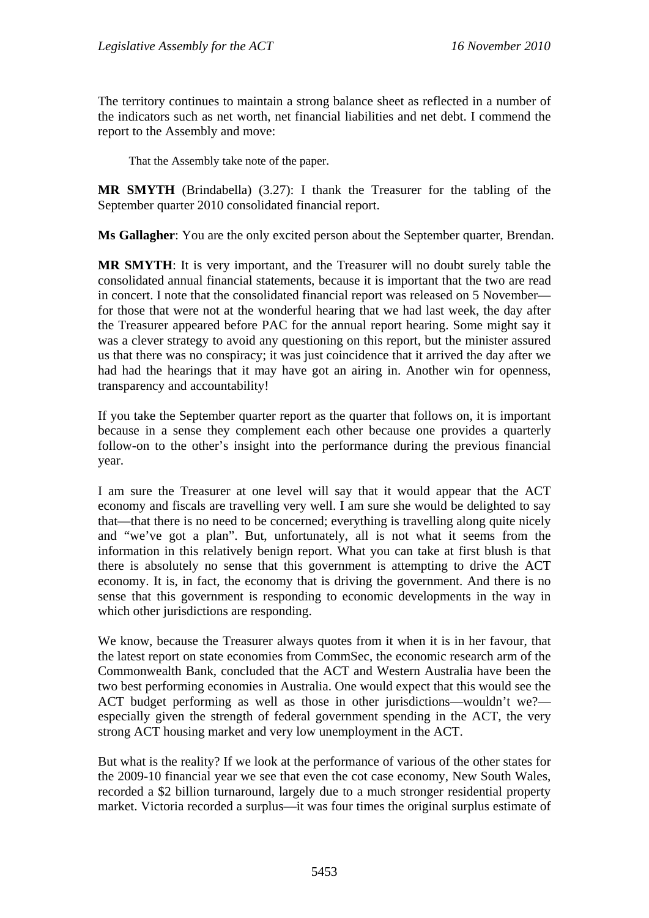The territory continues to maintain a strong balance sheet as reflected in a number of the indicators such as net worth, net financial liabilities and net debt. I commend the report to the Assembly and move:

> That the Assembly take note of the paper.

**MR SMYTH** (Brindabella) (3.27): I thank the Treasurer for the tabling of the September quarter 2010 consolidated financial report.

**Ms Gallagher**: You are the only excited person about the September quarter, Brendan.

**MR SMYTH**: It is very important, and the Treasurer will no doubt surely table the consolidated annual financial statements, because it is important that the two are read in concert. I note that the consolidated financial report was released on 5 November—for those that were not at the wonderful hearing that we had last week, the day after the Treasurer appeared before PAC for the annual report hearing. Some might say it was a clever strategy to avoid any questioning on this report, but the minister assured us that there was no conspiracy; it was just coincidence that it arrived the day after we had had the hearings that it may have got an airing in. Another win for openness, transparency and accountability!

If you take the September quarter report as the quarter that follows on, it is important because in a sense they complement each other because one provides a quarterly follow-on to the other's insight into the performance during the previous financial year.

I am sure the Treasurer at one level will say that it would appear that the ACT economy and fiscals are travelling very well. I am sure she would be delighted to say that—that there is no need to be concerned; everything is travelling along quite nicely and "we've got a plan". But, unfortunately, all is not what it seems from the information in this relatively benign report. What you can take at first blush is that there is absolutely no sense that this government is attempting to drive the ACT economy. It is, in fact, the economy that is driving the government. And there is no sense that this government is responding to economic developments in the way in which other jurisdictions are responding.

We know, because the Treasurer always quotes from it when it is in her favour, that the latest report on state economies from CommSec, the economic research arm of the Commonwealth Bank, concluded that the ACT and Western Australia have been the two best performing economies in Australia. One would expect that this would see the ACT budget performing as well as those in other jurisdictions—wouldn't we?—especially given the strength of federal government spending in the ACT, the very strong ACT housing market and very low unemployment in the ACT.

But what is the reality? If we look at the performance of various of the other states for the 2009-10 financial year we see that even the cot case economy, New South Wales, recorded a \$2 billion turnaround, largely due to a much stronger residential property market. Victoria recorded a surplus—it was four times the original surplus estimate of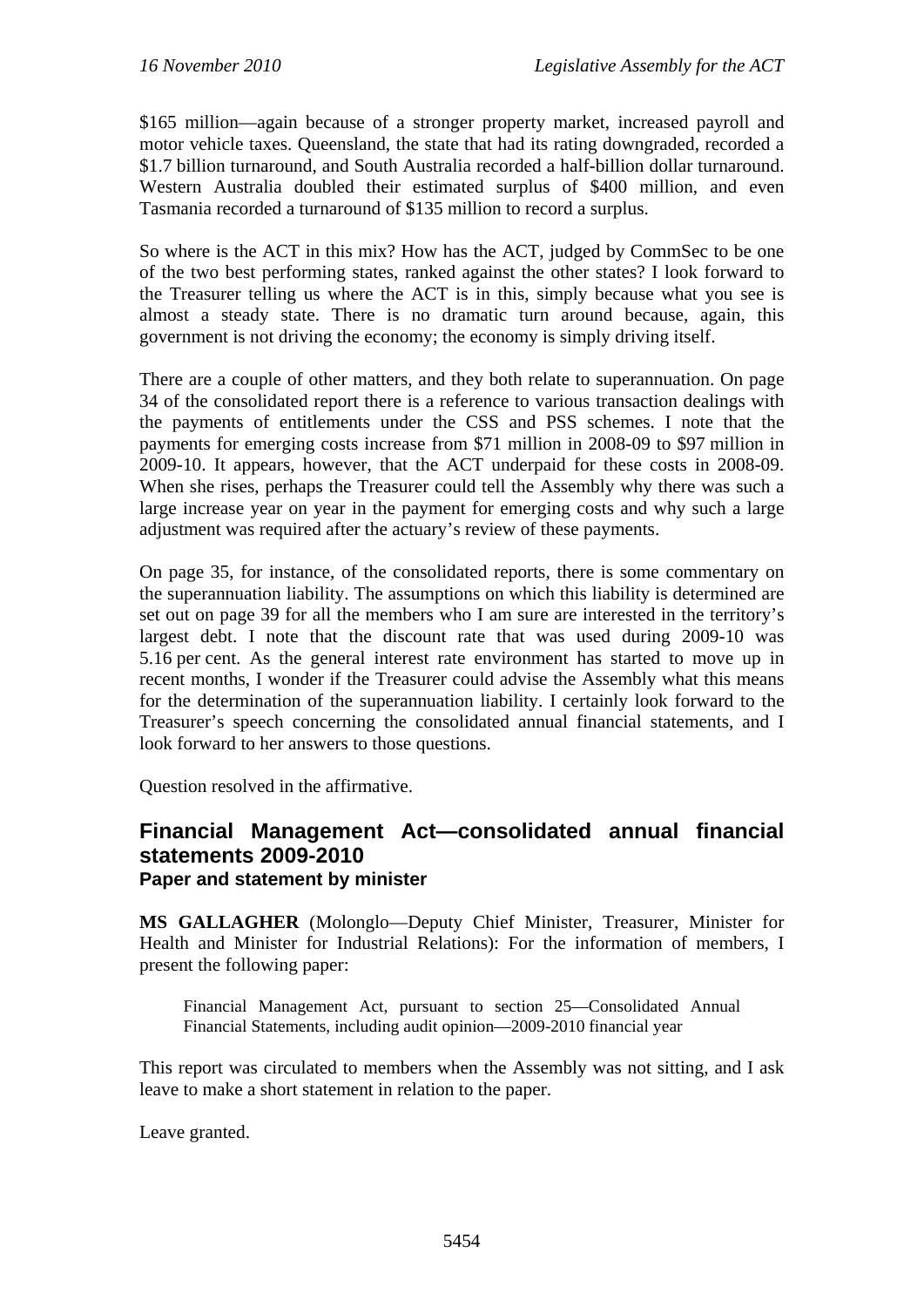$165 million—again because of a stronger property market, increased payroll and motor vehicle taxes. Queensland, the state that had its rating downgraded, recorded a $1.7 billion turnaround, and South Australia recorded a half-billion dollar turnaround. Western Australia doubled their estimated surplus of $400 million, and even Tasmania recorded a turnaround of $135 million to record a surplus.

So where is the ACT in this mix? How has the ACT, judged by CommSec to be one of the two best performing states, ranked against the other states? I look forward to the Treasurer telling us where the ACT is in this, simply because what you see is almost a steady state. There is no dramatic turn around because, again, this government is not driving the economy; the economy is simply driving itself.

There are a couple of other matters, and they both relate to superannuation. On page 34 of the consolidated report there is a reference to various transaction dealings with the payments of entitlements under the CSS and PSS schemes. I note that the payments for emerging costs increase from $71 million in 2008-09 to $97 million in 2009-10. It appears, however, that the ACT underpaid for these costs in 2008-09. When she rises, perhaps the Treasurer could tell the Assembly why there was such a large increase year on year in the payment for emerging costs and why such a large adjustment was required after the actuary's review of these payments.

On page 35, for instance, of the consolidated reports, there is some commentary on the superannuation liability. The assumptions on which this liability is determined are set out on page 39 for all the members who I am sure are interested in the territory's largest debt. I note that the discount rate that was used during 2009-10 was 5.16 per cent. As the general interest rate environment has started to move up in recent months, I wonder if the Treasurer could advise the Assembly what this means for the determination of the superannuation liability. I certainly look forward to the Treasurer's speech concerning the consolidated annual financial statements, and I look forward to her answers to those questions.

Question resolved in the affirmative.

## Financial Management Act—consolidated annual financial statements 2009-2010

### Paper and statement by minister

**MS GALLAGHER** (Molonglo—Deputy Chief Minister, Treasurer, Minister for Health and Minister for Industrial Relations): For the information of members, I present the following paper:

> Financial Management Act, pursuant to section 25—Consolidated Annual Financial Statements, including audit opinion—2009-2010 financial year

This report was circulated to members when the Assembly was not sitting, and I ask leave to make a short statement in relation to the paper.

Leave granted.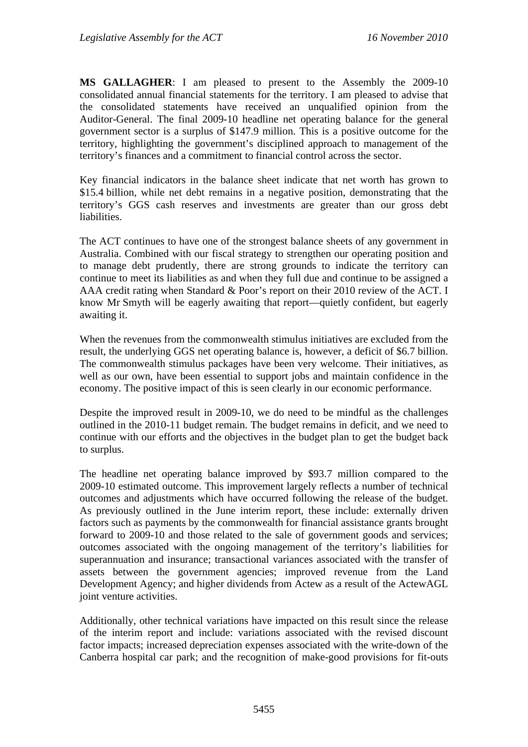**MS GALLAGHER**: I am pleased to present to the Assembly the 2009-10 consolidated annual financial statements for the territory. I am pleased to advise that the consolidated statements have received an unqualified opinion from the Auditor-General. The final 2009-10 headline net operating balance for the general government sector is a surplus of $147.9 million. This is a positive outcome for the territory, highlighting the government's disciplined approach to management of the territory's finances and a commitment to financial control across the sector.

Key financial indicators in the balance sheet indicate that net worth has grown to $15.4 billion, while net debt remains in a negative position, demonstrating that the territory's GGS cash reserves and investments are greater than our gross debt liabilities.

The ACT continues to have one of the strongest balance sheets of any government in Australia. Combined with our fiscal strategy to strengthen our operating position and to manage debt prudently, there are strong grounds to indicate the territory can continue to meet its liabilities as and when they full due and continue to be assigned a AAA credit rating when Standard & Poor's report on their 2010 review of the ACT. I know Mr Smyth will be eagerly awaiting that report—quietly confident, but eagerly awaiting it.

When the revenues from the commonwealth stimulus initiatives are excluded from the result, the underlying GGS net operating balance is, however, a deficit of $6.7 billion. The commonwealth stimulus packages have been very welcome. Their initiatives, as well as our own, have been essential to support jobs and maintain confidence in the economy. The positive impact of this is seen clearly in our economic performance.

Despite the improved result in 2009-10, we do need to be mindful as the challenges outlined in the 2010-11 budget remain. The budget remains in deficit, and we need to continue with our efforts and the objectives in the budget plan to get the budget back to surplus.

The headline net operating balance improved by $93.7 million compared to the 2009-10 estimated outcome. This improvement largely reflects a number of technical outcomes and adjustments which have occurred following the release of the budget. As previously outlined in the June interim report, these include: externally driven factors such as payments by the commonwealth for financial assistance grants brought forward to 2009-10 and those related to the sale of government goods and services; outcomes associated with the ongoing management of the territory's liabilities for superannuation and insurance; transactional variances associated with the transfer of assets between the government agencies; improved revenue from the Land Development Agency; and higher dividends from Actew as a result of the ActewAGL joint venture activities.

Additionally, other technical variations have impacted on this result since the release of the interim report and include: variations associated with the revised discount factor impacts; increased depreciation expenses associated with the write-down of the Canberra hospital car park; and the recognition of make-good provisions for fit-outs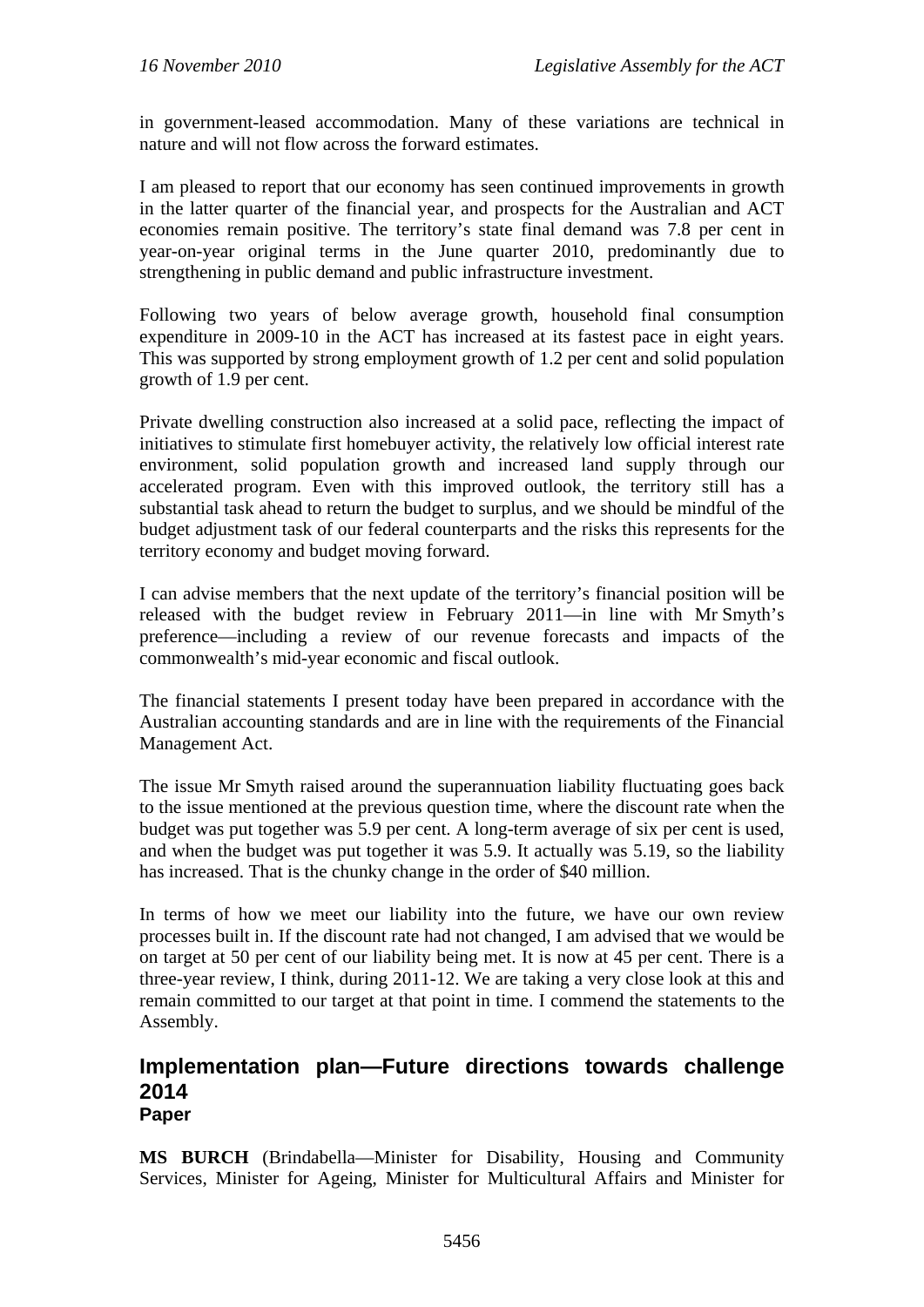in government-leased accommodation. Many of these variations are technical in nature and will not flow across the forward estimates.

I am pleased to report that our economy has seen continued improvements in growth in the latter quarter of the financial year, and prospects for the Australian and ACT economies remain positive. The territory's state final demand was 7.8 per cent in year-on-year original terms in the June quarter 2010, predominantly due to strengthening in public demand and public infrastructure investment.

Following two years of below average growth, household final consumption expenditure in 2009-10 in the ACT has increased at its fastest pace in eight years. This was supported by strong employment growth of 1.2 per cent and solid population growth of 1.9 per cent.

Private dwelling construction also increased at a solid pace, reflecting the impact of initiatives to stimulate first homebuyer activity, the relatively low official interest rate environment, solid population growth and increased land supply through our accelerated program. Even with this improved outlook, the territory still has a substantial task ahead to return the budget to surplus, and we should be mindful of the budget adjustment task of our federal counterparts and the risks this represents for the territory economy and budget moving forward.

I can advise members that the next update of the territory's financial position will be released with the budget review in February 2011—in line with Mr Smyth's preference—including a review of our revenue forecasts and impacts of the commonwealth's mid-year economic and fiscal outlook.

The financial statements I present today have been prepared in accordance with the Australian accounting standards and are in line with the requirements of the Financial Management Act.

The issue Mr Smyth raised around the superannuation liability fluctuating goes back to the issue mentioned at the previous question time, where the discount rate when the budget was put together was 5.9 per cent. A long-term average of six per cent is used, and when the budget was put together it was 5.9. It actually was 5.19, so the liability has increased. That is the chunky change in the order of $40 million.

In terms of how we meet our liability into the future, we have our own review processes built in. If the discount rate had not changed, I am advised that we would be on target at 50 per cent of our liability being met. It is now at 45 per cent. There is a three-year review, I think, during 2011-12. We are taking a very close look at this and remain committed to our target at that point in time. I commend the statements to the Assembly.

## Implementation plan—Future directions towards challenge 2014

### Paper

**MS BURCH** (Brindabella—Minister for Disability, Housing and Community Services, Minister for Ageing, Minister for Multicultural Affairs and Minister for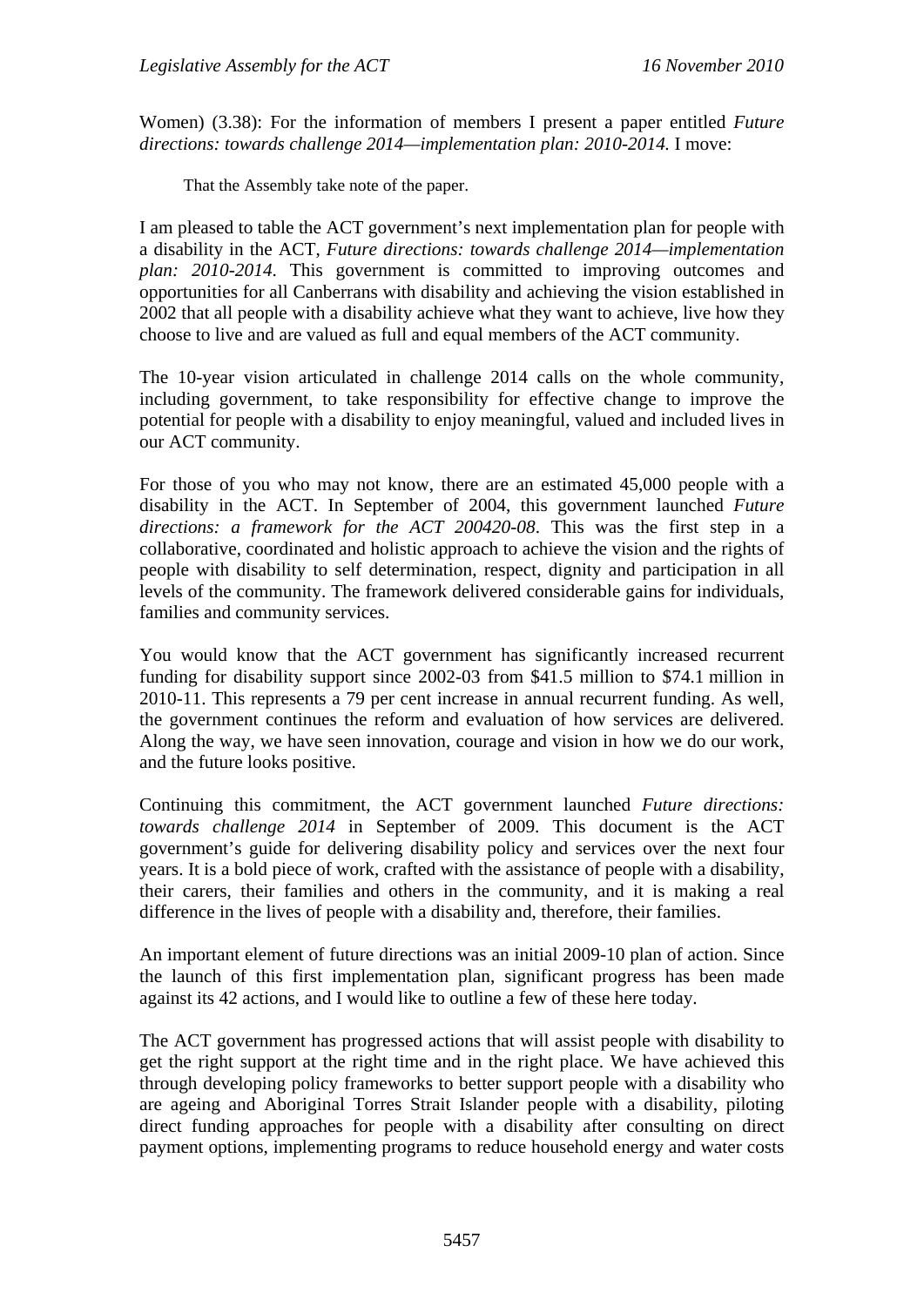Women) (3.38): For the information of members I present a paper entitled *Future directions: towards challenge 2014—implementation plan: 2010-2014.* I move:

> That the Assembly take note of the paper.

I am pleased to table the ACT government's next implementation plan for people with a disability in the ACT, *Future directions: towards challenge 2014—implementation plan: 2010-2014*. This government is committed to improving outcomes and opportunities for all Canberrans with disability and achieving the vision established in 2002 that all people with a disability achieve what they want to achieve, live how they choose to live and are valued as full and equal members of the ACT community.

The 10-year vision articulated in challenge 2014 calls on the whole community, including government, to take responsibility for effective change to improve the potential for people with a disability to enjoy meaningful, valued and included lives in our ACT community.

For those of you who may not know, there are an estimated 45,000 people with a disability in the ACT. In September of 2004, this government launched *Future directions: a framework for the ACT 200420-08*. This was the first step in a collaborative, coordinated and holistic approach to achieve the vision and the rights of people with disability to self determination, respect, dignity and participation in all levels of the community. The framework delivered considerable gains for individuals, families and community services.

You would know that the ACT government has significantly increased recurrent funding for disability support since 2002-03 from $41.5 million to $74.1 million in 2010-11. This represents a 79 per cent increase in annual recurrent funding. As well, the government continues the reform and evaluation of how services are delivered. Along the way, we have seen innovation, courage and vision in how we do our work, and the future looks positive.

Continuing this commitment, the ACT government launched *Future directions: towards challenge 2014* in September of 2009. This document is the ACT government's guide for delivering disability policy and services over the next four years. It is a bold piece of work, crafted with the assistance of people with a disability, their carers, their families and others in the community, and it is making a real difference in the lives of people with a disability and, therefore, their families.

An important element of future directions was an initial 2009-10 plan of action. Since the launch of this first implementation plan, significant progress has been made against its 42 actions, and I would like to outline a few of these here today.

The ACT government has progressed actions that will assist people with disability to get the right support at the right time and in the right place. We have achieved this through developing policy frameworks to better support people with a disability who are ageing and Aboriginal Torres Strait Islander people with a disability, piloting direct funding approaches for people with a disability after consulting on direct payment options, implementing programs to reduce household energy and water costs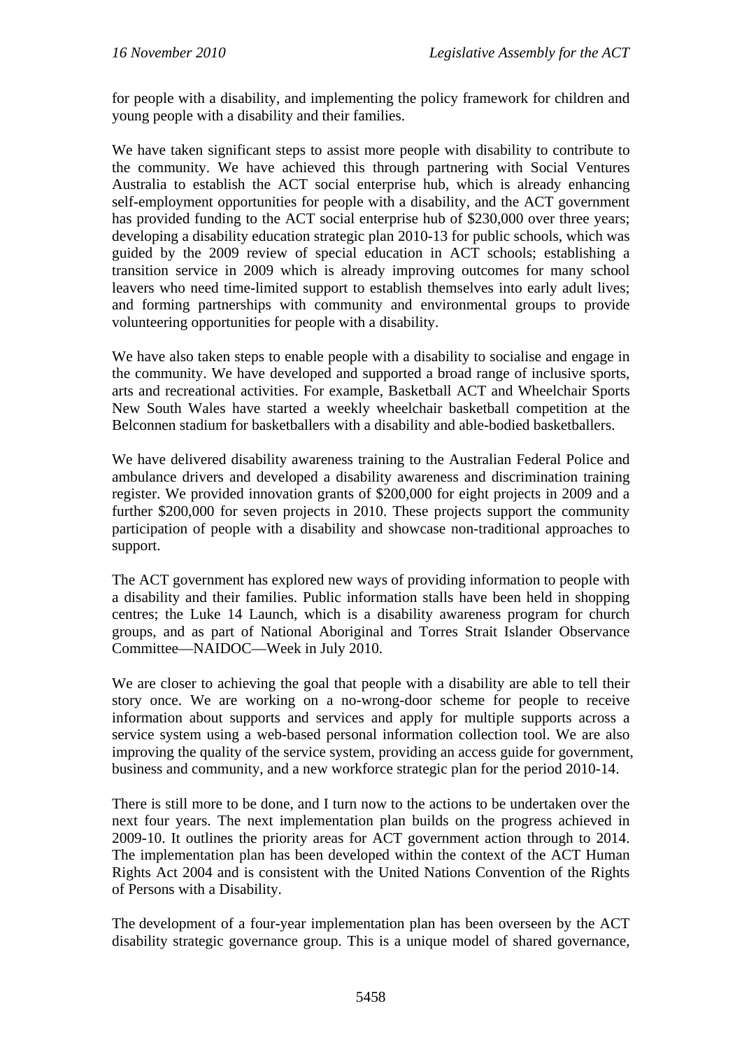for people with a disability, and implementing the policy framework for children and young people with a disability and their families.

We have taken significant steps to assist more people with disability to contribute to the community. We have achieved this through partnering with Social Ventures Australia to establish the ACT social enterprise hub, which is already enhancing self-employment opportunities for people with a disability, and the ACT government has provided funding to the ACT social enterprise hub of $230,000 over three years; developing a disability education strategic plan 2010-13 for public schools, which was guided by the 2009 review of special education in ACT schools; establishing a transition service in 2009 which is already improving outcomes for many school leavers who need time-limited support to establish themselves into early adult lives; and forming partnerships with community and environmental groups to provide volunteering opportunities for people with a disability.

We have also taken steps to enable people with a disability to socialise and engage in the community. We have developed and supported a broad range of inclusive sports, arts and recreational activities. For example, Basketball ACT and Wheelchair Sports New South Wales have started a weekly wheelchair basketball competition at the Belconnen stadium for basketballers with a disability and able-bodied basketballers.

We have delivered disability awareness training to the Australian Federal Police and ambulance drivers and developed a disability awareness and discrimination training register. We provided innovation grants of $200,000 for eight projects in 2009 and a further $200,000 for seven projects in 2010. These projects support the community participation of people with a disability and showcase non-traditional approaches to support.

The ACT government has explored new ways of providing information to people with a disability and their families. Public information stalls have been held in shopping centres; the Luke 14 Launch, which is a disability awareness program for church groups, and as part of National Aboriginal and Torres Strait Islander Observance Committee—NAIDOC—Week in July 2010.

We are closer to achieving the goal that people with a disability are able to tell their story once. We are working on a no-wrong-door scheme for people to receive information about supports and services and apply for multiple supports across a service system using a web-based personal information collection tool. We are also improving the quality of the service system, providing an access guide for government, business and community, and a new workforce strategic plan for the period 2010-14.

There is still more to be done, and I turn now to the actions to be undertaken over the next four years. The next implementation plan builds on the progress achieved in 2009-10. It outlines the priority areas for ACT government action through to 2014. The implementation plan has been developed within the context of the ACT Human Rights Act 2004 and is consistent with the United Nations Convention of the Rights of Persons with a Disability.

The development of a four-year implementation plan has been overseen by the ACT disability strategic governance group. This is a unique model of shared governance,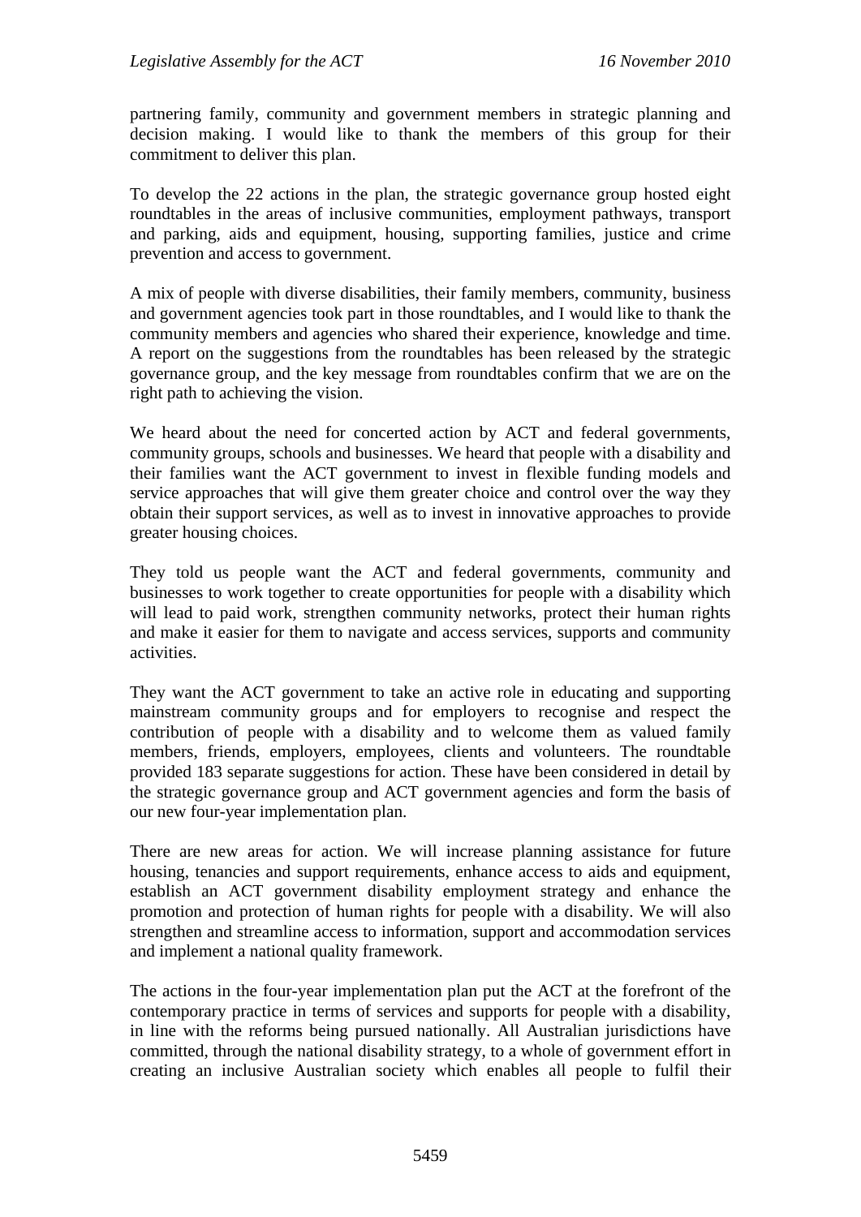partnering family, community and government members in strategic planning and decision making. I would like to thank the members of this group for their commitment to deliver this plan.

To develop the 22 actions in the plan, the strategic governance group hosted eight roundtables in the areas of inclusive communities, employment pathways, transport and parking, aids and equipment, housing, supporting families, justice and crime prevention and access to government.

A mix of people with diverse disabilities, their family members, community, business and government agencies took part in those roundtables, and I would like to thank the community members and agencies who shared their experience, knowledge and time. A report on the suggestions from the roundtables has been released by the strategic governance group, and the key message from roundtables confirm that we are on the right path to achieving the vision.

We heard about the need for concerted action by ACT and federal governments, community groups, schools and businesses. We heard that people with a disability and their families want the ACT government to invest in flexible funding models and service approaches that will give them greater choice and control over the way they obtain their support services, as well as to invest in innovative approaches to provide greater housing choices.

They told us people want the ACT and federal governments, community and businesses to work together to create opportunities for people with a disability which will lead to paid work, strengthen community networks, protect their human rights and make it easier for them to navigate and access services, supports and community activities.

They want the ACT government to take an active role in educating and supporting mainstream community groups and for employers to recognise and respect the contribution of people with a disability and to welcome them as valued family members, friends, employers, employees, clients and volunteers. The roundtable provided 183 separate suggestions for action. These have been considered in detail by the strategic governance group and ACT government agencies and form the basis of our new four-year implementation plan.

There are new areas for action. We will increase planning assistance for future housing, tenancies and support requirements, enhance access to aids and equipment, establish an ACT government disability employment strategy and enhance the promotion and protection of human rights for people with a disability. We will also strengthen and streamline access to information, support and accommodation services and implement a national quality framework.

The actions in the four-year implementation plan put the ACT at the forefront of the contemporary practice in terms of services and supports for people with a disability, in line with the reforms being pursued nationally. All Australian jurisdictions have committed, through the national disability strategy, to a whole of government effort in creating an inclusive Australian society which enables all people to fulfil their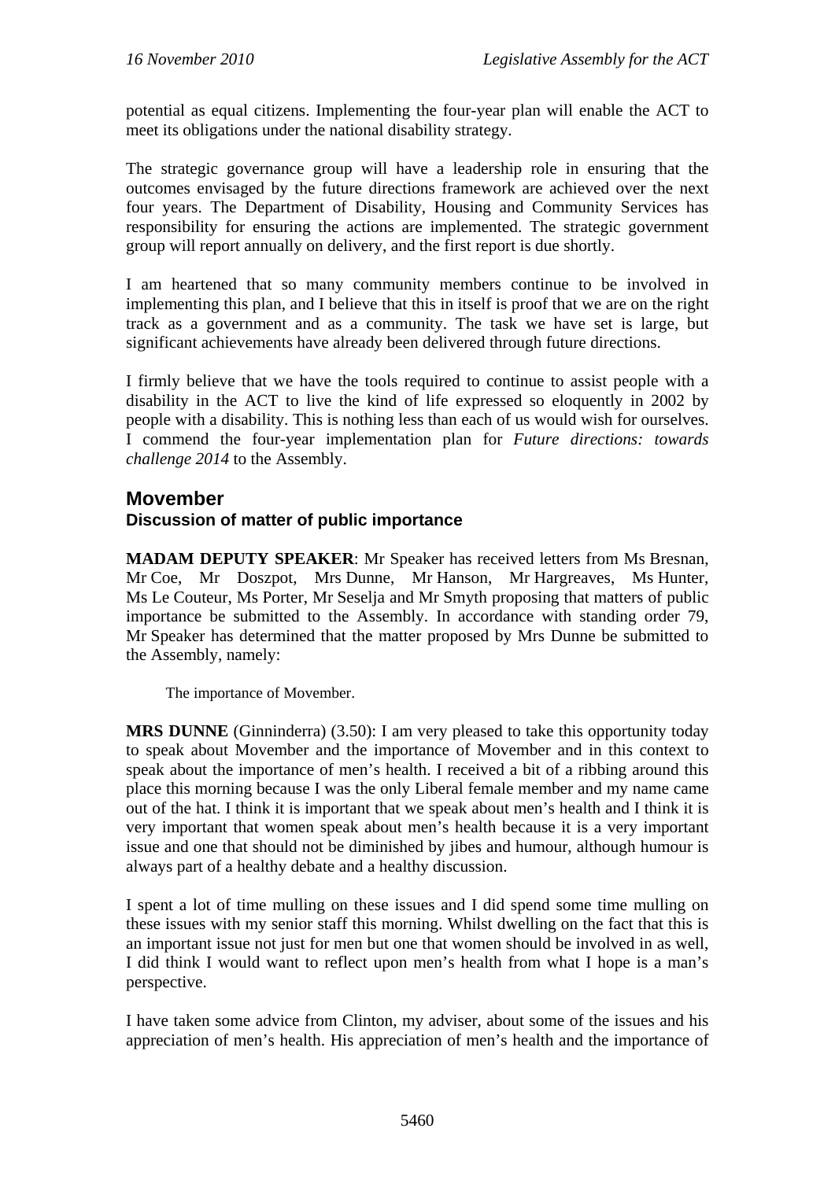potential as equal citizens. Implementing the four-year plan will enable the ACT to meet its obligations under the national disability strategy.

The strategic governance group will have a leadership role in ensuring that the outcomes envisaged by the future directions framework are achieved over the next four years. The Department of Disability, Housing and Community Services has responsibility for ensuring the actions are implemented. The strategic government group will report annually on delivery, and the first report is due shortly.

I am heartened that so many community members continue to be involved in implementing this plan, and I believe that this in itself is proof that we are on the right track as a government and as a community. The task we have set is large, but significant achievements have already been delivered through future directions.

I firmly believe that we have the tools required to continue to assist people with a disability in the ACT to live the kind of life expressed so eloquently in 2002 by people with a disability. This is nothing less than each of us would wish for ourselves. I commend the four-year implementation plan for *Future directions: towards challenge 2014* to the Assembly.

## Movember

### Discussion of matter of public importance

**MADAM DEPUTY SPEAKER**: Mr Speaker has received letters from Ms Bresnan, Mr Coe, Mr Doszpot, Mrs Dunne, Mr Hanson, Mr Hargreaves, Ms Hunter, Ms Le Couteur, Ms Porter, Mr Seselja and Mr Smyth proposing that matters of public importance be submitted to the Assembly. In accordance with standing order 79, Mr Speaker has determined that the matter proposed by Mrs Dunne be submitted to the Assembly, namely:

> The importance of Movember.

**MRS DUNNE** (Ginninderra) (3.50): I am very pleased to take this opportunity today to speak about Movember and the importance of Movember and in this context to speak about the importance of men's health. I received a bit of a ribbing around this place this morning because I was the only Liberal female member and my name came out of the hat. I think it is important that we speak about men's health and I think it is very important that women speak about men's health because it is a very important issue and one that should not be diminished by jibes and humour, although humour is always part of a healthy debate and a healthy discussion.

I spent a lot of time mulling on these issues and I did spend some time mulling on these issues with my senior staff this morning. Whilst dwelling on the fact that this is an important issue not just for men but one that women should be involved in as well, I did think I would want to reflect upon men's health from what I hope is a man's perspective.

I have taken some advice from Clinton, my adviser, about some of the issues and his appreciation of men's health. His appreciation of men's health and the importance of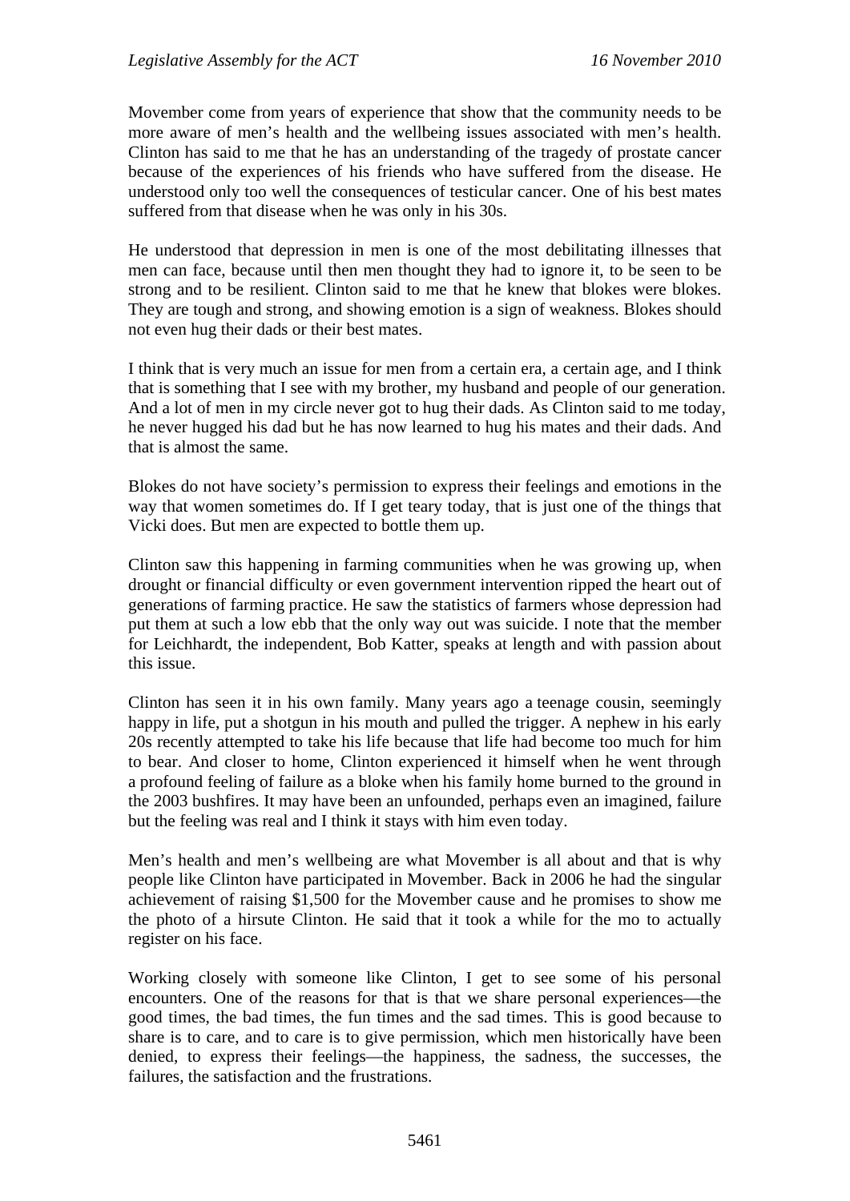Movember come from years of experience that show that the community needs to be more aware of men's health and the wellbeing issues associated with men's health. Clinton has said to me that he has an understanding of the tragedy of prostate cancer because of the experiences of his friends who have suffered from the disease. He understood only too well the consequences of testicular cancer. One of his best mates suffered from that disease when he was only in his 30s.

He understood that depression in men is one of the most debilitating illnesses that men can face, because until then men thought they had to ignore it, to be seen to be strong and to be resilient. Clinton said to me that he knew that blokes were blokes. They are tough and strong, and showing emotion is a sign of weakness. Blokes should not even hug their dads or their best mates.

I think that is very much an issue for men from a certain era, a certain age, and I think that is something that I see with my brother, my husband and people of our generation. And a lot of men in my circle never got to hug their dads. As Clinton said to me today, he never hugged his dad but he has now learned to hug his mates and their dads. And that is almost the same.

Blokes do not have society's permission to express their feelings and emotions in the way that women sometimes do. If I get teary today, that is just one of the things that Vicki does. But men are expected to bottle them up.

Clinton saw this happening in farming communities when he was growing up, when drought or financial difficulty or even government intervention ripped the heart out of generations of farming practice. He saw the statistics of farmers whose depression had put them at such a low ebb that the only way out was suicide. I note that the member for Leichhardt, the independent, Bob Katter, speaks at length and with passion about this issue.

Clinton has seen it in his own family. Many years ago a teenage cousin, seemingly happy in life, put a shotgun in his mouth and pulled the trigger. A nephew in his early 20s recently attempted to take his life because that life had become too much for him to bear. And closer to home, Clinton experienced it himself when he went through a profound feeling of failure as a bloke when his family home burned to the ground in the 2003 bushfires. It may have been an unfounded, perhaps even an imagined, failure but the feeling was real and I think it stays with him even today.

Men's health and men's wellbeing are what Movember is all about and that is why people like Clinton have participated in Movember. Back in 2006 he had the singular achievement of raising $1,500 for the Movember cause and he promises to show me the photo of a hirsute Clinton. He said that it took a while for the mo to actually register on his face.

Working closely with someone like Clinton, I get to see some of his personal encounters. One of the reasons for that is that we share personal experiences—the good times, the bad times, the fun times and the sad times. This is good because to share is to care, and to care is to give permission, which men historically have been denied, to express their feelings—the happiness, the sadness, the successes, the failures, the satisfaction and the frustrations.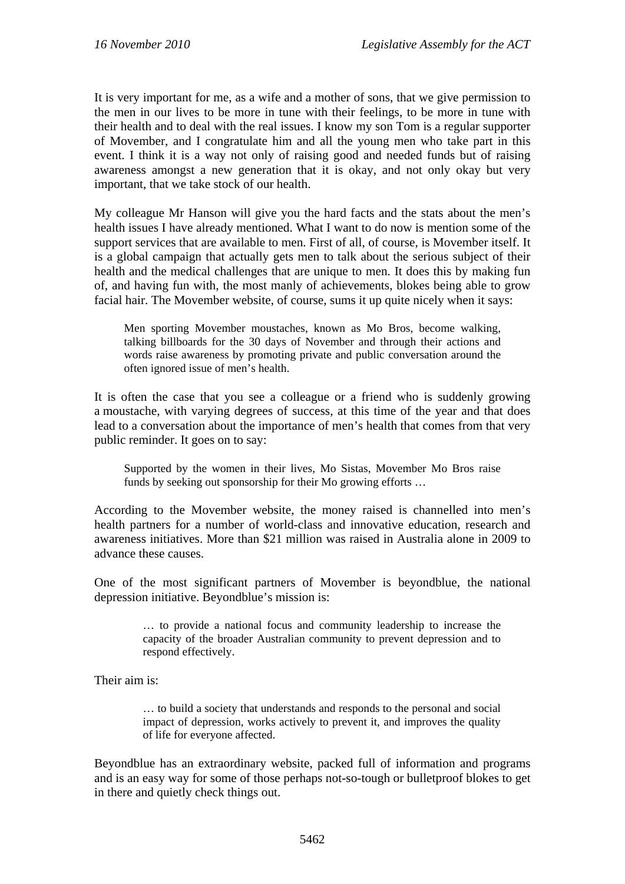It is very important for me, as a wife and a mother of sons, that we give permission to the men in our lives to be more in tune with their feelings, to be more in tune with their health and to deal with the real issues. I know my son Tom is a regular supporter of Movember, and I congratulate him and all the young men who take part in this event. I think it is a way not only of raising good and needed funds but of raising awareness amongst a new generation that it is okay, and not only okay but very important, that we take stock of our health.

My colleague Mr Hanson will give you the hard facts and the stats about the men's health issues I have already mentioned. What I want to do now is mention some of the support services that are available to men. First of all, of course, is Movember itself. It is a global campaign that actually gets men to talk about the serious subject of their health and the medical challenges that are unique to men. It does this by making fun of, and having fun with, the most manly of achievements, blokes being able to grow facial hair. The Movember website, of course, sums it up quite nicely when it says:

> Men sporting Movember moustaches, known as Mo Bros, become walking, talking billboards for the 30 days of November and through their actions and words raise awareness by promoting private and public conversation around the often ignored issue of men's health.

It is often the case that you see a colleague or a friend who is suddenly growing a moustache, with varying degrees of success, at this time of the year and that does lead to a conversation about the importance of men's health that comes from that very public reminder. It goes on to say:

> Supported by the women in their lives, Mo Sistas, Movember Mo Bros raise funds by seeking out sponsorship for their Mo growing efforts …

According to the Movember website, the money raised is channelled into men's health partners for a number of world-class and innovative education, research and awareness initiatives. More than $21 million was raised in Australia alone in 2009 to advance these causes.

One of the most significant partners of Movember is beyondblue, the national depression initiative. Beyondblue's mission is:

> … to provide a national focus and community leadership to increase the capacity of the broader Australian community to prevent depression and to respond effectively.

Their aim is:

> … to build a society that understands and responds to the personal and social impact of depression, works actively to prevent it, and improves the quality of life for everyone affected.

Beyondblue has an extraordinary website, packed full of information and programs and is an easy way for some of those perhaps not-so-tough or bulletproof blokes to get in there and quietly check things out.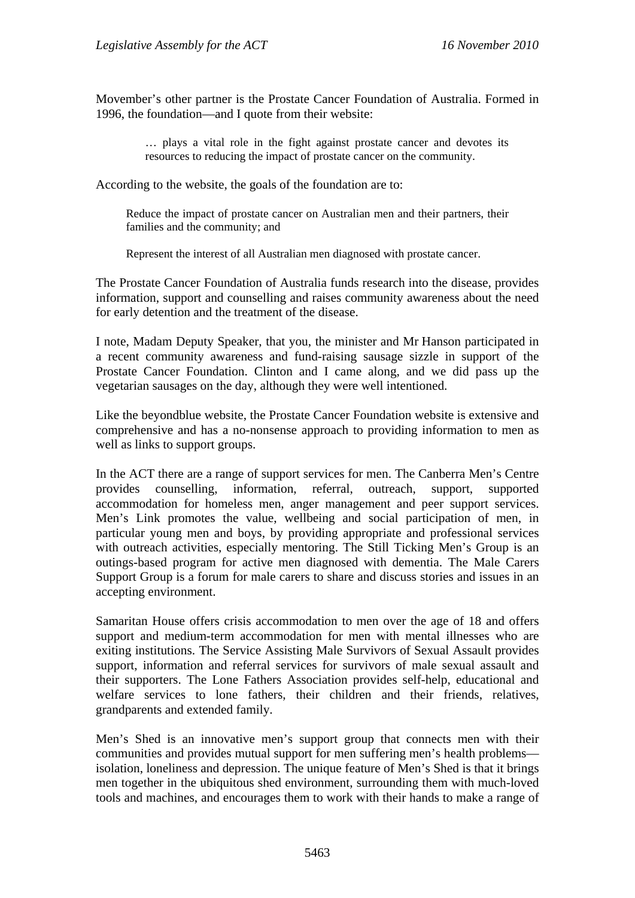Movember's other partner is the Prostate Cancer Foundation of Australia. Formed in 1996, the foundation—and I quote from their website:

> … plays a vital role in the fight against prostate cancer and devotes its resources to reducing the impact of prostate cancer on the community.

According to the website, the goals of the foundation are to:

> Reduce the impact of prostate cancer on Australian men and their partners, their families and the community; and
>
> Represent the interest of all Australian men diagnosed with prostate cancer.

The Prostate Cancer Foundation of Australia funds research into the disease, provides information, support and counselling and raises community awareness about the need for early detention and the treatment of the disease.

I note, Madam Deputy Speaker, that you, the minister and Mr Hanson participated in a recent community awareness and fund-raising sausage sizzle in support of the Prostate Cancer Foundation. Clinton and I came along, and we did pass up the vegetarian sausages on the day, although they were well intentioned.

Like the beyondblue website, the Prostate Cancer Foundation website is extensive and comprehensive and has a no-nonsense approach to providing information to men as well as links to support groups.

In the ACT there are a range of support services for men. The Canberra Men's Centre provides counselling, information, referral, outreach, support, supported accommodation for homeless men, anger management and peer support services. Men's Link promotes the value, wellbeing and social participation of men, in particular young men and boys, by providing appropriate and professional services with outreach activities, especially mentoring. The Still Ticking Men's Group is an outings-based program for active men diagnosed with dementia. The Male Carers Support Group is a forum for male carers to share and discuss stories and issues in an accepting environment.

Samaritan House offers crisis accommodation to men over the age of 18 and offers support and medium-term accommodation for men with mental illnesses who are exiting institutions. The Service Assisting Male Survivors of Sexual Assault provides support, information and referral services for survivors of male sexual assault and their supporters. The Lone Fathers Association provides self-help, educational and welfare services to lone fathers, their children and their friends, relatives, grandparents and extended family.

Men's Shed is an innovative men's support group that connects men with their communities and provides mutual support for men suffering men's health problems—isolation, loneliness and depression. The unique feature of Men's Shed is that it brings men together in the ubiquitous shed environment, surrounding them with much-loved tools and machines, and encourages them to work with their hands to make a range of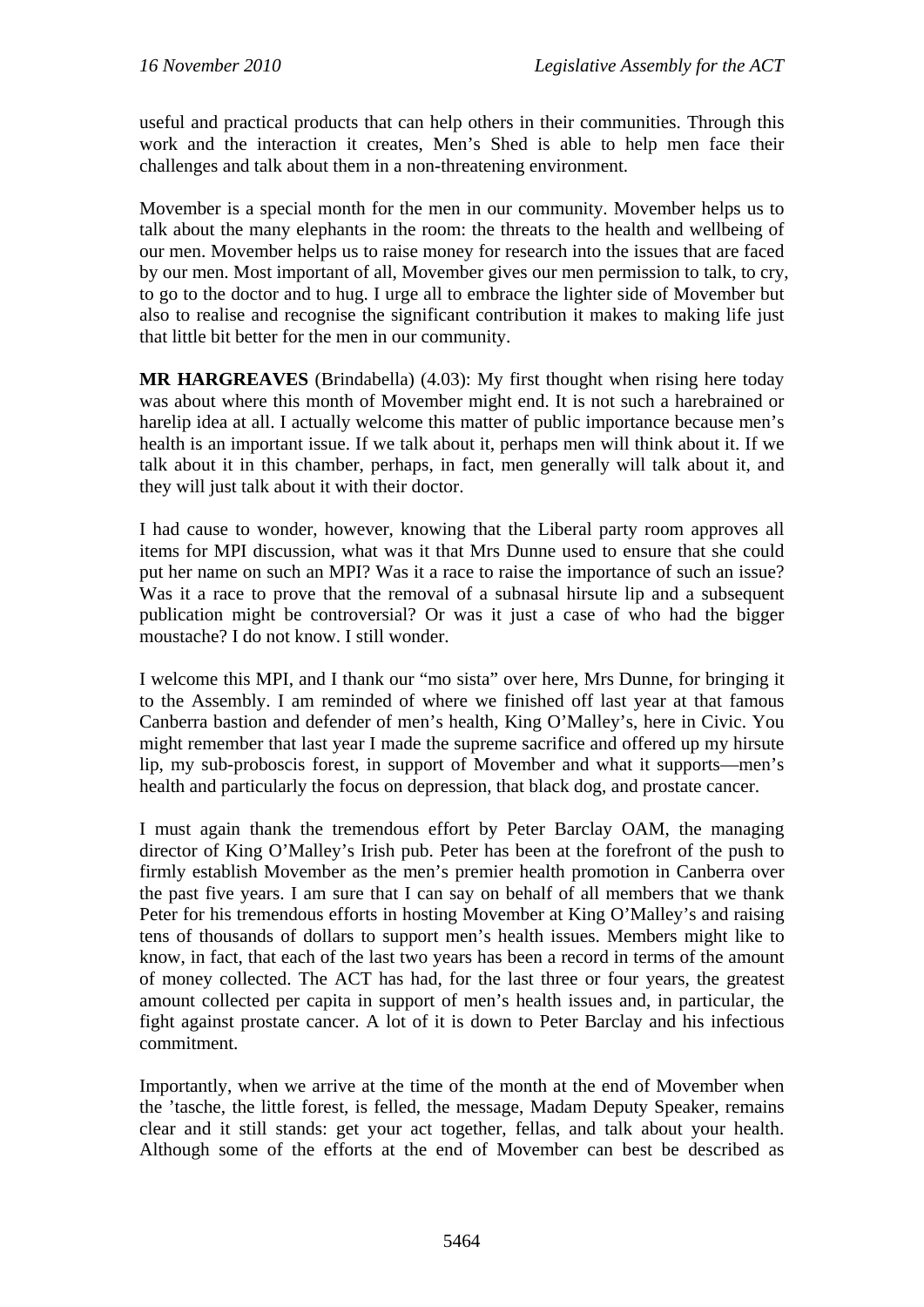useful and practical products that can help others in their communities. Through this work and the interaction it creates, Men's Shed is able to help men face their challenges and talk about them in a non-threatening environment.

Movember is a special month for the men in our community. Movember helps us to talk about the many elephants in the room: the threats to the health and wellbeing of our men. Movember helps us to raise money for research into the issues that are faced by our men. Most important of all, Movember gives our men permission to talk, to cry, to go to the doctor and to hug. I urge all to embrace the lighter side of Movember but also to realise and recognise the significant contribution it makes to making life just that little bit better for the men in our community.

**MR HARGREAVES** (Brindabella) (4.03): My first thought when rising here today was about where this month of Movember might end. It is not such a harebrained or harelip idea at all. I actually welcome this matter of public importance because men's health is an important issue. If we talk about it, perhaps men will think about it. If we talk about it in this chamber, perhaps, in fact, men generally will talk about it, and they will just talk about it with their doctor.

I had cause to wonder, however, knowing that the Liberal party room approves all items for MPI discussion, what was it that Mrs Dunne used to ensure that she could put her name on such an MPI? Was it a race to raise the importance of such an issue? Was it a race to prove that the removal of a subnasal hirsute lip and a subsequent publication might be controversial? Or was it just a case of who had the bigger moustache? I do not know. I still wonder.

I welcome this MPI, and I thank our "mo sista" over here, Mrs Dunne, for bringing it to the Assembly. I am reminded of where we finished off last year at that famous Canberra bastion and defender of men's health, King O'Malley's, here in Civic. You might remember that last year I made the supreme sacrifice and offered up my hirsute lip, my sub-proboscis forest, in support of Movember and what it supports—men's health and particularly the focus on depression, that black dog, and prostate cancer.

I must again thank the tremendous effort by Peter Barclay OAM, the managing director of King O'Malley's Irish pub. Peter has been at the forefront of the push to firmly establish Movember as the men's premier health promotion in Canberra over the past five years. I am sure that I can say on behalf of all members that we thank Peter for his tremendous efforts in hosting Movember at King O'Malley's and raising tens of thousands of dollars to support men's health issues. Members might like to know, in fact, that each of the last two years has been a record in terms of the amount of money collected. The ACT has had, for the last three or four years, the greatest amount collected per capita in support of men's health issues and, in particular, the fight against prostate cancer. A lot of it is down to Peter Barclay and his infectious commitment.

Importantly, when we arrive at the time of the month at the end of Movember when the 'tasche, the little forest, is felled, the message, Madam Deputy Speaker, remains clear and it still stands: get your act together, fellas, and talk about your health. Although some of the efforts at the end of Movember can best be described as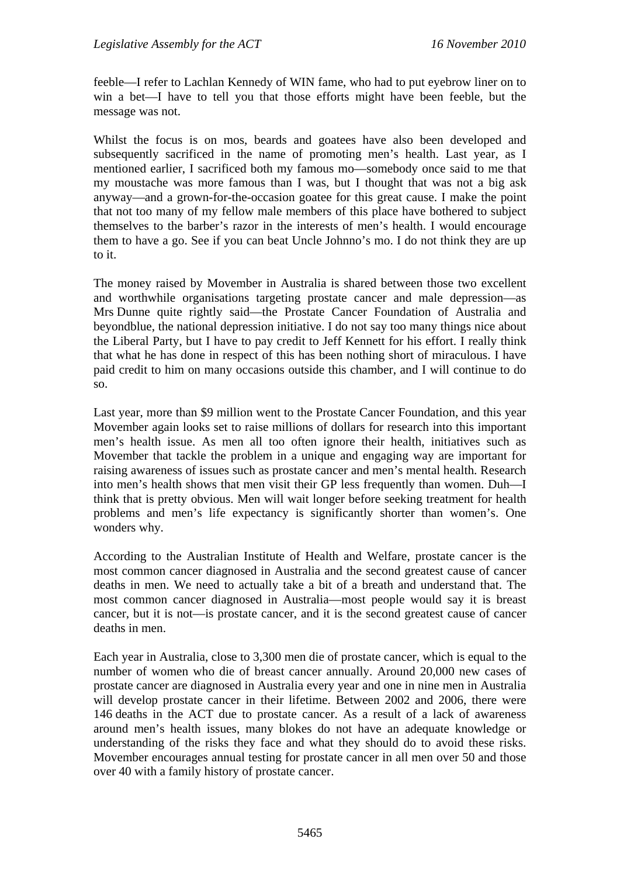feeble—I refer to Lachlan Kennedy of WIN fame, who had to put eyebrow liner on to win a bet—I have to tell you that those efforts might have been feeble, but the message was not.

Whilst the focus is on mos, beards and goatees have also been developed and subsequently sacrificed in the name of promoting men's health. Last year, as I mentioned earlier, I sacrificed both my famous mo—somebody once said to me that my moustache was more famous than I was, but I thought that was not a big ask anyway—and a grown-for-the-occasion goatee for this great cause. I make the point that not too many of my fellow male members of this place have bothered to subject themselves to the barber's razor in the interests of men's health. I would encourage them to have a go. See if you can beat Uncle Johnno's mo. I do not think they are up to it.

The money raised by Movember in Australia is shared between those two excellent and worthwhile organisations targeting prostate cancer and male depression—as Mrs Dunne quite rightly said—the Prostate Cancer Foundation of Australia and beyondblue, the national depression initiative. I do not say too many things nice about the Liberal Party, but I have to pay credit to Jeff Kennett for his effort. I really think that what he has done in respect of this has been nothing short of miraculous. I have paid credit to him on many occasions outside this chamber, and I will continue to do so.

Last year, more than $9 million went to the Prostate Cancer Foundation, and this year Movember again looks set to raise millions of dollars for research into this important men's health issue. As men all too often ignore their health, initiatives such as Movember that tackle the problem in a unique and engaging way are important for raising awareness of issues such as prostate cancer and men's mental health. Research into men's health shows that men visit their GP less frequently than women. Duh—I think that is pretty obvious. Men will wait longer before seeking treatment for health problems and men's life expectancy is significantly shorter than women's. One wonders why.

According to the Australian Institute of Health and Welfare, prostate cancer is the most common cancer diagnosed in Australia and the second greatest cause of cancer deaths in men. We need to actually take a bit of a breath and understand that. The most common cancer diagnosed in Australia—most people would say it is breast cancer, but it is not—is prostate cancer, and it is the second greatest cause of cancer deaths in men.

Each year in Australia, close to 3,300 men die of prostate cancer, which is equal to the number of women who die of breast cancer annually. Around 20,000 new cases of prostate cancer are diagnosed in Australia every year and one in nine men in Australia will develop prostate cancer in their lifetime. Between 2002 and 2006, there were 146 deaths in the ACT due to prostate cancer. As a result of a lack of awareness around men's health issues, many blokes do not have an adequate knowledge or understanding of the risks they face and what they should do to avoid these risks. Movember encourages annual testing for prostate cancer in all men over 50 and those over 40 with a family history of prostate cancer.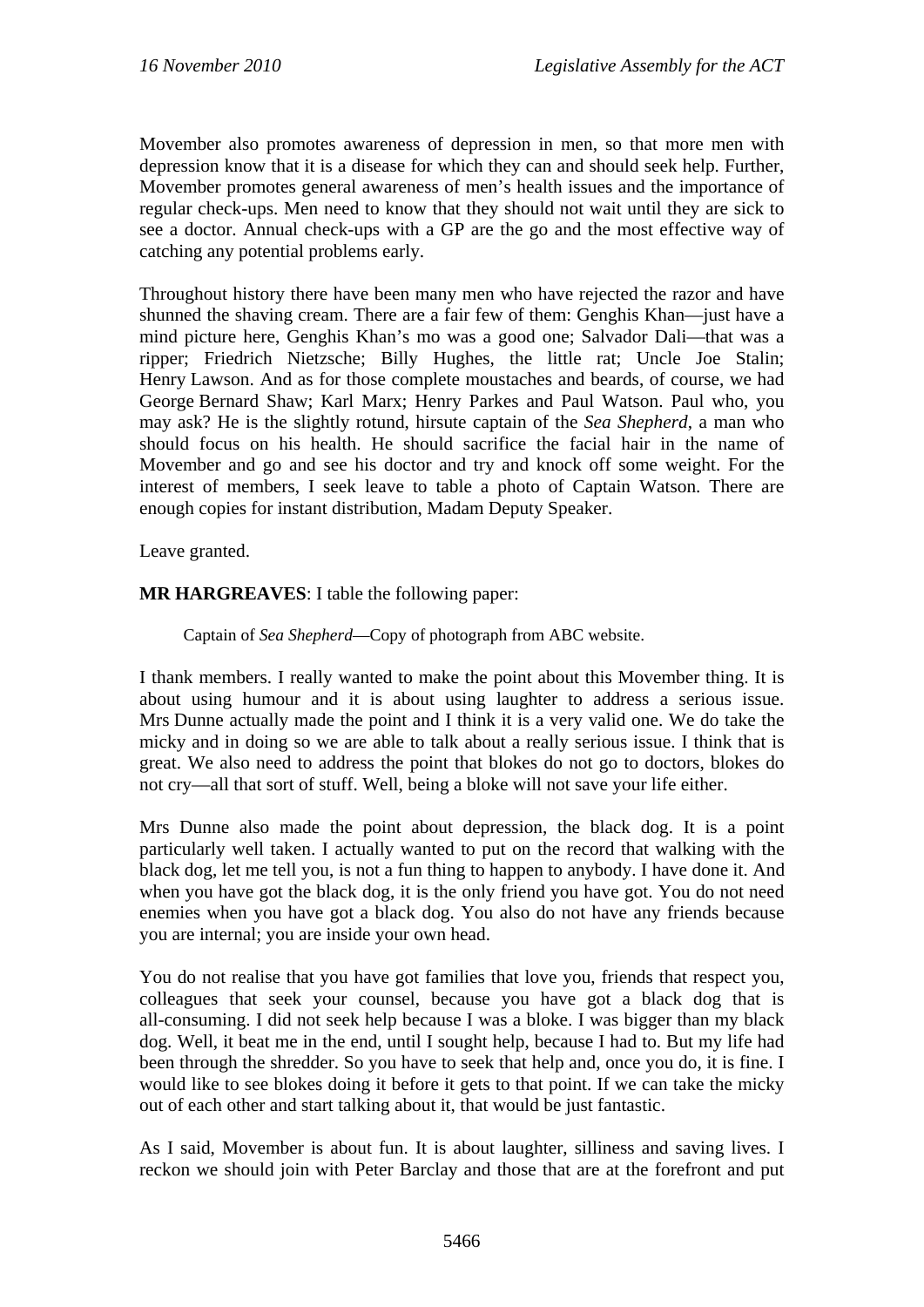Movember also promotes awareness of depression in men, so that more men with depression know that it is a disease for which they can and should seek help. Further, Movember promotes general awareness of men's health issues and the importance of regular check-ups. Men need to know that they should not wait until they are sick to see a doctor. Annual check-ups with a GP are the go and the most effective way of catching any potential problems early.

Throughout history there have been many men who have rejected the razor and have shunned the shaving cream. There are a fair few of them: Genghis Khan—just have a mind picture here, Genghis Khan's mo was a good one; Salvador Dali—that was a ripper; Friedrich Nietzsche; Billy Hughes, the little rat; Uncle Joe Stalin; Henry Lawson. And as for those complete moustaches and beards, of course, we had George Bernard Shaw; Karl Marx; Henry Parkes and Paul Watson. Paul who, you may ask? He is the slightly rotund, hirsute captain of the *Sea Shepherd*, a man who should focus on his health. He should sacrifice the facial hair in the name of Movember and go and see his doctor and try and knock off some weight. For the interest of members, I seek leave to table a photo of Captain Watson. There are enough copies for instant distribution, Madam Deputy Speaker.

Leave granted.

**MR HARGREAVES**: I table the following paper:

> Captain of *Sea Shepherd*—Copy of photograph from ABC website.

I thank members. I really wanted to make the point about this Movember thing. It is about using humour and it is about using laughter to address a serious issue. Mrs Dunne actually made the point and I think it is a very valid one. We do take the micky and in doing so we are able to talk about a really serious issue. I think that is great. We also need to address the point that blokes do not go to doctors, blokes do not cry—all that sort of stuff. Well, being a bloke will not save your life either.

Mrs Dunne also made the point about depression, the black dog. It is a point particularly well taken. I actually wanted to put on the record that walking with the black dog, let me tell you, is not a fun thing to happen to anybody. I have done it. And when you have got the black dog, it is the only friend you have got. You do not need enemies when you have got a black dog. You also do not have any friends because you are internal; you are inside your own head.

You do not realise that you have got families that love you, friends that respect you, colleagues that seek your counsel, because you have got a black dog that is all-consuming. I did not seek help because I was a bloke. I was bigger than my black dog. Well, it beat me in the end, until I sought help, because I had to. But my life had been through the shredder. So you have to seek that help and, once you do, it is fine. I would like to see blokes doing it before it gets to that point. If we can take the micky out of each other and start talking about it, that would be just fantastic.

As I said, Movember is about fun. It is about laughter, silliness and saving lives. I reckon we should join with Peter Barclay and those that are at the forefront and put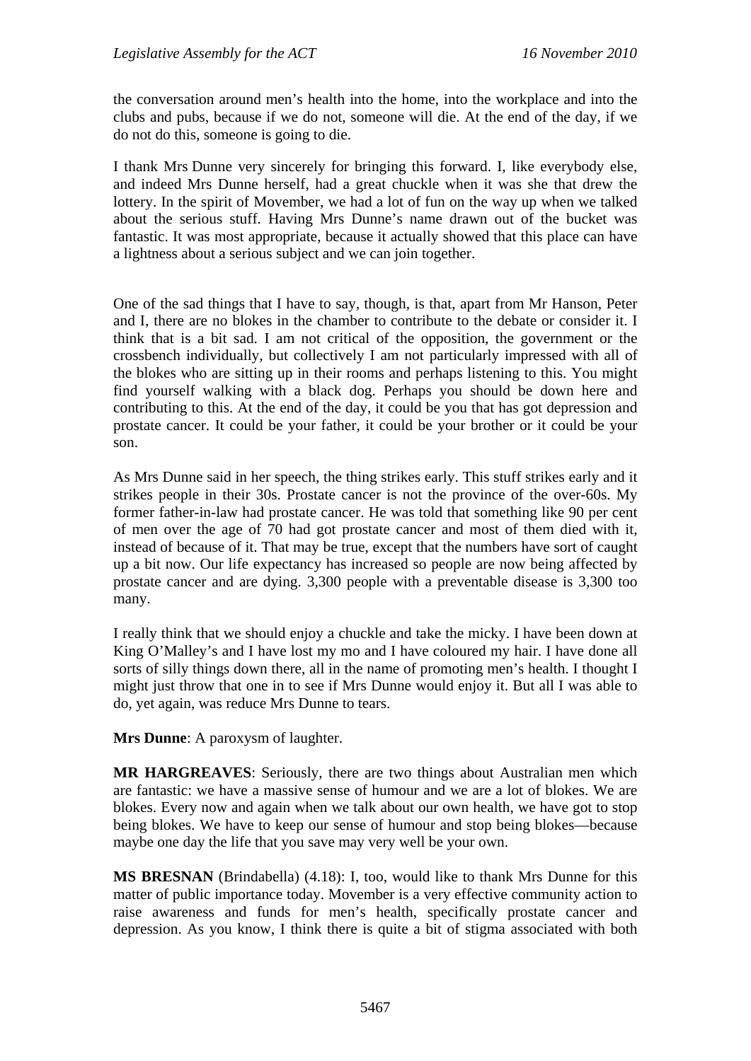the conversation around men's health into the home, into the workplace and into the clubs and pubs, because if we do not, someone will die. At the end of the day, if we do not do this, someone is going to die.

I thank Mrs Dunne very sincerely for bringing this forward. I, like everybody else, and indeed Mrs Dunne herself, had a great chuckle when it was she that drew the lottery. In the spirit of Movember, we had a lot of fun on the way up when we talked about the serious stuff. Having Mrs Dunne's name drawn out of the bucket was fantastic. It was most appropriate, because it actually showed that this place can have a lightness about a serious subject and we can join together.

One of the sad things that I have to say, though, is that, apart from Mr Hanson, Peter and I, there are no blokes in the chamber to contribute to the debate or consider it. I think that is a bit sad. I am not critical of the opposition, the government or the crossbench individually, but collectively I am not particularly impressed with all of the blokes who are sitting up in their rooms and perhaps listening to this. You might find yourself walking with a black dog. Perhaps you should be down here and contributing to this. At the end of the day, it could be you that has got depression and prostate cancer. It could be your father, it could be your brother or it could be your son.

As Mrs Dunne said in her speech, the thing strikes early. This stuff strikes early and it strikes people in their 30s. Prostate cancer is not the province of the over-60s. My former father-in-law had prostate cancer. He was told that something like 90 per cent of men over the age of 70 had got prostate cancer and most of them died with it, instead of because of it. That may be true, except that the numbers have sort of caught up a bit now. Our life expectancy has increased so people are now being affected by prostate cancer and are dying. 3,300 people with a preventable disease is 3,300 too many.

I really think that we should enjoy a chuckle and take the micky. I have been down at King O'Malley's and I have lost my mo and I have coloured my hair. I have done all sorts of silly things down there, all in the name of promoting men's health. I thought I might just throw that one in to see if Mrs Dunne would enjoy it. But all I was able to do, yet again, was reduce Mrs Dunne to tears.

**Mrs Dunne**: A paroxysm of laughter.

**MR HARGREAVES**: Seriously, there are two things about Australian men which are fantastic: we have a massive sense of humour and we are a lot of blokes. We are blokes. Every now and again when we talk about our own health, we have got to stop being blokes. We have to keep our sense of humour and stop being blokes—because maybe one day the life that you save may very well be your own.

**MS BRESNAN** (Brindabella) (4.18): I, too, would like to thank Mrs Dunne for this matter of public importance today. Movember is a very effective community action to raise awareness and funds for men's health, specifically prostate cancer and depression. As you know, I think there is quite a bit of stigma associated with both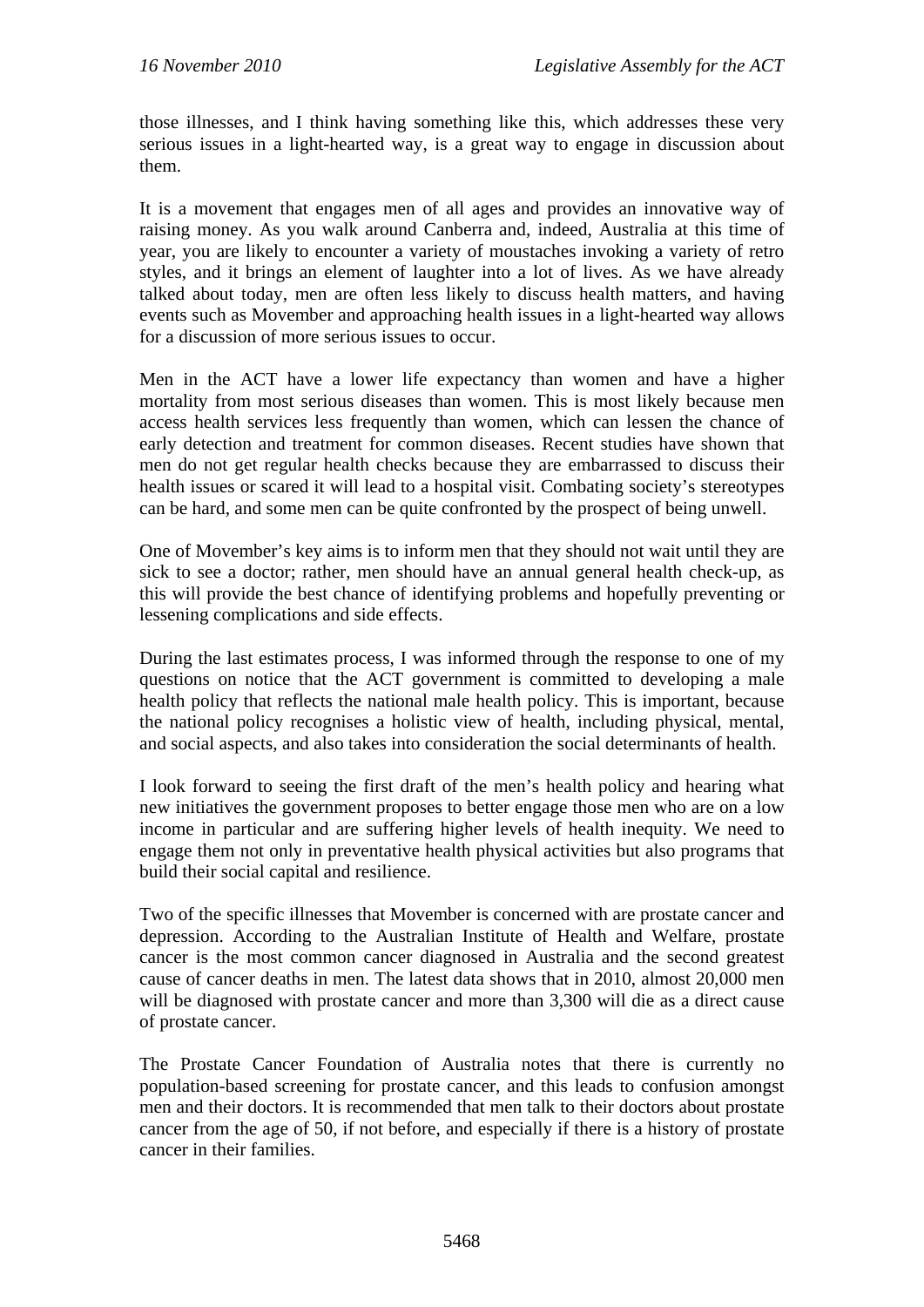those illnesses, and I think having something like this, which addresses these very serious issues in a light-hearted way, is a great way to engage in discussion about them.

It is a movement that engages men of all ages and provides an innovative way of raising money. As you walk around Canberra and, indeed, Australia at this time of year, you are likely to encounter a variety of moustaches invoking a variety of retro styles, and it brings an element of laughter into a lot of lives. As we have already talked about today, men are often less likely to discuss health matters, and having events such as Movember and approaching health issues in a light-hearted way allows for a discussion of more serious issues to occur.

Men in the ACT have a lower life expectancy than women and have a higher mortality from most serious diseases than women. This is most likely because men access health services less frequently than women, which can lessen the chance of early detection and treatment for common diseases. Recent studies have shown that men do not get regular health checks because they are embarrassed to discuss their health issues or scared it will lead to a hospital visit. Combating society's stereotypes can be hard, and some men can be quite confronted by the prospect of being unwell.

One of Movember's key aims is to inform men that they should not wait until they are sick to see a doctor; rather, men should have an annual general health check-up, as this will provide the best chance of identifying problems and hopefully preventing or lessening complications and side effects.

During the last estimates process, I was informed through the response to one of my questions on notice that the ACT government is committed to developing a male health policy that reflects the national male health policy. This is important, because the national policy recognises a holistic view of health, including physical, mental, and social aspects, and also takes into consideration the social determinants of health.

I look forward to seeing the first draft of the men's health policy and hearing what new initiatives the government proposes to better engage those men who are on a low income in particular and are suffering higher levels of health inequity. We need to engage them not only in preventative health physical activities but also programs that build their social capital and resilience.

Two of the specific illnesses that Movember is concerned with are prostate cancer and depression. According to the Australian Institute of Health and Welfare, prostate cancer is the most common cancer diagnosed in Australia and the second greatest cause of cancer deaths in men. The latest data shows that in 2010, almost 20,000 men will be diagnosed with prostate cancer and more than 3,300 will die as a direct cause of prostate cancer.

The Prostate Cancer Foundation of Australia notes that there is currently no population-based screening for prostate cancer, and this leads to confusion amongst men and their doctors. It is recommended that men talk to their doctors about prostate cancer from the age of 50, if not before, and especially if there is a history of prostate cancer in their families.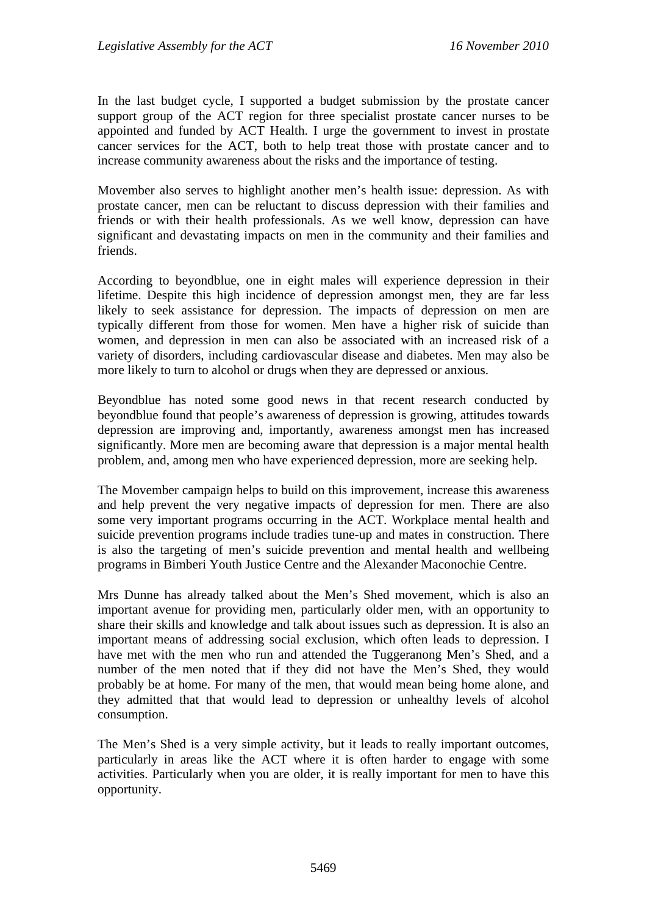In the last budget cycle, I supported a budget submission by the prostate cancer support group of the ACT region for three specialist prostate cancer nurses to be appointed and funded by ACT Health. I urge the government to invest in prostate cancer services for the ACT, both to help treat those with prostate cancer and to increase community awareness about the risks and the importance of testing.

Movember also serves to highlight another men's health issue: depression. As with prostate cancer, men can be reluctant to discuss depression with their families and friends or with their health professionals. As we well know, depression can have significant and devastating impacts on men in the community and their families and friends.

According to beyondblue, one in eight males will experience depression in their lifetime. Despite this high incidence of depression amongst men, they are far less likely to seek assistance for depression. The impacts of depression on men are typically different from those for women. Men have a higher risk of suicide than women, and depression in men can also be associated with an increased risk of a variety of disorders, including cardiovascular disease and diabetes. Men may also be more likely to turn to alcohol or drugs when they are depressed or anxious.

Beyondblue has noted some good news in that recent research conducted by beyondblue found that people's awareness of depression is growing, attitudes towards depression are improving and, importantly, awareness amongst men has increased significantly. More men are becoming aware that depression is a major mental health problem, and, among men who have experienced depression, more are seeking help.

The Movember campaign helps to build on this improvement, increase this awareness and help prevent the very negative impacts of depression for men. There are also some very important programs occurring in the ACT. Workplace mental health and suicide prevention programs include tradies tune-up and mates in construction. There is also the targeting of men's suicide prevention and mental health and wellbeing programs in Bimberi Youth Justice Centre and the Alexander Maconochie Centre.

Mrs Dunne has already talked about the Men's Shed movement, which is also an important avenue for providing men, particularly older men, with an opportunity to share their skills and knowledge and talk about issues such as depression. It is also an important means of addressing social exclusion, which often leads to depression. I have met with the men who run and attended the Tuggeranong Men's Shed, and a number of the men noted that if they did not have the Men's Shed, they would probably be at home. For many of the men, that would mean being home alone, and they admitted that that would lead to depression or unhealthy levels of alcohol consumption.

The Men's Shed is a very simple activity, but it leads to really important outcomes, particularly in areas like the ACT where it is often harder to engage with some activities. Particularly when you are older, it is really important for men to have this opportunity.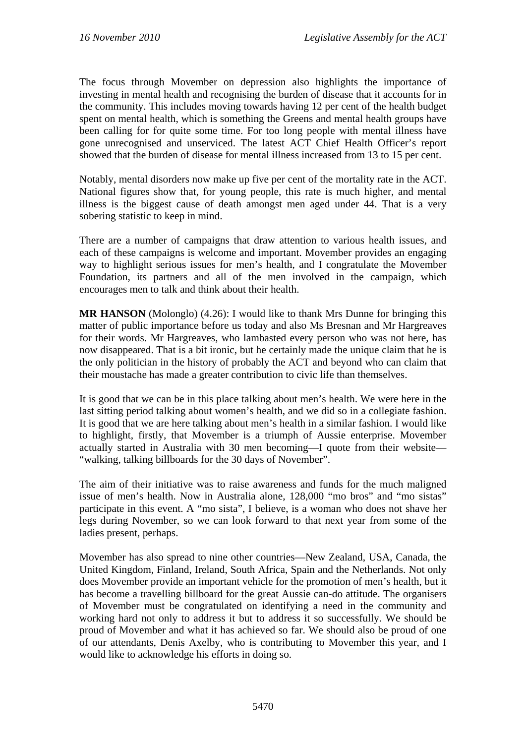The focus through Movember on depression also highlights the importance of investing in mental health and recognising the burden of disease that it accounts for in the community. This includes moving towards having 12 per cent of the health budget spent on mental health, which is something the Greens and mental health groups have been calling for for quite some time. For too long people with mental illness have gone unrecognised and unserviced. The latest ACT Chief Health Officer's report showed that the burden of disease for mental illness increased from 13 to 15 per cent.

Notably, mental disorders now make up five per cent of the mortality rate in the ACT. National figures show that, for young people, this rate is much higher, and mental illness is the biggest cause of death amongst men aged under 44. That is a very sobering statistic to keep in mind.

There are a number of campaigns that draw attention to various health issues, and each of these campaigns is welcome and important. Movember provides an engaging way to highlight serious issues for men's health, and I congratulate the Movember Foundation, its partners and all of the men involved in the campaign, which encourages men to talk and think about their health.

**MR HANSON** (Molonglo) (4.26): I would like to thank Mrs Dunne for bringing this matter of public importance before us today and also Ms Bresnan and Mr Hargreaves for their words. Mr Hargreaves, who lambasted every person who was not here, has now disappeared. That is a bit ironic, but he certainly made the unique claim that he is the only politician in the history of probably the ACT and beyond who can claim that their moustache has made a greater contribution to civic life than themselves.

It is good that we can be in this place talking about men's health. We were here in the last sitting period talking about women's health, and we did so in a collegiate fashion. It is good that we are here talking about men's health in a similar fashion. I would like to highlight, firstly, that Movember is a triumph of Aussie enterprise. Movember actually started in Australia with 30 men becoming—I quote from their website—"walking, talking billboards for the 30 days of November".

The aim of their initiative was to raise awareness and funds for the much maligned issue of men's health. Now in Australia alone, 128,000 "mo bros" and "mo sistas" participate in this event. A "mo sista", I believe, is a woman who does not shave her legs during November, so we can look forward to that next year from some of the ladies present, perhaps.

Movember has also spread to nine other countries—New Zealand, USA, Canada, the United Kingdom, Finland, Ireland, South Africa, Spain and the Netherlands. Not only does Movember provide an important vehicle for the promotion of men's health, but it has become a travelling billboard for the great Aussie can-do attitude. The organisers of Movember must be congratulated on identifying a need in the community and working hard not only to address it but to address it so successfully. We should be proud of Movember and what it has achieved so far. We should also be proud of one of our attendants, Denis Axelby, who is contributing to Movember this year, and I would like to acknowledge his efforts in doing so.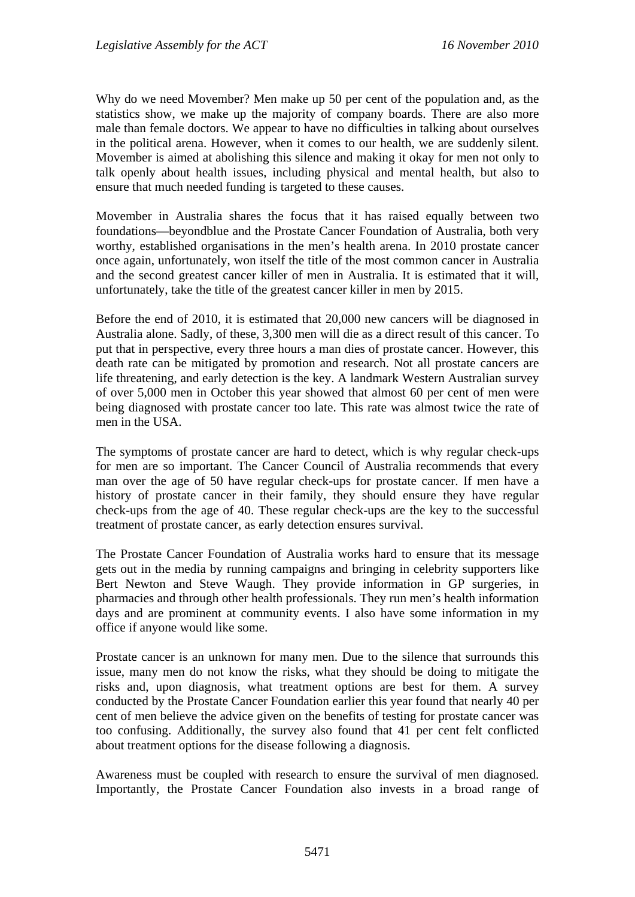Why do we need Movember? Men make up 50 per cent of the population and, as the statistics show, we make up the majority of company boards. There are also more male than female doctors. We appear to have no difficulties in talking about ourselves in the political arena. However, when it comes to our health, we are suddenly silent. Movember is aimed at abolishing this silence and making it okay for men not only to talk openly about health issues, including physical and mental health, but also to ensure that much needed funding is targeted to these causes.

Movember in Australia shares the focus that it has raised equally between two foundations—beyondblue and the Prostate Cancer Foundation of Australia, both very worthy, established organisations in the men's health arena. In 2010 prostate cancer once again, unfortunately, won itself the title of the most common cancer in Australia and the second greatest cancer killer of men in Australia. It is estimated that it will, unfortunately, take the title of the greatest cancer killer in men by 2015.

Before the end of 2010, it is estimated that 20,000 new cancers will be diagnosed in Australia alone. Sadly, of these, 3,300 men will die as a direct result of this cancer. To put that in perspective, every three hours a man dies of prostate cancer. However, this death rate can be mitigated by promotion and research. Not all prostate cancers are life threatening, and early detection is the key. A landmark Western Australian survey of over 5,000 men in October this year showed that almost 60 per cent of men were being diagnosed with prostate cancer too late. This rate was almost twice the rate of men in the USA.

The symptoms of prostate cancer are hard to detect, which is why regular check-ups for men are so important. The Cancer Council of Australia recommends that every man over the age of 50 have regular check-ups for prostate cancer. If men have a history of prostate cancer in their family, they should ensure they have regular check-ups from the age of 40. These regular check-ups are the key to the successful treatment of prostate cancer, as early detection ensures survival.

The Prostate Cancer Foundation of Australia works hard to ensure that its message gets out in the media by running campaigns and bringing in celebrity supporters like Bert Newton and Steve Waugh. They provide information in GP surgeries, in pharmacies and through other health professionals. They run men's health information days and are prominent at community events. I also have some information in my office if anyone would like some.

Prostate cancer is an unknown for many men. Due to the silence that surrounds this issue, many men do not know the risks, what they should be doing to mitigate the risks and, upon diagnosis, what treatment options are best for them. A survey conducted by the Prostate Cancer Foundation earlier this year found that nearly 40 per cent of men believe the advice given on the benefits of testing for prostate cancer was too confusing. Additionally, the survey also found that 41 per cent felt conflicted about treatment options for the disease following a diagnosis.

Awareness must be coupled with research to ensure the survival of men diagnosed. Importantly, the Prostate Cancer Foundation also invests in a broad range of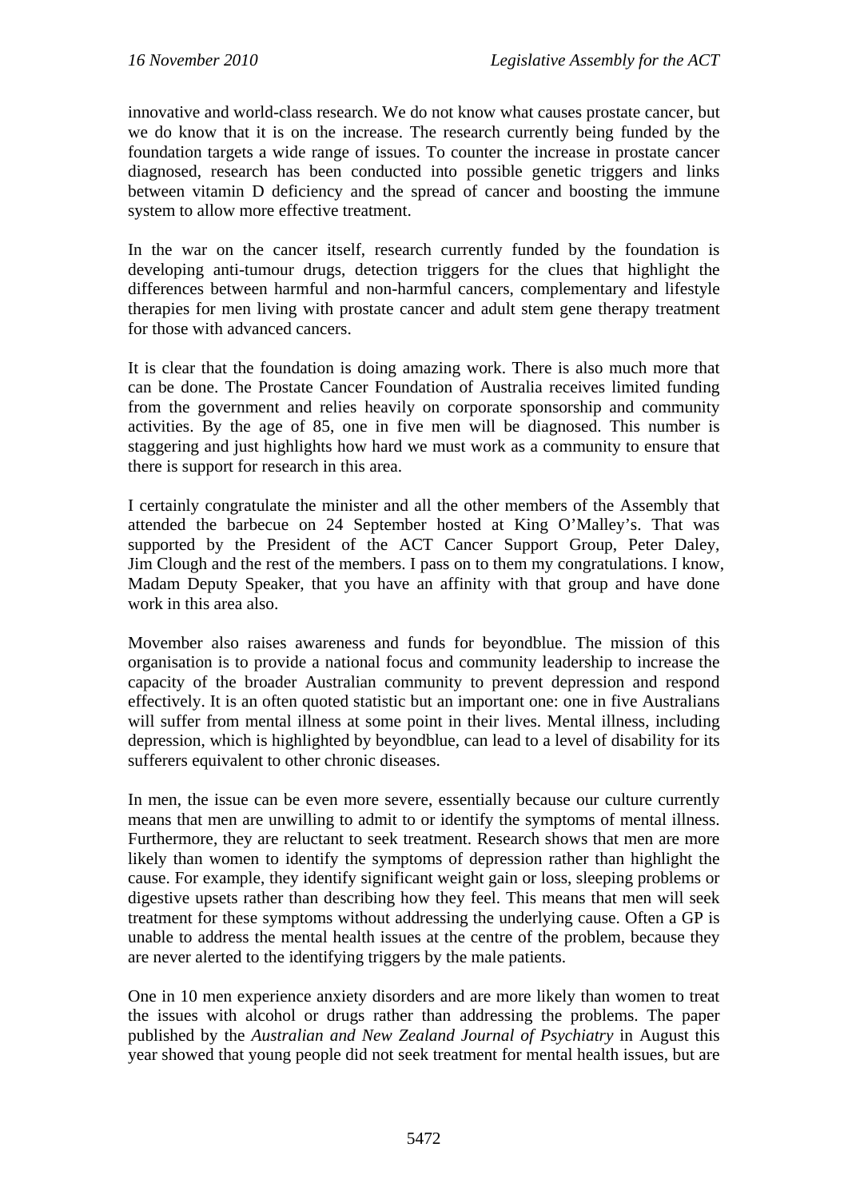innovative and world-class research. We do not know what causes prostate cancer, but we do know that it is on the increase. The research currently being funded by the foundation targets a wide range of issues. To counter the increase in prostate cancer diagnosed, research has been conducted into possible genetic triggers and links between vitamin D deficiency and the spread of cancer and boosting the immune system to allow more effective treatment.

In the war on the cancer itself, research currently funded by the foundation is developing anti-tumour drugs, detection triggers for the clues that highlight the differences between harmful and non-harmful cancers, complementary and lifestyle therapies for men living with prostate cancer and adult stem gene therapy treatment for those with advanced cancers.

It is clear that the foundation is doing amazing work. There is also much more that can be done. The Prostate Cancer Foundation of Australia receives limited funding from the government and relies heavily on corporate sponsorship and community activities. By the age of 85, one in five men will be diagnosed. This number is staggering and just highlights how hard we must work as a community to ensure that there is support for research in this area.

I certainly congratulate the minister and all the other members of the Assembly that attended the barbecue on 24 September hosted at King O'Malley's. That was supported by the President of the ACT Cancer Support Group, Peter Daley, Jim Clough and the rest of the members. I pass on to them my congratulations. I know, Madam Deputy Speaker, that you have an affinity with that group and have done work in this area also.

Movember also raises awareness and funds for beyondblue. The mission of this organisation is to provide a national focus and community leadership to increase the capacity of the broader Australian community to prevent depression and respond effectively. It is an often quoted statistic but an important one: one in five Australians will suffer from mental illness at some point in their lives. Mental illness, including depression, which is highlighted by beyondblue, can lead to a level of disability for its sufferers equivalent to other chronic diseases.

In men, the issue can be even more severe, essentially because our culture currently means that men are unwilling to admit to or identify the symptoms of mental illness. Furthermore, they are reluctant to seek treatment. Research shows that men are more likely than women to identify the symptoms of depression rather than highlight the cause. For example, they identify significant weight gain or loss, sleeping problems or digestive upsets rather than describing how they feel. This means that men will seek treatment for these symptoms without addressing the underlying cause. Often a GP is unable to address the mental health issues at the centre of the problem, because they are never alerted to the identifying triggers by the male patients.

One in 10 men experience anxiety disorders and are more likely than women to treat the issues with alcohol or drugs rather than addressing the problems. The paper published by the *Australian and New Zealand Journal of Psychiatry* in August this year showed that young people did not seek treatment for mental health issues, but are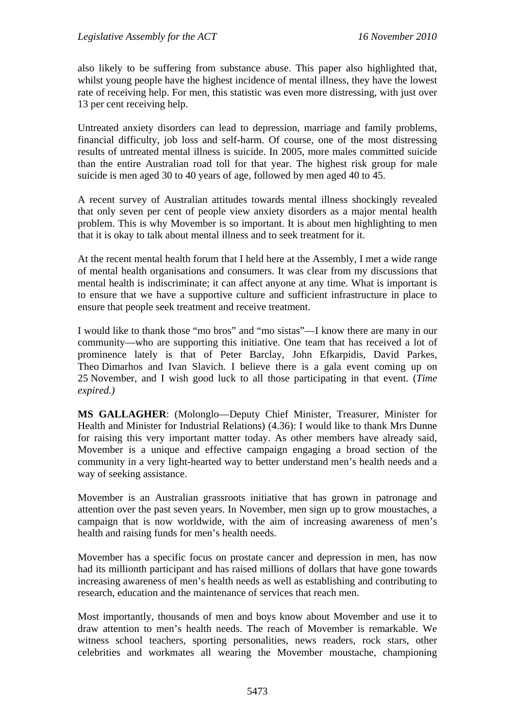also likely to be suffering from substance abuse. This paper also highlighted that, whilst young people have the highest incidence of mental illness, they have the lowest rate of receiving help. For men, this statistic was even more distressing, with just over 13 per cent receiving help.

Untreated anxiety disorders can lead to depression, marriage and family problems, financial difficulty, job loss and self-harm. Of course, one of the most distressing results of untreated mental illness is suicide. In 2005, more males committed suicide than the entire Australian road toll for that year. The highest risk group for male suicide is men aged 30 to 40 years of age, followed by men aged 40 to 45.

A recent survey of Australian attitudes towards mental illness shockingly revealed that only seven per cent of people view anxiety disorders as a major mental health problem. This is why Movember is so important. It is about men highlighting to men that it is okay to talk about mental illness and to seek treatment for it.

At the recent mental health forum that I held here at the Assembly, I met a wide range of mental health organisations and consumers. It was clear from my discussions that mental health is indiscriminate; it can affect anyone at any time. What is important is to ensure that we have a supportive culture and sufficient infrastructure in place to ensure that people seek treatment and receive treatment.

I would like to thank those "mo bros" and "mo sistas"—I know there are many in our community—who are supporting this initiative. One team that has received a lot of prominence lately is that of Peter Barclay, John Efkarpidis, David Parkes, Theo Dimarhos and Ivan Slavich. I believe there is a gala event coming up on 25 November, and I wish good luck to all those participating in that event. (*Time expired.)*

**MS GALLAGHER**: (Molonglo—Deputy Chief Minister, Treasurer, Minister for Health and Minister for Industrial Relations) (4.36): I would like to thank Mrs Dunne for raising this very important matter today. As other members have already said, Movember is a unique and effective campaign engaging a broad section of the community in a very light-hearted way to better understand men's health needs and a way of seeking assistance.

Movember is an Australian grassroots initiative that has grown in patronage and attention over the past seven years. In November, men sign up to grow moustaches, a campaign that is now worldwide, with the aim of increasing awareness of men's health and raising funds for men's health needs.

Movember has a specific focus on prostate cancer and depression in men, has now had its millionth participant and has raised millions of dollars that have gone towards increasing awareness of men's health needs as well as establishing and contributing to research, education and the maintenance of services that reach men.

Most importantly, thousands of men and boys know about Movember and use it to draw attention to men's health needs. The reach of Movember is remarkable. We witness school teachers, sporting personalities, news readers, rock stars, other celebrities and workmates all wearing the Movember moustache, championing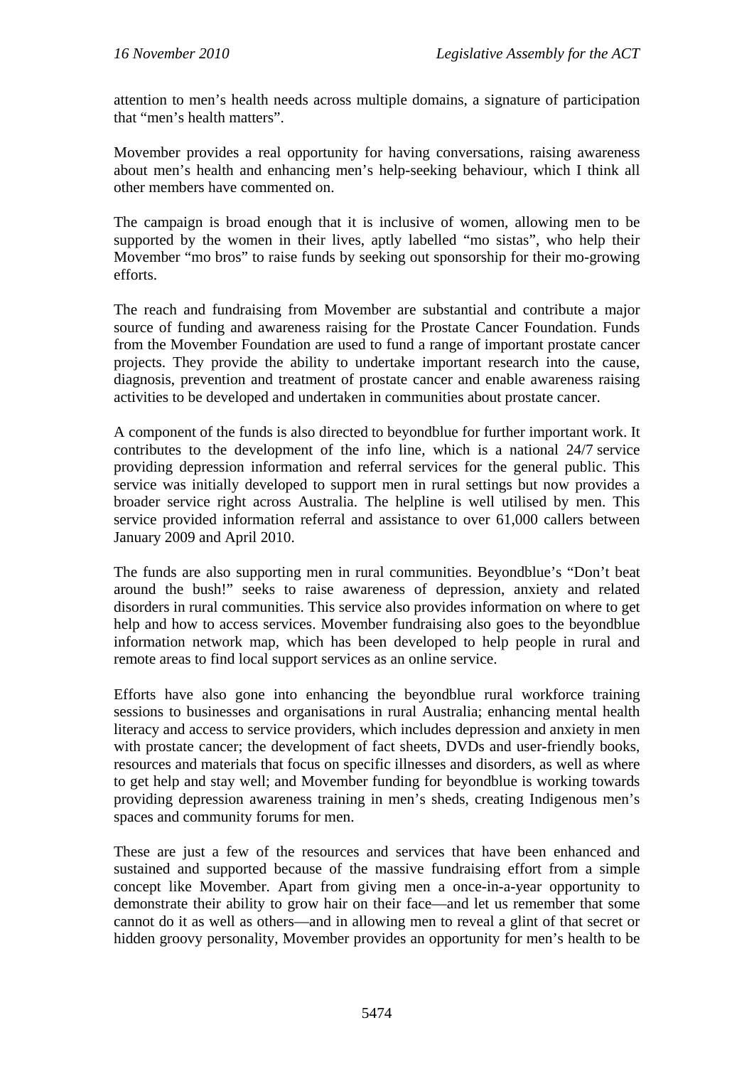attention to men's health needs across multiple domains, a signature of participation that "men's health matters".

Movember provides a real opportunity for having conversations, raising awareness about men's health and enhancing men's help-seeking behaviour, which I think all other members have commented on.

The campaign is broad enough that it is inclusive of women, allowing men to be supported by the women in their lives, aptly labelled "mo sistas", who help their Movember "mo bros" to raise funds by seeking out sponsorship for their mo-growing efforts.

The reach and fundraising from Movember are substantial and contribute a major source of funding and awareness raising for the Prostate Cancer Foundation. Funds from the Movember Foundation are used to fund a range of important prostate cancer projects. They provide the ability to undertake important research into the cause, diagnosis, prevention and treatment of prostate cancer and enable awareness raising activities to be developed and undertaken in communities about prostate cancer.

A component of the funds is also directed to beyondblue for further important work. It contributes to the development of the info line, which is a national 24/7 service providing depression information and referral services for the general public. This service was initially developed to support men in rural settings but now provides a broader service right across Australia. The helpline is well utilised by men. This service provided information referral and assistance to over 61,000 callers between January 2009 and April 2010.

The funds are also supporting men in rural communities. Beyondblue's "Don't beat around the bush!" seeks to raise awareness of depression, anxiety and related disorders in rural communities. This service also provides information on where to get help and how to access services. Movember fundraising also goes to the beyondblue information network map, which has been developed to help people in rural and remote areas to find local support services as an online service.

Efforts have also gone into enhancing the beyondblue rural workforce training sessions to businesses and organisations in rural Australia; enhancing mental health literacy and access to service providers, which includes depression and anxiety in men with prostate cancer; the development of fact sheets, DVDs and user-friendly books, resources and materials that focus on specific illnesses and disorders, as well as where to get help and stay well; and Movember funding for beyondblue is working towards providing depression awareness training in men's sheds, creating Indigenous men's spaces and community forums for men.

These are just a few of the resources and services that have been enhanced and sustained and supported because of the massive fundraising effort from a simple concept like Movember. Apart from giving men a once-in-a-year opportunity to demonstrate their ability to grow hair on their face—and let us remember that some cannot do it as well as others—and in allowing men to reveal a glint of that secret or hidden groovy personality, Movember provides an opportunity for men's health to be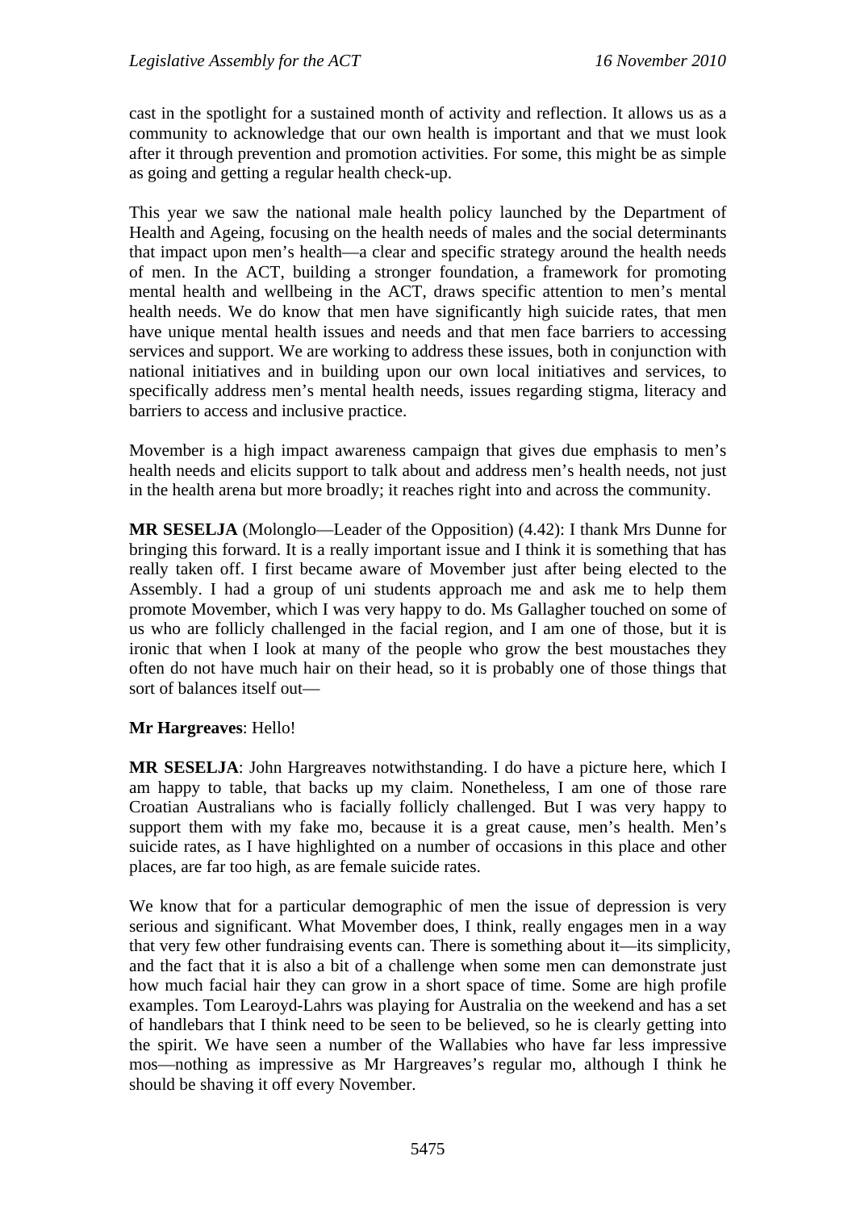cast in the spotlight for a sustained month of activity and reflection. It allows us as a community to acknowledge that our own health is important and that we must look after it through prevention and promotion activities. For some, this might be as simple as going and getting a regular health check-up.

This year we saw the national male health policy launched by the Department of Health and Ageing, focusing on the health needs of males and the social determinants that impact upon men's health—a clear and specific strategy around the health needs of men. In the ACT, building a stronger foundation, a framework for promoting mental health and wellbeing in the ACT, draws specific attention to men's mental health needs. We do know that men have significantly high suicide rates, that men have unique mental health issues and needs and that men face barriers to accessing services and support. We are working to address these issues, both in conjunction with national initiatives and in building upon our own local initiatives and services, to specifically address men's mental health needs, issues regarding stigma, literacy and barriers to access and inclusive practice.

Movember is a high impact awareness campaign that gives due emphasis to men's health needs and elicits support to talk about and address men's health needs, not just in the health arena but more broadly; it reaches right into and across the community.

**MR SESELJA** (Molonglo—Leader of the Opposition) (4.42): I thank Mrs Dunne for bringing this forward. It is a really important issue and I think it is something that has really taken off. I first became aware of Movember just after being elected to the Assembly. I had a group of uni students approach me and ask me to help them promote Movember, which I was very happy to do. Ms Gallagher touched on some of us who are folliclу challenged in the facial region, and I am one of those, but it is ironic that when I look at many of the people who grow the best moustaches they often do not have much hair on their head, so it is probably one of those things that sort of balances itself out—

**Mr Hargreaves**: Hello!

**MR SESELJA**: John Hargreaves notwithstanding. I do have a picture here, which I am happy to table, that backs up my claim. Nonetheless, I am one of those rare Croatian Australians who is facially follicly challenged. But I was very happy to support them with my fake mo, because it is a great cause, men's health. Men's suicide rates, as I have highlighted on a number of occasions in this place and other places, are far too high, as are female suicide rates.

We know that for a particular demographic of men the issue of depression is very serious and significant. What Movember does, I think, really engages men in a way that very few other fundraising events can. There is something about it—its simplicity, and the fact that it is also a bit of a challenge when some men can demonstrate just how much facial hair they can grow in a short space of time. Some are high profile examples. Tom Learoyd-Lahrs was playing for Australia on the weekend and has a set of handlebars that I think need to be seen to be believed, so he is clearly getting into the spirit. We have seen a number of the Wallabies who have far less impressive mos—nothing as impressive as Mr Hargreaves's regular mo, although I think he should be shaving it off every November.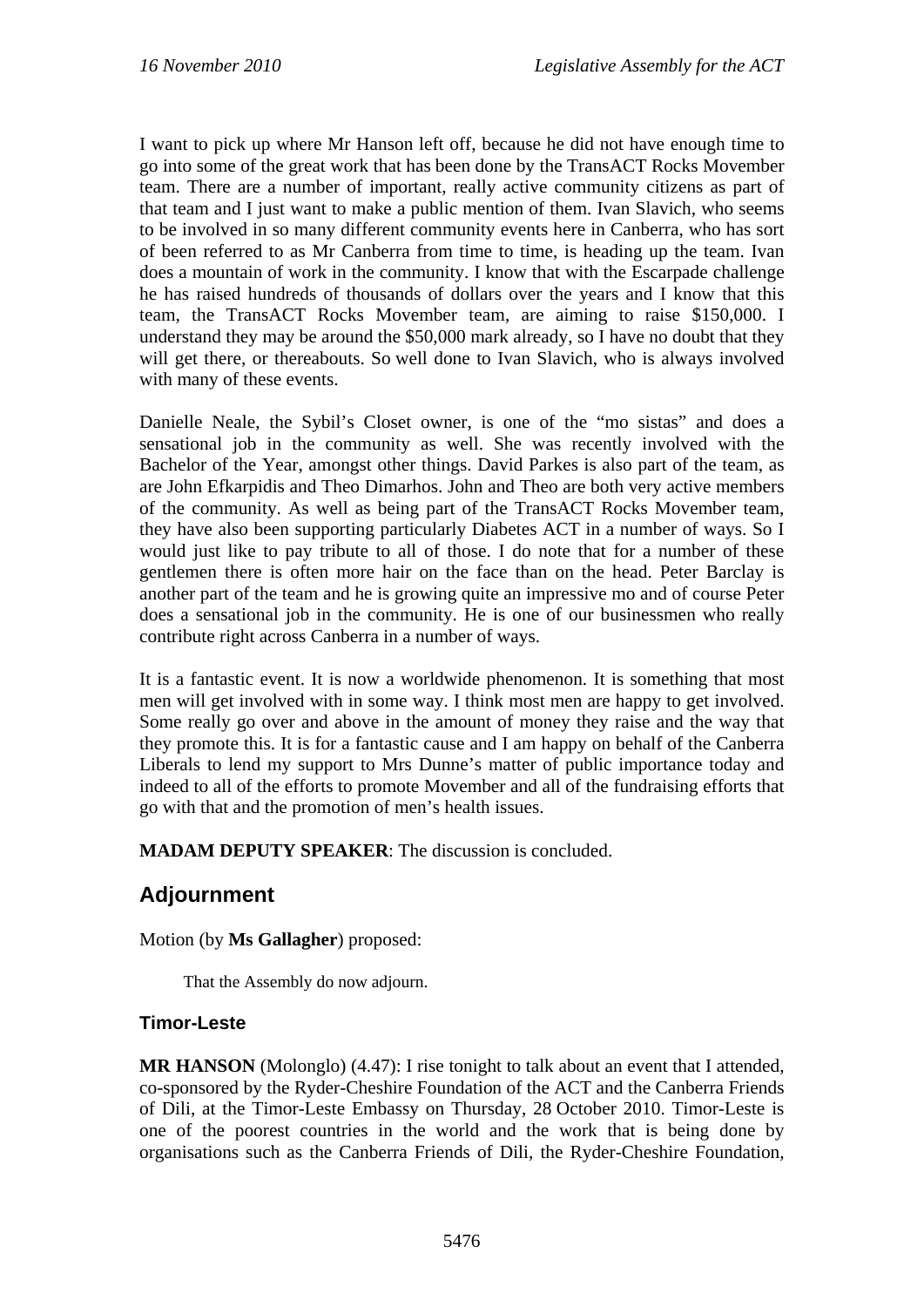I want to pick up where Mr Hanson left off, because he did not have enough time to go into some of the great work that has been done by the TransACT Rocks Movember team. There are a number of important, really active community citizens as part of that team and I just want to make a public mention of them. Ivan Slavich, who seems to be involved in so many different community events here in Canberra, who has sort of been referred to as Mr Canberra from time to time, is heading up the team. Ivan does a mountain of work in the community. I know that with the Escarpade challenge he has raised hundreds of thousands of dollars over the years and I know that this team, the TransACT Rocks Movember team, are aiming to raise $150,000. I understand they may be around the $50,000 mark already, so I have no doubt that they will get there, or thereabouts. So well done to Ivan Slavich, who is always involved with many of these events.

Danielle Neale, the Sybil's Closet owner, is one of the "mo sistas" and does a sensational job in the community as well. She was recently involved with the Bachelor of the Year, amongst other things. David Parkes is also part of the team, as are John Efkarpidis and Theo Dimarhos. John and Theo are both very active members of the community. As well as being part of the TransACT Rocks Movember team, they have also been supporting particularly Diabetes ACT in a number of ways. So I would just like to pay tribute to all of those. I do note that for a number of these gentlemen there is often more hair on the face than on the head. Peter Barclay is another part of the team and he is growing quite an impressive mo and of course Peter does a sensational job in the community. He is one of our businessmen who really contribute right across Canberra in a number of ways.

It is a fantastic event. It is now a worldwide phenomenon. It is something that most men will get involved with in some way. I think most men are happy to get involved. Some really go over and above in the amount of money they raise and the way that they promote this. It is for a fantastic cause and I am happy on behalf of the Canberra Liberals to lend my support to Mrs Dunne's matter of public importance today and indeed to all of the efforts to promote Movember and all of the fundraising efforts that go with that and the promotion of men's health issues.

**MADAM DEPUTY SPEAKER**: The discussion is concluded.

## Adjournment

Motion (by **Ms Gallagher**) proposed:

> That the Assembly do now adjourn.

### Timor-Leste

**MR HANSON** (Molonglo) (4.47): I rise tonight to talk about an event that I attended, co-sponsored by the Ryder-Cheshire Foundation of the ACT and the Canberra Friends of Dili, at the Timor-Leste Embassy on Thursday, 28 October 2010. Timor-Leste is one of the poorest countries in the world and the work that is being done by organisations such as the Canberra Friends of Dili, the Ryder-Cheshire Foundation,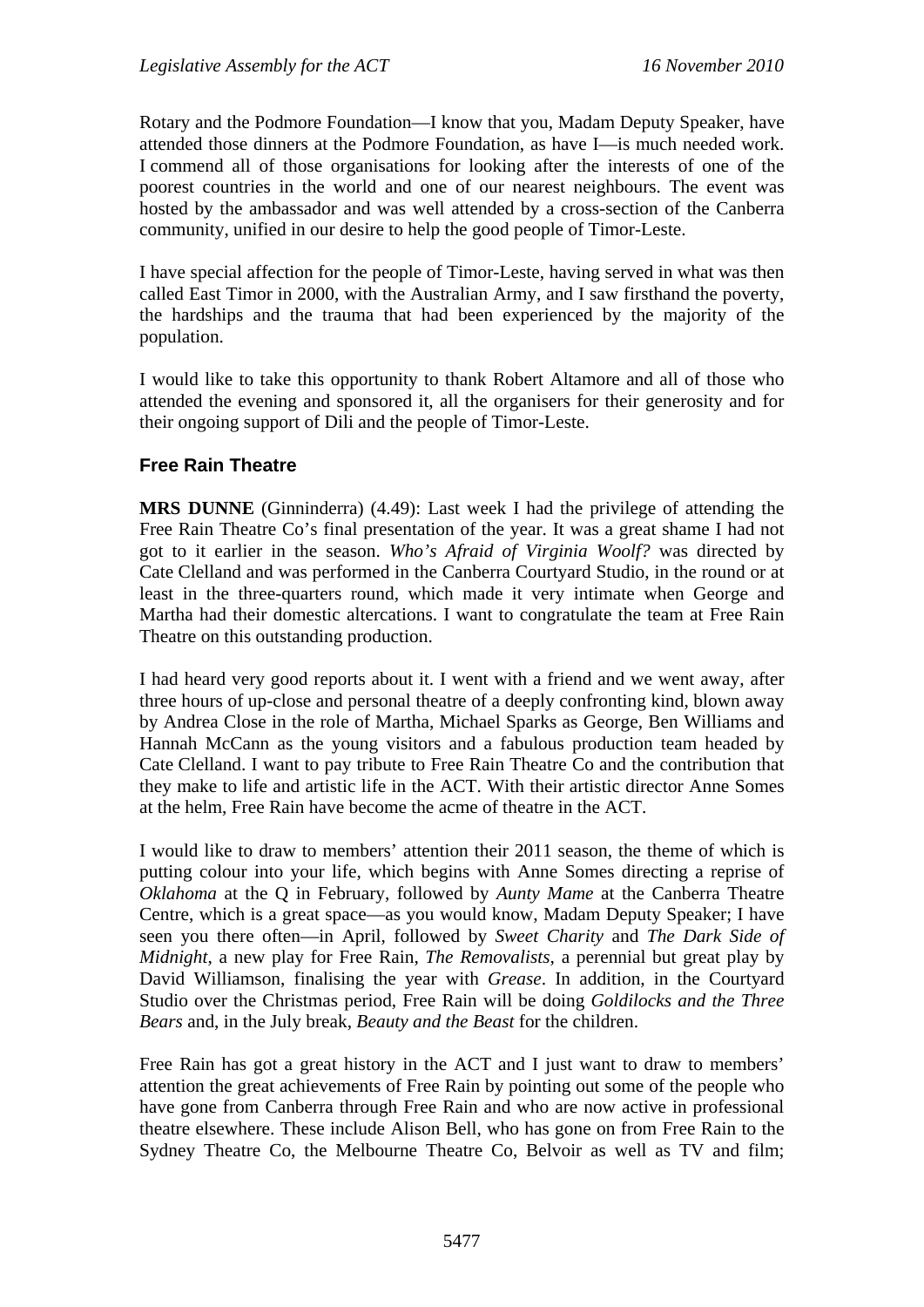Rotary and the Podmore Foundation—I know that you, Madam Deputy Speaker, have attended those dinners at the Podmore Foundation, as have I—is much needed work. I commend all of those organisations for looking after the interests of one of the poorest countries in the world and one of our nearest neighbours. The event was hosted by the ambassador and was well attended by a cross-section of the Canberra community, unified in our desire to help the good people of Timor-Leste.

I have special affection for the people of Timor-Leste, having served in what was then called East Timor in 2000, with the Australian Army, and I saw firsthand the poverty, the hardships and the trauma that had been experienced by the majority of the population.

I would like to take this opportunity to thank Robert Altamore and all of those who attended the evening and sponsored it, all the organisers for their generosity and for their ongoing support of Dili and the people of Timor-Leste.

### Free Rain Theatre

**MRS DUNNE** (Ginninderra) (4.49): Last week I had the privilege of attending the Free Rain Theatre Co's final presentation of the year. It was a great shame I had not got to it earlier in the season. *Who's Afraid of Virginia Woolf?* was directed by Cate Clelland and was performed in the Canberra Courtyard Studio, in the round or at least in the three-quarters round, which made it very intimate when George and Martha had their domestic altercations. I want to congratulate the team at Free Rain Theatre on this outstanding production.

I had heard very good reports about it. I went with a friend and we went away, after three hours of up-close and personal theatre of a deeply confronting kind, blown away by Andrea Close in the role of Martha, Michael Sparks as George, Ben Williams and Hannah McCann as the young visitors and a fabulous production team headed by Cate Clelland. I want to pay tribute to Free Rain Theatre Co and the contribution that they make to life and artistic life in the ACT. With their artistic director Anne Somes at the helm, Free Rain have become the acme of theatre in the ACT.

I would like to draw to members' attention their 2011 season, the theme of which is putting colour into your life, which begins with Anne Somes directing a reprise of *Oklahoma* at the Q in February, followed by *Aunty Mame* at the Canberra Theatre Centre, which is a great space—as you would know, Madam Deputy Speaker; I have seen you there often—in April, followed by *Sweet Charity* and *The Dark Side of Midnight*, a new play for Free Rain, *The Removalists*, a perennial but great play by David Williamson, finalising the year with *Grease*. In addition, in the Courtyard Studio over the Christmas period, Free Rain will be doing *Goldilocks and the Three Bears* and, in the July break, *Beauty and the Beast* for the children.

Free Rain has got a great history in the ACT and I just want to draw to members' attention the great achievements of Free Rain by pointing out some of the people who have gone from Canberra through Free Rain and who are now active in professional theatre elsewhere. These include Alison Bell, who has gone on from Free Rain to the Sydney Theatre Co, the Melbourne Theatre Co, Belvoir as well as TV and film;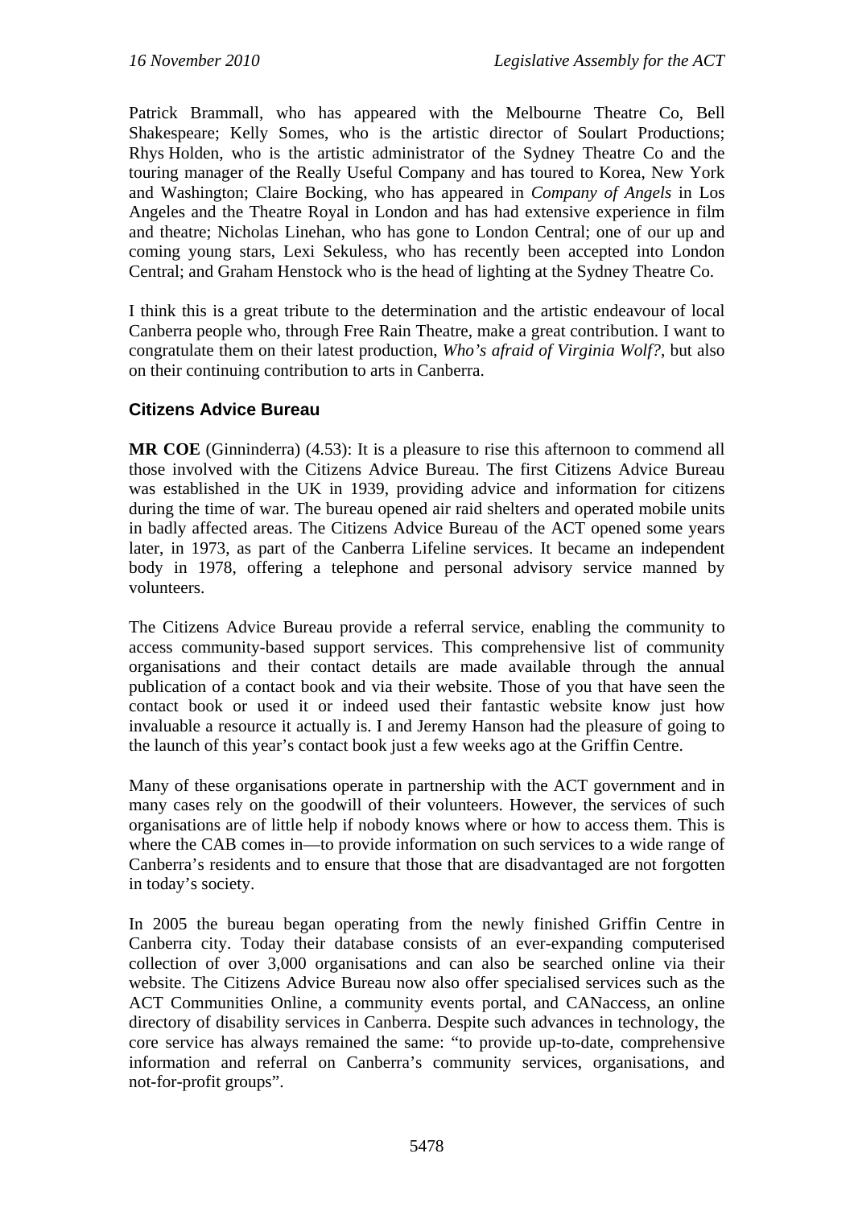Patrick Brammall, who has appeared with the Melbourne Theatre Co, Bell Shakespeare; Kelly Somes, who is the artistic director of Soulart Productions; Rhys Holden, who is the artistic administrator of the Sydney Theatre Co and the touring manager of the Really Useful Company and has toured to Korea, New York and Washington; Claire Bocking, who has appeared in *Company of Angels* in Los Angeles and the Theatre Royal in London and has had extensive experience in film and theatre; Nicholas Linehan, who has gone to London Central; one of our up and coming young stars, Lexi Sekuless, who has recently been accepted into London Central; and Graham Henstock who is the head of lighting at the Sydney Theatre Co.

I think this is a great tribute to the determination and the artistic endeavour of local Canberra people who, through Free Rain Theatre, make a great contribution. I want to congratulate them on their latest production, *Who's afraid of Virginia Wolf?*, but also on their continuing contribution to arts in Canberra.

### Citizens Advice Bureau

**MR COE** (Ginninderra) (4.53): It is a pleasure to rise this afternoon to commend all those involved with the Citizens Advice Bureau. The first Citizens Advice Bureau was established in the UK in 1939, providing advice and information for citizens during the time of war. The bureau opened air raid shelters and operated mobile units in badly affected areas. The Citizens Advice Bureau of the ACT opened some years later, in 1973, as part of the Canberra Lifeline services. It became an independent body in 1978, offering a telephone and personal advisory service manned by volunteers.

The Citizens Advice Bureau provide a referral service, enabling the community to access community-based support services. This comprehensive list of community organisations and their contact details are made available through the annual publication of a contact book and via their website. Those of you that have seen the contact book or used it or indeed used their fantastic website know just how invaluable a resource it actually is. I and Jeremy Hanson had the pleasure of going to the launch of this year's contact book just a few weeks ago at the Griffin Centre.

Many of these organisations operate in partnership with the ACT government and in many cases rely on the goodwill of their volunteers. However, the services of such organisations are of little help if nobody knows where or how to access them. This is where the CAB comes in—to provide information on such services to a wide range of Canberra's residents and to ensure that those that are disadvantaged are not forgotten in today's society.

In 2005 the bureau began operating from the newly finished Griffin Centre in Canberra city. Today their database consists of an ever-expanding computerised collection of over 3,000 organisations and can also be searched online via their website. The Citizens Advice Bureau now also offer specialised services such as the ACT Communities Online, a community events portal, and CANaccess, an online directory of disability services in Canberra. Despite such advances in technology, the core service has always remained the same: "to provide up-to-date, comprehensive information and referral on Canberra's community services, organisations, and not-for-profit groups".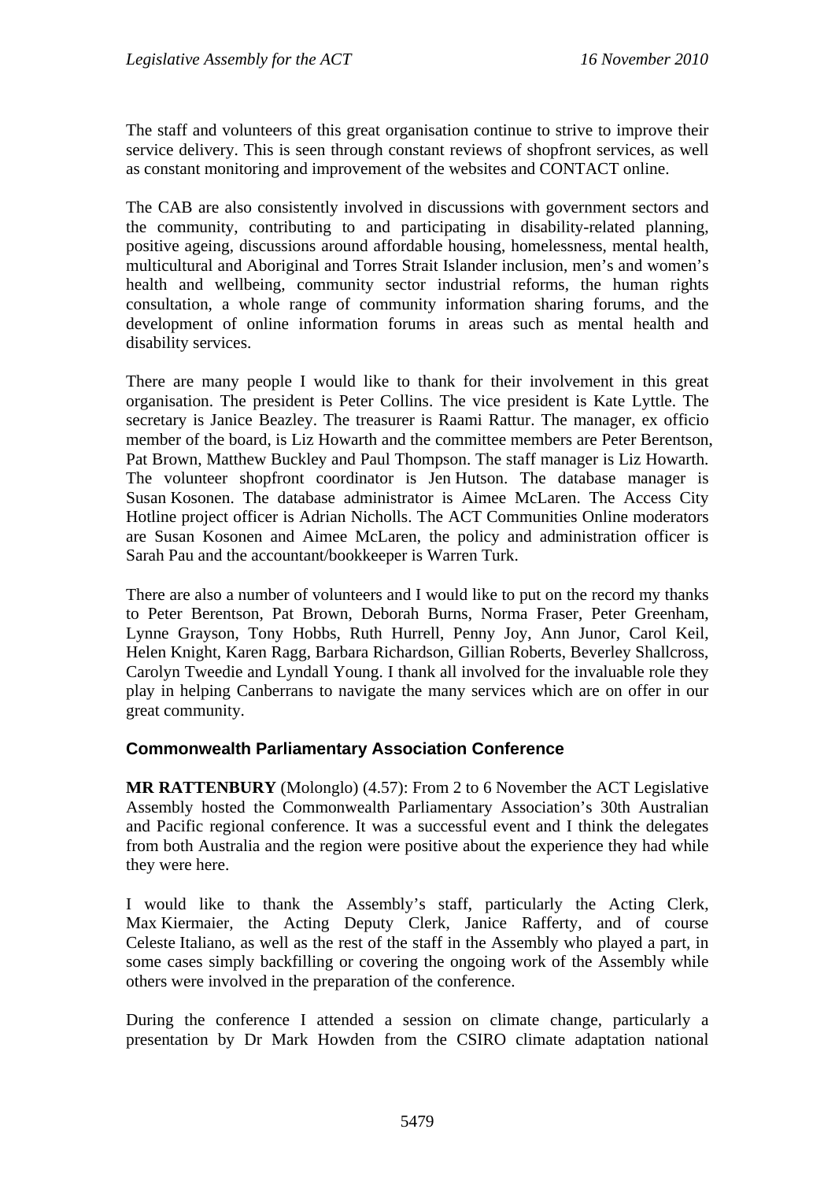The staff and volunteers of this great organisation continue to strive to improve their service delivery. This is seen through constant reviews of shopfront services, as well as constant monitoring and improvement of the websites and CONTACT online.

The CAB are also consistently involved in discussions with government sectors and the community, contributing to and participating in disability-related planning, positive ageing, discussions around affordable housing, homelessness, mental health, multicultural and Aboriginal and Torres Strait Islander inclusion, men's and women's health and wellbeing, community sector industrial reforms, the human rights consultation, a whole range of community information sharing forums, and the development of online information forums in areas such as mental health and disability services.

There are many people I would like to thank for their involvement in this great organisation. The president is Peter Collins. The vice president is Kate Lyttle. The secretary is Janice Beazley. The treasurer is Raami Rattur. The manager, ex officio member of the board, is Liz Howarth and the committee members are Peter Berentson, Pat Brown, Matthew Buckley and Paul Thompson. The staff manager is Liz Howarth. The volunteer shopfront coordinator is Jen Hutson. The database manager is Susan Kosonen. The database administrator is Aimee McLaren. The Access City Hotline project officer is Adrian Nicholls. The ACT Communities Online moderators are Susan Kosonen and Aimee McLaren, the policy and administration officer is Sarah Pau and the accountant/bookkeeper is Warren Turk.

There are also a number of volunteers and I would like to put on the record my thanks to Peter Berentson, Pat Brown, Deborah Burns, Norma Fraser, Peter Greenham, Lynne Grayson, Tony Hobbs, Ruth Hurrell, Penny Joy, Ann Junor, Carol Keil, Helen Knight, Karen Ragg, Barbara Richardson, Gillian Roberts, Beverley Shallcross, Carolyn Tweedie and Lyndall Young. I thank all involved for the invaluable role they play in helping Canberrans to navigate the many services which are on offer in our great community.

### Commonwealth Parliamentary Association Conference

**MR RATTENBURY** (Molonglo) (4.57): From 2 to 6 November the ACT Legislative Assembly hosted the Commonwealth Parliamentary Association's 30th Australian and Pacific regional conference. It was a successful event and I think the delegates from both Australia and the region were positive about the experience they had while they were here.

I would like to thank the Assembly's staff, particularly the Acting Clerk, Max Kiermaier, the Acting Deputy Clerk, Janice Rafferty, and of course Celeste Italiano, as well as the rest of the staff in the Assembly who played a part, in some cases simply backfilling or covering the ongoing work of the Assembly while others were involved in the preparation of the conference.

During the conference I attended a session on climate change, particularly a presentation by Dr Mark Howden from the CSIRO climate adaptation national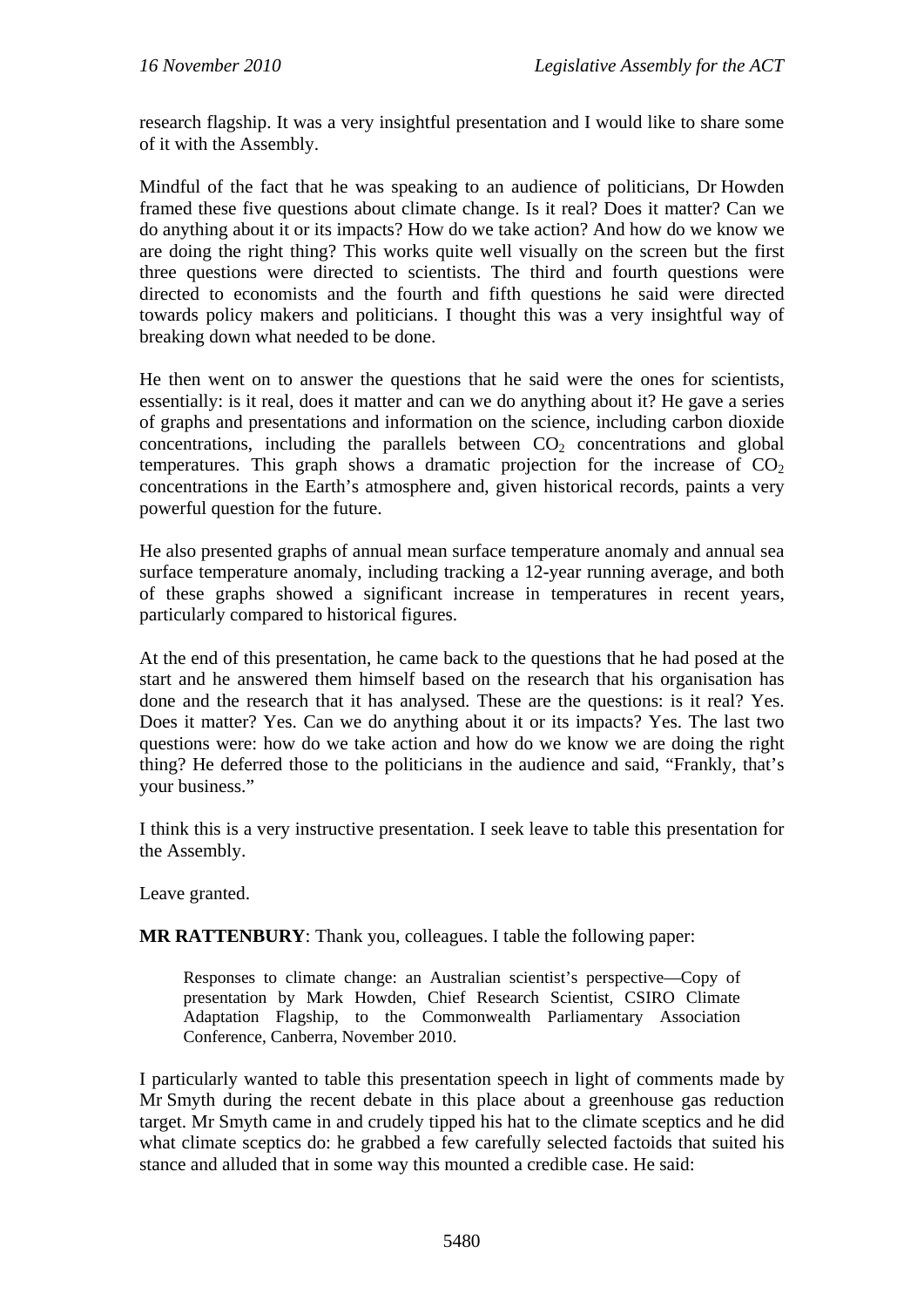research flagship. It was a very insightful presentation and I would like to share some of it with the Assembly.

Mindful of the fact that he was speaking to an audience of politicians, Dr Howden framed these five questions about climate change. Is it real? Does it matter? Can we do anything about it or its impacts? How do we take action? And how do we know we are doing the right thing? This works quite well visually on the screen but the first three questions were directed to scientists. The third and fourth questions were directed to economists and the fourth and fifth questions he said were directed towards policy makers and politicians. I thought this was a very insightful way of breaking down what needed to be done.

He then went on to answer the questions that he said were the ones for scientists, essentially: is it real, does it matter and can we do anything about it? He gave a series of graphs and presentations and information on the science, including carbon dioxide concentrations, including the parallels between $CO_2$ concentrations and global temperatures. This graph shows a dramatic projection for the increase of $CO_2$ concentrations in the Earth's atmosphere and, given historical records, paints a very powerful question for the future.

He also presented graphs of annual mean surface temperature anomaly and annual sea surface temperature anomaly, including tracking a 12-year running average, and both of these graphs showed a significant increase in temperatures in recent years, particularly compared to historical figures.

At the end of this presentation, he came back to the questions that he had posed at the start and he answered them himself based on the research that his organisation has done and the research that it has analysed. These are the questions: is it real? Yes. Does it matter? Yes. Can we do anything about it or its impacts? Yes. The last two questions were: how do we take action and how do we know we are doing the right thing? He deferred those to the politicians in the audience and said, "Frankly, that's your business."

I think this is a very instructive presentation. I seek leave to table this presentation for the Assembly.

Leave granted.

**MR RATTENBURY**: Thank you, colleagues. I table the following paper:

> Responses to climate change: an Australian scientist's perspective—Copy of presentation by Mark Howden, Chief Research Scientist, CSIRO Climate Adaptation Flagship, to the Commonwealth Parliamentary Association Conference, Canberra, November 2010.

I particularly wanted to table this presentation speech in light of comments made by Mr Smyth during the recent debate in this place about a greenhouse gas reduction target. Mr Smyth came in and crudely tipped his hat to the climate sceptics and he did what climate sceptics do: he grabbed a few carefully selected factoids that suited his stance and alluded that in some way this mounted a credible case. He said: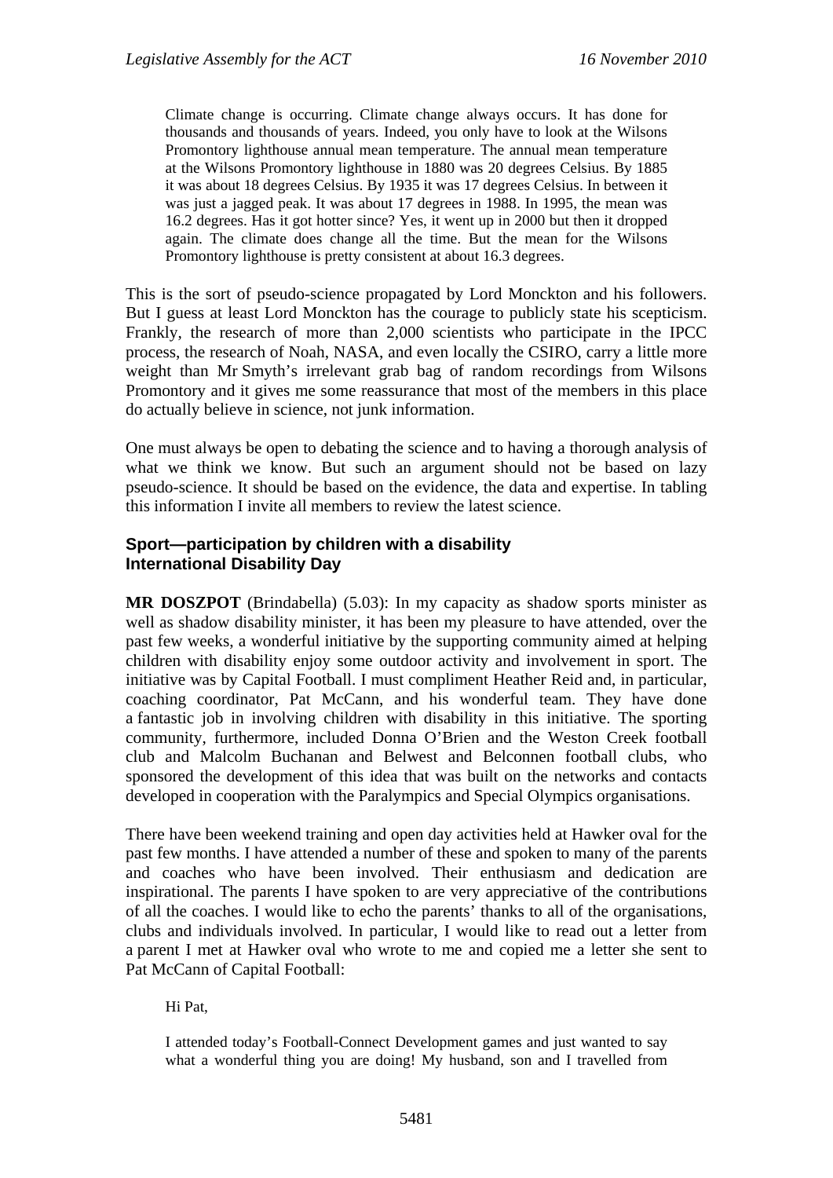> Climate change is occurring. Climate change always occurs. It has done for thousands and thousands of years. Indeed, you only have to look at the Wilsons Promontory lighthouse annual mean temperature. The annual mean temperature at the Wilsons Promontory lighthouse in 1880 was 20 degrees Celsius. By 1885 it was about 18 degrees Celsius. By 1935 it was 17 degrees Celsius. In between it was just a jagged peak. It was about 17 degrees in 1988. In 1995, the mean was 16.2 degrees. Has it got hotter since? Yes, it went up in 2000 but then it dropped again. The climate does change all the time. But the mean for the Wilsons Promontory lighthouse is pretty consistent at about 16.3 degrees.

This is the sort of pseudo-science propagated by Lord Monckton and his followers. But I guess at least Lord Monckton has the courage to publicly state his scepticism. Frankly, the research of more than 2,000 scientists who participate in the IPCC process, the research of Noah, NASA, and even locally the CSIRO, carry a little more weight than Mr Smyth's irrelevant grab bag of random recordings from Wilsons Promontory and it gives me some reassurance that most of the members in this place do actually believe in science, not junk information.

One must always be open to debating the science and to having a thorough analysis of what we think we know. But such an argument should not be based on lazy pseudo-science. It should be based on the evidence, the data and expertise. In tabling this information I invite all members to review the latest science.

### Sport—participation by children with a disability
### International Disability Day

**MR DOSZPOT** (Brindabella) (5.03): In my capacity as shadow sports minister as well as shadow disability minister, it has been my pleasure to have attended, over the past few weeks, a wonderful initiative by the supporting community aimed at helping children with disability enjoy some outdoor activity and involvement in sport. The initiative was by Capital Football. I must compliment Heather Reid and, in particular, coaching coordinator, Pat McCann, and his wonderful team. They have done a fantastic job in involving children with disability in this initiative. The sporting community, furthermore, included Donna O'Brien and the Weston Creek football club and Malcolm Buchanan and Belwest and Belconnen football clubs, who sponsored the development of this idea that was built on the networks and contacts developed in cooperation with the Paralympics and Special Olympics organisations.

There have been weekend training and open day activities held at Hawker oval for the past few months. I have attended a number of these and spoken to many of the parents and coaches who have been involved. Their enthusiasm and dedication are inspirational. The parents I have spoken to are very appreciative of the contributions of all the coaches. I would like to echo the parents' thanks to all of the organisations, clubs and individuals involved. In particular, I would like to read out a letter from a parent I met at Hawker oval who wrote to me and copied me a letter she sent to Pat McCann of Capital Football:

> Hi Pat,
>
> I attended today's Football-Connect Development games and just wanted to say what a wonderful thing you are doing! My husband, son and I travelled from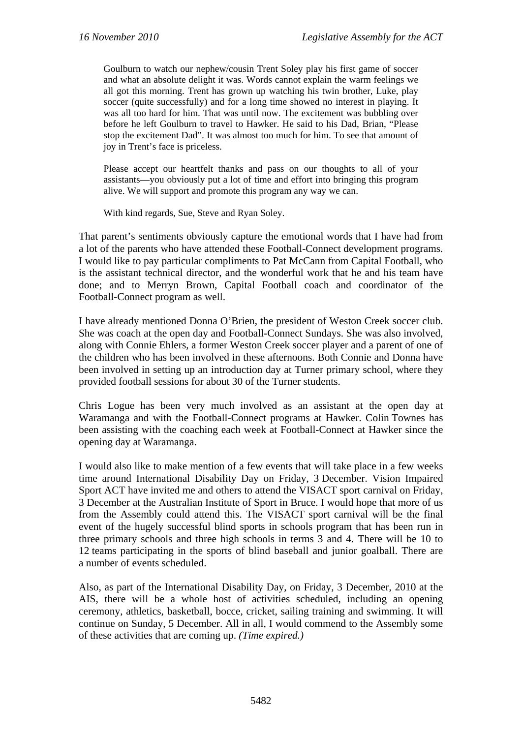> Goulburn to watch our nephew/cousin Trent Soley play his first game of soccer and what an absolute delight it was. Words cannot explain the warm feelings we all got this morning. Trent has grown up watching his twin brother, Luke, play soccer (quite successfully) and for a long time showed no interest in playing. It was all too hard for him. That was until now. The excitement was bubbling over before he left Goulburn to travel to Hawker. He said to his Dad, Brian, "Please stop the excitement Dad". It was almost too much for him. To see that amount of joy in Trent's face is priceless.
>
> Please accept our heartfelt thanks and pass on our thoughts to all of your assistants—you obviously put a lot of time and effort into bringing this program alive. We will support and promote this program any way we can.
>
> With kind regards, Sue, Steve and Ryan Soley.

That parent's sentiments obviously capture the emotional words that I have had from a lot of the parents who have attended these Football-Connect development programs. I would like to pay particular compliments to Pat McCann from Capital Football, who is the assistant technical director, and the wonderful work that he and his team have done; and to Merryn Brown, Capital Football coach and coordinator of the Football-Connect program as well.

I have already mentioned Donna O'Brien, the president of Weston Creek soccer club. She was coach at the open day and Football-Connect Sundays. She was also involved, along with Connie Ehlers, a former Weston Creek soccer player and a parent of one of the children who has been involved in these afternoons. Both Connie and Donna have been involved in setting up an introduction day at Turner primary school, where they provided football sessions for about 30 of the Turner students.

Chris Logue has been very much involved as an assistant at the open day at Waramanga and with the Football-Connect programs at Hawker. Colin Townes has been assisting with the coaching each week at Football-Connect at Hawker since the opening day at Waramanga.

I would also like to make mention of a few events that will take place in a few weeks time around International Disability Day on Friday, 3 December. Vision Impaired Sport ACT have invited me and others to attend the VISACT sport carnival on Friday, 3 December at the Australian Institute of Sport in Bruce. I would hope that more of us from the Assembly could attend this. The VISACT sport carnival will be the final event of the hugely successful blind sports in schools program that has been run in three primary schools and three high schools in terms 3 and 4. There will be 10 to 12 teams participating in the sports of blind baseball and junior goalball. There are a number of events scheduled.

Also, as part of the International Disability Day, on Friday, 3 December, 2010 at the AIS, there will be a whole host of activities scheduled, including an opening ceremony, athletics, basketball, bocce, cricket, sailing training and swimming. It will continue on Sunday, 5 December. All in all, I would commend to the Assembly some of these activities that are coming up. *(Time expired.)*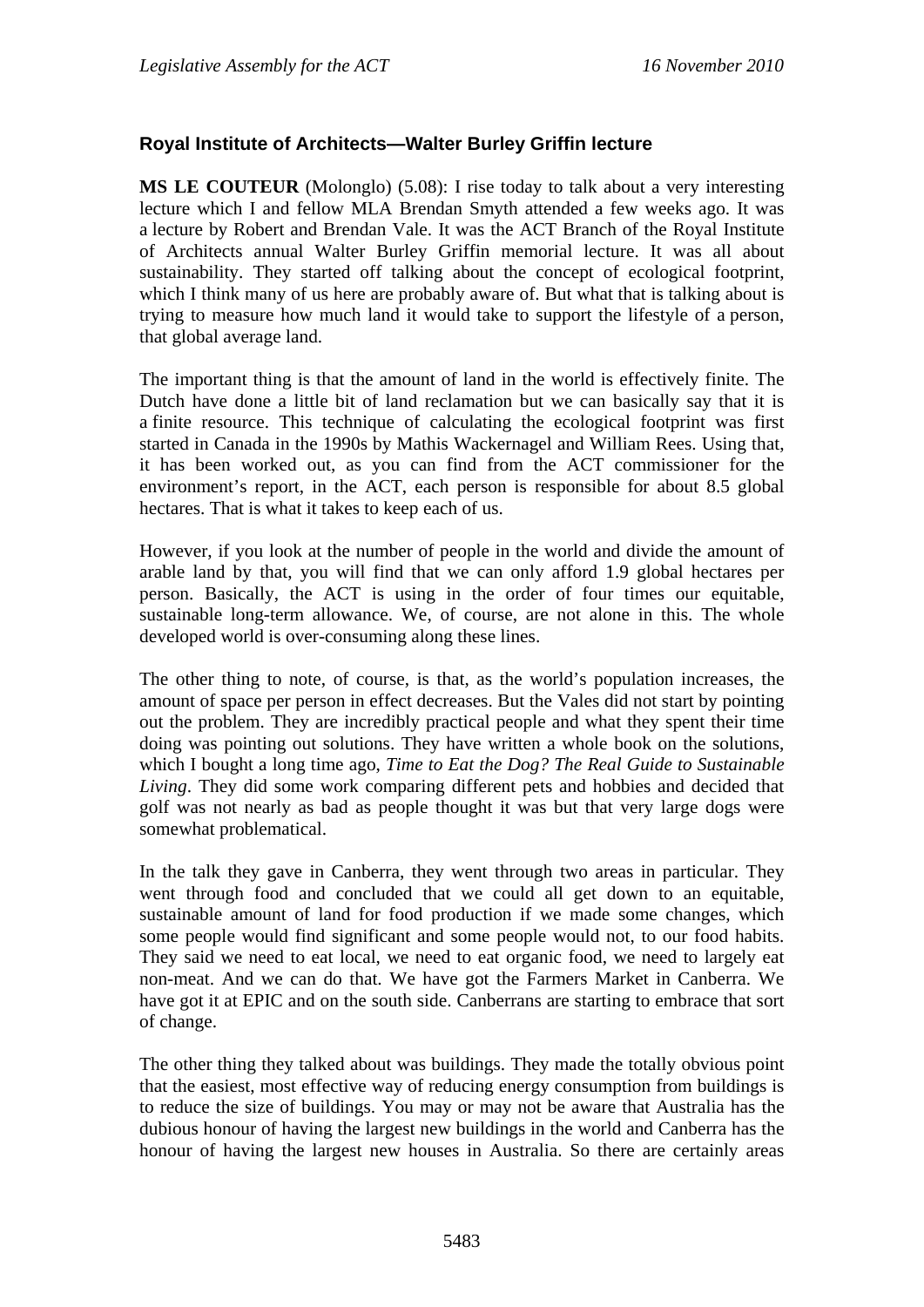## Royal Institute of Architects—Walter Burley Griffin lecture

**MS LE COUTEUR** (Molonglo) (5.08): I rise today to talk about a very interesting lecture which I and fellow MLA Brendan Smyth attended a few weeks ago. It was a lecture by Robert and Brendan Vale. It was the ACT Branch of the Royal Institute of Architects annual Walter Burley Griffin memorial lecture. It was all about sustainability. They started off talking about the concept of ecological footprint, which I think many of us here are probably aware of. But what that is talking about is trying to measure how much land it would take to support the lifestyle of a person, that global average land.

The important thing is that the amount of land in the world is effectively finite. The Dutch have done a little bit of land reclamation but we can basically say that it is a finite resource. This technique of calculating the ecological footprint was first started in Canada in the 1990s by Mathis Wackernagel and William Rees. Using that, it has been worked out, as you can find from the ACT commissioner for the environment's report, in the ACT, each person is responsible for about 8.5 global hectares. That is what it takes to keep each of us.

However, if you look at the number of people in the world and divide the amount of arable land by that, you will find that we can only afford 1.9 global hectares per person. Basically, the ACT is using in the order of four times our equitable, sustainable long-term allowance. We, of course, are not alone in this. The whole developed world is over-consuming along these lines.

The other thing to note, of course, is that, as the world's population increases, the amount of space per person in effect decreases. But the Vales did not start by pointing out the problem. They are incredibly practical people and what they spent their time doing was pointing out solutions. They have written a whole book on the solutions, which I bought a long time ago, *Time to Eat the Dog? The Real Guide to Sustainable Living*. They did some work comparing different pets and hobbies and decided that golf was not nearly as bad as people thought it was but that very large dogs were somewhat problematical.

In the talk they gave in Canberra, they went through two areas in particular. They went through food and concluded that we could all get down to an equitable, sustainable amount of land for food production if we made some changes, which some people would find significant and some people would not, to our food habits. They said we need to eat local, we need to eat organic food, we need to largely eat non-meat. And we can do that. We have got the Farmers Market in Canberra. We have got it at EPIC and on the south side. Canberrans are starting to embrace that sort of change.

The other thing they talked about was buildings. They made the totally obvious point that the easiest, most effective way of reducing energy consumption from buildings is to reduce the size of buildings. You may or may not be aware that Australia has the dubious honour of having the largest new buildings in the world and Canberra has the honour of having the largest new houses in Australia. So there are certainly areas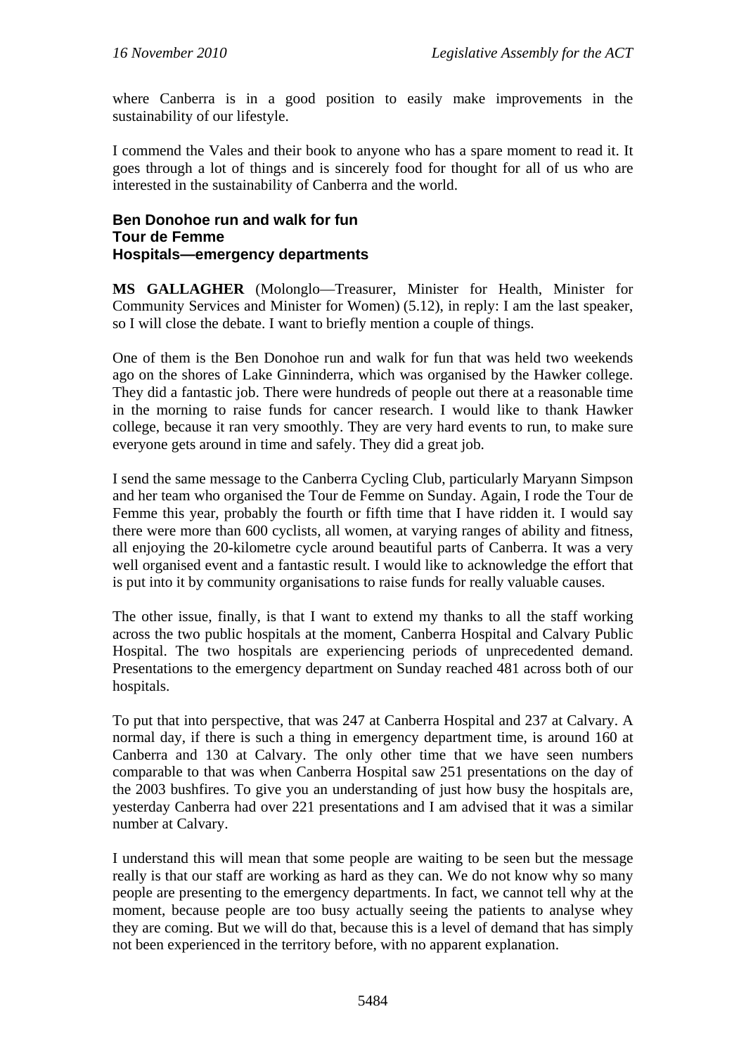where Canberra is in a good position to easily make improvements in the sustainability of our lifestyle.

I commend the Vales and their book to anyone who has a spare moment to read it. It goes through a lot of things and is sincerely food for thought for all of us who are interested in the sustainability of Canberra and the world.

### Ben Donohoe run and walk for fun
### Tour de Femme
### Hospitals—emergency departments

**MS GALLAGHER** (Molonglo—Treasurer, Minister for Health, Minister for Community Services and Minister for Women) (5.12), in reply: I am the last speaker, so I will close the debate. I want to briefly mention a couple of things.

One of them is the Ben Donohoe run and walk for fun that was held two weekends ago on the shores of Lake Ginninderra, which was organised by the Hawker college. They did a fantastic job. There were hundreds of people out there at a reasonable time in the morning to raise funds for cancer research. I would like to thank Hawker college, because it ran very smoothly. They are very hard events to run, to make sure everyone gets around in time and safely. They did a great job.

I send the same message to the Canberra Cycling Club, particularly Maryann Simpson and her team who organised the Tour de Femme on Sunday. Again, I rode the Tour de Femme this year, probably the fourth or fifth time that I have ridden it. I would say there were more than 600 cyclists, all women, at varying ranges of ability and fitness, all enjoying the 20-kilometre cycle around beautiful parts of Canberra. It was a very well organised event and a fantastic result. I would like to acknowledge the effort that is put into it by community organisations to raise funds for really valuable causes.

The other issue, finally, is that I want to extend my thanks to all the staff working across the two public hospitals at the moment, Canberra Hospital and Calvary Public Hospital. The two hospitals are experiencing periods of unprecedented demand. Presentations to the emergency department on Sunday reached 481 across both of our hospitals.

To put that into perspective, that was 247 at Canberra Hospital and 237 at Calvary. A normal day, if there is such a thing in emergency department time, is around 160 at Canberra and 130 at Calvary. The only other time that we have seen numbers comparable to that was when Canberra Hospital saw 251 presentations on the day of the 2003 bushfires. To give you an understanding of just how busy the hospitals are, yesterday Canberra had over 221 presentations and I am advised that it was a similar number at Calvary.

I understand this will mean that some people are waiting to be seen but the message really is that our staff are working as hard as they can. We do not know why so many people are presenting to the emergency departments. In fact, we cannot tell why at the moment, because people are too busy actually seeing the patients to analyse whey they are coming. But we will do that, because this is a level of demand that has simply not been experienced in the territory before, with no apparent explanation.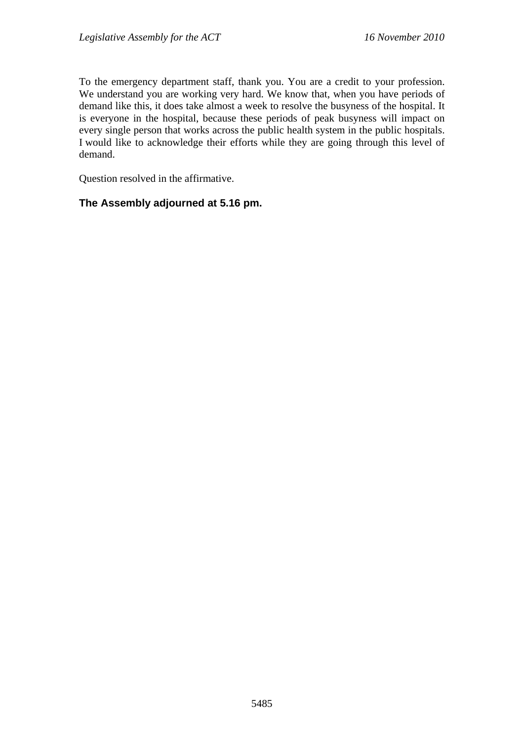To the emergency department staff, thank you. You are a credit to your profession. We understand you are working very hard. We know that, when you have periods of demand like this, it does take almost a week to resolve the busyness of the hospital. It is everyone in the hospital, because these periods of peak busyness will impact on every single person that works across the public health system in the public hospitals. I would like to acknowledge their efforts while they are going through this level of demand.

Question resolved in the affirmative.

**The Assembly adjourned at 5.16 pm.**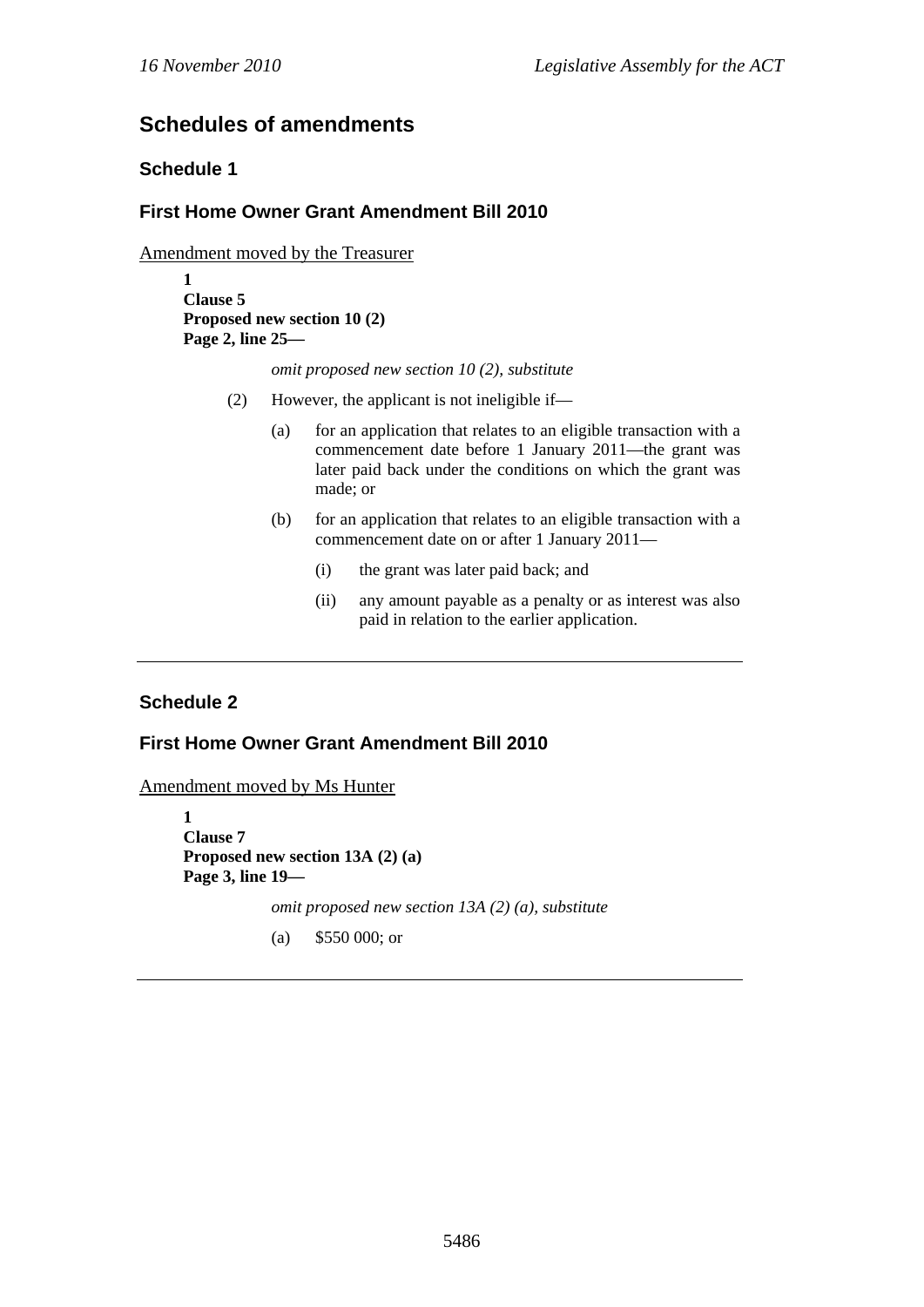## Schedules of amendments

### Schedule 1

### First Home Owner Grant Amendment Bill 2010

Amendment moved by the Treasurer

**1**
**Clause 5**
**Proposed new section 10 (2)**
**Page 2, line 25—**

*omit proposed new section 10 (2), substitute*

(2) However, the applicant is not ineligible if—

(a) for an application that relates to an eligible transaction with a commencement date before 1 January 2011—the grant was later paid back under the conditions on which the grant was made; or

(b) for an application that relates to an eligible transaction with a commencement date on or after 1 January 2011—

(i) the grant was later paid back; and

(ii) any amount payable as a penalty or as interest was also paid in relation to the earlier application.

---

### Schedule 2

### First Home Owner Grant Amendment Bill 2010

Amendment moved by Ms Hunter

**1**
**Clause 7**
**Proposed new section 13A (2) (a)**
**Page 3, line 19—**

*omit proposed new section 13A (2) (a), substitute*

(a) $550 000; or

---